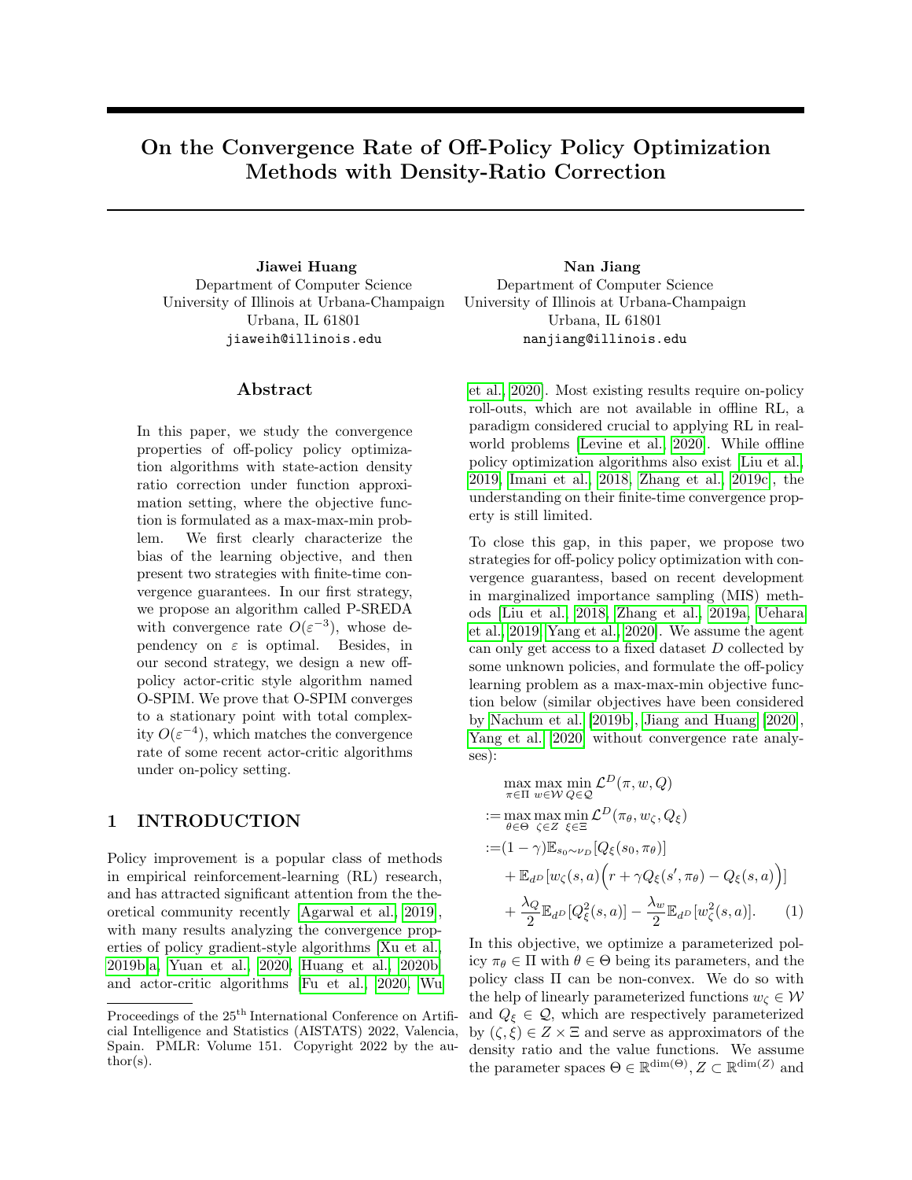# On the Convergence Rate of Off-Policy Policy Optimization Methods with Density-Ratio Correction

**Jiawei Huang**
Department of Computer Science
University of Illinois at Urbana-Champaign
Urbana, IL 61801
jiaweih@illinois.edu

**Nan Jiang**
Department of Computer Science
University of Illinois at Urbana-Champaign
Urbana, IL 61801
nanjiang@illinois.edu

## Abstract

In this paper, we study the convergence properties of off-policy policy optimization algorithms with state-action density ratio correction under function approximation setting, where the objective function is formulated as a max-max-min problem. We first clearly characterize the bias of the learning objective, and then present two strategies with finite-time convergence guarantees. In our first strategy, we propose an algorithm called P-SREDA with convergence rate $O(\varepsilon^{-3})$, whose dependency on $\varepsilon$ is optimal. Besides, in our second strategy, we design a new off-policy actor-critic style algorithm named O-SPIM. We prove that O-SPIM converges to a stationary point with total complexity $O(\varepsilon^{-4})$, which matches the convergence rate of some recent actor-critic algorithms under on-policy setting.

## 1 INTRODUCTION

Policy improvement is a popular class of methods in empirical reinforcement-learning (RL) research, and has attracted significant attention from the theoretical community recently [Agarwal et al., 2019], with many results analyzing the convergence properties of policy gradient-style algorithms [Xu et al., 2019b,a, Yuan et al., 2020, Huang et al., 2020b] and actor-critic algorithms [Fu et al., 2020, Wu et al., 2020]. Most existing results require on-policy roll-outs, which are not available in offline RL, a paradigm considered crucial to applying RL in real-world problems [Levine et al., 2020]. While offline policy optimization algorithms also exist [Liu et al., 2019, Imani et al., 2018, Zhang et al., 2019c], the understanding on their finite-time convergence property is still limited.

To close this gap, in this paper, we propose two strategies for off-policy policy optimization with convergence guarantees, based on recent development in marginalized importance sampling (MIS) methods [Liu et al., 2018, Zhang et al., 2019a, Uehara et al., 2019, Yang et al., 2020]. We assume the agent can only get access to a fixed dataset $D$ collected by some unknown policies, and formulate the off-policy learning problem as a max-max-min objective function below (similar objectives have been considered by Nachum et al. [2019b], Jiang and Huang [2020], Yang et al. 2020 without convergence rate analyses):

$$
\begin{aligned}
&\max_{\pi\in\Pi}\max_{w\in\mathcal{W}}\min_{Q\in\mathcal{Q}}\mathcal{L}^D(\pi,w,Q)\\
:=&\max_{\theta\in\Theta}\max_{\zeta\in Z}\min_{\xi\in\Xi}\mathcal{L}^D(\pi_\theta,w_\zeta,Q_\xi)\\
:=&(1-\gamma)\mathbb{E}_{s_0\sim\nu_D}[Q_\xi(s_0,\pi_\theta)]\\
&+\mathbb{E}_{d^D}[w_\zeta(s,a)\Big(r+\gamma Q_\xi(s',\pi_\theta)-Q_\xi(s,a)\Big)]\\
&+\frac{\lambda_Q}{2}\mathbb{E}_{d^D}[Q_\xi^2(s,a)]-\frac{\lambda_w}{2}\mathbb{E}_{d^D}[w_\zeta^2(s,a)]. \qquad (1)
\end{aligned}
$$

In this objective, we optimize a parameterized policy $\pi_\theta \in \Pi$ with $\theta \in \Theta$ being its parameters, and the policy class $\Pi$ can be non-convex. We do so with the help of linearly parameterized functions $w_\zeta \in \mathcal{W}$ and $Q_\xi \in \mathcal{Q}$, which are respectively parameterized by $(\zeta,\xi)\in Z\times\Xi$ and serve as approximators of the density ratio and the value functions. We assume the parameter spaces $\Theta\in\mathbb{R}^{\dim(\Theta)}, Z\subset\mathbb{R}^{\dim(Z)}$ and

Proceedings of the 25th International Conference on Artificial Intelligence and Statistics (AISTATS) 2022, Valencia, Spain. PMLR: Volume 151. Copyright 2022 by the author(s).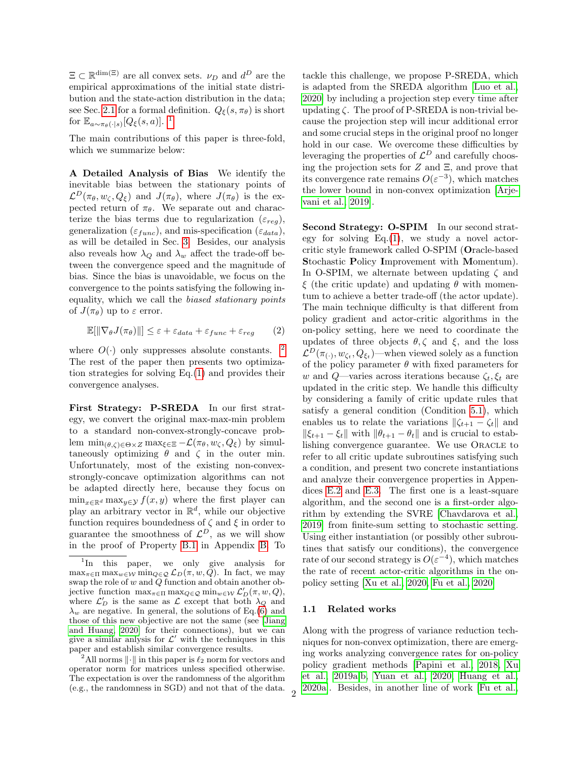$\Xi \subset \mathbb{R}^{\dim(\Xi)}$ are all convex sets. $\nu_D$ and $d^D$ are the empirical approximations of the initial state distribution and the state-action distribution in the data; see Sec. 2.1 for a formal definition. $Q_\xi(s, \pi_\theta)$ is short for $\mathbb{E}_{a \sim \pi_\theta(\cdot|s)}[Q_\xi(s,a)]$. [1]

The main contributions of this paper is three-fold, which we summarize below:

**A Detailed Analysis of Bias** We identify the inevitable bias between the stationary points of $\mathcal{L}^D(\pi_\theta, w_\zeta, Q_\xi)$ and $J(\pi_\theta)$, where $J(\pi_\theta)$ is the expected return of $\pi_\theta$. We separate out and characterize the bias terms due to regularization ($\varepsilon_{reg}$), generalization ($\varepsilon_{func}$), and mis-specification ($\varepsilon_{data}$), as will be detailed in Sec. 3. Besides, our analysis also reveals how $\lambda_Q$ and $\lambda_w$ affect the trade-off between the convergence speed and the magnitude of bias. Since the bias is unavoidable, we focus on the convergence to the points satisfying the following inequality, which we call the *biased stationary points* of $J(\pi_\theta)$ up to $\varepsilon$ error.

$$\mathbb{E}[\|\nabla_\theta J(\pi_\theta)\|] \leq \varepsilon + \varepsilon_{data} + \varepsilon_{func} + \varepsilon_{reg} \qquad (2)$$

where $O(\cdot)$ only suppresses absolute constants. [2] The rest of the paper then presents two optimization strategies for solving Eq.(1) and provides their convergence analyses.

**First Strategy: P-SREDA** In our first strategy, we convert the original max-max-min problem to a standard non-convex-strongly-concave problem $\min_{(\theta,\zeta)\in\Theta\times Z} \max_{\xi\in\Xi} -\mathcal{L}(\pi_\theta, w_\zeta, Q_\xi)$ by simultaneously optimizing $\theta$ and $\zeta$ in the outer min. Unfortunately, most of the existing non-convex-strongly-concave optimization algorithms can not be adapted directly here, because they focus on $\min_{x\in\mathbb{R}^d} \max_{y\in\mathcal{Y}} f(x,y)$ where the first player can play an arbitrary vector in $\mathbb{R}^d$, while our objective function requires boundedness of $\zeta$ and $\xi$ in order to guarantee the smoothness of $\mathcal{L}^D$, as we will show in the proof of Property B.1 in Appendix B. To tackle this challenge, we propose P-SREDA, which is adapted from the SREDA algorithm [Luo et al., 2020] by including a projection step every time after updating $\zeta$. The proof of P-SREDA is non-trivial because the projection step will incur additional error and some crucial steps in the original proof no longer hold in our case. We overcome these difficulties by leveraging the properties of $\mathcal{L}^D$ and carefully choosing the projection sets for $Z$ and $\Xi$, and prove that its convergence rate remains $O(\varepsilon^{-3})$, which matches the lower bound in non-convex optimization [Arjevani et al., 2019].

**Second Strategy: O-SPIM** In our second strategy for solving Eq.(1), we study a novel actor-critic style framework called O-SPIM (**O**racle-based **S**tochastic **P**olicy **I**mprovement with **M**omentum). In O-SPIM, we alternate between updating $\zeta$ and $\xi$ (the critic update) and updating $\theta$ with momentum to achieve a better trade-off (the actor update). The main technique difficulty is that different from policy gradient and actor-critic algorithms in the on-policy setting, here we need to coordinate the updates of three objects $\theta, \zeta$ and $\xi$, and the loss $\mathcal{L}^D(\pi_{(\cdot)}, w_{\zeta_t}, Q_{\xi_t})$—when viewed solely as a function of the policy parameter $\theta$ with fixed parameters for $w$ and $Q$—varies across iterations because $\zeta_t, \xi_t$ are updated in the critic step. We handle this difficulty by considering a family of critic update rules that satisfy a general condition (Condition 5.1), which enables us to relate the variations $\|\zeta_{t+1} - \zeta_t\|$ and $\|\xi_{t+1} - \xi_t\|$ with $\|\theta_{t+1} - \theta_t\|$ and is crucial to establishing convergence guarantee. We use ORACLE to refer to all critic update subroutines satisfying such a condition, and present two concrete instantiations and analyze their convergence properties in Appendices E.2 and E.3. The first one is a least-square algorithm, and the second one is a first-order algorithm by extending the SVRE [Chavdarova et al., 2019] from finite-sum setting to stochastic setting. Using either instantiation (or possibly other subroutines that satisfy our conditions), the convergence rate of our second strategy is $O(\varepsilon^{-4})$, which matches the rate of recent actor-critic algorithms in the on-policy setting [Xu et al., 2020, Fu et al., 2020].

### 1.1 Related works

Along with the progress of variance reduction techniques for non-convex optimization, there are emerging works analyzing convergence rates for on-policy policy gradient methods [Papini et al., 2018, Xu et al., 2019a,b, Yuan et al., 2020, Huang et al., 2020a]. Besides, in another line of work [Fu et al.,

---

[1] In this paper, we only give analysis for $\max_{\pi\in\Pi} \max_{w\in\mathcal{W}} \min_{Q\in\mathcal{Q}} \mathcal{L}_D(\pi, w, Q)$. In fact, we may swap the role of $w$ and $Q$ function and obtain another objective function $\max_{\pi\in\Pi} \max_{Q\in\mathcal{Q}} \min_{w\in\mathcal{W}} \mathcal{L}'_D(\pi, w, Q)$, where $\mathcal{L}'_D$ is the same as $\mathcal{L}$ except that both $\lambda_Q$ and $\lambda_w$ are negative. In general, the solutions of Eq.(6) and those of this new objective are not the same (see [Jiang and Huang, 2020] for their connections), but we can give a similar anlysis for $\mathcal{L}'$ with the techniques in this paper and establish similar convergence results.

[2] All norms $\|\cdot\|$ in this paper is $\ell_2$ norm for vectors and operator norm for matrices unless specified otherwise. The expectation is over the randomness of the algorithm (e.g., the randomness in SGD) and not that of the data.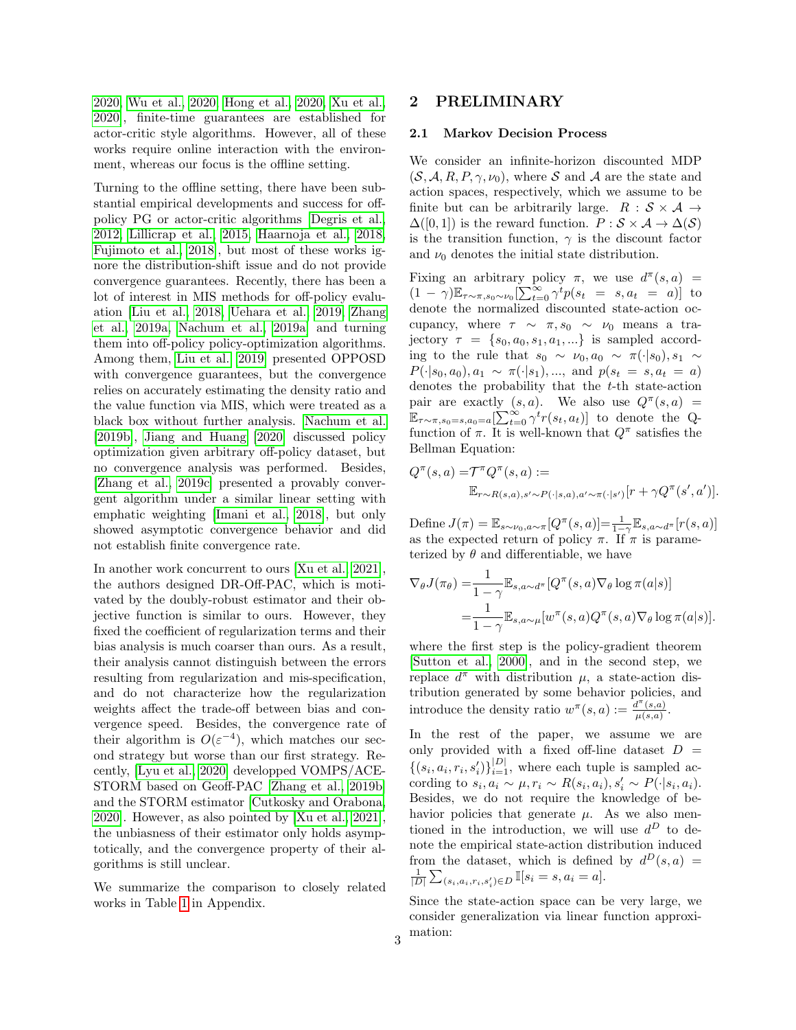2020, Wu et al., 2020, Hong et al., 2020, Xu et al., 2020], finite-time guarantees are established for actor-critic style algorithms. However, all of these works require online interaction with the environment, whereas our focus is the offline setting.

Turning to the offline setting, there have been substantial empirical developments and success for off-policy PG or actor-critic algorithms [Degris et al., 2012, Lillicrap et al., 2015, Haarnoja et al., 2018, Fujimoto et al., 2018], but most of these works ignore the distribution-shift issue and do not provide convergence guarantees. Recently, there has been a lot of interest in MIS methods for off-policy evaluation [Liu et al., 2018, Uehara et al., 2019, Zhang et al., 2019a, Nachum et al., 2019a] and turning them into off-policy policy-optimization algorithms. Among them, Liu et al. [2019] presented OPPOSD with convergence guarantees, but the convergence relies on accurately estimating the density ratio and the value function via MIS, which were treated as a black box without further analysis. Nachum et al. [2019b], Jiang and Huang [2020] discussed policy optimization given arbitrary off-policy dataset, but no convergence analysis was performed. Besides, [Zhang et al., 2019c] presented a provably convergent algorithm under a similar linear setting with emphatic weighting [Imani et al., 2018], but only showed asymptotic convergence behavior and did not establish finite convergence rate.

In another work concurrent to ours [Xu et al., 2021], the authors designed DR-Off-PAC, which is motivated by the doubly-robust estimator and their objective function is similar to ours. However, they fixed the coefficient of regularization terms and their bias analysis is much coarser than ours. As a result, their analysis cannot distinguish between the errors resulting from regularization and mis-specification, and do not characterize how the regularization weights affect the trade-off between bias and convergence speed. Besides, the convergence rate of their algorithm is $O(\varepsilon^{-4})$, which matches our second strategy but worse than our first strategy. Recently, [Lyu et al., 2020] developped VOMPS/ACE-STORM based on Geoff-PAC [Zhang et al., 2019b] and the STORM estimator [Cutkosky and Orabona, 2020]. However, as also pointed by [Xu et al., 2021], the unbiasness of their estimator only holds asymptotically, and the convergence property of their algorithms is still unclear.

We summarize the comparison to closely related works in Table 1 in Appendix.

## 2 PRELIMINARY

### 2.1 Markov Decision Process

We consider an infinite-horizon discounted MDP $(\mathcal{S}, \mathcal{A}, R, P, \gamma, \nu_0)$, where $\mathcal{S}$ and $\mathcal{A}$ are the state and action spaces, respectively, which we assume to be finite but can be arbitrarily large. $R : \mathcal{S} \times \mathcal{A} \to \Delta([0, 1])$ is the reward function. $P : \mathcal{S} \times \mathcal{A} \to \Delta(\mathcal{S})$ is the transition function, $\gamma$ is the discount factor and $\nu_0$ denotes the initial state distribution.

Fixing an arbitrary policy $\pi$, we use $d^\pi(s, a) = (1 - \gamma)\mathbb{E}_{\tau\sim\pi,s_0\sim\nu_0}[\sum_{t=0}^\infty \gamma^t p(s_t = s, a_t = a)]$ to denote the normalized discounted state-action occupancy, where $\tau \sim \pi, s_0 \sim \nu_0$ means a trajectory $\tau = \{s_0, a_0, s_1, a_1, ...\}$ is sampled according to the rule that $s_0 \sim \nu_0, a_0 \sim \pi(\cdot|s_0), s_1 \sim P(\cdot|s_0, a_0), a_1 \sim \pi(\cdot|s_1), ...,$ and $p(s_t = s, a_t = a)$ denotes the probability that the $t$-th state-action pair are exactly $(s, a)$. We also use $Q^\pi(s, a) = \mathbb{E}_{\tau\sim\pi,s_0=s,a_0=a}[\sum_{t=0}^\infty \gamma^t r(s_t, a_t)]$ to denote the Q-function of $\pi$. It is well-known that $Q^\pi$ satisfies the Bellman Equation:

$$
Q^\pi(s, a) = \mathcal{T}^\pi Q^\pi(s, a) := \mathbb{E}_{r\sim R(s,a),s'\sim P(\cdot|s,a),a'\sim\pi(\cdot|s')}[r + \gamma Q^\pi(s', a')].
$$

Define $J(\pi) = \mathbb{E}_{s\sim\nu_0,a\sim\pi}[Q^\pi(s, a)] = \frac{1}{1-\gamma}\mathbb{E}_{s,a\sim d^\pi}[r(s, a)]$ as the expected return of policy $\pi$. If $\pi$ is parameterized by $\theta$ and differentiable, we have

$$
\begin{aligned}
\nabla_\theta J(\pi_\theta) =& \frac{1}{1-\gamma}\mathbb{E}_{s,a\sim d^\pi}[Q^\pi(s, a)\nabla_\theta \log \pi(a|s)] \\
=& \frac{1}{1-\gamma}\mathbb{E}_{s,a\sim\mu}[w^\pi(s, a)Q^\pi(s, a)\nabla_\theta \log \pi(a|s)].
\end{aligned}
$$

where the first step is the policy-gradient theorem [Sutton et al., 2000], and in the second step, we replace $d^\pi$ with distribution $\mu$, a state-action distribution generated by some behavior policies, and introduce the density ratio $w^\pi(s, a) := \frac{d^\pi(s,a)}{\mu(s,a)}$.

In the rest of the paper, we assume we are only provided with a fixed off-line dataset $D = \{(s_i, a_i, r_i, s'_i)\}_{i=1}^{|D|}$, where each tuple is sampled according to $s_i, a_i \sim \mu, r_i \sim R(s_i, a_i), s'_i \sim P(\cdot|s_i, a_i)$. Besides, we do not require the knowledge of behavior policies that generate $\mu$. As we also mentioned in the introduction, we will use $d^D$ to denote the empirical state-action distribution induced from the dataset, which is defined by $d^D(s, a) = \frac{1}{|D|}\sum_{(s_i,a_i,r_i,s'_i)\in D} \mathbb{I}[s_i = s, a_i = a]$.

Since the state-action space can be very large, we consider generalization via linear function approximation: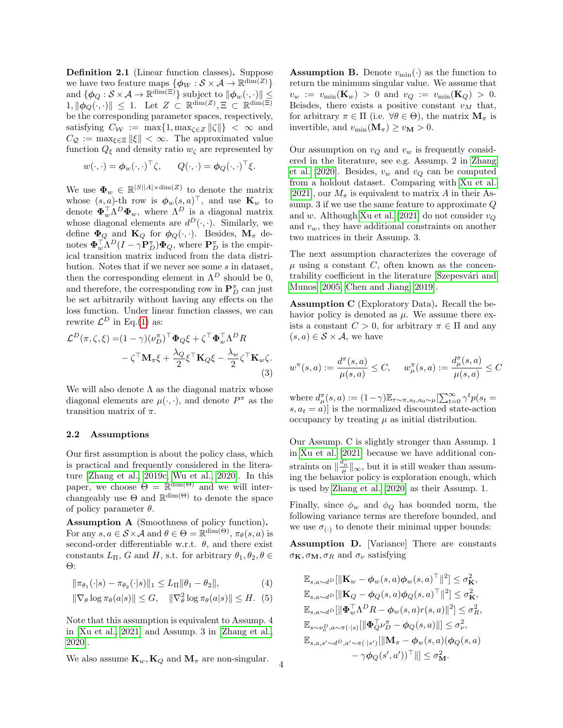**Definition 2.1** (Linear function classes)**.** Suppose we have two feature maps $\{\phi_W : \mathcal{S} \times \mathcal{A} \to \mathbb{R}^{\dim(Z)}\}$ and $\{\phi_Q : \mathcal{S} \times \mathcal{A} \to \mathbb{R}^{\dim(\Xi)}\}$ subject to $\|\phi_w(\cdot,\cdot)\| \leq 1, \|\phi_Q(\cdot,\cdot)\| \leq 1$. Let $Z \subset \mathbb{R}^{\dim(Z)}, \Xi \subset \mathbb{R}^{\dim(\Xi)}$ be the corresponding parameter spaces, respectively, satisfying $C_{\mathcal{W}} := \max\{1, \max_{\zeta \in Z} \|\zeta\|\} < \infty$ and $C_{\mathcal{Q}} := \max_{\xi \in \Xi} \|\xi\| < \infty$. The approximated value function $Q_\xi$ and density ratio $w_\zeta$ are represented by

$$w(\cdot,\cdot) = \phi_w(\cdot,\cdot)^\top \zeta, \qquad Q(\cdot,\cdot) = \phi_Q(\cdot,\cdot)^\top \xi.$$

We use $\Phi_w \in \mathbb{R}^{|S||A| \times \dim(Z)}$ to denote the matrix whose $(s,a)$-th row is $\phi_w(s,a)^\top$, and use $\mathbf{K}_w$ to denote $\Phi_w^\top \Lambda^D \Phi_w$, where $\Lambda^D$ is a diagonal matrix whose diagonal elements are $d^D(\cdot,\cdot)$. Similarly, we define $\Phi_Q$ and $\mathbf{K}_Q$ for $\phi_Q(\cdot,\cdot)$. Besides, $\mathbf{M}_\pi$ denotes $\Phi_w^\top \Lambda^D (I - \gamma \mathbf{P}_D^\pi) \Phi_Q$, where $\mathbf{P}_D^\pi$ is the empirical transition matrix induced from the data distribution. Notes that if we never see some $s$ in dataset, then the corresponding element in $\Lambda^D$ should be 0, and therefore, the corresponding row in $\mathbf{P}_D^\pi$ can just be set arbitrarily without having any effects on the loss function. Under linear function classes, we can rewrite $\mathcal{L}^D$ in Eq.(1) as:

$$\begin{aligned}\mathcal{L}^D(\pi, \zeta, \xi) =& (1-\gamma)(\nu_D^\pi)^\top \Phi_Q \xi + \zeta^\top \Phi_w^\top \Lambda^D R \\ & - \zeta^\top \mathbf{M}_\pi \xi + \frac{\lambda_Q}{2} \xi^\top \mathbf{K}_Q \xi - \frac{\lambda_w}{2} \zeta^\top \mathbf{K}_w \zeta.\end{aligned} \tag{3}$$

We will also denote $\Lambda$ as the diagonal matrix whose diagonal elements are $\mu(\cdot,\cdot)$, and denote $P^\pi$ as the transition matrix of $\pi$.

## 2.2 Assumptions

Our first assumption is about the policy class, which is practical and frequently considered in the literature [Zhang et al., 2019c, Wu et al., 2020]. In this paper, we choose $\Theta = \mathbb{R}^{\dim(\Theta)}$ and we will interchangeably use $\Theta$ and $\mathbb{R}^{\dim(\Theta)}$ to denote the space of policy parameter $\theta$.

**Assumption A** (Smoothness of policy function)**.** For any $s, a \in \mathcal{S} \times \mathcal{A}$ and $\theta \in \Theta = \mathbb{R}^{\dim(\Theta)}$, $\pi_\theta(s,a)$ is second-order differentiable w.r.t. $\theta$, and there exist constants $L_\Pi$, $G$ and $H$, s.t. for arbitrary $\theta_1, \theta_2, \theta \in \Theta$:

$$\|\pi_{\theta_1}(\cdot|s) - \pi_{\theta_2}(\cdot|s)\|_1 \leq L_\Pi \|\theta_1 - \theta_2\|, \tag{4}$$

$$\|\nabla_\theta \log \pi_\theta(a|s)\| \leq G, \quad \|\nabla_\theta^2 \log \pi_\theta(a|s)\| \leq H. \tag{5}$$

Note that this assumption is equivalent to Assump. 4 in [Xu et al., 2021] and Assump. 3 in [Zhang et al., 2020].

We also assume $\mathbf{K}_w, \mathbf{K}_Q$ and $\mathbf{M}_\pi$ are non-singular.

**Assumption B.** Denote $v_{\min}(\cdot)$ as the function to return the minimum singular value. We assume that $v_w := v_{\min}(\mathbf{K}_w) > 0$ and $v_Q := v_{\min}(\mathbf{K}_Q) > 0$. Beisdes, there exists a positive constant $v_M$ that, for arbitrary $\pi \in \Pi$ (i.e. $\forall \theta \in \Theta$), the matrix $\mathbf{M}_\pi$ is invertible, and $v_{\min}(\mathbf{M}_\pi) \geq v_{\mathbf{M}} > 0$.

Our assumption on $v_Q$ and $v_w$ is frequently considered in the literature, see e.g. Assump. 2 in Zhang et al. [2020]. Besides, $v_w$ and $v_Q$ can be computed from a holdout dataset. Comparing with Xu et al. [2021], our $M_\pi$ is equivalent to matrix $A$ in their Assump. 3 if we use the same feature to approximate $Q$ and $w$. Although Xu et al. [2021] do not consider $v_Q$ and $v_w$, they have additional constraints on another two matrices in their Assump. 3.

The next assumption characterizes the coverage of $\mu$ using a constant $C$, often known as the concentrability coefficient in the literature [Szepesvári and Munos, 2005, Chen and Jiang, 2019].

**Assumption C** (Exploratory Data)**.** Recall the behavior policy is denoted as $\mu$. We assume there exists a constant $C > 0$, for arbitrary $\pi \in \Pi$ and any $(s,a) \in \mathcal{S} \times \mathcal{A}$, we have

$$w^\pi(s,a) := \frac{d^\pi(s,a)}{\mu(s,a)} \leq C, \quad w_\mu^\pi(s,a) := \frac{d_\mu^\pi(s,a)}{\mu(s,a)} \leq C$$

where $d_\mu^\pi(s,a) := (1-\gamma)\mathbb{E}_{\tau \sim \pi, s_0, a_0 \sim \mu}[\sum_{t=0}^\infty \gamma^t p(s_t = s, a_t = a)]$ is the normalized discounted state-action occupancy by treating $\mu$ as initial distribution.

Our Assump. C is slightly stronger than Assump. 1 in Xu et al. [2021] because we have additional constraints on $\|\frac{d_\mu^\pi}{\mu}\|_\infty$, but it is still weaker than assuming the behavior policy is exploration enough, which is used by Zhang et al. [2020] as their Assump. 1.

Finally, since $\phi_w$ and $\phi_Q$ has bounded norm, the following variance terms are therefore bounded, and we use $\sigma_{(\cdot)}$ to denote their minimal upper bounds:

**Assumption D.** [Variance] There are constants $\sigma_{\mathbf{K}}, \sigma_{\mathbf{M}}, \sigma_R$ and $\sigma_\nu$ satisfying

$$\begin{aligned}&\mathbb{E}_{s,a \sim d^D}[\|\mathbf{K}_w - \phi_w(s,a)\phi_w(s,a)^\top\|^2] \leq \sigma_{\mathbf{K}}^2, \\ &\mathbb{E}_{s,a \sim d^D}[\|\mathbf{K}_Q - \phi_Q(s,a)\phi_Q(s,a)^\top\|^2] \leq \sigma_{\mathbf{K}}^2, \\ &\mathbb{E}_{s,a \sim d^D}[\|\Phi_w^\top \Lambda^D R - \phi_w(s,a) r(s,a)\|^2] \leq \sigma_R^2, \\ &\mathbb{E}_{s \sim \nu_0^D, a \sim \pi(\cdot|s)}[\|\Phi_Q^\top \nu_D^\pi - \phi_Q(s,a)\|] \leq \sigma_\nu^2, \\ &\mathbb{E}_{s,a,s' \sim d^D, a' \sim \pi(\cdot|s')}[\|\mathbf{M}_\pi - \phi_w(s,a)(\phi_Q(s,a) \\ &\qquad - \gamma \phi_Q(s',a'))^\top\|] \leq \sigma_{\mathbf{M}}^2.\end{aligned}$$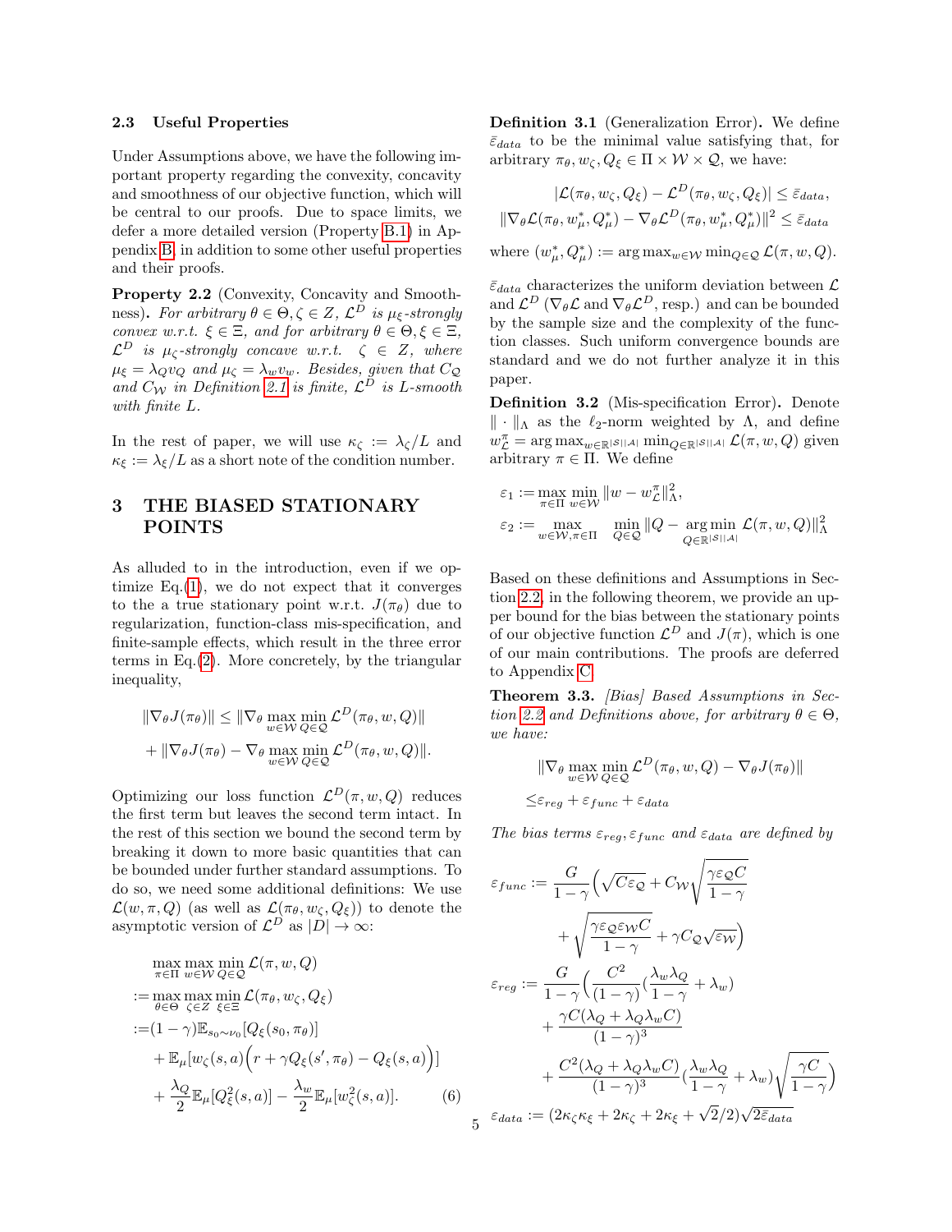### 2.3 Useful Properties

Under Assumptions above, we have the following important property regarding the convexity, concavity and smoothness of our objective function, which will be central to our proofs. Due to space limits, we defer a more detailed version (Property B.1) in Appendix B, in addition to some other useful properties and their proofs.

**Property 2.2** (Convexity, Concavity and Smoothness)**.** *For arbitrary $\theta \in \Theta, \zeta \in Z$, $\mathcal{L}^D$ is $\mu_\xi$-strongly convex w.r.t. $\xi \in \Xi$, and for arbitrary $\theta \in \Theta, \xi \in \Xi$, $\mathcal{L}^D$ is $\mu_\zeta$-strongly concave w.r.t. $\zeta \in Z$, where $\mu_\xi = \lambda_Q v_Q$ and $\mu_\zeta = \lambda_w v_w$. Besides, given that $C_\mathcal{Q}$ and $C_\mathcal{W}$ in Definition 2.1 is finite, $\mathcal{L}^D$ is $L$-smooth with finite $L$.*

In the rest of paper, we will use $\kappa_\zeta := \lambda_\zeta / L$ and $\kappa_\xi := \lambda_\xi / L$ as a short note of the condition number.

## 3 THE BIASED STATIONARY POINTS

As alluded to in the introduction, even if we optimize Eq.(1), we do not expect that it converges to the a true stationary point w.r.t. $J(\pi_\theta)$ due to regularization, function-class mis-specification, and finite-sample effects, which result in the three error terms in Eq.(2). More concretely, by the triangular inequality,

$$
\begin{aligned}
&\|\nabla_\theta J(\pi_\theta)\| \leq \|\nabla_\theta \max_{w\in\mathcal{W}} \min_{Q\in\mathcal{Q}} \mathcal{L}^D(\pi_\theta, w, Q)\| \\
&+ \|\nabla_\theta J(\pi_\theta) - \nabla_\theta \max_{w\in\mathcal{W}} \min_{Q\in\mathcal{Q}} \mathcal{L}^D(\pi_\theta, w, Q)\|.
\end{aligned}
$$

Optimizing our loss function $\mathcal{L}^D(\pi, w, Q)$ reduces the first term but leaves the second term intact. In the rest of this section we bound the second term by breaking it down to more basic quantities that can be bounded under further standard assumptions. To do so, we need some additional definitions: We use $\mathcal{L}(w, \pi, Q)$ (as well as $\mathcal{L}(\pi_\theta, w_\zeta, Q_\xi)$) to denote the asymptotic version of $\mathcal{L}^D$ as $|D| \to \infty$:

$$
\begin{aligned}
&\max_{\pi\in\Pi} \max_{w\in\mathcal{W}} \min_{Q\in\mathcal{Q}} \mathcal{L}(\pi, w, Q) \\
:=& \max_{\theta\in\Theta} \max_{\zeta\in Z} \min_{\xi\in\Xi} \mathcal{L}(\pi_\theta, w_\zeta, Q_\xi) \\
:=& (1-\gamma)\mathbb{E}_{s_0\sim\nu_0}[Q_\xi(s_0, \pi_\theta)] \\
&+ \mathbb{E}_\mu[w_\zeta(s,a)\Big(r + \gamma Q_\xi(s', \pi_\theta) - Q_\xi(s,a)\Big)] \\
&+ \frac{\lambda_Q}{2}\mathbb{E}_\mu[Q_\xi^2(s,a)] - \frac{\lambda_w}{2}\mathbb{E}_\mu[w_\zeta^2(s,a)]. \qquad (6)
\end{aligned}
$$

**Definition 3.1** (Generalization Error)**.** We define $\bar{\varepsilon}_{data}$ to be the minimal value satisfying that, for arbitrary $\pi_\theta, w_\zeta, Q_\xi \in \Pi \times \mathcal{W} \times \mathcal{Q}$, we have:

$$
\begin{aligned}
|\mathcal{L}(\pi_\theta, w_\zeta, Q_\xi) - \mathcal{L}^D(\pi_\theta, w_\zeta, Q_\xi)| &\leq \bar{\varepsilon}_{data}, \\
\|\nabla_\theta \mathcal{L}(\pi_\theta, w_\mu^*, Q_\mu^*) - \nabla_\theta \mathcal{L}^D(\pi_\theta, w_\mu^*, Q_\mu^*)\|^2 &\leq \bar{\varepsilon}_{data}
\end{aligned}
$$

where $(w_\mu^*, Q_\mu^*) := \arg\max_{w\in\mathcal{W}} \min_{Q\in\mathcal{Q}} \mathcal{L}(\pi, w, Q)$.

$\bar{\varepsilon}_{data}$ characterizes the uniform deviation between $\mathcal{L}$ and $\mathcal{L}^D$ ($\nabla_\theta \mathcal{L}$ and $\nabla_\theta \mathcal{L}^D$, resp.) and can be bounded by the sample size and the complexity of the function classes. Such uniform convergence bounds are standard and we do not further analyze it in this paper.

**Definition 3.2** (Mis-specification Error)**.** Denote $\|\cdot\|_\Lambda$ as the $\ell_2$-norm weighted by $\Lambda$, and define $w^\pi_\mathcal{L} = \arg\max_{w\in\mathbb{R}^{|\mathcal{S}||\mathcal{A}|}} \min_{Q\in\mathbb{R}^{|\mathcal{S}||\mathcal{A}|}} \mathcal{L}(\pi, w, Q)$ given arbitrary $\pi \in \Pi$. We define

$$
\begin{aligned}
\varepsilon_1 &:= \max_{\pi\in\Pi} \min_{w\in\mathcal{W}} \|w - w^\pi_\mathcal{L}\|^2_\Lambda, \\
\varepsilon_2 &:= \max_{w\in\mathcal{W}, \pi\in\Pi} \min_{Q\in\mathcal{Q}} \|Q - \arg\min_{Q\in\mathbb{R}^{|\mathcal{S}||\mathcal{A}|}} \mathcal{L}(\pi, w, Q)\|^2_\Lambda
\end{aligned}
$$

Based on these definitions and Assumptions in Section 2.2, in the following theorem, we provide an upper bound for the bias between the stationary points of our objective function $\mathcal{L}^D$ and $J(\pi)$, which is one of our main contributions. The proofs are deferred to Appendix C.

**Theorem 3.3.** *[Bias] Based Assumptions in Section 2.2 and Definitions above, for arbitrary $\theta \in \Theta$, we have:*

$$
\begin{aligned}
&\|\nabla_\theta \max_{w\in\mathcal{W}} \min_{Q\in\mathcal{Q}} \mathcal{L}^D(\pi_\theta, w, Q) - \nabla_\theta J(\pi_\theta)\| \\
\leq& \varepsilon_{reg} + \varepsilon_{func} + \varepsilon_{data}
\end{aligned}
$$

*The bias terms $\varepsilon_{reg}, \varepsilon_{func}$ and $\varepsilon_{data}$ are defined by*

$$
\begin{aligned}
\varepsilon_{func} :=& \frac{G}{1-\gamma}\Big(\sqrt{C\varepsilon_\mathcal{Q}} + C_\mathcal{W}\sqrt{\frac{\gamma\varepsilon_\mathcal{Q} C}{1-\gamma}} \\
&+ \sqrt{\frac{\gamma\varepsilon_\mathcal{Q}\varepsilon_\mathcal{W} C}{1-\gamma}} + \gamma C_\mathcal{Q}\sqrt{\varepsilon_\mathcal{W}}\Big) \\
\varepsilon_{reg} :=& \frac{G}{1-\gamma}\Big(\frac{C^2}{(1-\gamma)}\big(\frac{\lambda_w\lambda_Q}{1-\gamma} + \lambda_w\big) \\
&+ \frac{\gamma C(\lambda_Q + \lambda_Q\lambda_w C)}{(1-\gamma)^3} \\
&+ \frac{C^2(\lambda_Q + \lambda_Q\lambda_w C)}{(1-\gamma)^3}\big(\frac{\lambda_w\lambda_Q}{1-\gamma} + \lambda_w\big)\sqrt{\frac{\gamma C}{1-\gamma}}\Big) \\
\varepsilon_{data} :=& (2\kappa_\zeta\kappa_\xi + 2\kappa_\zeta + 2\kappa_\xi + \sqrt{2}/2)\sqrt{2\bar{\varepsilon}_{data}}
\end{aligned}
$$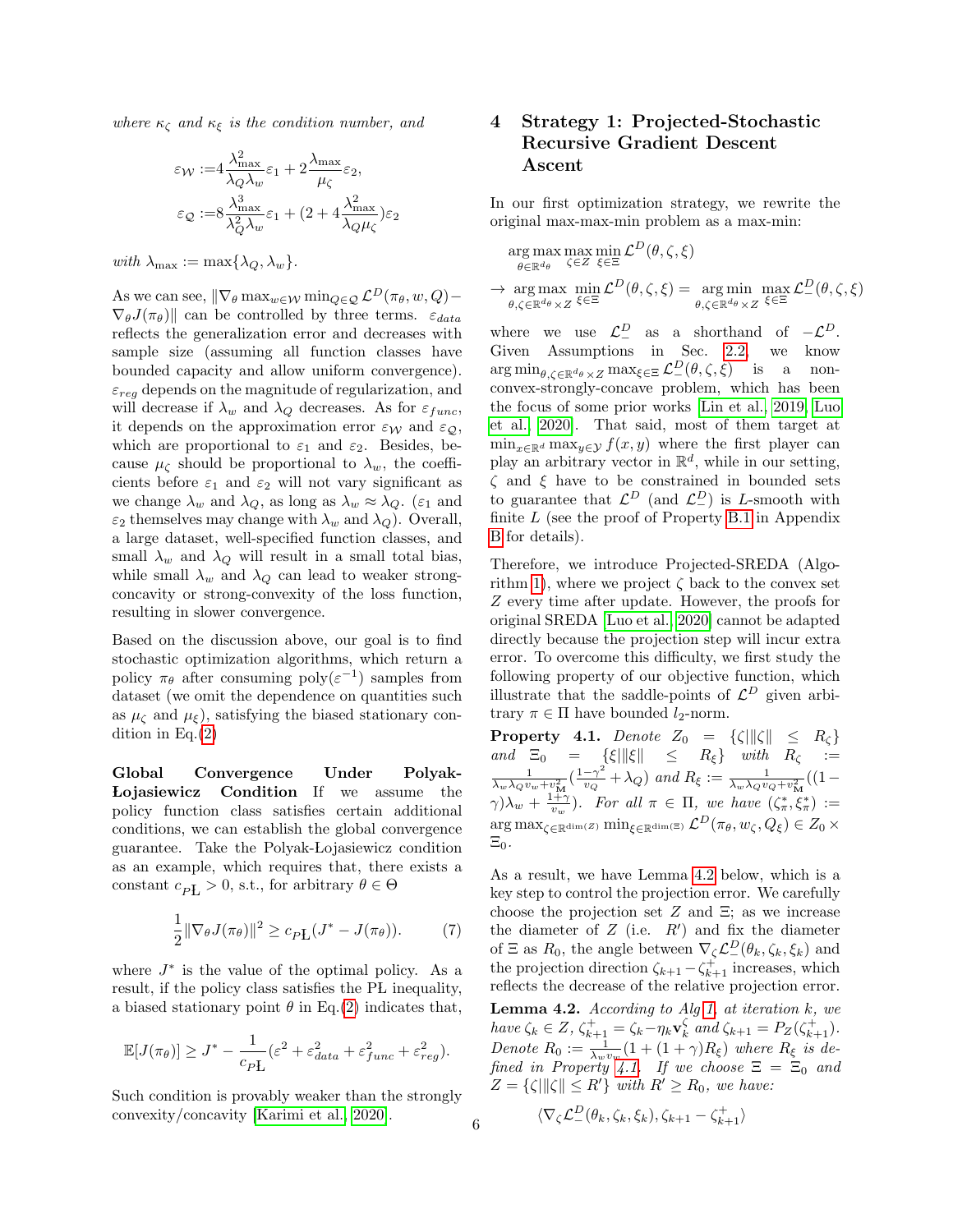where $\kappa_\zeta$ and $\kappa_\xi$ is the condition number, and

$$\varepsilon_{\mathcal{W}} := 4\frac{\lambda_{\max}^2}{\lambda_Q\lambda_w}\varepsilon_1 + 2\frac{\lambda_{\max}}{\mu_\zeta}\varepsilon_2,$$

$$\varepsilon_{\mathcal{Q}} := 8\frac{\lambda_{\max}^3}{\lambda_Q^2\lambda_w}\varepsilon_1 + (2 + 4\frac{\lambda_{\max}^2}{\lambda_Q\mu_\zeta})\varepsilon_2$$

with $\lambda_{\max} := \max\{\lambda_Q, \lambda_w\}$.

As we can see, $\|\nabla_\theta \max_{w\in\mathcal{W}}\min_{Q\in\mathcal{Q}} \mathcal{L}^D(\pi_\theta, w, Q) - \nabla_\theta J(\pi_\theta)\|$ can be controlled by three terms. $\varepsilon_{data}$ reflects the generalization error and decreases with sample size (assuming all function classes have bounded capacity and allow uniform convergence). $\varepsilon_{reg}$ depends on the magnitude of regularization, and will decrease if $\lambda_w$ and $\lambda_Q$ decreases. As for $\varepsilon_{func}$, it depends on the approximation error $\varepsilon_{\mathcal{W}}$ and $\varepsilon_{\mathcal{Q}}$, which are proportional to $\varepsilon_1$ and $\varepsilon_2$. Besides, because $\mu_\zeta$ should be proportional to $\lambda_w$, the coefficients before $\varepsilon_1$ and $\varepsilon_2$ will not vary significant as we change $\lambda_w$ and $\lambda_Q$, as long as $\lambda_w \approx \lambda_Q$. ($\varepsilon_1$ and $\varepsilon_2$ themselves may change with $\lambda_w$ and $\lambda_Q$). Overall, a large dataset, well-specified function classes, and small $\lambda_w$ and $\lambda_Q$ will result in a small total bias, while small $\lambda_w$ and $\lambda_Q$ can lead to weaker strong-concavity or strong-convexity of the loss function, resulting in slower convergence.

Based on the discussion above, our goal is to find stochastic optimization algorithms, which return a policy $\pi_\theta$ after consuming poly($\varepsilon^{-1}$) samples from dataset (we omit the dependence on quantities such as $\mu_\zeta$ and $\mu_\xi$), satisfying the biased stationary condition in Eq.(2)

**Global Convergence Under Polyak-Łojasiewicz Condition** If we assume the policy function class satisfies certain additional conditions, we can establish the global convergence guarantee. Take the Polyak-Łojasiewicz condition as an example, which requires that, there exists a constant $c_{P\text{Ł}} > 0$, s.t., for arbitrary $\theta \in \Theta$

$$\frac{1}{2}\|\nabla_\theta J(\pi_\theta)\|^2 \geq c_{P\text{Ł}}(J^* - J(\pi_\theta)). \tag{7}$$

where $J^*$ is the value of the optimal policy. As a result, if the policy class satisfies the PŁ inequality, a biased stationary point $\theta$ in Eq.(2) indicates that,

$$\mathbb{E}[J(\pi_\theta)] \geq J^* - \frac{1}{c_{P\text{Ł}}}(\varepsilon^2 + \varepsilon_{data}^2 + \varepsilon_{func}^2 + \varepsilon_{reg}^2).$$

Such condition is provably weaker than the strongly convexity/concavity [Karimi et al., 2020].

## 4 Strategy 1: Projected-Stochastic Recursive Gradient Descent Ascent

In our first optimization strategy, we rewrite the original max-max-min problem as a max-min:

$$\arg\max_{\theta\in\mathbb{R}^{d_\theta}} \max_{\zeta\in Z}\min_{\xi\in\Xi} \mathcal{L}^D(\theta,\zeta,\xi)$$

$$\rightarrow \arg\max_{\theta,\zeta\in\mathbb{R}^{d_\theta}\times Z}\min_{\xi\in\Xi}\mathcal{L}^D(\theta,\zeta,\xi) = \arg\min_{\theta,\zeta\in\mathbb{R}^{d_\theta}\times Z}\max_{\xi\in\Xi}\mathcal{L}^D_-(\theta,\zeta,\xi)$$

where we use $\mathcal{L}^D_-$ as a shorthand of $-\mathcal{L}^D$. Given Assumptions in Sec. 2.2, we know $\arg\min_{\theta,\zeta\in\mathbb{R}^{d_\theta}\times Z}\max_{\xi\in\Xi}\mathcal{L}^D_-(\theta,\zeta,\xi)$ is a non-convex-strongly-concave problem, which has been the focus of some prior works [Lin et al., 2019, Luo et al., 2020]. That said, most of them target at $\min_{x\in\mathbb{R}^d}\max_{y\in\mathcal{Y}} f(x,y)$ where the first player can play an arbitrary vector in $\mathbb{R}^d$, while in our setting, $\zeta$ and $\xi$ have to be constrained in bounded sets to guarantee that $\mathcal{L}^D$ (and $\mathcal{L}^D_-$) is $L$-smooth with finite $L$ (see the proof of Property B.1 in Appendix B for details).

Therefore, we introduce Projected-SREDA (Algorithm 1), where we project $\zeta$ back to the convex set $Z$ every time after update. However, the proofs for original SREDA [Luo et al., 2020] cannot be adapted directly because the projection step will incur extra error. To overcome this difficulty, we first study the following property of our objective function, which illustrate that the saddle-points of $\mathcal{L}^D$ given arbitrary $\pi \in \Pi$ have bounded $l_2$-norm.

**Property 4.1.** *Denote $Z_0 = \{\zeta | \|\zeta\| \leq R_\zeta\}$ and $\Xi_0 = \{\xi | \|\xi\| \leq R_\xi\}$ with $R_\zeta := \frac{1}{\lambda_w\lambda_Q v_w + v_{\mathbf{M}}^2}(\frac{1-\gamma^2}{v_Q} + \lambda_Q)$ and $R_\xi := \frac{1}{\lambda_w\lambda_Q v_Q + v_{\mathbf{M}}^2}((1-\gamma)\lambda_w + \frac{1+\gamma}{v_w})$. For all $\pi \in \Pi$, we have $(\zeta^*_\pi, \xi^*_\pi) := \arg\max_{\zeta\in\mathbb{R}^{\dim(Z)}}\min_{\xi\in\mathbb{R}^{\dim(\Xi)}}\mathcal{L}^D(\pi_\theta, w_\zeta, Q_\xi) \in Z_0 \times \Xi_0$.*

As a result, we have Lemma 4.2 below, which is a key step to control the projection error. We carefully choose the projection set $Z$ and $\Xi$; as we increase the diameter of $Z$ (i.e. $R'$) and fix the diameter of $\Xi$ as $R_0$, the angle between $\nabla_\zeta\mathcal{L}^D_-(\theta_k,\zeta_k,\xi_k)$ and the projection direction $\zeta_{k+1} - \zeta^+_{k+1}$ increases, which reflects the decrease of the relative projection error.

**Lemma 4.2.** *According to Alg 1, at iteration $k$, we have $\zeta_k \in Z$, $\zeta^+_{k+1} = \zeta_k - \eta_k \mathbf{v}^\zeta_k$ and $\zeta_{k+1} = P_Z(\zeta^+_{k+1})$. Denote $R_0 := \frac{1}{\lambda_w v_w}(1 + (1+\gamma)R_\xi)$ where $R_\xi$ is defined in Property 4.1. If we choose $\Xi = \Xi_0$ and $Z = \{\zeta | \|\zeta\| \leq R'\}$ with $R' \geq R_0$, we have:*

$$\langle \nabla_\zeta \mathcal{L}^D_-(\theta_k,\zeta_k,\xi_k), \zeta_{k+1} - \zeta^+_{k+1}\rangle$$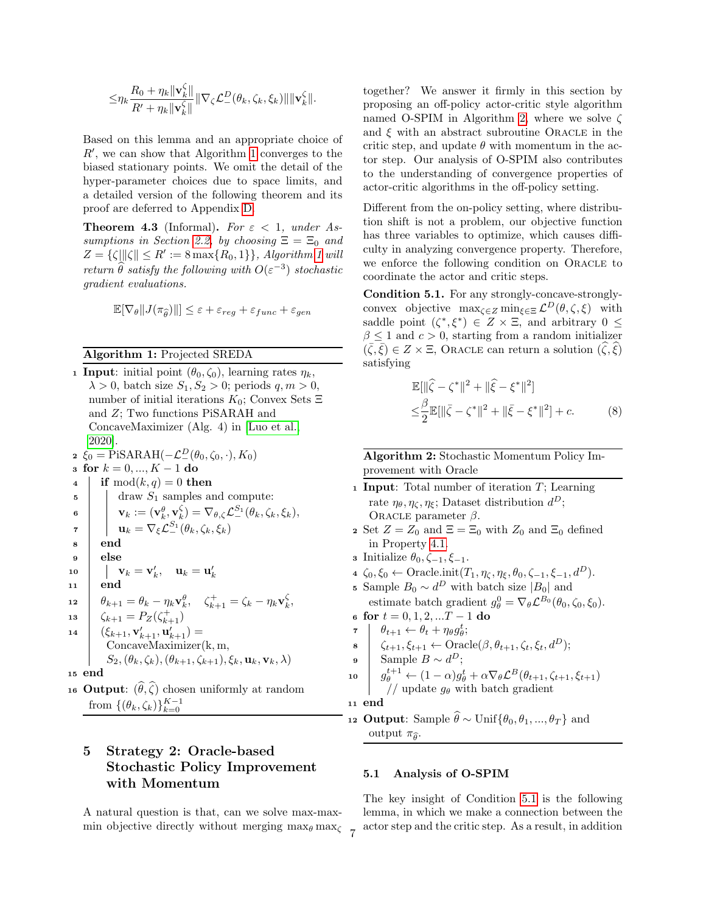$$\leq \eta_k \frac{R_0 + \eta_k \|\mathbf{v}_k^\zeta\|}{R' + \eta_k \|\mathbf{v}_k^\zeta\|} \|\nabla_\zeta \mathcal{L}_-^D(\theta_k, \zeta_k, \xi_k)\| \|\mathbf{v}_k^\zeta\|.$$

Based on this lemma and an appropriate choice of $R'$, we can show that Algorithm 1 converges to the biased stationary points. We omit the detail of the hyper-parameter choices due to space limits, and a detailed version of the following theorem and its proof are deferred to Appendix D.

**Theorem 4.3** (Informal). *For $\varepsilon < 1$, under Assumptions in Section 2.2, by choosing $\Xi = \Xi_0$ and $Z = \{\zeta | \|\zeta\| \leq R' := 8\max\{R_0, 1\}\}$, Algorithm 1 will return $\widehat{\theta}$ satisfy the following with $O(\varepsilon^{-3})$ stochastic gradient evaluations.*

$$\mathbb{E}[\nabla_\theta \|J(\pi_{\widehat{\theta}})\|] \leq \varepsilon + \varepsilon_{reg} + \varepsilon_{func} + \varepsilon_{gen}$$

**Algorithm 1:** Projected SREDA

```
1  Input: initial point (θ_0, ζ_0), learning rates η_k,
     λ > 0, batch size S_1, S_2 > 0; periods q, m > 0,
     number of initial iterations K_0; Convex Sets Ξ
     and Z; Two functions PiSARAH and
     ConcaveMaximizer (Alg. 4) in [Luo et al., 2020].
2  ξ_0 = PiSARAH(−L_-^D(θ_0, ζ_0, ·), K_0)
3  for k = 0, ..., K − 1 do
4      if mod(k, q) = 0 then
5          draw S_1 samples and compute:
6          v_k := (v_k^θ, v_k^ζ) = ∇_{θ,ζ} L_-^{S_1}(θ_k, ζ_k, ξ_k),
7          u_k = ∇_ξ L_-^{S_1}(θ_k, ζ_k, ξ_k)
8      end
9      else
10         v_k = v'_k,   u_k = u'_k
11     end
12     θ_{k+1} = θ_k − η_k v_k^θ,   ζ^+_{k+1} = ζ_k − η_k v_k^ζ,
13     ζ_{k+1} = P_Z(ζ^+_{k+1})
14     (ξ_{k+1}, v'_{k+1}, u'_{k+1}) =
         ConcaveMaximizer(k, m,
         S_2, (θ_k, ζ_k), (θ_{k+1}, ζ_{k+1}), ξ_k, u_k, v_k, λ)
15 end
16 Output: (θ̂, ζ̂) chosen uniformly at random
     from {(θ_k, ζ_k)}_{k=0}^{K−1}
```

## 5 Strategy 2: Oracle-based Stochastic Policy Improvement with Momentum

A natural question is that, can we solve max-max-min objective directly without merging $\max_\theta \max_\zeta$ together? We answer it firmly in this section by proposing an off-policy actor-critic style algorithm named O-SPIM in Algorithm 2, where we solve $\zeta$ and $\xi$ with an abstract subroutine ORACLE in the critic step, and update $\theta$ with momentum in the actor step. Our analysis of O-SPIM also contributes to the understanding of convergence properties of actor-critic algorithms in the off-policy setting.

Different from the on-policy setting, where distribution shift is not a problem, our objective function has three variables to optimize, which causes difficulty in analyzing convergence property. Therefore, we enforce the following condition on ORACLE to coordinate the actor and critic steps.

**Condition 5.1.** For any strongly-concave-strongly-convex objective $\max_{\zeta \in Z} \min_{\xi \in \Xi} \mathcal{L}^D(\theta, \zeta, \xi)$ with saddle point $(\zeta^*, \xi^*) \in Z \times \Xi$, and arbitrary $0 \leq \beta \leq 1$ and $c > 0$, starting from a random initializer $(\bar{\zeta}, \bar{\xi}) \in Z \times \Xi$, ORACLE can return a solution $(\widehat{\zeta}, \widehat{\xi})$ satisfying

$$\begin{aligned}
&\mathbb{E}[\|\widehat{\zeta} - \zeta^*\|^2 + \|\widehat{\xi} - \xi^*\|^2] \\
\leq &\frac{\beta}{2} \mathbb{E}[\|\bar{\zeta} - \zeta^*\|^2 + \|\bar{\xi} - \xi^*\|^2] + c. \qquad (8)
\end{aligned}$$

**Algorithm 2:** Stochastic Momentum Policy Improvement with Oracle

```
1  Input: Total number of iteration T; Learning
     rate η_θ, η_ζ, η_ξ; Dataset distribution d^D;
     ORACLE parameter β.
2  Set Z = Z_0 and Ξ = Ξ_0 with Z_0 and Ξ_0 defined
     in Property 4.1.
3  Initialize θ_0, ζ_{−1}, ξ_{−1}.
4  ζ_0, ξ_0 ← Oracle.init(T_1, η_ζ, η_ξ, θ_0, ζ_{−1}, ξ_{−1}, d^D).
5  Sample B_0 ∼ d^D with batch size |B_0| and
     estimate batch gradient g_θ^0 = ∇_θ L^{B_0}(θ_0, ζ_0, ξ_0).
6  for t = 0, 1, 2, ...T − 1 do
7      θ_{t+1} ← θ_t + η_θ g_θ^t;
8      ζ_{t+1}, ξ_{t+1} ← Oracle(β, θ_{t+1}, ζ_t, ξ_t, d^D);
9      Sample B ∼ d^D;
10     g_θ^{t+1} ← (1 − α) g_θ^t + α ∇_θ L^B(θ_{t+1}, ζ_{t+1}, ξ_{t+1})
         // update g_θ with batch gradient
11 end
12 Output: Sample θ̂ ∼ Unif{θ_0, θ_1, ..., θ_T} and
     output π_θ̂.
```

### 5.1 Analysis of O-SPIM

The key insight of Condition 5.1 is the following lemma, in which we make a connection between the actor step and the critic step. As a result, in addition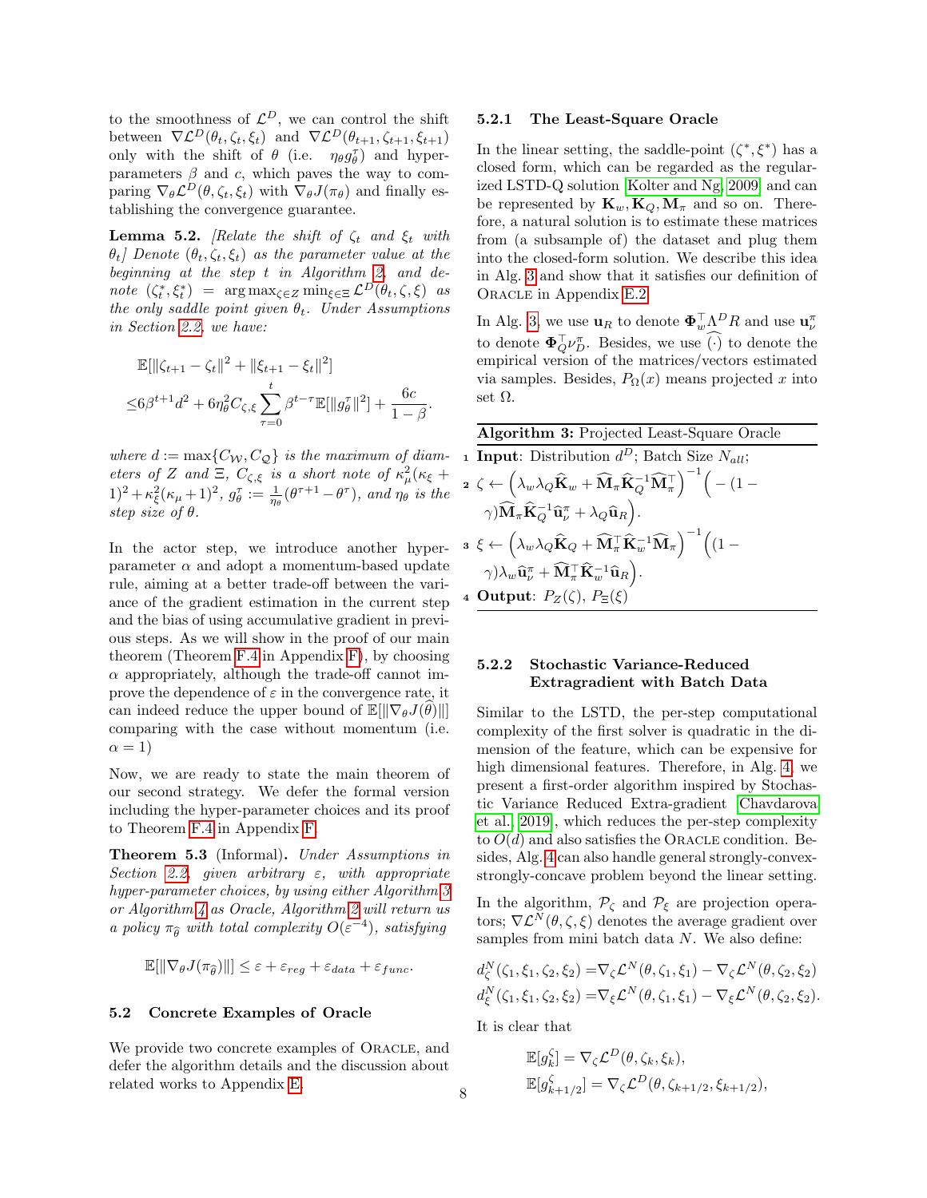to the smoothness of $\mathcal{L}^D$, we can control the shift between $\nabla \mathcal{L}^D(\theta_t, \zeta_t, \xi_t)$ and $\nabla \mathcal{L}^D(\theta_{t+1}, \zeta_{t+1}, \xi_{t+1})$ only with the shift of $\theta$ (i.e. $\eta_\theta g_\theta^\tau$) and hyper-parameters $\beta$ and $c$, which paves the way to comparing $\nabla_\theta \mathcal{L}^D(\theta, \zeta_t, \xi_t)$ with $\nabla_\theta J(\pi_\theta)$ and finally establishing the convergence guarantee.

**Lemma 5.2.** *[Relate the shift of $\zeta_t$ and $\xi_t$ with $\theta_t$] Denote $(\theta_t, \zeta_t, \xi_t)$ as the parameter value at the beginning at the step $t$ in Algorithm 2, and denote $(\zeta_t^*, \xi_t^*) = \arg\max_{\zeta \in Z} \min_{\xi \in \Xi} \mathcal{L}^D(\theta_t, \zeta, \xi)$ as the only saddle point given $\theta_t$. Under Assumptions in Section 2.2, we have:*

$$\mathbb{E}[\|\zeta_{t+1} - \zeta_t\|^2 + \|\xi_{t+1} - \xi_t\|^2]$$
$$\leq 6\beta^{t+1} d^2 + 6\eta_\theta^2 C_{\zeta,\xi} \sum_{\tau=0}^{t} \beta^{t-\tau} \mathbb{E}[\|g_\theta^\tau\|^2] + \frac{6c}{1-\beta}.$$

*where $d := \max\{C_\mathcal{W}, C_\mathcal{Q}\}$ is the maximum of diameters of $Z$ and $\Xi$, $C_{\zeta,\xi}$ is a short note of $\kappa_\mu^2(\kappa_\xi + 1)^2 + \kappa_\xi^2(\kappa_\mu + 1)^2$, $g_\theta^\tau := \frac{1}{\eta_\theta}(\theta^{\tau+1} - \theta^\tau)$, and $\eta_\theta$ is the step size of $\theta$.*

In the actor step, we introduce another hyper-parameter $\alpha$ and adopt a momentum-based update rule, aiming at a better trade-off between the variance of the gradient estimation in the current step and the bias of using accumulative gradient in previous steps. As we will show in the proof of our main theorem (Theorem F.4 in Appendix F), by choosing $\alpha$ appropriately, although the trade-off cannot improve the dependence of $\varepsilon$ in the convergence rate, it can indeed reduce the upper bound of $\mathbb{E}[\|\nabla_\theta J(\widehat{\theta})\|]$ comparing with the case without momentum (i.e. $\alpha = 1$)

Now, we are ready to state the main theorem of our second strategy. We defer the formal version including the hyper-parameter choices and its proof to Theorem F.4 in Appendix F.

**Theorem 5.3** (Informal)**.** *Under Assumptions in Section 2.2, given arbitrary $\varepsilon$, with appropriate hyper-parameter choices, by using either Algorithm 3 or Algorithm 4 as Oracle, Algorithm 2 will return us a policy $\pi_{\widehat{\theta}}$ with total complexity $O(\varepsilon^{-4})$, satisfying*

$$\mathbb{E}[\|\nabla_\theta J(\pi_{\widehat{\theta}})\|] \leq \varepsilon + \varepsilon_{reg} + \varepsilon_{data} + \varepsilon_{func}.$$

## 5.2 Concrete Examples of Oracle

We provide two concrete examples of Oracle, and defer the algorithm details and the discussion about related works to Appendix E.

### 5.2.1 The Least-Square Oracle

In the linear setting, the saddle-point $(\zeta^*, \xi^*)$ has a closed form, which can be regarded as the regularized LSTD-Q solution [Kolter and Ng, 2009] and can be represented by $\mathbf{K}_w, \mathbf{K}_Q, \mathbf{M}_\pi$ and so on. Therefore, a natural solution is to estimate these matrices from (a subsample of) the dataset and plug them into the closed-form solution. We describe this idea in Alg. 3 and show that it satisfies our definition of Oracle in Appendix E.2.

In Alg. 3, we use $\mathbf{u}_R$ to denote $\mathbf{\Phi}_w^\top \Lambda^D R$ and use $\mathbf{u}_\nu^\pi$ to denote $\mathbf{\Phi}_Q^\top \nu_D^\pi$. Besides, we use $\widehat{(\cdot)}$ to denote the empirical version of the matrices/vectors estimated via samples. Besides, $P_\Omega(x)$ means projected $x$ into set $\Omega$.

**Algorithm 3:** Projected Least-Square Oracle

1. **Input**: Distribution $d^D$; Batch Size $N_{all}$;
2. $\zeta \leftarrow \Big(\lambda_w \lambda_Q \widehat{\mathbf{K}}_w + \widehat{\mathbf{M}}_\pi \widehat{\mathbf{K}}_Q^{-1} \widehat{\mathbf{M}}_\pi^\top\Big)^{-1} \Big(-(1-\gamma)\widehat{\mathbf{M}}_\pi \widehat{\mathbf{K}}_Q^{-1} \widehat{\mathbf{u}}_\nu^\pi + \lambda_Q \widehat{\mathbf{u}}_R\Big)$.
3. $\xi \leftarrow \Big(\lambda_w \lambda_Q \widehat{\mathbf{K}}_Q + \widehat{\mathbf{M}}_\pi^\top \widehat{\mathbf{K}}_w^{-1} \widehat{\mathbf{M}}_\pi\Big)^{-1} \Big((1-\gamma)\lambda_w \widehat{\mathbf{u}}_\nu^\pi + \widehat{\mathbf{M}}_\pi^\top \widehat{\mathbf{K}}_w^{-1} \widehat{\mathbf{u}}_R\Big)$.
4. **Output**: $P_Z(\zeta)$, $P_\Xi(\xi)$

### 5.2.2 Stochastic Variance-Reduced Extragradient with Batch Data

Similar to the LSTD, the per-step computational complexity of the first solver is quadratic in the dimension of the feature, which can be expensive for high dimensional features. Therefore, in Alg. 4, we present a first-order algorithm inspired by Stochastic Variance Reduced Extra-gradient [Chavdarova et al., 2019], which reduces the per-step complexity to $O(d)$ and also satisfies the Oracle condition. Besides, Alg. 4 can also handle general strongly-convex-strongly-concave problem beyond the linear setting.

In the algorithm, $\mathcal{P}_\zeta$ and $\mathcal{P}_\xi$ are projection operators; $\nabla \mathcal{L}^N(\theta, \zeta, \xi)$ denotes the average gradient over samples from mini batch data $N$. We also define:

$$d_\zeta^N(\zeta_1, \xi_1, \zeta_2, \xi_2) = \nabla_\zeta \mathcal{L}^N(\theta, \zeta_1, \xi_1) - \nabla_\zeta \mathcal{L}^N(\theta, \zeta_2, \xi_2)$$
$$d_\xi^N(\zeta_1, \xi_1, \zeta_2, \xi_2) = \nabla_\xi \mathcal{L}^N(\theta, \zeta_1, \xi_1) - \nabla_\xi \mathcal{L}^N(\theta, \zeta_2, \xi_2).$$

It is clear that

$$\mathbb{E}[g_k^\zeta] = \nabla_\zeta \mathcal{L}^D(\theta, \zeta_k, \xi_k),$$
$$\mathbb{E}[g_{k+1/2}^\zeta] = \nabla_\zeta \mathcal{L}^D(\theta, \zeta_{k+1/2}, \xi_{k+1/2}),$$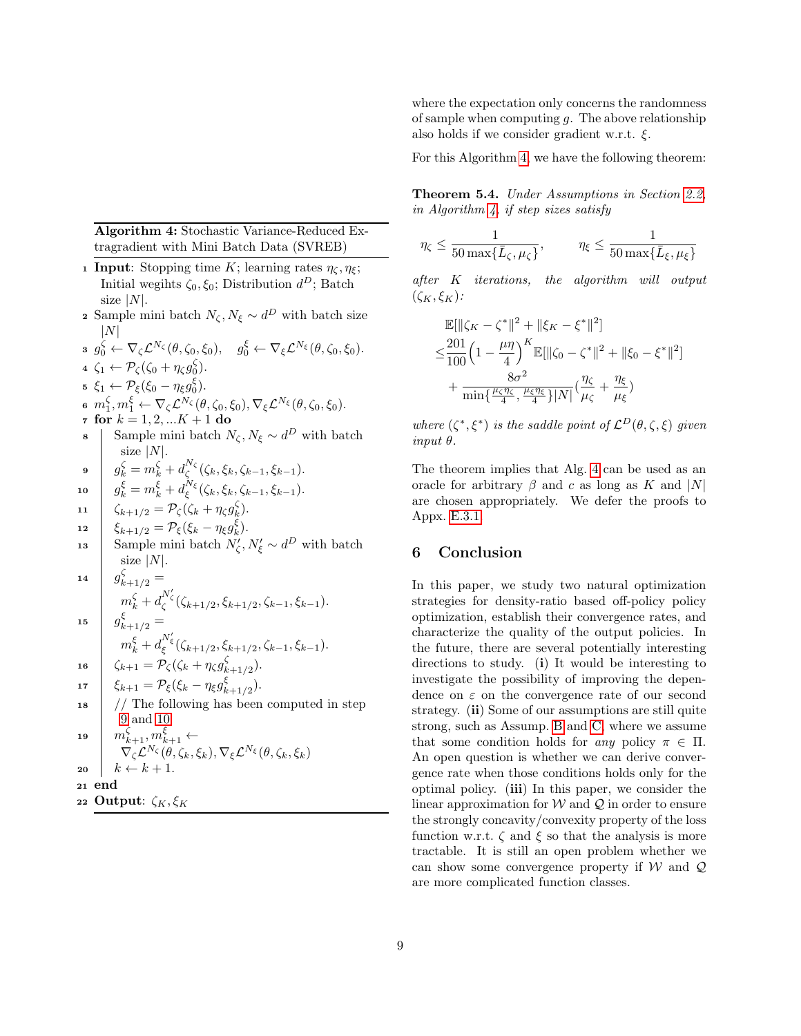**Algorithm 4:** Stochastic Variance-Reduced Extragradient with Mini Batch Data (SVREB)

1. **Input**: Stopping time $K$; learning rates $\eta_\zeta, \eta_\xi$; Initial wegihts $\zeta_0, \xi_0$; Distribution $d^D$; Batch size $|N|$.
2. Sample mini batch $N_\zeta, N_\xi \sim d^D$ with batch size $|N|$
3. $g_0^\zeta \leftarrow \nabla_\zeta \mathcal{L}^{N_\zeta}(\theta, \zeta_0, \xi_0), \quad g_0^\xi \leftarrow \nabla_\xi \mathcal{L}^{N_\xi}(\theta, \zeta_0, \xi_0)$.
4. $\zeta_1 \leftarrow \mathcal{P}_\zeta(\zeta_0 + \eta_\zeta g_0^\zeta)$.
5. $\xi_1 \leftarrow \mathcal{P}_\xi(\xi_0 - \eta_\xi g_0^\xi)$.
6. $m_1^\zeta, m_1^\xi \leftarrow \nabla_\zeta \mathcal{L}^{N_\zeta}(\theta, \zeta_0, \xi_0), \nabla_\xi \mathcal{L}^{N_\xi}(\theta, \zeta_0, \xi_0)$.
7. **for** $k = 1, 2, ...K+1$ **do**
8. Sample mini batch $N_\zeta, N_\xi \sim d^D$ with batch size $|N|$.
9. $g_k^\zeta = m_k^\zeta + d_\zeta^{N_\zeta}(\zeta_k, \xi_k, \zeta_{k-1}, \xi_{k-1})$.
10. $g_k^\xi = m_k^\xi + d_\xi^{N_\xi}(\zeta_k, \xi_k, \zeta_{k-1}, \xi_{k-1})$.
11. $\zeta_{k+1/2} = \mathcal{P}_\zeta(\zeta_k + \eta_\zeta g_k^\zeta)$.
12. $\xi_{k+1/2} = \mathcal{P}_\xi(\xi_k - \eta_\xi g_k^\xi)$.
13. Sample mini batch $N'_\zeta, N'_\xi \sim d^D$ with batch size $|N|$.
14. $g_{k+1/2}^\zeta = m_k^\zeta + d_\zeta^{N'_\zeta}(\zeta_{k+1/2}, \xi_{k+1/2}, \zeta_{k-1}, \xi_{k-1})$.
15. $g_{k+1/2}^\xi = m_k^\xi + d_\xi^{N'_\xi}(\zeta_{k+1/2}, \xi_{k+1/2}, \zeta_{k-1}, \xi_{k-1})$.
16. $\zeta_{k+1} = \mathcal{P}_\zeta(\zeta_k + \eta_\zeta g_{k+1/2}^\zeta)$.
17. $\xi_{k+1} = \mathcal{P}_\xi(\xi_k - \eta_\xi g_{k+1/2}^\xi)$.
18. // The following has been computed in step 9 and 10
19. $m_{k+1}^\zeta, m_{k+1}^\xi \leftarrow \nabla_\zeta \mathcal{L}^{N_\zeta}(\theta, \zeta_k, \xi_k), \nabla_\xi \mathcal{L}^{N_\xi}(\theta, \zeta_k, \xi_k)$
20. $k \leftarrow k+1$.
21. **end**
22. **Output**: $\zeta_K, \xi_K$

where the expectation only concerns the randomness of sample when computing $g$. The above relationship also holds if we consider gradient w.r.t. $\xi$.

For this Algorithm 4, we have the following theorem:

**Theorem 5.4.** *Under Assumptions in Section 2.2, in Algorithm 4, if step sizes satisfy*

$$\eta_\zeta \leq \frac{1}{50\max\{\bar{L}_\zeta, \mu_\zeta\}}, \qquad \eta_\xi \leq \frac{1}{50\max\{\bar{L}_\xi, \mu_\xi\}}$$

*after $K$ iterations, the algorithm will output $(\zeta_K, \xi_K)$:*

$$\begin{aligned}
&\mathbb{E}[\|\zeta_K - \zeta^*\|^2 + \|\xi_K - \xi^*\|^2] \\
\leq& \frac{201}{100}\Big(1 - \frac{\mu\eta}{4}\Big)^K \mathbb{E}[\|\zeta_0 - \zeta^*\|^2 + \|\xi_0 - \xi^*\|^2] \\
&+ \frac{8\sigma^2}{\min\{\frac{\mu_\zeta\eta_\zeta}{4}, \frac{\mu_\xi\eta_\xi}{4}\}|N|}\big(\frac{\eta_\zeta}{\mu_\zeta} + \frac{\eta_\xi}{\mu_\xi}\big)
\end{aligned}$$

*where $(\zeta^*, \xi^*)$ is the saddle point of $\mathcal{L}^D(\theta, \zeta, \xi)$ given input $\theta$.*

The theorem implies that Alg. 4 can be used as an oracle for arbitrary $\beta$ and $c$ as long as $K$ and $|N|$ are chosen appropriately. We defer the proofs to Appx. E.3.1

## 6 Conclusion

In this paper, we study two natural optimization strategies for density-ratio based off-policy policy optimization, establish their convergence rates, and characterize the quality of the output policies. In the future, there are several potentially interesting directions to study. (**i**) It would be interesting to investigate the possibility of improving the dependence on $\varepsilon$ on the convergence rate of our second strategy. (**ii**) Some of our assumptions are still quite strong, such as Assump. B and C, where we assume that some condition holds for *any* policy $\pi \in \Pi$. An open question is whether we can derive convergence rate when those conditions holds only for the optimal policy. (**iii**) In this paper, we consider the linear approximation for $\mathcal{W}$ and $\mathcal{Q}$ in order to ensure the strongly concavity/convexity property of the loss function w.r.t. $\zeta$ and $\xi$ so that the analysis is more tractable. It is still an open problem whether we can show some convergence property if $\mathcal{W}$ and $\mathcal{Q}$ are more complicated function classes.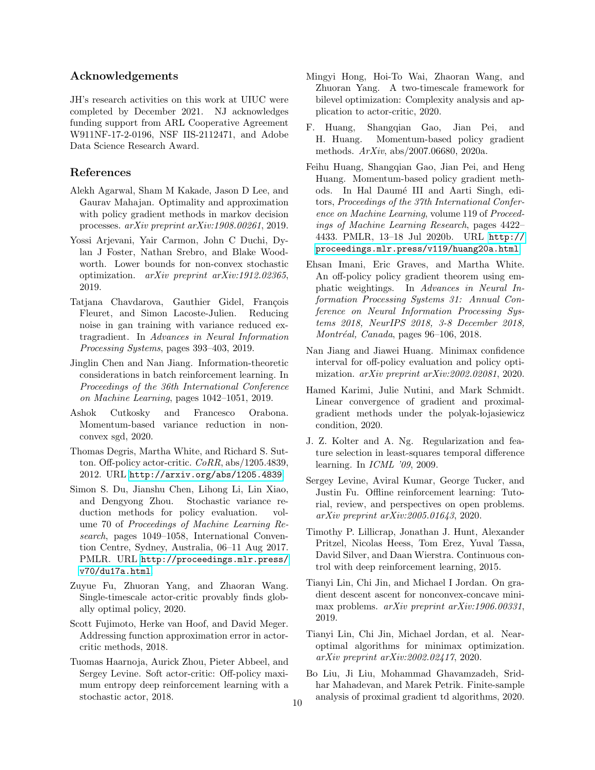## Acknowledgements

JH's research activities on this work at UIUC were completed by December 2021. NJ acknowledges funding support from ARL Cooperative Agreement W911NF-17-2-0196, NSF IIS-2112471, and Adobe Data Science Research Award.

## References

Alekh Agarwal, Sham M Kakade, Jason D Lee, and Gaurav Mahajan. Optimality and approximation with policy gradient methods in markov decision processes. *arXiv preprint arXiv:1908.00261*, 2019.

Yossi Arjevani, Yair Carmon, John C Duchi, Dylan J Foster, Nathan Srebro, and Blake Woodworth. Lower bounds for non-convex stochastic optimization. *arXiv preprint arXiv:1912.02365*, 2019.

Tatjana Chavdarova, Gauthier Gidel, François Fleuret, and Simon Lacoste-Julien. Reducing noise in gan training with variance reduced extragradient. In *Advances in Neural Information Processing Systems*, pages 393–403, 2019.

Jinglin Chen and Nan Jiang. Information-theoretic considerations in batch reinforcement learning. In *Proceedings of the 36th International Conference on Machine Learning*, pages 1042–1051, 2019.

Ashok Cutkosky and Francesco Orabona. Momentum-based variance reduction in non-convex sgd, 2020.

Thomas Degris, Martha White, and Richard S. Sutton. Off-policy actor-critic. *CoRR*, abs/1205.4839, 2012. URL http://arxiv.org/abs/1205.4839.

Simon S. Du, Jianshu Chen, Lihong Li, Lin Xiao, and Dengyong Zhou. Stochastic variance reduction methods for policy evaluation. volume 70 of *Proceedings of Machine Learning Research*, pages 1049–1058, International Convention Centre, Sydney, Australia, 06–11 Aug 2017. PMLR. URL http://proceedings.mlr.press/v70/du17a.html.

Zuyue Fu, Zhuoran Yang, and Zhaoran Wang. Single-timescale actor-critic provably finds globally optimal policy, 2020.

Scott Fujimoto, Herke van Hoof, and David Meger. Addressing function approximation error in actor-critic methods, 2018.

Tuomas Haarnoja, Aurick Zhou, Pieter Abbeel, and Sergey Levine. Soft actor-critic: Off-policy maximum entropy deep reinforcement learning with a stochastic actor, 2018.

Mingyi Hong, Hoi-To Wai, Zhaoran Wang, and Zhuoran Yang. A two-timescale framework for bilevel optimization: Complexity analysis and application to actor-critic, 2020.

F. Huang, Shangqian Gao, Jian Pei, and H. Huang. Momentum-based policy gradient methods. *ArXiv*, abs/2007.06680, 2020a.

Feihu Huang, Shangqian Gao, Jian Pei, and Heng Huang. Momentum-based policy gradient methods. In Hal Daumé III and Aarti Singh, editors, *Proceedings of the 37th International Conference on Machine Learning*, volume 119 of *Proceedings of Machine Learning Research*, pages 4422–4433. PMLR, 13–18 Jul 2020b. URL http://proceedings.mlr.press/v119/huang20a.html.

Ehsan Imani, Eric Graves, and Martha White. An off-policy policy gradient theorem using emphatic weightings. In *Advances in Neural Information Processing Systems 31: Annual Conference on Neural Information Processing Systems 2018, NeurIPS 2018, 3-8 December 2018, Montréal, Canada*, pages 96–106, 2018.

Nan Jiang and Jiawei Huang. Minimax confidence interval for off-policy evaluation and policy optimization. *arXiv preprint arXiv:2002.02081*, 2020.

Hamed Karimi, Julie Nutini, and Mark Schmidt. Linear convergence of gradient and proximal-gradient methods under the polyak-łojasiewicz condition, 2020.

J. Z. Kolter and A. Ng. Regularization and feature selection in least-squares temporal difference learning. In *ICML '09*, 2009.

Sergey Levine, Aviral Kumar, George Tucker, and Justin Fu. Offline reinforcement learning: Tutorial, review, and perspectives on open problems. *arXiv preprint arXiv:2005.01643*, 2020.

Timothy P. Lillicrap, Jonathan J. Hunt, Alexander Pritzel, Nicolas Heess, Tom Erez, Yuval Tassa, David Silver, and Daan Wierstra. Continuous control with deep reinforcement learning, 2015.

Tianyi Lin, Chi Jin, and Michael I Jordan. On gradient descent ascent for nonconvex-concave minimax problems. *arXiv preprint arXiv:1906.00331*, 2019.

Tianyi Lin, Chi Jin, Michael Jordan, et al. Near-optimal algorithms for minimax optimization. *arXiv preprint arXiv:2002.02417*, 2020.

Bo Liu, Ji Liu, Mohammad Ghavamzadeh, Sridhar Mahadevan, and Marek Petrik. Finite-sample analysis of proximal gradient td algorithms, 2020.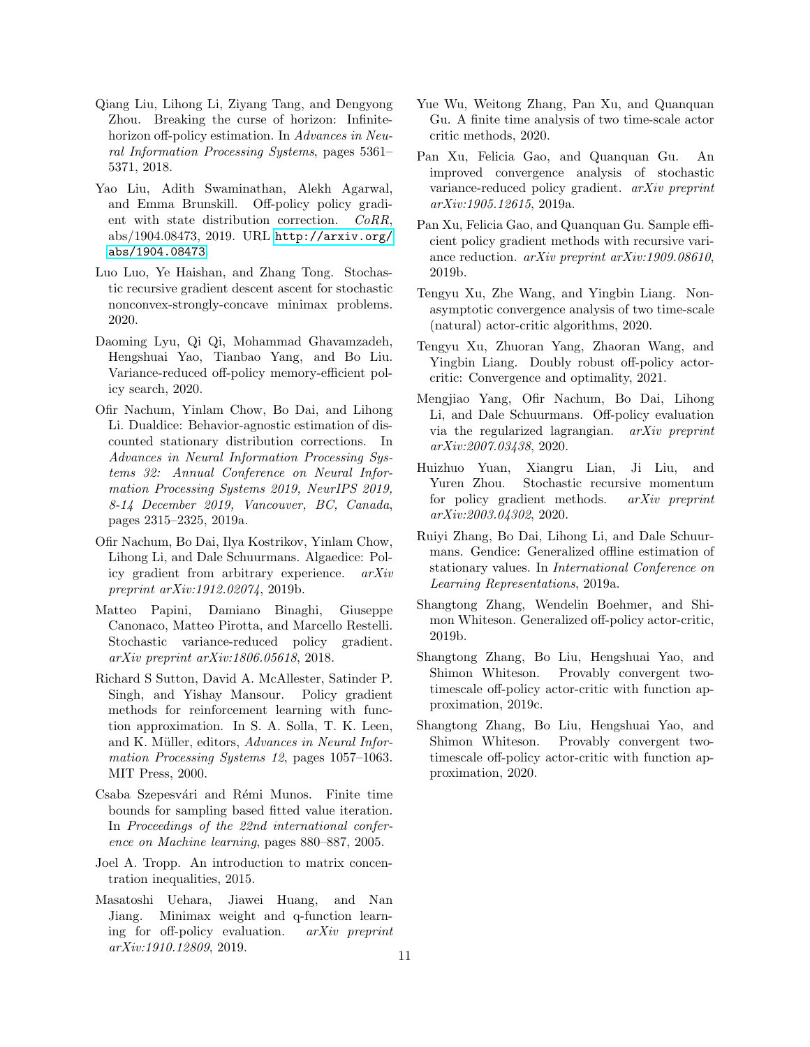Qiang Liu, Lihong Li, Ziyang Tang, and Dengyong Zhou. Breaking the curse of horizon: Infinite-horizon off-policy estimation. In *Advances in Neural Information Processing Systems*, pages 5361–5371, 2018.

Yao Liu, Adith Swaminathan, Alekh Agarwal, and Emma Brunskill. Off-policy policy gradient with state distribution correction. *CoRR*, abs/1904.08473, 2019. URL http://arxiv.org/abs/1904.08473.

Luo Luo, Ye Haishan, and Zhang Tong. Stochastic recursive gradient descent ascent for stochastic nonconvex-strongly-concave minimax problems. 2020.

Daoming Lyu, Qi Qi, Mohammad Ghavamzadeh, Hengshuai Yao, Tianbao Yang, and Bo Liu. Variance-reduced off-policy memory-efficient policy search, 2020.

Ofir Nachum, Yinlam Chow, Bo Dai, and Lihong Li. Dualdice: Behavior-agnostic estimation of discounted stationary distribution corrections. In *Advances in Neural Information Processing Systems 32: Annual Conference on Neural Information Processing Systems 2019, NeurIPS 2019, 8-14 December 2019, Vancouver, BC, Canada*, pages 2315–2325, 2019a.

Ofir Nachum, Bo Dai, Ilya Kostrikov, Yinlam Chow, Lihong Li, and Dale Schuurmans. Algaedice: Policy gradient from arbitrary experience. *arXiv preprint arXiv:1912.02074*, 2019b.

Matteo Papini, Damiano Binaghi, Giuseppe Canonaco, Matteo Pirotta, and Marcello Restelli. Stochastic variance-reduced policy gradient. *arXiv preprint arXiv:1806.05618*, 2018.

Richard S Sutton, David A. McAllester, Satinder P. Singh, and Yishay Mansour. Policy gradient methods for reinforcement learning with function approximation. In S. A. Solla, T. K. Leen, and K. Müller, editors, *Advances in Neural Information Processing Systems 12*, pages 1057–1063. MIT Press, 2000.

Csaba Szepesvári and Rémi Munos. Finite time bounds for sampling based fitted value iteration. In *Proceedings of the 22nd international conference on Machine learning*, pages 880–887, 2005.

Joel A. Tropp. An introduction to matrix concentration inequalities, 2015.

Masatoshi Uehara, Jiawei Huang, and Nan Jiang. Minimax weight and q-function learning for off-policy evaluation. *arXiv preprint arXiv:1910.12809*, 2019.

Yue Wu, Weitong Zhang, Pan Xu, and Quanquan Gu. A finite time analysis of two time-scale actor critic methods, 2020.

Pan Xu, Felicia Gao, and Quanquan Gu. An improved convergence analysis of stochastic variance-reduced policy gradient. *arXiv preprint arXiv:1905.12615*, 2019a.

Pan Xu, Felicia Gao, and Quanquan Gu. Sample efficient policy gradient methods with recursive variance reduction. *arXiv preprint arXiv:1909.08610*, 2019b.

Tengyu Xu, Zhe Wang, and Yingbin Liang. Non-asymptotic convergence analysis of two time-scale (natural) actor-critic algorithms, 2020.

Tengyu Xu, Zhuoran Yang, Zhaoran Wang, and Yingbin Liang. Doubly robust off-policy actor-critic: Convergence and optimality, 2021.

Mengjiao Yang, Ofir Nachum, Bo Dai, Lihong Li, and Dale Schuurmans. Off-policy evaluation via the regularized lagrangian. *arXiv preprint arXiv:2007.03438*, 2020.

Huizhuo Yuan, Xiangru Lian, Ji Liu, and Yuren Zhou. Stochastic recursive momentum for policy gradient methods. *arXiv preprint arXiv:2003.04302*, 2020.

Ruiyi Zhang, Bo Dai, Lihong Li, and Dale Schuurmans. Gendice: Generalized offline estimation of stationary values. In *International Conference on Learning Representations*, 2019a.

Shangtong Zhang, Wendelin Boehmer, and Shimon Whiteson. Generalized off-policy actor-critic, 2019b.

Shangtong Zhang, Bo Liu, Hengshuai Yao, and Shimon Whiteson. Provably convergent two-timescale off-policy actor-critic with function approximation, 2019c.

Shangtong Zhang, Bo Liu, Hengshuai Yao, and Shimon Whiteson. Provably convergent two-timescale off-policy actor-critic with function approximation, 2020.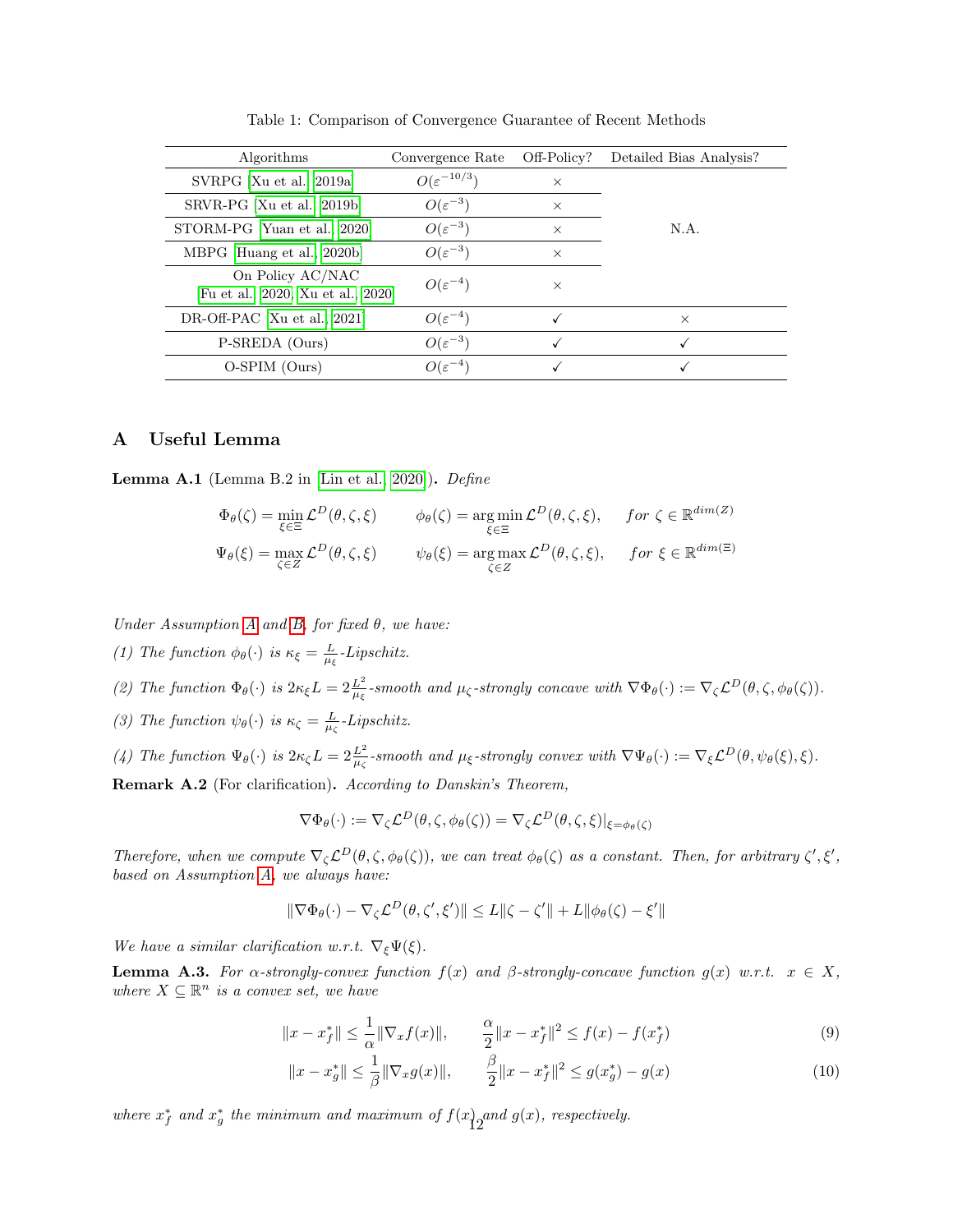Table 1: Comparison of Convergence Guarantee of Recent Methods

| Algorithms | Convergence Rate | Off-Policy? | Detailed Bias Analysis? |
|---|---|---|---|
| SVRPG [Xu et al., 2019a] | $O(\varepsilon^{-10/3})$ | × | N.A. |
| SRVR-PG [Xu et al., 2019b] | $O(\varepsilon^{-3})$ | × | |
| STORM-PG [Yuan et al., 2020] | $O(\varepsilon^{-3})$ | × | |
| MBPG [Huang et al., 2020b] | $O(\varepsilon^{-3})$ | × | |
| On Policy AC/NAC [Fu et al., 2020, Xu et al., 2020] | $O(\varepsilon^{-4})$ | × | |
| DR-Off-PAC [Xu et al., 2021] | $O(\varepsilon^{-4})$ | ✓ | × |
| P-SREDA (Ours) | $O(\varepsilon^{-3})$ | ✓ | ✓ |
| O-SPIM (Ours) | $O(\varepsilon^{-4})$ | ✓ | ✓ |

# A Useful Lemma

**Lemma A.1** (Lemma B.2 in [Lin et al., 2020])**.** *Define*

$$\Phi_\theta(\zeta) = \min_{\xi\in\Xi} \mathcal{L}^D(\theta,\zeta,\xi) \qquad \phi_\theta(\zeta) = \arg\min_{\xi\in\Xi} \mathcal{L}^D(\theta,\zeta,\xi), \qquad for\ \zeta \in \mathbb{R}^{dim(Z)}$$

$$\Psi_\theta(\xi) = \max_{\zeta\in Z} \mathcal{L}^D(\theta,\zeta,\xi) \qquad \psi_\theta(\xi) = \arg\max_{\zeta\in Z} \mathcal{L}^D(\theta,\zeta,\xi), \qquad for\ \xi \in \mathbb{R}^{dim(\Xi)}$$

*Under Assumption A and B, for fixed $\theta$, we have:*

*(1) The function $\phi_\theta(\cdot)$ is $\kappa_\xi = \frac{L}{\mu_\xi}$-Lipschitz.*

*(2) The function $\Phi_\theta(\cdot)$ is $2\kappa_\xi L = 2\frac{L^2}{\mu_\xi}$-smooth and $\mu_\zeta$-strongly concave with $\nabla\Phi_\theta(\cdot) := \nabla_\zeta \mathcal{L}^D(\theta,\zeta,\phi_\theta(\zeta))$.*

*(3) The function $\psi_\theta(\cdot)$ is $\kappa_\zeta = \frac{L}{\mu_\zeta}$-Lipschitz.*

*(4) The function $\Psi_\theta(\cdot)$ is $2\kappa_\zeta L = 2\frac{L^2}{\mu_\zeta}$-smooth and $\mu_\xi$-strongly convex with $\nabla\Psi_\theta(\cdot) := \nabla_\xi \mathcal{L}^D(\theta,\psi_\theta(\xi),\xi)$.*

**Remark A.2** (For clarification)**.** *According to Danskin's Theorem,*

$$\nabla\Phi_\theta(\cdot) := \nabla_\zeta \mathcal{L}^D(\theta,\zeta,\phi_\theta(\zeta)) = \nabla_\zeta \mathcal{L}^D(\theta,\zeta,\xi)|_{\xi=\phi_\theta(\zeta)}$$

*Therefore, when we compute $\nabla_\zeta \mathcal{L}^D(\theta,\zeta,\phi_\theta(\zeta))$, we can treat $\phi_\theta(\zeta)$ as a constant. Then, for arbitrary $\zeta',\xi'$, based on Assumption A, we always have:*

$$\|\nabla\Phi_\theta(\cdot) - \nabla_\zeta \mathcal{L}^D(\theta,\zeta',\xi')\| \le L\|\zeta-\zeta'\| + L\|\phi_\theta(\zeta) - \xi'\|$$

*We have a similar clarification w.r.t. $\nabla_\xi \Psi(\xi)$.*

**Lemma A.3.** *For $\alpha$-strongly-convex function $f(x)$ and $\beta$-strongly-concave function $g(x)$ w.r.t. $x \in X$, where $X \subseteq \mathbb{R}^n$ is a convex set, we have*

$$\|x - x_f^*\| \le \frac{1}{\alpha}\|\nabla_x f(x)\|, \qquad \frac{\alpha}{2}\|x - x_f^*\|^2 \le f(x) - f(x_f^*) \tag{9}$$

$$\|x - x_g^*\| \le \frac{1}{\beta}\|\nabla_x g(x)\|, \qquad \frac{\beta}{2}\|x - x_f^*\|^2 \le g(x_g^*) - g(x) \tag{10}$$

*where $x_f^*$ and $x_g^*$ the minimum and maximum of $f(x)$ and $g(x)$, respectively.*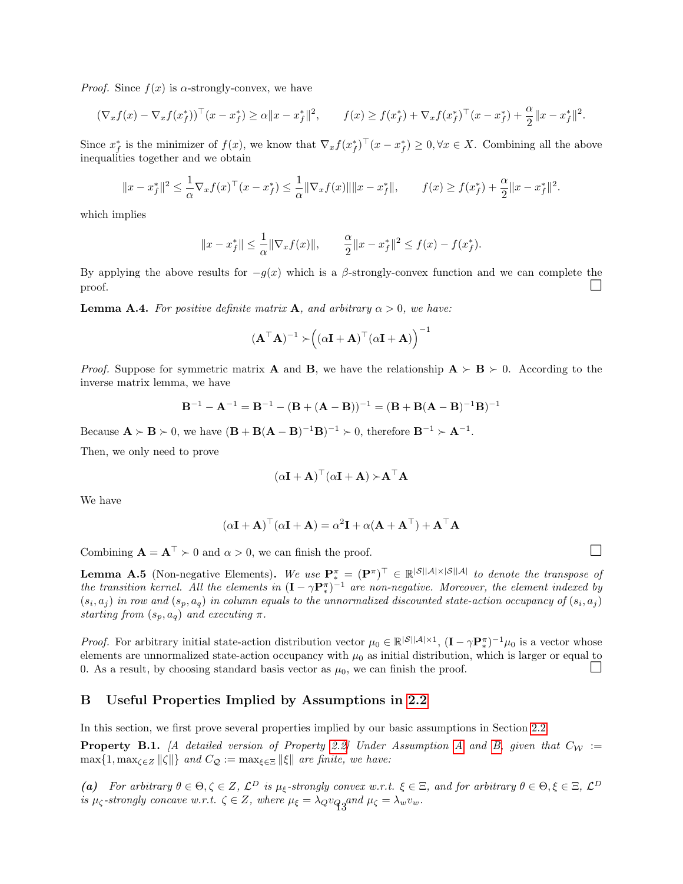*Proof.* Since $f(x)$ is $\alpha$-strongly-convex, we have

$$(\nabla_x f(x) - \nabla_x f(x_f^*))^\top (x - x_f^*) \geq \alpha \|x - x_f^*\|^2, \qquad f(x) \geq f(x_f^*) + \nabla_x f(x_f^*)^\top (x - x_f^*) + \frac{\alpha}{2}\|x - x_f^*\|^2.$$

Since $x_f^*$ is the minimizer of $f(x)$, we know that $\nabla_x f(x_f^*)^\top (x - x_f^*) \geq 0, \forall x \in X$. Combining all the above inequalities together and we obtain

$$\|x - x_f^*\|^2 \leq \frac{1}{\alpha}\nabla_x f(x)^\top (x - x_f^*) \leq \frac{1}{\alpha}\|\nabla_x f(x)\|\|x - x_f^*\|, \qquad f(x) \geq f(x_f^*) + \frac{\alpha}{2}\|x - x_f^*\|^2.$$

which implies

$$\|x - x_f^*\| \leq \frac{1}{\alpha}\|\nabla_x f(x)\|, \qquad \frac{\alpha}{2}\|x - x_f^*\|^2 \leq f(x) - f(x_f^*).$$

By applying the above results for $-g(x)$ which is a $\beta$-strongly-convex function and we can complete the proof. □

**Lemma A.4.** *For positive definite matrix $\mathbf{A}$, and arbitrary $\alpha > 0$, we have:*

$$(\mathbf{A}^\top \mathbf{A})^{-1} \succ \Big((\alpha \mathbf{I} + \mathbf{A})^\top (\alpha \mathbf{I} + \mathbf{A})\Big)^{-1}$$

*Proof.* Suppose for symmetric matrix $\mathbf{A}$ and $\mathbf{B}$, we have the relationship $\mathbf{A} \succ \mathbf{B} \succ 0$. According to the inverse matrix lemma, we have

$$\mathbf{B}^{-1} - \mathbf{A}^{-1} = \mathbf{B}^{-1} - (\mathbf{B} + (\mathbf{A} - \mathbf{B}))^{-1} = (\mathbf{B} + \mathbf{B}(\mathbf{A} - \mathbf{B})^{-1}\mathbf{B})^{-1}$$

Because $\mathbf{A} \succ \mathbf{B} \succ 0$, we have $(\mathbf{B} + \mathbf{B}(\mathbf{A} - \mathbf{B})^{-1}\mathbf{B})^{-1} \succ 0$, therefore $\mathbf{B}^{-1} \succ \mathbf{A}^{-1}$.

Then, we only need to prove

$$(\alpha \mathbf{I} + \mathbf{A})^\top (\alpha \mathbf{I} + \mathbf{A}) \succ \mathbf{A}^\top \mathbf{A}$$

We have

$$(\alpha \mathbf{I} + \mathbf{A})^\top (\alpha \mathbf{I} + \mathbf{A}) = \alpha^2 \mathbf{I} + \alpha(\mathbf{A} + \mathbf{A}^\top) + \mathbf{A}^\top \mathbf{A}$$

Combining $\mathbf{A} = \mathbf{A}^\top \succ 0$ and $\alpha > 0$, we can finish the proof. □

**Lemma A.5** (Non-negative Elements)**.** *We use $\mathbf{P}_*^\pi = (\mathbf{P}^\pi)^\top \in \mathbb{R}^{|\mathcal{S}||\mathcal{A}| \times |\mathcal{S}||\mathcal{A}|}$ to denote the transpose of the transition kernel. All the elements in $(\mathbf{I} - \gamma \mathbf{P}_*^\pi)^{-1}$ are non-negative. Moreover, the element indexed by $(s_i, a_j)$ in row and $(s_p, a_q)$ in column equals to the unnormalized discounted state-action occupancy of $(s_i, a_j)$ starting from $(s_p, a_q)$ and executing $\pi$.*

*Proof.* For arbitrary initial state-action distribution vector $\mu_0 \in \mathbb{R}^{|\mathcal{S}||\mathcal{A}| \times 1}$, $(\mathbf{I} - \gamma \mathbf{P}_*^\pi)^{-1}\mu_0$ is a vector whose elements are unnormalized state-action occupancy with $\mu_0$ as initial distribution, which is larger or equal to 0. As a result, by choosing standard basis vector as $\mu_0$, we can finish the proof. □

## B Useful Properties Implied by Assumptions in 2.2

In this section, we first prove several properties implied by our basic assumptions in Section 2.2.

**Property B.1.** *[A detailed version of Property 2.2] Under Assumption A and B, given that $C_\mathcal{W} := \max\{1, \max_{\zeta \in Z} \|\zeta\|\}$ and $C_\mathcal{Q} := \max_{\xi \in \Xi} \|\xi\|$ are finite, we have:*

***(a)*** *For arbitrary $\theta \in \Theta, \zeta \in Z$, $\mathcal{L}^D$ is $\mu_\xi$-strongly convex w.r.t. $\xi \in \Xi$, and for arbitrary $\theta \in \Theta, \xi \in \Xi$, $\mathcal{L}^D$ is $\mu_\zeta$-strongly concave w.r.t. $\zeta \in Z$, where $\mu_\xi = \lambda_Q v_Q$ and $\mu_\zeta = \lambda_w v_w$.*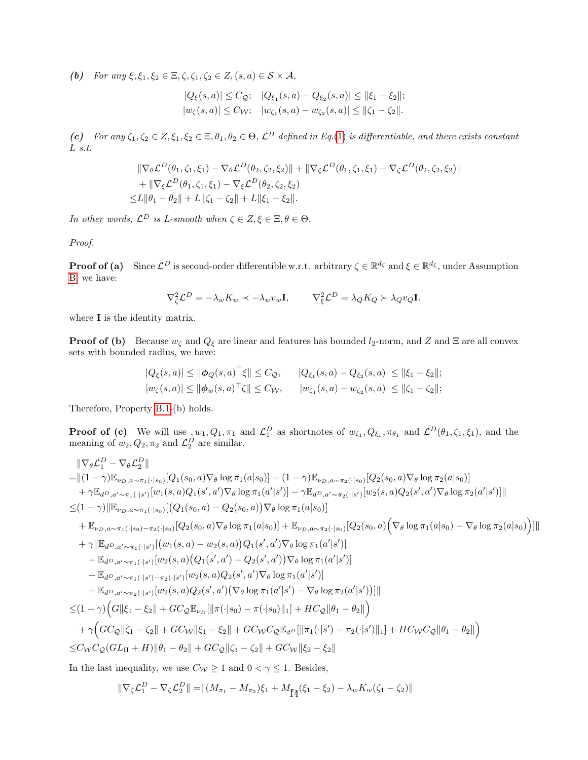***(b)*** *For any $\xi, \xi_1, \xi_2 \in \Xi, \zeta, \zeta_1, \zeta_2 \in Z, (s,a) \in \mathcal{S} \times \mathcal{A}$,*

$$|Q_\xi(s,a)| \leq C_\mathcal{Q}; \quad |Q_{\xi_1}(s,a) - Q_{\xi_2}(s,a)| \leq \|\xi_1 - \xi_2\|;$$
$$|w_\zeta(s,a)| \leq C_\mathcal{W}; \quad |w_{\zeta_1}(s,a) - w_{\zeta_2}(s,a)| \leq \|\zeta_1 - \zeta_2\|.$$

***(c)*** *For any $\zeta_1, \zeta_2 \in Z, \xi_1, \xi_2 \in \Xi, \theta_1, \theta_2 \in \Theta$, $\mathcal{L}^D$ defined in Eq.(1) is differentiable, and there exists constant $L$ s.t.*

$$\begin{aligned}
&\|\nabla_\theta \mathcal{L}^D(\theta_1, \zeta_1, \xi_1) - \nabla_\theta \mathcal{L}^D(\theta_2, \zeta_2, \xi_2)\| + \|\nabla_\zeta \mathcal{L}^D(\theta_1, \zeta_1, \xi_1) - \nabla_\zeta \mathcal{L}^D(\theta_2, \zeta_2, \xi_2)\| \\
&+ \|\nabla_\xi \mathcal{L}^D(\theta_1, \zeta_1, \xi_1) - \nabla_\xi \mathcal{L}^D(\theta_2, \zeta_2, \xi_2) \\
\leq& L\|\theta_1 - \theta_2\| + L\|\zeta_1 - \zeta_2\| + L\|\xi_1 - \xi_2\|.
\end{aligned}$$

*In other words, $\mathcal{L}^D$ is L-smooth when $\zeta \in Z, \xi \in \Xi, \theta \in \Theta$.*

*Proof.*

**Proof of (a)** Since $\mathcal{L}^D$ is second-order differentible w.r.t. arbitrary $\zeta \in \mathbb{R}^{d_\zeta}$ and $\xi \in \mathbb{R}^{d_\xi}$, under Assumption B, we have:

$$\nabla^2_\zeta \mathcal{L}^D = -\lambda_w K_w \prec -\lambda_w v_w \mathbf{I}, \qquad \nabla^2_\xi \mathcal{L}^D = \lambda_Q K_Q \succ \lambda_Q v_Q \mathbf{I}.$$

where $\mathbf{I}$ is the identity matrix.

**Proof of (b)** Because $w_\zeta$ and $Q_\xi$ are linear and features has bounded $l_2$-norm, and $Z$ and $\Xi$ are all convex sets with bounded radius, we have:

$$|Q_\xi(s,a)| \leq \|\phi_Q(s,a)^\top \xi\| \leq C_\mathcal{Q}, \qquad |Q_{\xi_1}(s,a) - Q_{\xi_2}(s,a)| \leq \|\xi_1 - \xi_2\|;$$
$$|w_\zeta(s,a)| \leq \|\phi_w(s,a)^\top \zeta\| \leq C_\mathcal{W}, \qquad |w_{\zeta_1}(s,a) - w_{\zeta_2}(s,a)| \leq \|\zeta_1 - \zeta_2\|;$$

Therefore, Property B.1-(b) holds.

**Proof of (c)** We will use , $w_1, Q_1, \pi_1$ and $\mathcal{L}^D_1$ as shortnotes of $w_{\zeta_1}, Q_{\xi_1}, \pi_{\theta_1}$ and $\mathcal{L}^D(\theta_1, \zeta_1, \xi_1)$, and the meaning of $w_2, Q_2, \pi_2$ and $\mathcal{L}^D_2$ are similar.

$$\begin{aligned}
&\|\nabla_\theta \mathcal{L}^D_1 - \nabla_\theta \mathcal{L}^D_2\| \\
=&\|(1-\gamma)\mathbb{E}_{\nu_D, a\sim\pi_1(\cdot|s_0)}[Q_1(s_0,a)\nabla_\theta \log \pi_1(a|s_0)] - (1-\gamma)\mathbb{E}_{\nu_D, a\sim\pi_2(\cdot|s_0)}[Q_2(s_0,a)\nabla_\theta \log \pi_2(a|s_0)] \\
&+ \gamma\mathbb{E}_{d^D, a'\sim\pi_1(\cdot|s')}[w_1(s,a)Q_1(s',a')\nabla_\theta \log \pi_1(a'|s')] - \gamma\mathbb{E}_{d^D, a'\sim\pi_2(\cdot|s')}[w_2(s,a)Q_2(s',a')\nabla_\theta \log \pi_2(a'|s')]\| \\
\leq&(1-\gamma)\|\mathbb{E}_{\nu_D, a\sim\pi_1(\cdot|s_0)}[\big(Q_1(s_0,a) - Q_2(s_0,a)\big)\nabla_\theta \log \pi_1(a|s_0)] \\
&+ \mathbb{E}_{\nu_D, a\sim\pi_1(\cdot|s_0)-\pi_2(\cdot|s_0)}[Q_2(s_0,a)\nabla_\theta \log \pi_1(a|s_0)] + \mathbb{E}_{\nu_D, a\sim\pi_2(\cdot|s_0)}[Q_2(s_0,a)\Big(\nabla_\theta \log \pi_1(a|s_0) - \nabla_\theta \log \pi_2(a|s_0)\Big)]\| \\
&+ \gamma\|\mathbb{E}_{d^D, a'\sim\pi_1(\cdot|s')}[\big(w_1(s,a) - w_2(s,a)\big)Q_1(s',a')\nabla_\theta \log \pi_1(a'|s')] \\
&\quad + \mathbb{E}_{d^D, a'\sim\pi_1(\cdot|s')}[w_2(s,a)\big(Q_1(s',a') - Q_2(s',a')\big)\nabla_\theta \log \pi_1(a'|s')] \\
&\quad + \mathbb{E}_{d^D, a'\sim\pi_1(\cdot|s')-\pi_2(\cdot|s')}[w_2(s,a)Q_2(s',a')\nabla_\theta \log \pi_1(a'|s')] \\
&\quad + \mathbb{E}_{d^D, a'\sim\pi_2(\cdot|s')}[w_2(s,a)Q_2(s',a')\big(\nabla_\theta \log \pi_1(a'|s') - \nabla_\theta \log \pi_2(a'|s')\big)]\| \\
\leq&(1-\gamma)\Big(G\|\xi_1 - \xi_2\| + GC_\mathcal{Q}\mathbb{E}_{\nu_D}[\|\pi(\cdot|s_0) - \pi(\cdot|s_0)\|_1] + HC_\mathcal{Q}\|\theta_1 - \theta_2\|\Big) \\
&+ \gamma\Big(GC_\mathcal{Q}\|\zeta_1 - \zeta_2\| + GC_\mathcal{W}\|\xi_1 - \xi_2\| + GC_\mathcal{W}C_\mathcal{Q}\mathbb{E}_{d^D}[\|\pi_1(\cdot|s') - \pi_2(\cdot|s')\|_1] + HC_\mathcal{W}C_\mathcal{Q}\|\theta_1 - \theta_2\|\Big) \\
\leq&C_\mathcal{W}C_\mathcal{Q}(GL_\Pi + H)\|\theta_1 - \theta_2\| + GC_\mathcal{Q}\|\zeta_1 - \zeta_2\| + GC_\mathcal{W}\|\xi_2 - \xi_2\|
\end{aligned}$$

In the last inequality, we use $C_\mathcal{W} \geq 1$ and $0 < \gamma \leq 1$. Besides,

$$\|\nabla_\zeta \mathcal{L}^D_1 - \nabla_\zeta \mathcal{L}^D_2\| = \|(M_{\pi_1} - M_{\pi_2})\xi_1 + M_{\pi_2}(\xi_1 - \xi_2) - \lambda_w K_w(\zeta_1 - \zeta_2)\|$$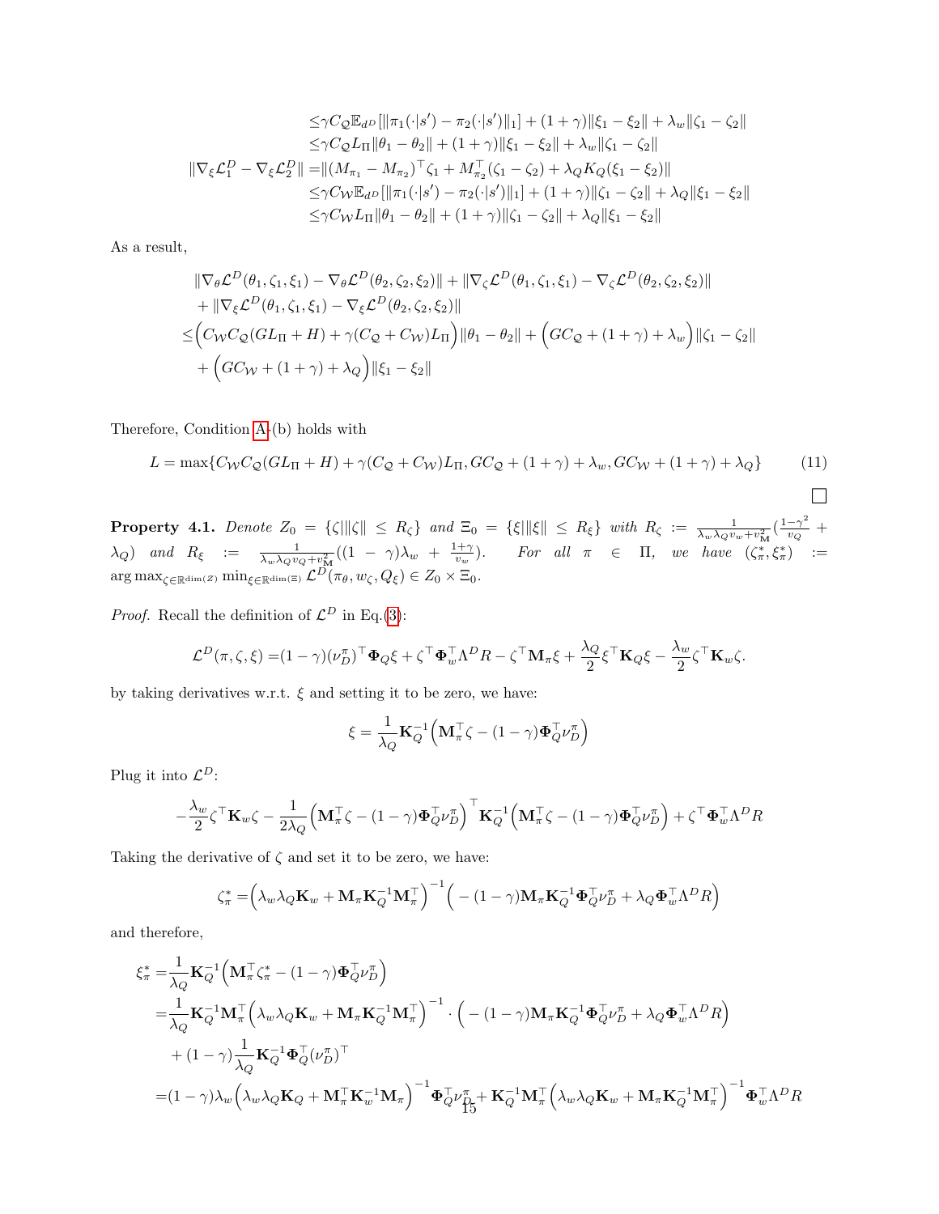$$
\begin{aligned}
&\le \gamma C_{\mathcal{Q}} \mathbb{E}_{d^D}[\|\pi_1(\cdot|s') - \pi_2(\cdot|s')\|_1] + (1+\gamma)\|\xi_1 - \xi_2\| + \lambda_w \|\zeta_1 - \zeta_2\| \\
&\le \gamma C_{\mathcal{Q}} L_\Pi \|\theta_1 - \theta_2\| + (1+\gamma)\|\xi_1 - \xi_2\| + \lambda_w \|\zeta_1 - \zeta_2\| \\
\|\nabla_\xi \mathcal{L}_1^D - \nabla_\xi \mathcal{L}_2^D\| &= \|(M_{\pi_1} - M_{\pi_2})^\top \zeta_1 + M_{\pi_2}^\top (\zeta_1 - \zeta_2) + \lambda_Q K_Q (\xi_1 - \xi_2)\| \\
&\le \gamma C_{\mathcal{W}} \mathbb{E}_{d^D}[\|\pi_1(\cdot|s') - \pi_2(\cdot|s')\|_1] + (1+\gamma)\|\zeta_1 - \zeta_2\| + \lambda_Q \|\xi_1 - \xi_2\| \\
&\le \gamma C_{\mathcal{W}} L_\Pi \|\theta_1 - \theta_2\| + (1+\gamma)\|\zeta_1 - \zeta_2\| + \lambda_Q \|\xi_1 - \xi_2\|
\end{aligned}
$$

As a result,

$$
\begin{aligned}
&\|\nabla_\theta \mathcal{L}^D(\theta_1, \zeta_1, \xi_1) - \nabla_\theta \mathcal{L}^D(\theta_2, \zeta_2, \xi_2)\| + \|\nabla_\zeta \mathcal{L}^D(\theta_1, \zeta_1, \xi_1) - \nabla_\zeta \mathcal{L}^D(\theta_2, \zeta_2, \xi_2)\| \\
&+ \|\nabla_\xi \mathcal{L}^D(\theta_1, \zeta_1, \xi_1) - \nabla_\xi \mathcal{L}^D(\theta_2, \zeta_2, \xi_2)\| \\
\le& \Big(C_{\mathcal{W}} C_{\mathcal{Q}} (G L_\Pi + H) + \gamma (C_{\mathcal{Q}} + C_{\mathcal{W}}) L_\Pi\Big) \|\theta_1 - \theta_2\| + \Big(G C_{\mathcal{Q}} + (1+\gamma) + \lambda_w\Big) \|\zeta_1 - \zeta_2\| \\
&+ \Big(G C_{\mathcal{W}} + (1+\gamma) + \lambda_Q\Big) \|\xi_1 - \xi_2\|
\end{aligned}
$$

Therefore, Condition A-(b) holds with

$$
L = \max\{C_{\mathcal{W}} C_{\mathcal{Q}} (G L_\Pi + H) + \gamma (C_{\mathcal{Q}} + C_{\mathcal{W}}) L_\Pi, G C_{\mathcal{Q}} + (1+\gamma) + \lambda_w, G C_{\mathcal{W}} + (1+\gamma) + \lambda_Q\} \tag{11}
$$

□

**Property 4.1.** *Denote $Z_0 = \{\zeta | \|\zeta\| \le R_\zeta\}$ and $\Xi_0 = \{\xi | \|\xi\| \le R_\xi\}$ with $R_\zeta := \frac{1}{\lambda_w \lambda_Q v_w + v_{\mathbf{M}}^2} (\frac{1-\gamma^2}{v_Q} + \lambda_Q)$ and $R_\xi := \frac{1}{\lambda_w \lambda_Q v_Q + v_{\mathbf{M}}^2} ((1-\gamma)\lambda_w + \frac{1+\gamma}{v_w})$. For all $\pi \in \Pi$, we have $(\zeta_\pi^*, \xi_\pi^*) := \arg\max_{\zeta \in \mathbb{R}^{\dim(Z)}} \min_{\xi \in \mathbb{R}^{\dim(\Xi)}} \mathcal{L}^D(\pi_\theta, w_\zeta, Q_\xi) \in Z_0 \times \Xi_0$.*

*Proof.* Recall the definition of $\mathcal{L}^D$ in Eq.(3):

$$
\mathcal{L}^D(\pi, \zeta, \xi) = (1-\gamma)(\nu_D^\pi)^\top \mathbf{\Phi}_Q \xi + \zeta^\top \mathbf{\Phi}_w^\top \Lambda^D R - \zeta^\top \mathbf{M}_\pi \xi + \frac{\lambda_Q}{2} \xi^\top \mathbf{K}_Q \xi - \frac{\lambda_w}{2} \zeta^\top \mathbf{K}_w \zeta.
$$

by taking derivatives w.r.t. $\xi$ and setting it to be zero, we have:

$$
\xi = \frac{1}{\lambda_Q} \mathbf{K}_Q^{-1} \Big(\mathbf{M}_\pi^\top \zeta - (1-\gamma) \mathbf{\Phi}_Q^\top \nu_D^\pi\Big)
$$

Plug it into $\mathcal{L}^D$:

$$
-\frac{\lambda_w}{2} \zeta^\top \mathbf{K}_w \zeta - \frac{1}{2\lambda_Q} \Big(\mathbf{M}_\pi^\top \zeta - (1-\gamma) \mathbf{\Phi}_Q^\top \nu_D^\pi\Big)^\top \mathbf{K}_Q^{-1} \Big(\mathbf{M}_\pi^\top \zeta - (1-\gamma) \mathbf{\Phi}_Q^\top \nu_D^\pi\Big) + \zeta^\top \mathbf{\Phi}_w^\top \Lambda^D R
$$

Taking the derivative of $\zeta$ and set it to be zero, we have:

$$
\zeta_\pi^* = \Big(\lambda_w \lambda_Q \mathbf{K}_w + \mathbf{M}_\pi \mathbf{K}_Q^{-1} \mathbf{M}_\pi^\top\Big)^{-1} \Big(-(1-\gamma) \mathbf{M}_\pi \mathbf{K}_Q^{-1} \mathbf{\Phi}_Q^\top \nu_D^\pi + \lambda_Q \mathbf{\Phi}_w^\top \Lambda^D R\Big)
$$

and therefore,

$$
\begin{aligned}
\xi_\pi^* =& \frac{1}{\lambda_Q} \mathbf{K}_Q^{-1} \Big(\mathbf{M}_\pi^\top \zeta_\pi^* - (1-\gamma) \mathbf{\Phi}_Q^\top \nu_D^\pi\Big) \\
=& \frac{1}{\lambda_Q} \mathbf{K}_Q^{-1} \mathbf{M}_\pi^\top \Big(\lambda_w \lambda_Q \mathbf{K}_w + \mathbf{M}_\pi \mathbf{K}_Q^{-1} \mathbf{M}_\pi^\top\Big)^{-1} \cdot \Big(-(1-\gamma) \mathbf{M}_\pi \mathbf{K}_Q^{-1} \mathbf{\Phi}_Q^\top \nu_D^\pi + \lambda_Q \mathbf{\Phi}_w^\top \Lambda^D R\Big) \\
&+ (1-\gamma) \frac{1}{\lambda_Q} \mathbf{K}_Q^{-1} \mathbf{\Phi}_Q^\top (\nu_D^\pi)^\top \\
=& (1-\gamma) \lambda_w \Big(\lambda_w \lambda_Q \mathbf{K}_Q + \mathbf{M}_\pi^\top \mathbf{K}_w^{-1} \mathbf{M}_\pi\Big)^{-1} \mathbf{\Phi}_Q^\top \nu_D^\pi + \mathbf{K}_Q^{-1} \mathbf{M}_\pi^\top \Big(\lambda_w \lambda_Q \mathbf{K}_w + \mathbf{M}_\pi \mathbf{K}_Q^{-1} \mathbf{M}_\pi^\top\Big)^{-1} \mathbf{\Phi}_w^\top \Lambda^D R
\end{aligned}
$$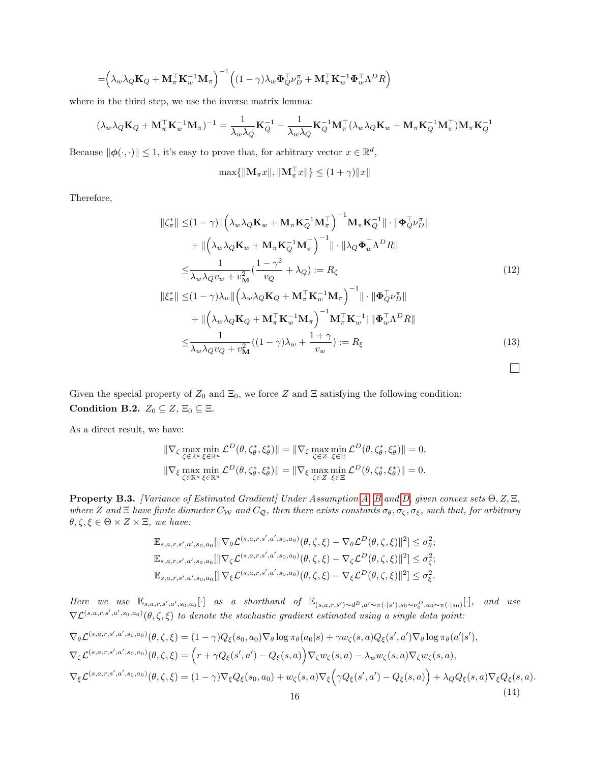$$=\Big(\lambda_w\lambda_Q\mathbf{K}_Q+\mathbf{M}_\pi^\top\mathbf{K}_w^{-1}\mathbf{M}_\pi\Big)^{-1}\Big((1-\gamma)\lambda_w\mathbf{\Phi}_Q^\top\nu_D^\pi+\mathbf{M}_\pi^\top\mathbf{K}_w^{-1}\mathbf{\Phi}_w^\top\Lambda^D R\Big)$$

where in the third step, we use the inverse matrix lemma:

$$(\lambda_w\lambda_Q\mathbf{K}_Q+\mathbf{M}_\pi^\top\mathbf{K}_w^{-1}\mathbf{M}_\pi)^{-1}=\frac{1}{\lambda_w\lambda_Q}\mathbf{K}_Q^{-1}-\frac{1}{\lambda_w\lambda_Q}\mathbf{K}_Q^{-1}\mathbf{M}_\pi^\top(\lambda_w\lambda_Q\mathbf{K}_w+\mathbf{M}_\pi\mathbf{K}_Q^{-1}\mathbf{M}_\pi^\top)\mathbf{M}_\pi\mathbf{K}_Q^{-1}$$

Because $\|\boldsymbol{\phi}(\cdot,\cdot)\|\leq 1$, it's easy to prove that, for arbitrary vector $x\in\mathbb{R}^d$,

$$\max\{\|\mathbf{M}_\pi x\|,\|\mathbf{M}_\pi^\top x\|\}\leq(1+\gamma)\|x\|$$

Therefore,

$$\begin{aligned}
\|\zeta_\pi^*\|\leq&(1-\gamma)\|\Big(\lambda_w\lambda_Q\mathbf{K}_w+\mathbf{M}_\pi\mathbf{K}_Q^{-1}\mathbf{M}_\pi^\top\Big)^{-1}\mathbf{M}_\pi\mathbf{K}_Q^{-1}\|\cdot\|\mathbf{\Phi}_Q^\top\nu_D^\pi\|\\
&+\|\Big(\lambda_w\lambda_Q\mathbf{K}_w+\mathbf{M}_\pi\mathbf{K}_Q^{-1}\mathbf{M}_\pi^\top\Big)^{-1}\|\cdot\|\lambda_Q\mathbf{\Phi}_w^\top\Lambda^D R\|\\
\leq&\frac{1}{\lambda_w\lambda_Q v_w+v_{\mathbf{M}}^2}\Big(\frac{1-\gamma^2}{v_Q}+\lambda_Q\Big):=R_\zeta \qquad (12)\\
\|\xi_\pi^*\|\leq&(1-\gamma)\lambda_w\|\Big(\lambda_w\lambda_Q\mathbf{K}_Q+\mathbf{M}_\pi^\top\mathbf{K}_w^{-1}\mathbf{M}_\pi\Big)^{-1}\|\cdot\|\mathbf{\Phi}_Q^\top\nu_D^\pi\|\\
&+\|\Big(\lambda_w\lambda_Q\mathbf{K}_Q+\mathbf{M}_\pi^\top\mathbf{K}_w^{-1}\mathbf{M}_\pi\Big)^{-1}\mathbf{M}_\pi^\top\mathbf{K}_w^{-1}\|\|\mathbf{\Phi}_w^\top\Lambda^D R\|\\
\leq&\frac{1}{\lambda_w\lambda_Q v_Q+v_{\mathbf{M}}^2}\Big((1-\gamma)\lambda_w+\frac{1+\gamma}{v_w}\Big):=R_\xi \qquad (13)
\end{aligned}$$

□

Given the special property of $Z_0$ and $\Xi_0$, we force $Z$ and $\Xi$ satisfying the following condition:
**Condition B.2.** $Z_0\subseteq Z$, $\Xi_0\subseteq\Xi$.

As a direct result, we have:

$$\|\nabla_\zeta\max_{\zeta\in\mathbb{R}^u}\min_{\xi\in\mathbb{R}^u}\mathcal{L}^D(\theta,\zeta_\theta^*,\xi_\theta^*)\|=\|\nabla_\zeta\max_{\zeta\in Z}\min_{\xi\in\Xi}\mathcal{L}^D(\theta,\zeta_\theta^*,\xi_\theta^*)\|=0,$$
$$\|\nabla_\xi\max_{\zeta\in\mathbb{R}^u}\min_{\xi\in\mathbb{R}^u}\mathcal{L}^D(\theta,\zeta_\theta^*,\xi_\theta^*)\|=\|\nabla_\xi\max_{\zeta\in Z}\min_{\xi\in\Xi}\mathcal{L}^D(\theta,\zeta_\theta^*,\xi_\theta^*)\|=0.$$

**Property B.3.** *[Variance of Estimated Gradient] Under Assumption A, B and D, given convex sets $\Theta,Z,\Xi$, where $Z$ and $\Xi$ have finite diameter $C_{\mathcal{W}}$ and $C_{\mathcal{Q}}$, then there exists constants $\sigma_\theta,\sigma_\zeta,\sigma_\xi$, such that, for arbitrary $\theta,\zeta,\xi\in\Theta\times Z\times\Xi$, we have:*

$$\mathbb{E}_{s,a,r,s',a',s_0,a_0}[\|\nabla_\theta\mathcal{L}^{(s,a,r,s',a',s_0,a_0)}(\theta,\zeta,\xi)-\nabla_\theta\mathcal{L}^D(\theta,\zeta,\xi)\|^2]\leq\sigma_\theta^2;$$
$$\mathbb{E}_{s,a,r,s',a',s_0,a_0}[\|\nabla_\zeta\mathcal{L}^{(s,a,r,s',a',s_0,a_0)}(\theta,\zeta,\xi)-\nabla_\zeta\mathcal{L}^D(\theta,\zeta,\xi)\|^2]\leq\sigma_\zeta^2;$$
$$\mathbb{E}_{s,a,r,s',a',s_0,a_0}[\|\nabla_\xi\mathcal{L}^{(s,a,r,s',a',s_0,a_0)}(\theta,\zeta,\xi)-\nabla_\xi\mathcal{L}^D(\theta,\zeta,\xi)\|^2]\leq\sigma_\xi^2.$$

*Here we use $\mathbb{E}_{s,a,r,s',a',s_0,a_0}[\cdot]$ as a shorthand of $\mathbb{E}_{(s,a,r,s')\sim d^D,a'\sim\pi(\cdot|s'),s_0\sim\nu_0^D,a_0\sim\pi(\cdot|s_0)}[\cdot]$, and use $\nabla\mathcal{L}^{(s,a,r,s',a',s_0,a_0)}(\theta,\zeta,\xi)$ to denote the stochastic gradient estimated using a single data point:*

$$\begin{aligned}
\nabla_\theta\mathcal{L}^{(s,a,r,s',a',s_0,a_0)}(\theta,\zeta,\xi)&=(1-\gamma)Q_\xi(s_0,a_0)\nabla_\theta\log\pi_\theta(a_0|s)+\gamma w_\zeta(s,a)Q_\xi(s',a')\nabla_\theta\log\pi_\theta(a'|s'),\\
\nabla_\zeta\mathcal{L}^{(s,a,r,s',a',s_0,a_0)}(\theta,\zeta,\xi)&=\Big(r+\gamma Q_\xi(s',a')-Q_\xi(s,a)\Big)\nabla_\zeta w_\zeta(s,a)-\lambda_w w_\zeta(s,a)\nabla_\zeta w_\zeta(s,a),\\
\nabla_\xi\mathcal{L}^{(s,a,r,s',a',s_0,a_0)}(\theta,\zeta,\xi)&=(1-\gamma)\nabla_\xi Q_\xi(s_0,a_0)+w_\zeta(s,a)\nabla_\xi\Big(\gamma Q_\xi(s',a')-Q_\xi(s,a)\Big)+\lambda_Q Q_\xi(s,a)\nabla_\xi Q_\xi(s,a).
\end{aligned} \qquad (14)$$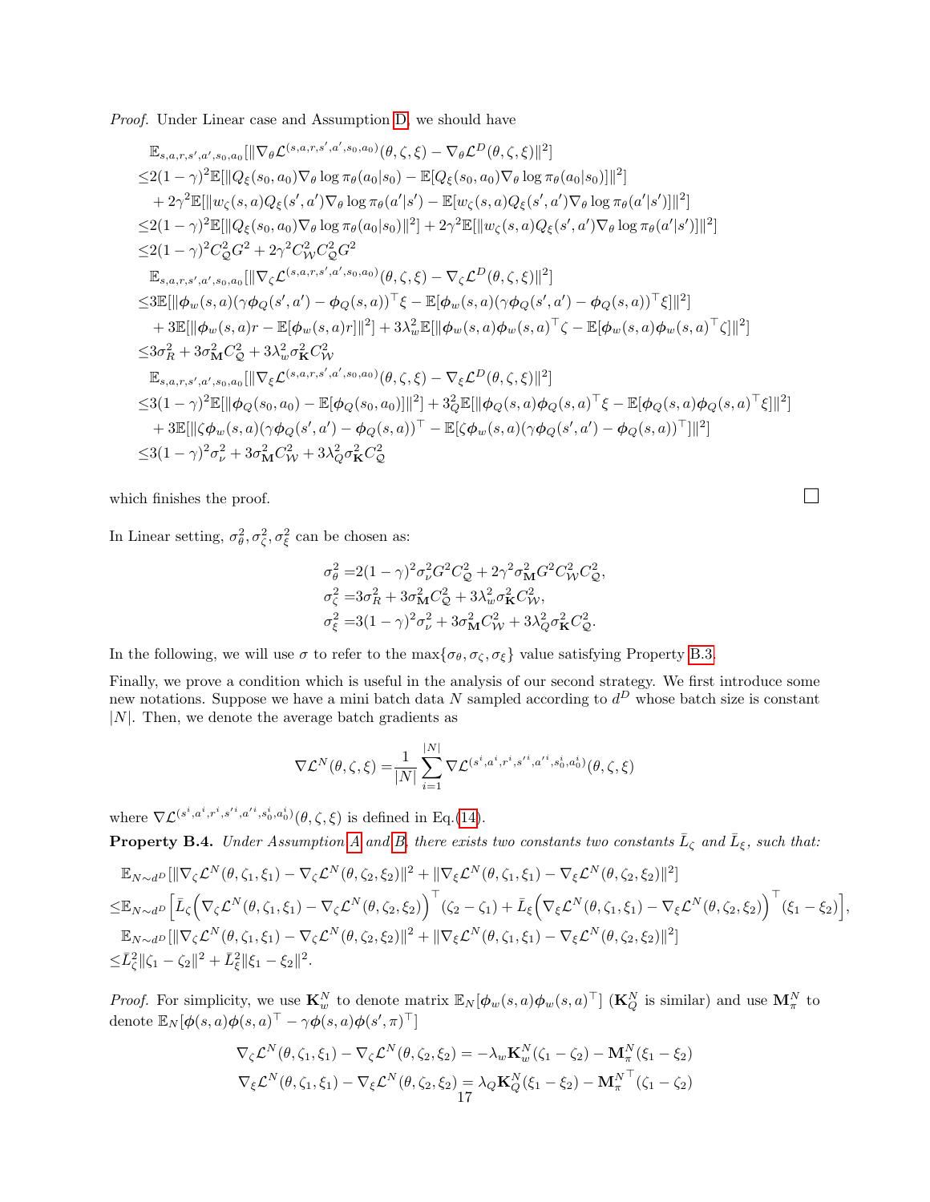*Proof.* Under Linear case and Assumption D, we should have

$$
\begin{aligned}
&\mathbb{E}_{s,a,r,s',a',s_0,a_0}[\|\nabla_\theta \mathcal{L}^{(s,a,r,s',a',s_0,a_0)}(\theta,\zeta,\xi) - \nabla_\theta \mathcal{L}^D(\theta,\zeta,\xi)\|^2] \\
\le& 2(1-\gamma)^2\mathbb{E}[\|Q_\xi(s_0,a_0)\nabla_\theta \log\pi_\theta(a_0|s_0) - \mathbb{E}[Q_\xi(s_0,a_0)\nabla_\theta\log\pi_\theta(a_0|s_0)]\|^2] \\
&+ 2\gamma^2\mathbb{E}[\|w_\zeta(s,a)Q_\xi(s',a')\nabla_\theta\log\pi_\theta(a'|s') - \mathbb{E}[w_\zeta(s,a)Q_\xi(s',a')\nabla_\theta\log\pi_\theta(a'|s')]\|^2] \\
\le& 2(1-\gamma)^2\mathbb{E}[\|Q_\xi(s_0,a_0)\nabla_\theta\log\pi_\theta(a_0|s_0)\|^2] + 2\gamma^2\mathbb{E}[\|w_\zeta(s,a)Q_\xi(s',a')\nabla_\theta\log\pi_\theta(a'|s')]\|^2] \\
\le& 2(1-\gamma)^2 C_{\mathcal{Q}}^2 G^2 + 2\gamma^2 C_{\mathcal{W}}^2 C_{\mathcal{Q}}^2 G^2 \\
&\mathbb{E}_{s,a,r,s',a',s_0,a_0}[\|\nabla_\zeta \mathcal{L}^{(s,a,r,s',a',s_0,a_0)}(\theta,\zeta,\xi) - \nabla_\zeta\mathcal{L}^D(\theta,\zeta,\xi)\|^2] \\
\le& 3\mathbb{E}[\|\boldsymbol{\phi}_w(s,a)(\gamma\boldsymbol{\phi}_Q(s',a')-\boldsymbol{\phi}_Q(s,a))^\top\xi - \mathbb{E}[\boldsymbol{\phi}_w(s,a)(\gamma\boldsymbol{\phi}_Q(s',a')-\boldsymbol{\phi}_Q(s,a))^\top\xi]\|^2] \\
&+ 3\mathbb{E}[\|\boldsymbol{\phi}_w(s,a)r - \mathbb{E}[\boldsymbol{\phi}_w(s,a)r]\|^2] + 3\lambda_w^2\mathbb{E}[\|\boldsymbol{\phi}_w(s,a)\boldsymbol{\phi}_w(s,a)^\top\zeta - \mathbb{E}[\boldsymbol{\phi}_w(s,a)\boldsymbol{\phi}_w(s,a)^\top\zeta]\|^2] \\
\le& 3\sigma_R^2 + 3\sigma_{\mathbf{M}}^2 C_{\mathcal{Q}}^2 + 3\lambda_w^2\sigma_{\mathbf{K}}^2 C_{\mathcal{W}}^2 \\
&\mathbb{E}_{s,a,r,s',a',s_0,a_0}[\|\nabla_\xi\mathcal{L}^{(s,a,r,s',a',s_0,a_0)}(\theta,\zeta,\xi) - \nabla_\xi\mathcal{L}^D(\theta,\zeta,\xi)\|^2] \\
\le& 3(1-\gamma)^2\mathbb{E}[\|\boldsymbol{\phi}_Q(s_0,a_0) - \mathbb{E}[\boldsymbol{\phi}_Q(s_0,a_0)]\|^2] + 3_Q^2\mathbb{E}[\|\boldsymbol{\phi}_Q(s,a)\boldsymbol{\phi}_Q(s,a)^\top\xi - \mathbb{E}[\boldsymbol{\phi}_Q(s,a)\boldsymbol{\phi}_Q(s,a)^\top\xi]\|^2] \\
&+ 3\mathbb{E}[\|\zeta\boldsymbol{\phi}_w(s,a)(\gamma\boldsymbol{\phi}_Q(s',a')-\boldsymbol{\phi}_Q(s,a))^\top - \mathbb{E}[\zeta\boldsymbol{\phi}_w(s,a)(\gamma\boldsymbol{\phi}_Q(s',a')-\boldsymbol{\phi}_Q(s,a))^\top]\|^2] \\
\le& 3(1-\gamma)^2\sigma_\nu^2 + 3\sigma_{\mathbf{M}}^2 C_{\mathcal{W}}^2 + 3\lambda_Q^2\sigma_{\mathbf{K}}^2 C_{\mathcal{Q}}^2
\end{aligned}
$$

which finishes the proof. □

In Linear setting, $\sigma_\theta^2, \sigma_\zeta^2, \sigma_\xi^2$ can be chosen as:

$$
\begin{aligned}
\sigma_\theta^2 =& 2(1-\gamma)^2\sigma_\nu^2 G^2 C_{\mathcal{Q}}^2 + 2\gamma^2\sigma_{\mathbf{M}}^2 G^2 C_{\mathcal{W}}^2 C_{\mathcal{Q}}^2, \\
\sigma_\zeta^2 =& 3\sigma_R^2 + 3\sigma_{\mathbf{M}}^2 C_{\mathcal{Q}}^2 + 3\lambda_w^2\sigma_{\mathbf{K}}^2 C_{\mathcal{W}}^2, \\
\sigma_\xi^2 =& 3(1-\gamma)^2\sigma_\nu^2 + 3\sigma_{\mathbf{M}}^2 C_{\mathcal{W}}^2 + 3\lambda_Q^2\sigma_{\mathbf{K}}^2 C_{\mathcal{Q}}^2.
\end{aligned}
$$

In the following, we will use $\sigma$ to refer to the $\max\{\sigma_\theta, \sigma_\zeta, \sigma_\xi\}$ value satisfying Property B.3.

Finally, we prove a condition which is useful in the analysis of our second strategy. We first introduce some new notations. Suppose we have a mini batch data $N$ sampled according to $d^D$ whose batch size is constant $|N|$. Then, we denote the average batch gradients as

$$
\nabla\mathcal{L}^N(\theta,\zeta,\xi) = \frac{1}{|N|}\sum_{i=1}^{|N|}\nabla\mathcal{L}^{(s^i,a^i,r^i,s'^i,a'^i,s_0^i,a_0^i)}(\theta,\zeta,\xi)
$$

where $\nabla\mathcal{L}^{(s^i,a^i,r^i,s'^i,a'^i,s_0^i,a_0^i)}(\theta,\zeta,\xi)$ is defined in Eq.(14).

**Property B.4.** *Under Assumption A and B, there exists two constants two constants $\bar{L}_\zeta$ and $\bar{L}_\xi$, such that:*

$$
\begin{aligned}
&\mathbb{E}_{N\sim d^D}[\|\nabla_\zeta\mathcal{L}^N(\theta,\zeta_1,\xi_1) - \nabla_\zeta\mathcal{L}^N(\theta,\zeta_2,\xi_2)\|^2 + \|\nabla_\xi\mathcal{L}^N(\theta,\zeta_1,\xi_1) - \nabla_\xi\mathcal{L}^N(\theta,\zeta_2,\xi_2)\|^2] \\
\le& \mathbb{E}_{N\sim d^D}\Big[\bar{L}_\zeta\Big(\nabla_\zeta\mathcal{L}^N(\theta,\zeta_1,\xi_1) - \nabla_\zeta\mathcal{L}^N(\theta,\zeta_2,\xi_2)\Big)^\top(\zeta_2-\zeta_1) + \bar{L}_\xi\Big(\nabla_\xi\mathcal{L}^N(\theta,\zeta_1,\xi_1) - \nabla_\xi\mathcal{L}^N(\theta,\zeta_2,\xi_2)\Big)^\top(\xi_1-\xi_2)\Big], \\
&\mathbb{E}_{N\sim d^D}[\|\nabla_\zeta\mathcal{L}^N(\theta,\zeta_1,\xi_1) - \nabla_\zeta\mathcal{L}^N(\theta,\zeta_2,\xi_2)\|^2 + \|\nabla_\xi\mathcal{L}^N(\theta,\zeta_1,\xi_1) - \nabla_\xi\mathcal{L}^N(\theta,\zeta_2,\xi_2)\|^2] \\
\le& \bar{L}_\zeta^2\|\zeta_1-\zeta_2\|^2 + \bar{L}_\xi^2\|\xi_1-\xi_2\|^2.
\end{aligned}
$$

*Proof.* For simplicity, we use $\mathbf{K}_w^N$ to denote matrix $\mathbb{E}_N[\boldsymbol{\phi}_w(s,a)\boldsymbol{\phi}_w(s,a)^\top]$ ($\mathbf{K}_Q^N$ is similar) and use $\mathbf{M}_\pi^N$ to denote $\mathbb{E}_N[\boldsymbol{\phi}(s,a)\boldsymbol{\phi}(s,a)^\top - \gamma\boldsymbol{\phi}(s,a)\boldsymbol{\phi}(s',\pi)^\top]$

$$
\begin{aligned}
\nabla_\zeta\mathcal{L}^N(\theta,\zeta_1,\xi_1) - \nabla_\zeta\mathcal{L}^N(\theta,\zeta_2,\xi_2) =& -\lambda_w\mathbf{K}_w^N(\zeta_1-\zeta_2) - \mathbf{M}_\pi^N(\xi_1-\xi_2) \\
\nabla_\xi\mathcal{L}^N(\theta,\zeta_1,\xi_1) - \nabla_\xi\mathcal{L}^N(\theta,\zeta_2,\xi_2) =& \lambda_Q\mathbf{K}_Q^N(\xi_1-\xi_2) - {\mathbf{M}_\pi^N}^\top(\zeta_1-\zeta_2)
\end{aligned}
$$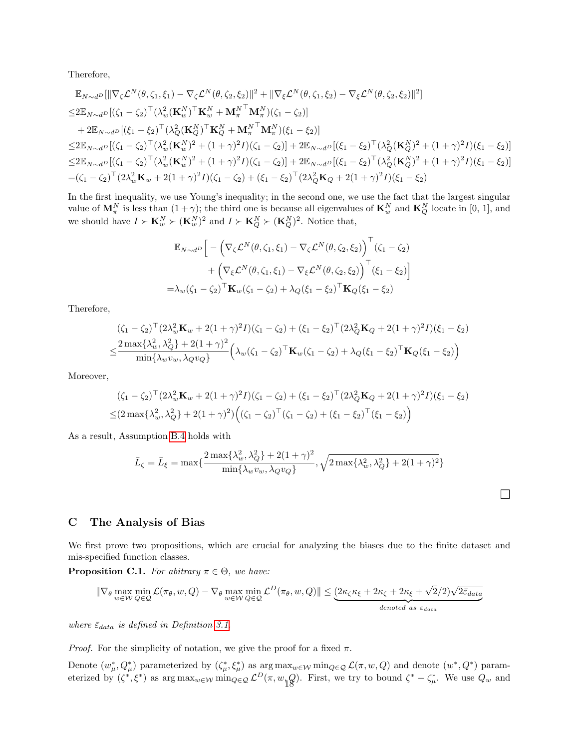Therefore,

$$
\begin{aligned}
&\mathbb{E}_{N\sim d^D}[\|\nabla_\zeta \mathcal{L}^N(\theta,\zeta_1,\xi_1)-\nabla_\zeta \mathcal{L}^N(\theta,\zeta_2,\xi_2)\|^2+\|\nabla_\xi \mathcal{L}^N(\theta,\zeta_1,\xi_2)-\nabla_\xi \mathcal{L}^N(\theta,\zeta_2,\xi_2)\|^2]\\
\leq& 2\mathbb{E}_{N\sim d^D}[(\zeta_1-\zeta_2)^\top(\lambda_w^2(\mathbf{K}_w^N)^\top \mathbf{K}_w^N+{\mathbf{M}_\pi^N}^\top \mathbf{M}_\pi^N)(\zeta_1-\zeta_2)]\\
&+2\mathbb{E}_{N\sim d^D}[(\xi_1-\xi_2)^\top(\lambda_Q^2(\mathbf{K}_Q^N)^\top \mathbf{K}_Q^N+{\mathbf{M}_\pi^N}^\top \mathbf{M}_\pi^N)(\xi_1-\xi_2)]\\
\leq& 2\mathbb{E}_{N\sim d^D}[(\zeta_1-\zeta_2)^\top(\lambda_w^2(\mathbf{K}_w^N)^2+(1+\gamma)^2 I)(\zeta_1-\zeta_2)]+2\mathbb{E}_{N\sim d^D}[(\xi_1-\xi_2)^\top(\lambda_Q^2(\mathbf{K}_Q^N)^2+(1+\gamma)^2 I)(\xi_1-\xi_2)]\\
\leq& 2\mathbb{E}_{N\sim d^D}[(\zeta_1-\zeta_2)^\top(\lambda_w^2(\mathbf{K}_w^N)^2+(1+\gamma)^2 I)(\zeta_1-\zeta_2)]+2\mathbb{E}_{N\sim d^D}[(\xi_1-\xi_2)^\top(\lambda_Q^2(\mathbf{K}_Q^N)^2+(1+\gamma)^2 I)(\xi_1-\xi_2)]\\
=&(\zeta_1-\zeta_2)^\top(2\lambda_w^2\mathbf{K}_w+2(1+\gamma)^2 I)(\zeta_1-\zeta_2)+(\xi_1-\xi_2)^\top(2\lambda_Q^2\mathbf{K}_Q+2(1+\gamma)^2 I)(\xi_1-\xi_2)
\end{aligned}
$$

In the first inequality, we use Young's inequality; in the second one, we use the fact that the largest singular value of $\mathbf{M}_\pi^N$ is less than $(1+\gamma)$; the third one is because all eigenvalues of $\mathbf{K}_w^N$ and $\mathbf{K}_Q^N$ locate in [0, 1], and we should have $I\succ \mathbf{K}_w^N\succ(\mathbf{K}_w^N)^2$ and $I\succ \mathbf{K}_Q^N\succ(\mathbf{K}_Q^N)^2$. Notice that,

$$
\begin{aligned}
&\mathbb{E}_{N\sim d^D}\Big[-\Big(\nabla_\zeta \mathcal{L}^N(\theta,\zeta_1,\xi_1)-\nabla_\zeta \mathcal{L}^N(\theta,\zeta_2,\xi_2)\Big)^\top(\zeta_1-\zeta_2)\\
&\qquad+\Big(\nabla_\xi \mathcal{L}^N(\theta,\zeta_1,\xi_1)-\nabla_\xi \mathcal{L}^N(\theta,\zeta_2,\xi_2)\Big)^\top(\xi_1-\xi_2)\Big]\\
=&\lambda_w(\zeta_1-\zeta_2)^\top \mathbf{K}_w(\zeta_1-\zeta_2)+\lambda_Q(\xi_1-\xi_2)^\top\mathbf{K}_Q(\xi_1-\xi_2)
\end{aligned}
$$

Therefore,

$$
\begin{aligned}
&(\zeta_1-\zeta_2)^\top(2\lambda_w^2\mathbf{K}_w+2(1+\gamma)^2 I)(\zeta_1-\zeta_2)+(\xi_1-\xi_2)^\top(2\lambda_Q^2\mathbf{K}_Q+2(1+\gamma)^2 I)(\xi_1-\xi_2)\\
\leq&\frac{2\max\{\lambda_w^2,\lambda_Q^2\}+2(1+\gamma)^2}{\min\{\lambda_w v_w,\lambda_Q v_Q\}}\Big(\lambda_w(\zeta_1-\zeta_2)^\top\mathbf{K}_w(\zeta_1-\zeta_2)+\lambda_Q(\xi_1-\xi_2)^\top\mathbf{K}_Q(\xi_1-\xi_2)\Big)
\end{aligned}
$$

Moreover,

$$
\begin{aligned}
&(\zeta_1-\zeta_2)^\top(2\lambda_w^2\mathbf{K}_w+2(1+\gamma)^2 I)(\zeta_1-\zeta_2)+(\xi_1-\xi_2)^\top(2\lambda_Q^2\mathbf{K}_Q+2(1+\gamma)^2 I)(\xi_1-\xi_2)\\
\leq&(2\max\{\lambda_w^2,\lambda_Q^2\}+2(1+\gamma)^2)\Big((\zeta_1-\zeta_2)^\top(\zeta_1-\zeta_2)+(\xi_1-\xi_2)^\top(\xi_1-\xi_2)\Big)
\end{aligned}
$$

As a result, Assumption B.4 holds with

$$
\bar{L}_\zeta=\bar{L}_\xi=\max\{\frac{2\max\{\lambda_w^2,\lambda_Q^2\}+2(1+\gamma)^2}{\min\{\lambda_w v_w,\lambda_Q v_Q\}},\sqrt{2\max\{\lambda_w^2,\lambda_Q^2\}+2(1+\gamma)^2}\}
$$

□

## C The Analysis of Bias

We first prove two propositions, which are crucial for analyzing the biases due to the finite dataset and mis-specified function classes.

**Proposition C.1.** *For abitrary $\pi\in\Theta$, we have:*

$$
\|\nabla_\theta \max_{w\in\mathcal{W}}\min_{Q\in\mathcal{Q}}\mathcal{L}(\pi_\theta,w,Q)-\nabla_\theta\max_{w\in\mathcal{W}}\min_{Q\in\mathcal{Q}}\mathcal{L}^D(\pi_\theta,w,Q)\|\leq\underbrace{(2\kappa_\zeta\kappa_\xi+2\kappa_\zeta+2\kappa_\xi+\sqrt{2}/2)\sqrt{2\bar{\varepsilon}_{data}}}_{denoted\ as\ \varepsilon_{data}}
$$

*where $\bar{\varepsilon}_{data}$ is defined in Definition 3.1.*

*Proof.* For the simplicity of notation, we give the proof for a fixed $\pi$.

Denote $(w_\mu^*,Q_\mu^*)$ parameterized by $(\zeta_\mu^*,\xi_\mu^*)$ as $\arg\max_{w\in\mathcal{W}}\min_{Q\in\mathcal{Q}}\mathcal{L}(\pi,w,Q)$ and denote $(w^*,Q^*)$ parameterized by $(\zeta^*,\xi^*)$ as $\arg\max_{w\in\mathcal{W}}\min_{Q\in\mathcal{Q}}\mathcal{L}^D(\pi,w,Q)$. First, we try to bound $\zeta^*-\zeta_\mu^*$. We use $Q_w$ and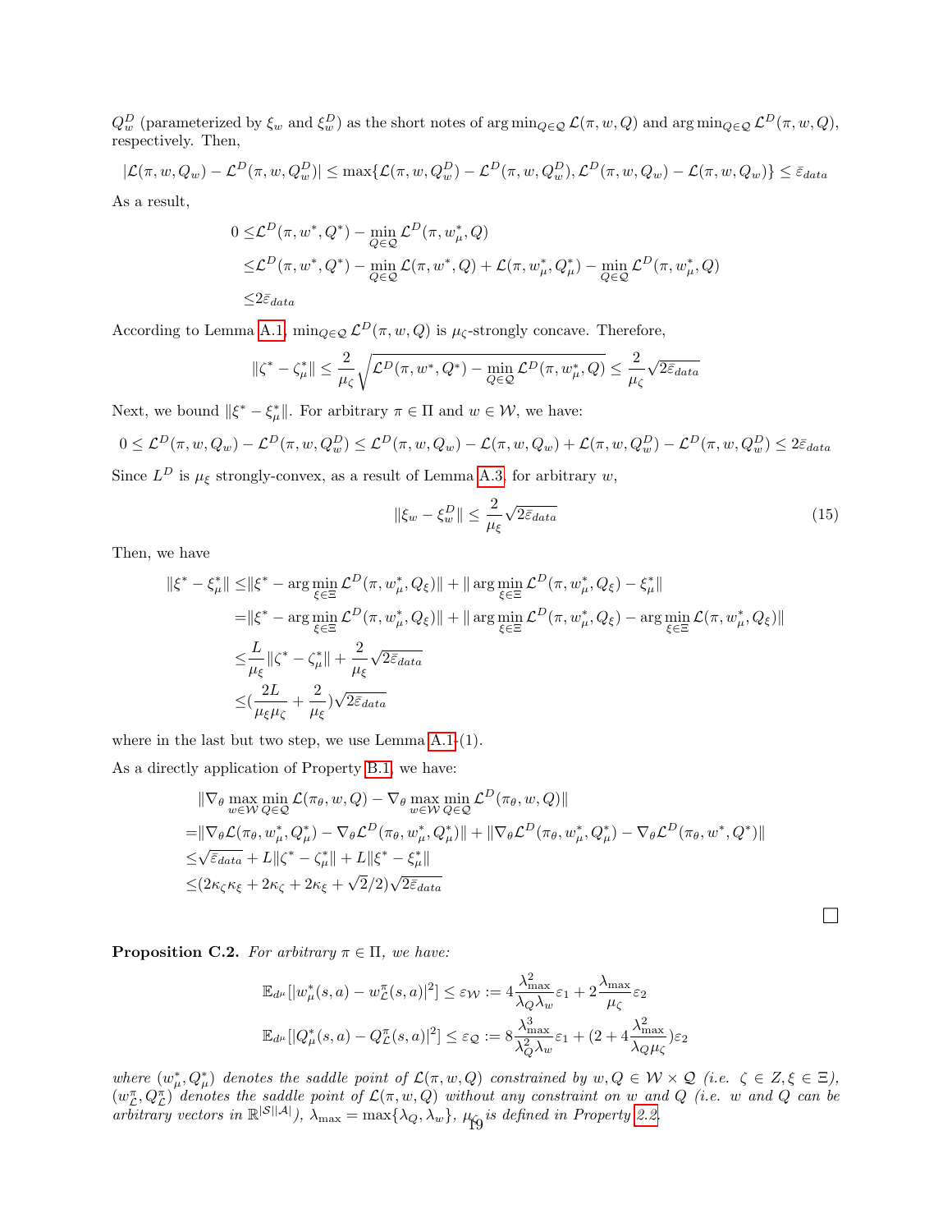$Q_w^D$ (parameterized by $\xi_w$ and $\xi_w^D$) as the short notes of $\arg\min_{Q\in\mathcal{Q}} \mathcal{L}(\pi, w, Q)$ and $\arg\min_{Q\in\mathcal{Q}} \mathcal{L}^D(\pi, w, Q)$, respectively. Then,

$$|\mathcal{L}(\pi, w, Q_w) - \mathcal{L}^D(\pi, w, Q_w^D)| \leq \max\{\mathcal{L}(\pi, w, Q_w^D) - \mathcal{L}^D(\pi, w, Q_w^D), \mathcal{L}^D(\pi, w, Q_w) - \mathcal{L}(\pi, w, Q_w)\} \leq \bar{\varepsilon}_{data}$$

As a result,

$$\begin{aligned}
0 \leq & \mathcal{L}^D(\pi, w^*, Q^*) - \min_{Q\in\mathcal{Q}} \mathcal{L}^D(\pi, w_\mu^*, Q) \\
\leq & \mathcal{L}^D(\pi, w^*, Q^*) - \min_{Q\in\mathcal{Q}} \mathcal{L}(\pi, w^*, Q) + \mathcal{L}(\pi, w_\mu^*, Q_\mu^*) - \min_{Q\in\mathcal{Q}} \mathcal{L}^D(\pi, w_\mu^*, Q) \\
\leq & 2\bar{\varepsilon}_{data}
\end{aligned}$$

According to Lemma A.1, $\min_{Q\in\mathcal{Q}} \mathcal{L}^D(\pi, w, Q)$ is $\mu_\zeta$-strongly concave. Therefore,

$$\|\zeta^* - \zeta_\mu^*\| \leq \frac{2}{\mu_\zeta}\sqrt{\mathcal{L}^D(\pi, w^*, Q^*) - \min_{Q\in\mathcal{Q}} \mathcal{L}^D(\pi, w_\mu^*, Q)} \leq \frac{2}{\mu_\zeta}\sqrt{2\bar{\varepsilon}_{data}}$$

Next, we bound $\|\xi^* - \xi_\mu^*\|$. For arbitrary $\pi \in \Pi$ and $w \in \mathcal{W}$, we have:

$$0 \leq \mathcal{L}^D(\pi, w, Q_w) - \mathcal{L}^D(\pi, w, Q_w^D) \leq \mathcal{L}^D(\pi, w, Q_w) - \mathcal{L}(\pi, w, Q_w) + \mathcal{L}(\pi, w, Q_w^D) - \mathcal{L}^D(\pi, w, Q_w^D) \leq 2\bar{\varepsilon}_{data}$$

Since $L^D$ is $\mu_\xi$ strongly-convex, as a result of Lemma A.3, for arbitrary $w$,

$$\|\xi_w - \xi_w^D\| \leq \frac{2}{\mu_\xi}\sqrt{2\bar{\varepsilon}_{data}} \tag{15}$$

Then, we have

$$\begin{aligned}
\|\xi^* - \xi_\mu^*\| \leq & \|\xi^* - \arg\min_{\xi\in\Xi} \mathcal{L}^D(\pi, w_\mu^*, Q_\xi)\| + \|\arg\min_{\xi\in\Xi} \mathcal{L}^D(\pi, w_\mu^*, Q_\xi) - \xi_\mu^*\| \\
= & \|\xi^* - \arg\min_{\xi\in\Xi} \mathcal{L}^D(\pi, w_\mu^*, Q_\xi)\| + \|\arg\min_{\xi\in\Xi} \mathcal{L}^D(\pi, w_\mu^*, Q_\xi) - \arg\min_{\xi\in\Xi} \mathcal{L}(\pi, w_\mu^*, Q_\xi)\| \\
\leq & \frac{L}{\mu_\xi}\|\zeta^* - \zeta_\mu^*\| + \frac{2}{\mu_\xi}\sqrt{2\bar{\varepsilon}_{data}} \\
\leq & (\frac{2L}{\mu_\xi\mu_\zeta} + \frac{2}{\mu_\xi})\sqrt{2\bar{\varepsilon}_{data}}
\end{aligned}$$

where in the last but two step, we use Lemma A.1-(1).

As a directly application of Property B.1, we have:

$$\begin{aligned}
& \|\nabla_\theta \max_{w\in\mathcal{W}} \min_{Q\in\mathcal{Q}} \mathcal{L}(\pi_\theta, w, Q) - \nabla_\theta \max_{w\in\mathcal{W}} \min_{Q\in\mathcal{Q}} \mathcal{L}^D(\pi_\theta, w, Q)\| \\
= & \|\nabla_\theta \mathcal{L}(\pi_\theta, w_\mu^*, Q_\mu^*) - \nabla_\theta \mathcal{L}^D(\pi_\theta, w_\mu^*, Q_\mu^*)\| + \|\nabla_\theta \mathcal{L}^D(\pi_\theta, w_\mu^*, Q_\mu^*) - \nabla_\theta \mathcal{L}^D(\pi_\theta, w^*, Q^*)\| \\
\leq & \sqrt{\bar{\varepsilon}_{data}} + L\|\zeta^* - \zeta_\mu^*\| + L\|\xi^* - \xi_\mu^*\| \\
\leq & (2\kappa_\zeta\kappa_\xi + 2\kappa_\zeta + 2\kappa_\xi + \sqrt{2}/2)\sqrt{2\bar{\varepsilon}_{data}}
\end{aligned}$$

□

**Proposition C.2.** *For arbitrary $\pi \in \Pi$, we have:*

$$\mathbb{E}_{d^\mu}[|w_\mu^*(s,a) - w_\mathcal{L}^\pi(s,a)|^2] \leq \varepsilon_\mathcal{W} := 4\frac{\lambda_{\max}^2}{\lambda_Q\lambda_w}\varepsilon_1 + 2\frac{\lambda_{\max}}{\mu_\zeta}\varepsilon_2$$

$$\mathbb{E}_{d^\mu}[|Q_\mu^*(s,a) - Q_\mathcal{L}^\pi(s,a)|^2] \leq \varepsilon_\mathcal{Q} := 8\frac{\lambda_{\max}^3}{\lambda_Q^2\lambda_w}\varepsilon_1 + (2 + 4\frac{\lambda_{\max}^2}{\lambda_Q\mu_\zeta})\varepsilon_2$$

*where $(w_\mu^*, Q_\mu^*)$ denotes the saddle point of $\mathcal{L}(\pi, w, Q)$ constrained by $w, Q \in \mathcal{W} \times \mathcal{Q}$ (i.e. $\zeta \in Z, \xi \in \Xi$), $(w_\mathcal{L}^\pi, Q_\mathcal{L}^\pi)$ denotes the saddle point of $\mathcal{L}(\pi, w, Q)$ without any constraint on $w$ and $Q$ (i.e. $w$ and $Q$ can be arbitrary vectors in $\mathbb{R}^{|\mathcal{S}||\mathcal{A}|}$), $\lambda_{\max} = \max\{\lambda_Q, \lambda_w\}$, $\mu_\zeta$ is defined in Property 2.2.*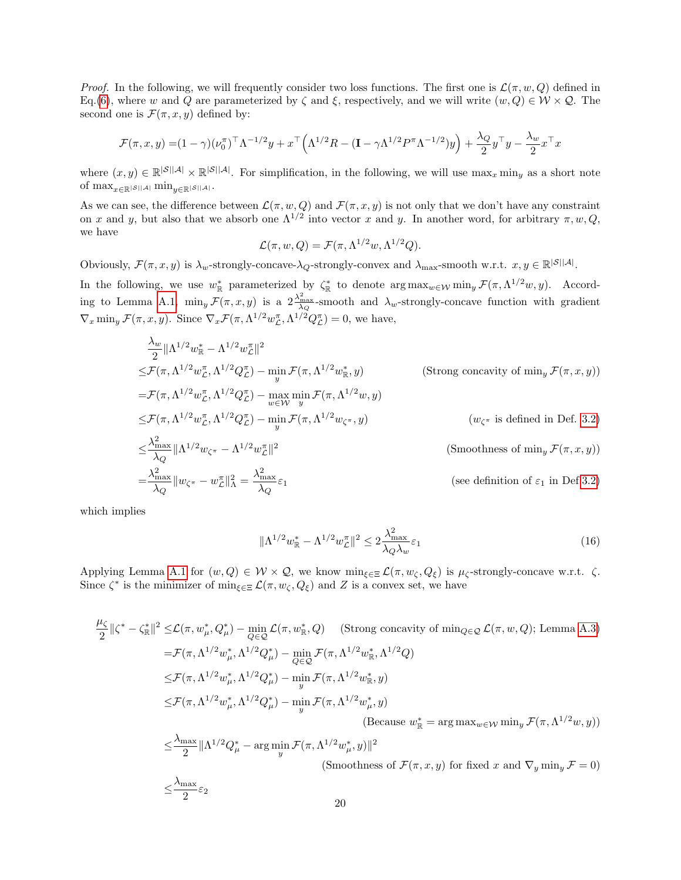*Proof.* In the following, we will frequently consider two loss functions. The first one is $\mathcal{L}(\pi, w, Q)$ defined in Eq.(6), where $w$ and $Q$ are parameterized by $\zeta$ and $\xi$, respectively, and we will write $(w, Q) \in \mathcal{W} \times \mathcal{Q}$. The second one is $\mathcal{F}(\pi, x, y)$ defined by:

$$\mathcal{F}(\pi, x, y) = (1-\gamma)(\nu_0^\pi)^\top \Lambda^{-1/2} y + x^\top \left( \Lambda^{1/2} R - (\mathbf{I} - \gamma \Lambda^{1/2} P^\pi \Lambda^{-1/2}) y \right) + \frac{\lambda_Q}{2} y^\top y - \frac{\lambda_w}{2} x^\top x$$

where $(x, y) \in \mathbb{R}^{|\mathcal{S}||\mathcal{A}|} \times \mathbb{R}^{|\mathcal{S}||\mathcal{A}|}$. For simplification, in the following, we will use $\max_x \min_y$ as a short note of $\max_{x \in \mathbb{R}^{|\mathcal{S}||\mathcal{A}|}} \min_{y \in \mathbb{R}^{|\mathcal{S}||\mathcal{A}|}}$.

As we can see, the difference between $\mathcal{L}(\pi, w, Q)$ and $\mathcal{F}(\pi, x, y)$ is not only that we don't have any constraint on $x$ and $y$, but also that we absorb one $\Lambda^{1/2}$ into vector $x$ and $y$. In another word, for arbitrary $\pi, w, Q$, we have

$$\mathcal{L}(\pi, w, Q) = \mathcal{F}(\pi, \Lambda^{1/2} w, \Lambda^{1/2} Q).$$

Obviously, $\mathcal{F}(\pi, x, y)$ is $\lambda_w$-strongly-concave-$\lambda_Q$-strongly-convex and $\lambda_{\max}$-smooth w.r.t. $x, y \in \mathbb{R}^{|\mathcal{S}||\mathcal{A}|}$.

In the following, we use $w_{\mathbb{R}}^*$ parameterized by $\zeta_{\mathbb{R}}^*$ to denote $\arg\max_{w \in \mathcal{W}} \min_y \mathcal{F}(\pi, \Lambda^{1/2} w, y)$. According to Lemma A.1, $\min_y \mathcal{F}(\pi, x, y)$ is a $2\frac{\lambda_{\max}^2}{\lambda_Q}$-smooth and $\lambda_w$-strongly-concave function with gradient $\nabla_x \min_y \mathcal{F}(\pi, x, y)$. Since $\nabla_x \mathcal{F}(\pi, \Lambda^{1/2} w_{\mathcal{L}}^\pi, \Lambda^{1/2} Q_{\mathcal{L}}^\pi) = 0$, we have,

$$\begin{aligned}
&\frac{\lambda_w}{2} \|\Lambda^{1/2} w_{\mathbb{R}}^* - \Lambda^{1/2} w_{\mathcal{L}}^\pi\|^2 \\
\leq& \mathcal{F}(\pi, \Lambda^{1/2} w_{\mathcal{L}}^\pi, \Lambda^{1/2} Q_{\mathcal{L}}^\pi) - \min_y \mathcal{F}(\pi, \Lambda^{1/2} w_{\mathbb{R}}^*, y) && \text{(Strong concavity of } \min_y \mathcal{F}(\pi, x, y)) \\
=& \mathcal{F}(\pi, \Lambda^{1/2} w_{\mathcal{L}}^\pi, \Lambda^{1/2} Q_{\mathcal{L}}^\pi) - \max_{w \in \mathcal{W}} \min_y \mathcal{F}(\pi, \Lambda^{1/2} w, y) \\
\leq& \mathcal{F}(\pi, \Lambda^{1/2} w_{\mathcal{L}}^\pi, \Lambda^{1/2} Q_{\mathcal{L}}^\pi) - \min_y \mathcal{F}(\pi, \Lambda^{1/2} w_{\zeta^\pi}, y) && (w_{\zeta^\pi} \text{ is defined in Def. 3.2}) \\
\leq& \frac{\lambda_{\max}^2}{\lambda_Q} \|\Lambda^{1/2} w_{\zeta^\pi} - \Lambda^{1/2} w_{\mathcal{L}}^\pi\|^2 && \text{(Smoothness of } \min_y \mathcal{F}(\pi, x, y)) \\
=& \frac{\lambda_{\max}^2}{\lambda_Q} \|w_{\zeta^\pi} - w_{\mathcal{L}}^\pi\|_\Lambda^2 = \frac{\lambda_{\max}^2}{\lambda_Q} \varepsilon_1 && \text{(see definition of } \varepsilon_1 \text{ in Def 3.2)}
\end{aligned}$$

which implies

$$\|\Lambda^{1/2} w_{\mathbb{R}}^* - \Lambda^{1/2} w_{\mathcal{L}}^\pi\|^2 \leq 2 \frac{\lambda_{\max}^2}{\lambda_Q \lambda_w} \varepsilon_1 \tag{16}$$

Applying Lemma A.1 for $(w, Q) \in \mathcal{W} \times \mathcal{Q}$, we know $\min_{\xi \in \Xi} \mathcal{L}(\pi, w_\zeta, Q_\xi)$ is $\mu_\zeta$-strongly-concave w.r.t. $\zeta$. Since $\zeta^*$ is the minimizer of $\min_{\xi \in \Xi} \mathcal{L}(\pi, w_\zeta, Q_\xi)$ and $Z$ is a convex set, we have

$$\begin{aligned}
\frac{\mu_\zeta}{2} \|\zeta^* - \zeta_{\mathbb{R}}^*\|^2 \leq& \mathcal{L}(\pi, w_\mu^*, Q_\mu^*) - \min_{Q \in \mathcal{Q}} \mathcal{L}(\pi, w_{\mathbb{R}}^*, Q) \quad \text{(Strong concavity of } \min_{Q \in \mathcal{Q}} \mathcal{L}(\pi, w, Q)\text{; Lemma A.3)} \\
=& \mathcal{F}(\pi, \Lambda^{1/2} w_\mu^*, \Lambda^{1/2} Q_\mu^*) - \min_{Q \in \mathcal{Q}} \mathcal{F}(\pi, \Lambda^{1/2} w_{\mathbb{R}}^*, \Lambda^{1/2} Q) \\
\leq& \mathcal{F}(\pi, \Lambda^{1/2} w_\mu^*, \Lambda^{1/2} Q_\mu^*) - \min_y \mathcal{F}(\pi, \Lambda^{1/2} w_{\mathbb{R}}^*, y) \\
\leq& \mathcal{F}(\pi, \Lambda^{1/2} w_\mu^*, \Lambda^{1/2} Q_\mu^*) - \min_y \mathcal{F}(\pi, \Lambda^{1/2} w_\mu^*, y) \\
& \hspace{5cm} \text{(Because } w_{\mathbb{R}}^* = \arg\max_{w \in \mathcal{W}} \min_y \mathcal{F}(\pi, \Lambda^{1/2} w, y)) \\
\leq& \frac{\lambda_{\max}}{2} \|\Lambda^{1/2} Q_\mu^* - \arg\min_y \mathcal{F}(\pi, \Lambda^{1/2} w_\mu^*, y)\|^2 \\
& \hspace{5cm} \text{(Smoothness of } \mathcal{F}(\pi, x, y) \text{ for fixed } x \text{ and } \nabla_y \min_y \mathcal{F} = 0) \\
\leq& \frac{\lambda_{\max}}{2} \varepsilon_2
\end{aligned}$$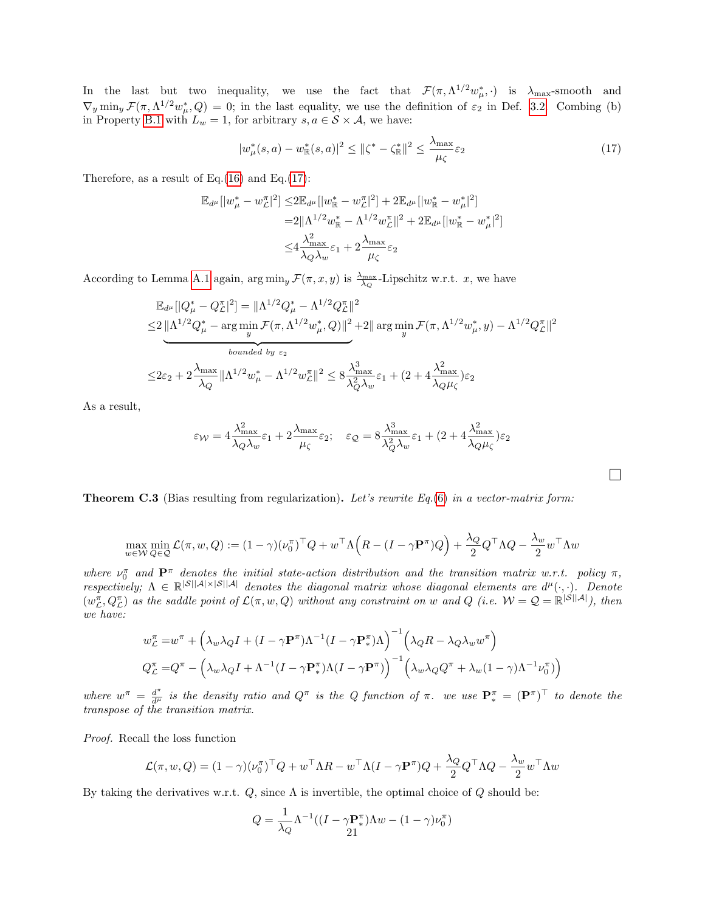In the last but two inequality, we use the fact that $\mathcal{F}(\pi, \Lambda^{1/2} w^*_\mu, \cdot)$ is $\lambda_{\max}$-smooth and $\nabla_y \min_y \mathcal{F}(\pi, \Lambda^{1/2} w^*_\mu, Q) = 0$; in the last equality, we use the definition of $\varepsilon_2$ in Def. 3.2. Combing (b) in Property B.1 with $L_w = 1$, for arbitrary $s, a \in \mathcal{S} \times \mathcal{A}$, we have:

$$|w^*_\mu(s,a) - w^*_{\mathbb{R}}(s,a)|^2 \leq \|\zeta^* - \zeta^*_{\mathbb{R}}\|^2 \leq \frac{\lambda_{\max}}{\mu_\zeta}\varepsilon_2 \tag{17}$$

Therefore, as a result of Eq.(16) and Eq.(17):

$$\begin{aligned}
\mathbb{E}_{d^\mu}[|w^*_\mu - w^\pi_{\mathcal{L}}|^2] \leq & 2\mathbb{E}_{d^\mu}[|w^*_{\mathbb{R}} - w^\pi_{\mathcal{L}}|^2] + 2\mathbb{E}_{d^\mu}[|w^*_{\mathbb{R}} - w^*_\mu|^2] \\
= & 2\|\Lambda^{1/2} w^*_{\mathbb{R}} - \Lambda^{1/2} w^\pi_{\mathcal{L}}\|^2 + 2\mathbb{E}_{d^\mu}[|w^*_{\mathbb{R}} - w^*_\mu|^2] \\
\leq & 4\frac{\lambda^2_{\max}}{\lambda_Q \lambda_w}\varepsilon_1 + 2\frac{\lambda_{\max}}{\mu_\zeta}\varepsilon_2
\end{aligned}$$

According to Lemma A.1 again, $\arg\min_y \mathcal{F}(\pi, x, y)$ is $\frac{\lambda_{\max}}{\lambda_Q}$-Lipschitz w.r.t. $x$, we have

$$\begin{aligned}
&\mathbb{E}_{d^\mu}[|Q^*_\mu - Q^\pi_{\mathcal{L}}|^2] = \|\Lambda^{1/2} Q^*_\mu - \Lambda^{1/2} Q^\pi_{\mathcal{L}}\|^2 \\
\leq & 2\underbrace{\|\Lambda^{1/2} Q^*_\mu - \arg\min_y \mathcal{F}(\pi, \Lambda^{1/2} w^*_\mu, Q)\|^2}_{\text{bounded by } \varepsilon_2} + 2\|\arg\min_y \mathcal{F}(\pi, \Lambda^{1/2} w^*_\mu, y) - \Lambda^{1/2} Q^\pi_{\mathcal{L}}\|^2 \\
\leq & 2\varepsilon_2 + 2\frac{\lambda_{\max}}{\lambda_Q}\|\Lambda^{1/2} w^*_\mu - \Lambda^{1/2} w^\pi_{\mathcal{L}}\|^2 \leq 8\frac{\lambda^3_{\max}}{\lambda^2_Q \lambda_w}\varepsilon_1 + (2 + 4\frac{\lambda^2_{\max}}{\lambda_Q \mu_\zeta})\varepsilon_2
\end{aligned}$$

As a result,

$$\varepsilon_{\mathcal{W}} = 4\frac{\lambda^2_{\max}}{\lambda_Q \lambda_w}\varepsilon_1 + 2\frac{\lambda_{\max}}{\mu_\zeta}\varepsilon_2; \quad \varepsilon_{\mathcal{Q}} = 8\frac{\lambda^3_{\max}}{\lambda^2_Q \lambda_w}\varepsilon_1 + (2 + 4\frac{\lambda^2_{\max}}{\lambda_Q \mu_\zeta})\varepsilon_2$$

□

**Theorem C.3** (Bias resulting from regularization)**.** *Let's rewrite Eq.(6) in a vector-matrix form:*

$$\max_{w \in \mathcal{W}} \min_{Q \in \mathcal{Q}} \mathcal{L}(\pi, w, Q) := (1-\gamma)(\nu^\pi_0)^\top Q + w^\top \Lambda\Big(R - (I - \gamma \mathbf{P}^\pi) Q\Big) + \frac{\lambda_Q}{2} Q^\top \Lambda Q - \frac{\lambda_w}{2} w^\top \Lambda w$$

*where $\nu^\pi_0$ and $\mathbf{P}^\pi$ denotes the initial state-action distribution and the transition matrix w.r.t. policy $\pi$, respectively; $\Lambda \in \mathbb{R}^{|\mathcal{S}||\mathcal{A}| \times |\mathcal{S}||\mathcal{A}|}$ denotes the diagonal matrix whose diagonal elements are $d^\mu(\cdot, \cdot)$. Denote $(w^\pi_{\mathcal{L}}, Q^\pi_{\mathcal{L}})$ as the saddle point of $\mathcal{L}(\pi, w, Q)$ without any constraint on $w$ and $Q$ (i.e. $\mathcal{W} = \mathcal{Q} = \mathbb{R}^{|\mathcal{S}||\mathcal{A}|}$), then we have:*

$$\begin{aligned}
w^\pi_{\mathcal{L}} = & w^\pi + \Big(\lambda_w \lambda_Q I + (I - \gamma \mathbf{P}^\pi)\Lambda^{-1}(I - \gamma \mathbf{P}^\pi_*)\Lambda\Big)^{-1}\Big(\lambda_Q R - \lambda_Q \lambda_w w^\pi\Big) \\
Q^\pi_{\mathcal{L}} = & Q^\pi - \Big(\lambda_w \lambda_Q I + \Lambda^{-1}(I - \gamma \mathbf{P}^\pi_*)\Lambda(I - \gamma \mathbf{P}^\pi)\Big)^{-1}\Big(\lambda_w \lambda_Q Q^\pi + \lambda_w (1-\gamma)\Lambda^{-1}\nu^\pi_0\Big)
\end{aligned}$$

*where $w^\pi = \frac{d^\pi}{d^\mu}$ is the density ratio and $Q^\pi$ is the Q function of $\pi$. we use $\mathbf{P}^\pi_* = (\mathbf{P}^\pi)^\top$ to denote the transpose of the transition matrix.*

*Proof.* Recall the loss function

$$\mathcal{L}(\pi, w, Q) = (1-\gamma)(\nu^\pi_0)^\top Q + w^\top \Lambda R - w^\top \Lambda (I - \gamma \mathbf{P}^\pi) Q + \frac{\lambda_Q}{2} Q^\top \Lambda Q - \frac{\lambda_w}{2} w^\top \Lambda w$$

By taking the derivatives w.r.t. $Q$, since $\Lambda$ is invertible, the optimal choice of $Q$ should be:

$$Q = \frac{1}{\lambda_Q}\Lambda^{-1}((I - \gamma \mathbf{P}^\pi_*)\Lambda w - (1-\gamma)\nu^\pi_0)$$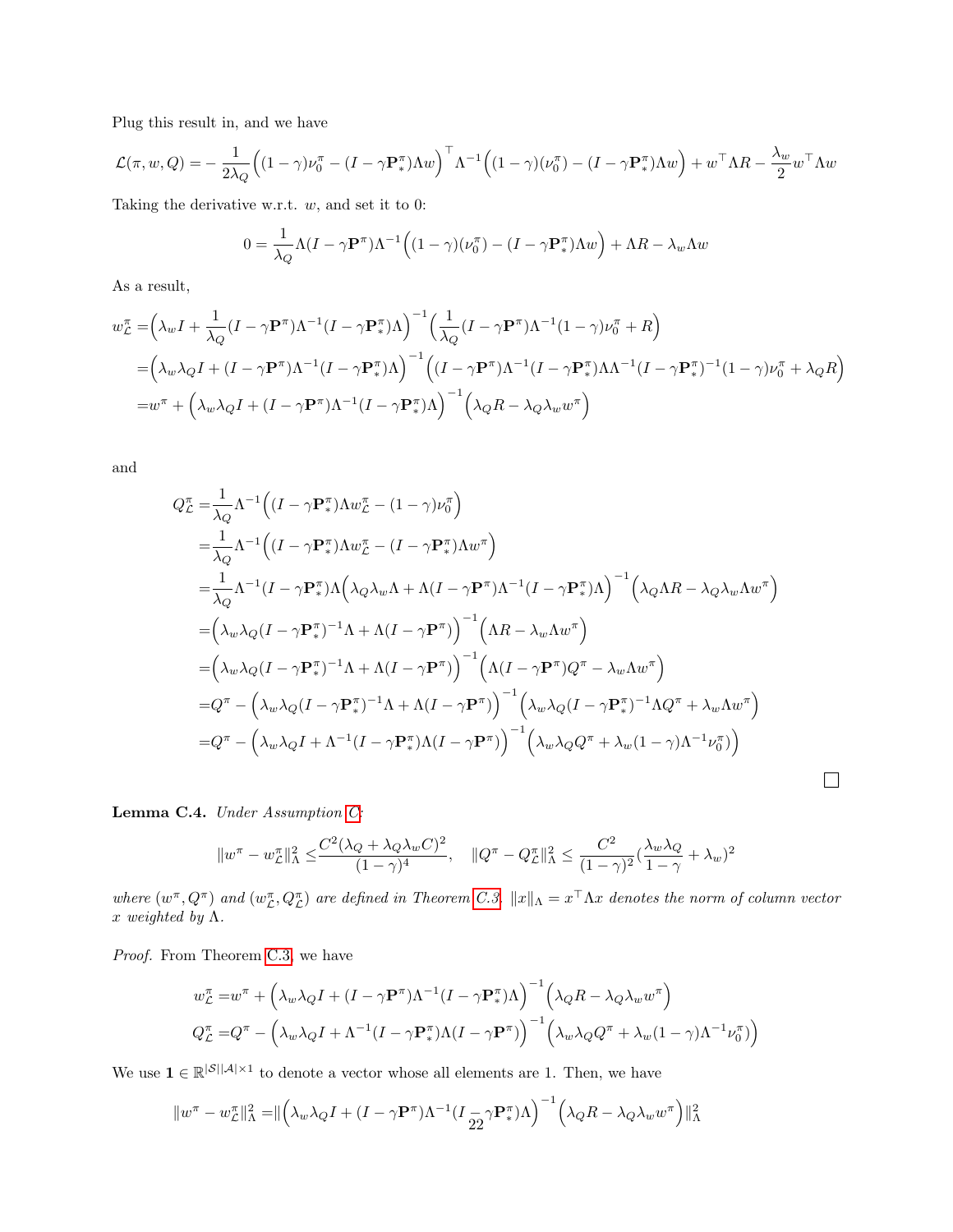Plug this result in, and we have

$$\mathcal{L}(\pi, w, Q) = -\frac{1}{2\lambda_Q}\Big((1-\gamma)\nu_0^\pi - (I-\gamma\mathbf{P}_*^\pi)\Lambda w\Big)^\top \Lambda^{-1}\Big((1-\gamma)(\nu_0^\pi) - (I-\gamma\mathbf{P}_*^\pi)\Lambda w\Big) + w^\top \Lambda R - \frac{\lambda_w}{2} w^\top \Lambda w$$

Taking the derivative w.r.t. $w$, and set it to 0:

$$0 = \frac{1}{\lambda_Q}\Lambda(I-\gamma\mathbf{P}^\pi)\Lambda^{-1}\Big((1-\gamma)(\nu_0^\pi) - (I-\gamma\mathbf{P}_*^\pi)\Lambda w\Big) + \Lambda R - \lambda_w \Lambda w$$

As a result,

$$\begin{aligned}
w_{\mathcal{L}}^\pi =& \Big(\lambda_w I + \frac{1}{\lambda_Q}(I-\gamma\mathbf{P}^\pi)\Lambda^{-1}(I-\gamma\mathbf{P}_*^\pi)\Lambda\Big)^{-1}\Big(\frac{1}{\lambda_Q}(I-\gamma\mathbf{P}^\pi)\Lambda^{-1}(1-\gamma)\nu_0^\pi + R\Big) \\
=& \Big(\lambda_w\lambda_Q I + (I-\gamma\mathbf{P}^\pi)\Lambda^{-1}(I-\gamma\mathbf{P}_*^\pi)\Lambda\Big)^{-1}\Big((I-\gamma\mathbf{P}^\pi)\Lambda^{-1}(I-\gamma\mathbf{P}_*^\pi)\Lambda\Lambda^{-1}(I-\gamma\mathbf{P}_*^\pi)^{-1}(1-\gamma)\nu_0^\pi + \lambda_Q R\Big) \\
=& w^\pi + \Big(\lambda_w\lambda_Q I + (I-\gamma\mathbf{P}^\pi)\Lambda^{-1}(I-\gamma\mathbf{P}_*^\pi)\Lambda\Big)^{-1}\Big(\lambda_Q R - \lambda_Q\lambda_w w^\pi\Big)
\end{aligned}$$

and

$$\begin{aligned}
Q_{\mathcal{L}}^\pi =& \frac{1}{\lambda_Q}\Lambda^{-1}\Big((I-\gamma\mathbf{P}_*^\pi)\Lambda w_{\mathcal{L}}^\pi - (1-\gamma)\nu_0^\pi\Big) \\
=& \frac{1}{\lambda_Q}\Lambda^{-1}\Big((I-\gamma\mathbf{P}_*^\pi)\Lambda w_{\mathcal{L}}^\pi - (I-\gamma\mathbf{P}_*^\pi)\Lambda w^\pi\Big) \\
=& \frac{1}{\lambda_Q}\Lambda^{-1}(I-\gamma\mathbf{P}_*^\pi)\Lambda\Big(\lambda_Q\lambda_w\Lambda + \Lambda(I-\gamma\mathbf{P}^\pi)\Lambda^{-1}(I-\gamma\mathbf{P}_*^\pi)\Lambda\Big)^{-1}\Big(\lambda_Q\Lambda R - \lambda_Q\lambda_w\Lambda w^\pi\Big) \\
=& \Big(\lambda_w\lambda_Q(I-\gamma\mathbf{P}_*^\pi)^{-1}\Lambda + \Lambda(I-\gamma\mathbf{P}^\pi)\Big)^{-1}\Big(\Lambda R - \lambda_w\Lambda w^\pi\Big) \\
=& \Big(\lambda_w\lambda_Q(I-\gamma\mathbf{P}_*^\pi)^{-1}\Lambda + \Lambda(I-\gamma\mathbf{P}^\pi)\Big)^{-1}\Big(\Lambda(I-\gamma\mathbf{P}^\pi)Q^\pi - \lambda_w\Lambda w^\pi\Big) \\
=& Q^\pi - \Big(\lambda_w\lambda_Q(I-\gamma\mathbf{P}_*^\pi)^{-1}\Lambda + \Lambda(I-\gamma\mathbf{P}^\pi)\Big)^{-1}\Big(\lambda_w\lambda_Q(I-\gamma\mathbf{P}_*^\pi)^{-1}\Lambda Q^\pi + \lambda_w\Lambda w^\pi\Big) \\
=& Q^\pi - \Big(\lambda_w\lambda_Q I + \Lambda^{-1}(I-\gamma\mathbf{P}_*^\pi)\Lambda(I-\gamma\mathbf{P}^\pi)\Big)^{-1}\Big(\lambda_w\lambda_Q Q^\pi + \lambda_w(1-\gamma)\Lambda^{-1}\nu_0^\pi)\Big)
\end{aligned}$$

□

**Lemma C.4.** *Under Assumption C:*

$$\|w^\pi - w_{\mathcal{L}}^\pi\|_\Lambda^2 \le \frac{C^2(\lambda_Q + \lambda_Q\lambda_w C)^2}{(1-\gamma)^4}, \quad \|Q^\pi - Q_{\mathcal{L}}^\pi\|_\Lambda^2 \le \frac{C^2}{(1-\gamma)^2}(\frac{\lambda_w\lambda_Q}{1-\gamma} + \lambda_w)^2$$

*where $(w^\pi, Q^\pi)$ and $(w_{\mathcal{L}}^\pi, Q_{\mathcal{L}}^\pi)$ are defined in Theorem C.3. $\|x\|_\Lambda = x^\top \Lambda x$ denotes the norm of column vector $x$ weighted by $\Lambda$.*

*Proof.* From Theorem C.3, we have

$$\begin{aligned}
w_{\mathcal{L}}^\pi =& w^\pi + \Big(\lambda_w\lambda_Q I + (I-\gamma\mathbf{P}^\pi)\Lambda^{-1}(I-\gamma\mathbf{P}_*^\pi)\Lambda\Big)^{-1}\Big(\lambda_Q R - \lambda_Q\lambda_w w^\pi\Big) \\
Q_{\mathcal{L}}^\pi =& Q^\pi - \Big(\lambda_w\lambda_Q I + \Lambda^{-1}(I-\gamma\mathbf{P}_*^\pi)\Lambda(I-\gamma\mathbf{P}^\pi)\Big)^{-1}\Big(\lambda_w\lambda_Q Q^\pi + \lambda_w(1-\gamma)\Lambda^{-1}\nu_0^\pi)\Big)
\end{aligned}$$

We use $\mathbf{1} \in \mathbb{R}^{|\mathcal{S}||\mathcal{A}|\times 1}$ to denote a vector whose all elements are 1. Then, we have

$$\|w^\pi - w_{\mathcal{L}}^\pi\|_\Lambda^2 = \|\Big(\lambda_w\lambda_Q I + (I-\gamma\mathbf{P}^\pi)\Lambda^{-1}(I-\gamma\mathbf{P}_*^\pi)\Lambda\Big)^{-1}\Big(\lambda_Q R - \lambda_Q\lambda_w w^\pi\Big)\|_\Lambda^2$$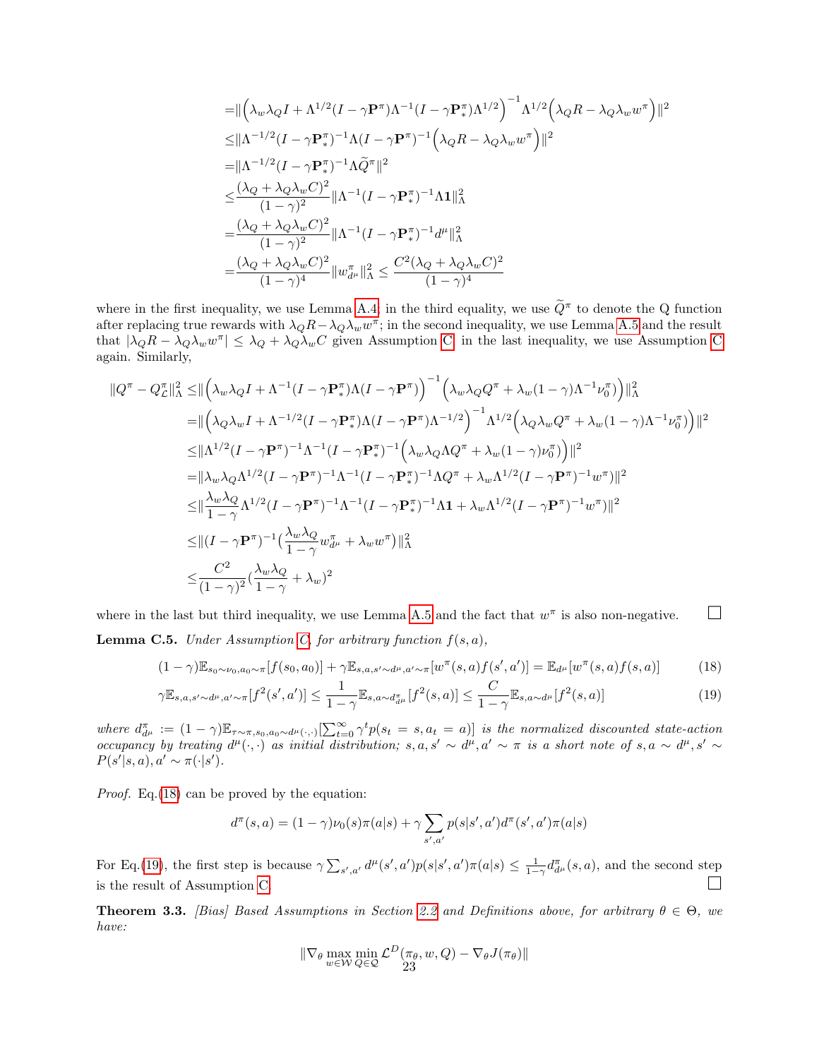$$
\begin{aligned}
=&\|\Big(\lambda_w\lambda_Q I + \Lambda^{1/2}(I-\gamma\mathbf{P}^\pi)\Lambda^{-1}(I-\gamma\mathbf{P}^\pi_*)\Lambda^{1/2}\Big)^{-1}\Lambda^{1/2}\Big(\lambda_Q R - \lambda_Q\lambda_w w^\pi\Big)\|^2\\
\leq&\|\Lambda^{-1/2}(I-\gamma\mathbf{P}^\pi_*)^{-1}\Lambda(I-\gamma\mathbf{P}^\pi)^{-1}\Big(\lambda_Q R - \lambda_Q\lambda_w w^\pi\Big)\|^2\\
=&\|\Lambda^{-1/2}(I-\gamma\mathbf{P}^\pi_*)^{-1}\Lambda\widetilde{Q}^\pi\|^2\\
\leq&\frac{(\lambda_Q+\lambda_Q\lambda_w C)^2}{(1-\gamma)^2}\|\Lambda^{-1}(I-\gamma\mathbf{P}^\pi_*)^{-1}\Lambda\mathbf{1}\|^2_\Lambda\\
=&\frac{(\lambda_Q+\lambda_Q\lambda_w C)^2}{(1-\gamma)^2}\|\Lambda^{-1}(I-\gamma\mathbf{P}^\pi_*)^{-1}d^\mu\|^2_\Lambda\\
=&\frac{(\lambda_Q+\lambda_Q\lambda_w C)^2}{(1-\gamma)^4}\|w^\pi_{d^\mu}\|^2_\Lambda \leq \frac{C^2(\lambda_Q+\lambda_Q\lambda_w C)^2}{(1-\gamma)^4}
\end{aligned}
$$

where in the first inequality, we use Lemma A.4; in the third equality, we use $\widetilde{Q}^\pi$ to denote the Q function after replacing true rewards with $\lambda_Q R - \lambda_Q\lambda_w w^\pi$; in the second inequality, we use Lemma A.5 and the result that $|\lambda_Q R - \lambda_Q\lambda_w w^\pi| \leq \lambda_Q + \lambda_Q\lambda_w C$ given Assumption C; in the last inequality, we use Assumption C again. Similarly,

$$
\begin{aligned}
\|Q^\pi - Q^\pi_{\mathcal{L}}\|^2_\Lambda \leq&\|\Big(\lambda_w\lambda_Q I + \Lambda^{-1}(I-\gamma\mathbf{P}^\pi_*)\Lambda(I-\gamma\mathbf{P}^\pi)\Big)^{-1}\Big(\lambda_w\lambda_Q Q^\pi + \lambda_w(1-\gamma)\Lambda^{-1}\nu_0^\pi)\Big)\|^2_\Lambda\\
=&\|\Big(\lambda_Q\lambda_w I + \Lambda^{-1/2}(I-\gamma\mathbf{P}^\pi_*)\Lambda(I-\gamma\mathbf{P}^\pi)\Lambda^{-1/2}\Big)^{-1}\Lambda^{1/2}\Big(\lambda_Q\lambda_w Q^\pi + \lambda_w(1-\gamma)\Lambda^{-1}\nu_0^\pi)\Big)\|^2\\
\leq&\|\Lambda^{1/2}(I-\gamma\mathbf{P}^\pi)^{-1}\Lambda^{-1}(I-\gamma\mathbf{P}^\pi_*)^{-1}\Big(\lambda_w\lambda_Q\Lambda Q^\pi + \lambda_w(1-\gamma)\nu_0^\pi)\Big)\|^2\\
=&\|\lambda_w\lambda_Q\Lambda^{1/2}(I-\gamma\mathbf{P}^\pi)^{-1}\Lambda^{-1}(I-\gamma\mathbf{P}^\pi_*)^{-1}\Lambda Q^\pi + \lambda_w\Lambda^{1/2}(I-\gamma\mathbf{P}^\pi)^{-1}w^\pi)\|^2\\
\leq&\|\frac{\lambda_w\lambda_Q}{1-\gamma}\Lambda^{1/2}(I-\gamma\mathbf{P}^\pi)^{-1}\Lambda^{-1}(I-\gamma\mathbf{P}^\pi_*)^{-1}\Lambda\mathbf{1} + \lambda_w\Lambda^{1/2}(I-\gamma\mathbf{P}^\pi)^{-1}w^\pi)\|^2\\
\leq&\|(I-\gamma\mathbf{P}^\pi)^{-1}\big(\frac{\lambda_w\lambda_Q}{1-\gamma}w^\pi_{d^\mu} + \lambda_w w^\pi\big)\|^2_\Lambda\\
\leq&\frac{C^2}{(1-\gamma)^2}\big(\frac{\lambda_w\lambda_Q}{1-\gamma}+\lambda_w\big)^2
\end{aligned}
$$

where in the last but third inequality, we use Lemma A.5 and the fact that $w^\pi$ is also non-negative. □

**Lemma C.5.** *Under Assumption C, for arbitrary function $f(s,a)$,*

$$
(1-\gamma)\mathbb{E}_{s_0\sim\nu_0,a_0\sim\pi}[f(s_0,a_0)] + \gamma\mathbb{E}_{s,a,s'\sim d^\mu,a'\sim\pi}[w^\pi(s,a)f(s',a')] = \mathbb{E}_{d^\mu}[w^\pi(s,a)f(s,a)] \tag{18}
$$

$$
\gamma\mathbb{E}_{s,a,s'\sim d^\mu,a'\sim\pi}[f^2(s',a')] \leq \frac{1}{1-\gamma}\mathbb{E}_{s,a\sim d^\pi_{d^\mu}}[f^2(s,a)] \leq \frac{C}{1-\gamma}\mathbb{E}_{s,a\sim d^\mu}[f^2(s,a)] \tag{19}
$$

*where $d^\pi_{d^\mu} := (1-\gamma)\mathbb{E}_{\tau\sim\pi,s_0,a_0\sim d^\mu(\cdot,\cdot)}[\sum_{t=0}^\infty \gamma^t p(s_t=s,a_t=a)]$ is the normalized discounted state-action occupancy by treating $d^\mu(\cdot,\cdot)$ as initial distribution; $s,a,s'\sim d^\mu, a'\sim\pi$ is a short note of $s,a\sim d^\mu, s'\sim P(s'|s,a), a'\sim\pi(\cdot|s')$.*

*Proof.* Eq.(18) can be proved by the equation:

$$
d^\pi(s,a) = (1-\gamma)\nu_0(s)\pi(a|s) + \gamma\sum_{s',a'} p(s|s',a')d^\pi(s',a')\pi(a|s)
$$

For Eq.(19), the first step is because $\gamma\sum_{s',a'} d^\mu(s',a')p(s|s',a')\pi(a|s) \leq \frac{1}{1-\gamma}d^\pi_{d^\mu}(s,a)$, and the second step is the result of Assumption C. □

**Theorem 3.3.** *[Bias] Based Assumptions in Section 2.2 and Definitions above, for arbitrary $\theta\in\Theta$, we have:*

$$
\|\nabla_\theta \max_{w\in\mathcal{W}}\min_{Q\in\mathcal{Q}} \mathcal{L}^D(\pi_\theta,w,Q) - \nabla_\theta J(\pi_\theta)\|
$$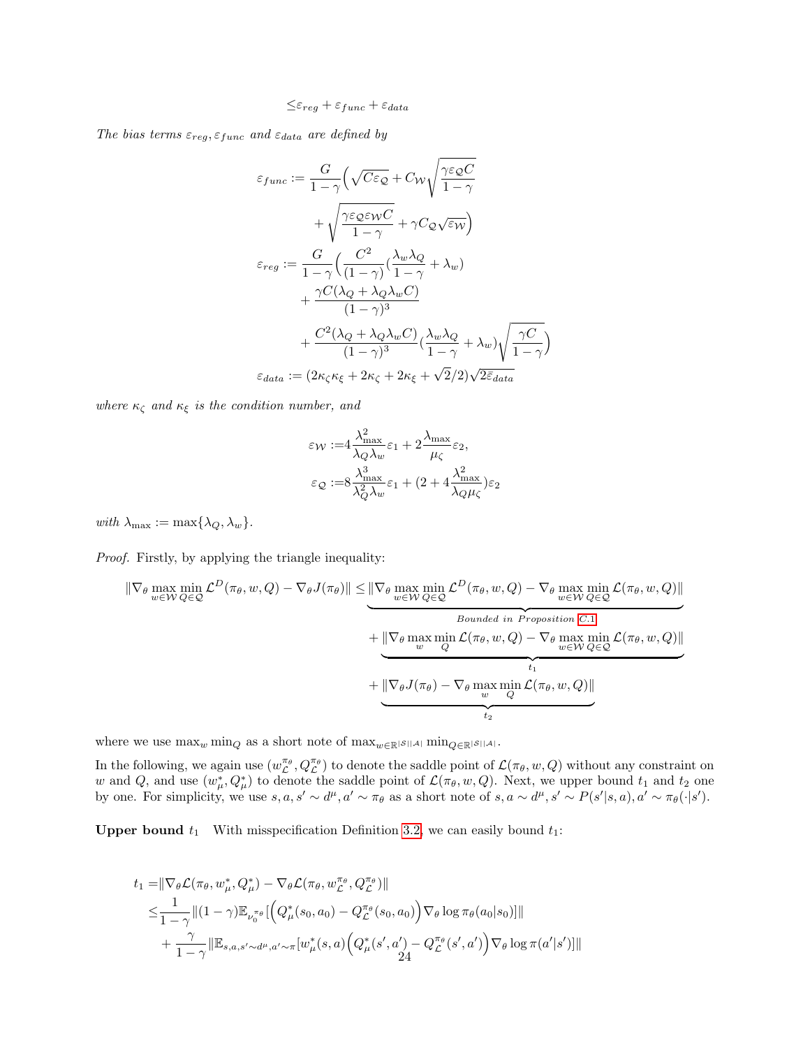$$\leq \varepsilon_{reg} + \varepsilon_{func} + \varepsilon_{data}$$

*The bias terms $\varepsilon_{reg}, \varepsilon_{func}$ and $\varepsilon_{data}$ are defined by*

$$
\begin{aligned}
\varepsilon_{func} &:= \frac{G}{1-\gamma}\Big(\sqrt{C\varepsilon_{\mathcal{Q}}} + C_{\mathcal{W}}\sqrt{\frac{\gamma\varepsilon_{\mathcal{Q}}C}{1-\gamma}} \\
&\quad + \sqrt{\frac{\gamma\varepsilon_{\mathcal{Q}}\varepsilon_{\mathcal{W}}C}{1-\gamma}} + \gamma C_{\mathcal{Q}}\sqrt{\varepsilon_{\mathcal{W}}}\Big) \\
\varepsilon_{reg} &:= \frac{G}{1-\gamma}\Big(\frac{C^2}{(1-\gamma)}(\frac{\lambda_w\lambda_Q}{1-\gamma} + \lambda_w) \\
&\quad + \frac{\gamma C(\lambda_Q + \lambda_Q\lambda_w C)}{(1-\gamma)^3} \\
&\quad + \frac{C^2(\lambda_Q + \lambda_Q\lambda_w C)}{(1-\gamma)^3}(\frac{\lambda_w\lambda_Q}{1-\gamma} + \lambda_w)\sqrt{\frac{\gamma C}{1-\gamma}}\Big) \\
\varepsilon_{data} &:= (2\kappa_\zeta\kappa_\xi + 2\kappa_\zeta + 2\kappa_\xi + \sqrt{2}/2)\sqrt{2\bar{\varepsilon}_{data}}
\end{aligned}
$$

*where $\kappa_\zeta$ and $\kappa_\xi$ is the condition number, and*

$$
\begin{aligned}
\varepsilon_{\mathcal{W}} &:= 4\frac{\lambda_{\max}^2}{\lambda_Q\lambda_w}\varepsilon_1 + 2\frac{\lambda_{\max}}{\mu_\zeta}\varepsilon_2, \\
\varepsilon_{\mathcal{Q}} &:= 8\frac{\lambda_{\max}^3}{\lambda_Q^2\lambda_w}\varepsilon_1 + (2 + 4\frac{\lambda_{\max}^2}{\lambda_Q\mu_\zeta})\varepsilon_2
\end{aligned}
$$

*with $\lambda_{\max} := \max\{\lambda_Q, \lambda_w\}$.*

*Proof.* Firstly, by applying the triangle inequality:

$$
\begin{aligned}
\|\nabla_\theta \max_{w\in\mathcal{W}}\min_{Q\in\mathcal{Q}} \mathcal{L}^D(\pi_\theta, w, Q) - \nabla_\theta J(\pi_\theta)\| \leq &\underbrace{\|\nabla_\theta \max_{w\in\mathcal{W}}\min_{Q\in\mathcal{Q}} \mathcal{L}^D(\pi_\theta, w, Q) - \nabla_\theta \max_{w\in\mathcal{W}}\min_{Q\in\mathcal{Q}} \mathcal{L}(\pi_\theta, w, Q)\|}_{\text{Bounded in Proposition C.1}} \\
&+ \underbrace{\|\nabla_\theta \max_{w}\min_{Q} \mathcal{L}(\pi_\theta, w, Q) - \nabla_\theta \max_{w\in\mathcal{W}}\min_{Q\in\mathcal{Q}} \mathcal{L}(\pi_\theta, w, Q)\|}_{t_1} \\
&+ \underbrace{\|\nabla_\theta J(\pi_\theta) - \nabla_\theta \max_{w}\min_{Q} \mathcal{L}(\pi_\theta, w, Q)\|}_{t_2}
\end{aligned}
$$

where we use $\max_w \min_Q$ as a short note of $\max_{w\in\mathbb{R}^{|\mathcal{S}||\mathcal{A}|}} \min_{Q\in\mathbb{R}^{|\mathcal{S}||\mathcal{A}|}}$.

In the following, we again use $(w_{\mathcal{L}}^{\pi_\theta}, Q_{\mathcal{L}}^{\pi_\theta})$ to denote the saddle point of $\mathcal{L}(\pi_\theta, w, Q)$ without any constraint on $w$ and $Q$, and use $(w_\mu^*, Q_\mu^*)$ to denote the saddle point of $\mathcal{L}(\pi_\theta, w, Q)$. Next, we upper bound $t_1$ and $t_2$ one by one. For simplicity, we use $s, a, s' \sim d^\mu, a' \sim \pi_\theta$ as a short note of $s, a \sim d^\mu, s' \sim P(s'|s,a), a' \sim \pi_\theta(\cdot|s')$.

**Upper bound $t_1$** With misspecification Definition 3.2, we can easily bound $t_1$:

$$
\begin{aligned}
t_1 =& \|\nabla_\theta \mathcal{L}(\pi_\theta, w_\mu^*, Q_\mu^*) - \nabla_\theta \mathcal{L}(\pi_\theta, w_{\mathcal{L}}^{\pi_\theta}, Q_{\mathcal{L}}^{\pi_\theta})\| \\
\leq& \frac{1}{1-\gamma}\|(1-\gamma)\mathbb{E}_{\nu_0^{\pi_\theta}}[\Big(Q_\mu^*(s_0, a_0) - Q_{\mathcal{L}}^{\pi_\theta}(s_0, a_0)\Big)\nabla_\theta \log \pi_\theta(a_0|s_0)]\| \\
&+ \frac{\gamma}{1-\gamma}\|\mathbb{E}_{s,a,s'\sim d^\mu, a'\sim\pi}[w_\mu^*(s,a)\Big(Q_\mu^*(s', a') - Q_{\mathcal{L}}^{\pi_\theta}(s', a')\Big)\nabla_\theta \log \pi(a'|s')]\|
\end{aligned}
$$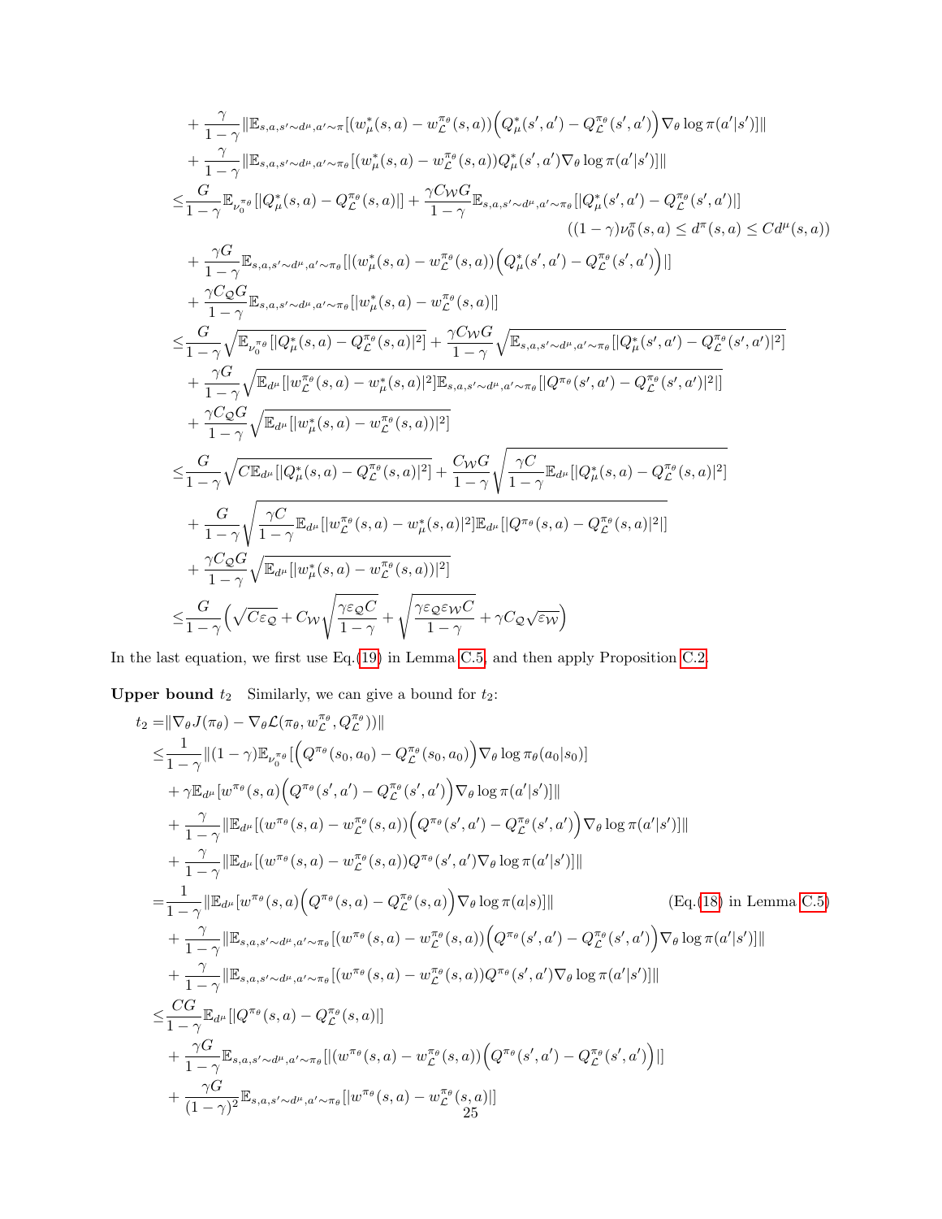$$
\begin{aligned}
&+ \frac{\gamma}{1-\gamma}\|\mathbb{E}_{s,a,s'\sim d^\mu,a'\sim\pi}[(w^*_\mu(s,a) - w^{\pi_\theta}_{\mathcal{L}}(s,a))\Big(Q^*_\mu(s',a') - Q^{\pi_\theta}_{\mathcal{L}}(s',a')\Big)\nabla_\theta \log \pi(a'|s')]\| \\
&+ \frac{\gamma}{1-\gamma}\|\mathbb{E}_{s,a,s'\sim d^\mu,a'\sim\pi_\theta}[(w^*_\mu(s,a) - w^{\pi_\theta}_{\mathcal{L}}(s,a))Q^*_\mu(s',a')\nabla_\theta \log \pi(a'|s')]\| \\
\leq& \frac{G}{1-\gamma}\mathbb{E}_{\nu_0^{\pi_\theta}}[|Q^*_\mu(s,a) - Q^{\pi_\theta}_{\mathcal{L}}(s,a)|] + \frac{\gamma C_{\mathcal{W}} G}{1-\gamma}\mathbb{E}_{s,a,s'\sim d^\mu,a'\sim\pi_\theta}[|Q^*_\mu(s',a') - Q^{\pi_\theta}_{\mathcal{L}}(s',a')|] \\
&\qquad\qquad\qquad\qquad\qquad\qquad\qquad\qquad\qquad\qquad\qquad ((1-\gamma)\nu_0^\pi(s,a) \leq d^\pi(s,a) \leq C d^\mu(s,a)) \\
&+ \frac{\gamma G}{1-\gamma}\mathbb{E}_{s,a,s'\sim d^\mu,a'\sim\pi_\theta}[|(w^*_\mu(s,a) - w^{\pi_\theta}_{\mathcal{L}}(s,a))\Big(Q^*_\mu(s',a') - Q^{\pi_\theta}_{\mathcal{L}}(s',a')\Big)|] \\
&+ \frac{\gamma C_{\mathcal{Q}} G}{1-\gamma}\mathbb{E}_{s,a,s'\sim d^\mu,a'\sim\pi_\theta}[|w^*_\mu(s,a) - w^{\pi_\theta}_{\mathcal{L}}(s,a)|] \\
\leq& \frac{G}{1-\gamma}\sqrt{\mathbb{E}_{\nu_0^{\pi_\theta}}[|Q^*_\mu(s,a) - Q^{\pi_\theta}_{\mathcal{L}}(s,a)|^2]} + \frac{\gamma C_{\mathcal{W}} G}{1-\gamma}\sqrt{\mathbb{E}_{s,a,s'\sim d^\mu,a'\sim\pi_\theta}[|Q^*_\mu(s',a') - Q^{\pi_\theta}_{\mathcal{L}}(s',a')|^2]} \\
&+ \frac{\gamma G}{1-\gamma}\sqrt{\mathbb{E}_{d^\mu}[|w^{\pi_\theta}_{\mathcal{L}}(s,a) - w^*_\mu(s,a)|^2]\mathbb{E}_{s,a,s'\sim d^\mu,a'\sim\pi_\theta}[|Q^{\pi_\theta}(s',a') - Q^{\pi_\theta}_{\mathcal{L}}(s',a')|^2]} \\
&+ \frac{\gamma C_{\mathcal{Q}} G}{1-\gamma}\sqrt{\mathbb{E}_{d^\mu}[|w^*_\mu(s,a) - w^{\pi_\theta}_{\mathcal{L}}(s,a))|^2]} \\
\leq& \frac{G}{1-\gamma}\sqrt{C\mathbb{E}_{d^\mu}[|Q^*_\mu(s,a) - Q^{\pi_\theta}_{\mathcal{L}}(s,a)|^2]} + \frac{C_{\mathcal{W}} G}{1-\gamma}\sqrt{\frac{\gamma C}{1-\gamma}\mathbb{E}_{d^\mu}[|Q^*_\mu(s,a) - Q^{\pi_\theta}_{\mathcal{L}}(s,a)|^2]} \\
&+ \frac{G}{1-\gamma}\sqrt{\frac{\gamma C}{1-\gamma}\mathbb{E}_{d^\mu}[|w^{\pi_\theta}_{\mathcal{L}}(s,a) - w^*_\mu(s,a)|^2]\mathbb{E}_{d^\mu}[|Q^{\pi_\theta}(s,a) - Q^{\pi_\theta}_{\mathcal{L}}(s,a)|^2]} \\
&+ \frac{\gamma C_{\mathcal{Q}} G}{1-\gamma}\sqrt{\mathbb{E}_{d^\mu}[|w^*_\mu(s,a) - w^{\pi_\theta}_{\mathcal{L}}(s,a))|^2]} \\
\leq& \frac{G}{1-\gamma}\Big(\sqrt{C\varepsilon_{\mathcal{Q}}} + C_{\mathcal{W}}\sqrt{\frac{\gamma\varepsilon_{\mathcal{Q}} C}{1-\gamma}} + \sqrt{\frac{\gamma\varepsilon_{\mathcal{Q}}\varepsilon_{\mathcal{W}} C}{1-\gamma}} + \gamma C_{\mathcal{Q}}\sqrt{\varepsilon_{\mathcal{W}}}\Big)
\end{aligned}
$$

In the last equation, we first use Eq.(19) in Lemma C.5, and then apply Proposition C.2.

**Upper bound $t_2$** Similarly, we can give a bound for $t_2$:

$$
\begin{aligned}
t_2 =& \|\nabla_\theta J(\pi_\theta) - \nabla_\theta \mathcal{L}(\pi_\theta, w^{\pi_\theta}_{\mathcal{L}}, Q^{\pi_\theta}_{\mathcal{L}}))\| \\
\leq& \frac{1}{1-\gamma}\|(1-\gamma)\mathbb{E}_{\nu_0^{\pi_\theta}}[\Big(Q^{\pi_\theta}(s_0,a_0) - Q^{\pi_\theta}_{\mathcal{L}}(s_0,a_0)\Big)\nabla_\theta \log \pi_\theta(a_0|s_0)] \\
&+ \gamma\mathbb{E}_{d^\mu}[w^{\pi_\theta}(s,a)\Big(Q^{\pi_\theta}(s',a') - Q^{\pi_\theta}_{\mathcal{L}}(s',a')\Big)\nabla_\theta \log \pi(a'|s')]\| \\
&+ \frac{\gamma}{1-\gamma}\|\mathbb{E}_{d^\mu}[(w^{\pi_\theta}(s,a) - w^{\pi_\theta}_{\mathcal{L}}(s,a))\Big(Q^{\pi_\theta}(s',a') - Q^{\pi_\theta}_{\mathcal{L}}(s',a')\Big)\nabla_\theta \log \pi(a'|s')]\| \\
&+ \frac{\gamma}{1-\gamma}\|\mathbb{E}_{d^\mu}[(w^{\pi_\theta}(s,a) - w^{\pi_\theta}_{\mathcal{L}}(s,a))Q^{\pi_\theta}(s',a')\nabla_\theta \log \pi(a'|s')]\| \\
=& \frac{1}{1-\gamma}\|\mathbb{E}_{d^\mu}[w^{\pi_\theta}(s,a)\Big(Q^{\pi_\theta}(s,a) - Q^{\pi_\theta}_{\mathcal{L}}(s,a)\Big)\nabla_\theta \log \pi(a|s)]\| \qquad\qquad (\text{Eq.(18) in Lemma C.5}) \\
&+ \frac{\gamma}{1-\gamma}\|\mathbb{E}_{s,a,s'\sim d^\mu,a'\sim\pi_\theta}[(w^{\pi_\theta}(s,a) - w^{\pi_\theta}_{\mathcal{L}}(s,a))\Big(Q^{\pi_\theta}(s',a') - Q^{\pi_\theta}_{\mathcal{L}}(s',a')\Big)\nabla_\theta \log \pi(a'|s')]\| \\
&+ \frac{\gamma}{1-\gamma}\|\mathbb{E}_{s,a,s'\sim d^\mu,a'\sim\pi_\theta}[(w^{\pi_\theta}(s,a) - w^{\pi_\theta}_{\mathcal{L}}(s,a))Q^{\pi_\theta}(s',a')\nabla_\theta \log \pi(a'|s')]\| \\
\leq& \frac{CG}{1-\gamma}\mathbb{E}_{d^\mu}[|Q^{\pi_\theta}(s,a) - Q^{\pi_\theta}_{\mathcal{L}}(s,a)|] \\
&+ \frac{\gamma G}{1-\gamma}\mathbb{E}_{s,a,s'\sim d^\mu,a'\sim\pi_\theta}[|(w^{\pi_\theta}(s,a) - w^{\pi_\theta}_{\mathcal{L}}(s,a))\Big(Q^{\pi_\theta}(s',a') - Q^{\pi_\theta}_{\mathcal{L}}(s',a')\Big)|] \\
&+ \frac{\gamma G}{(1-\gamma)^2}\mathbb{E}_{s,a,s'\sim d^\mu,a'\sim\pi_\theta}[|w^{\pi_\theta}(s,a) - w^{\pi_\theta}_{\mathcal{L}}(s,a)|]
\end{aligned}
$$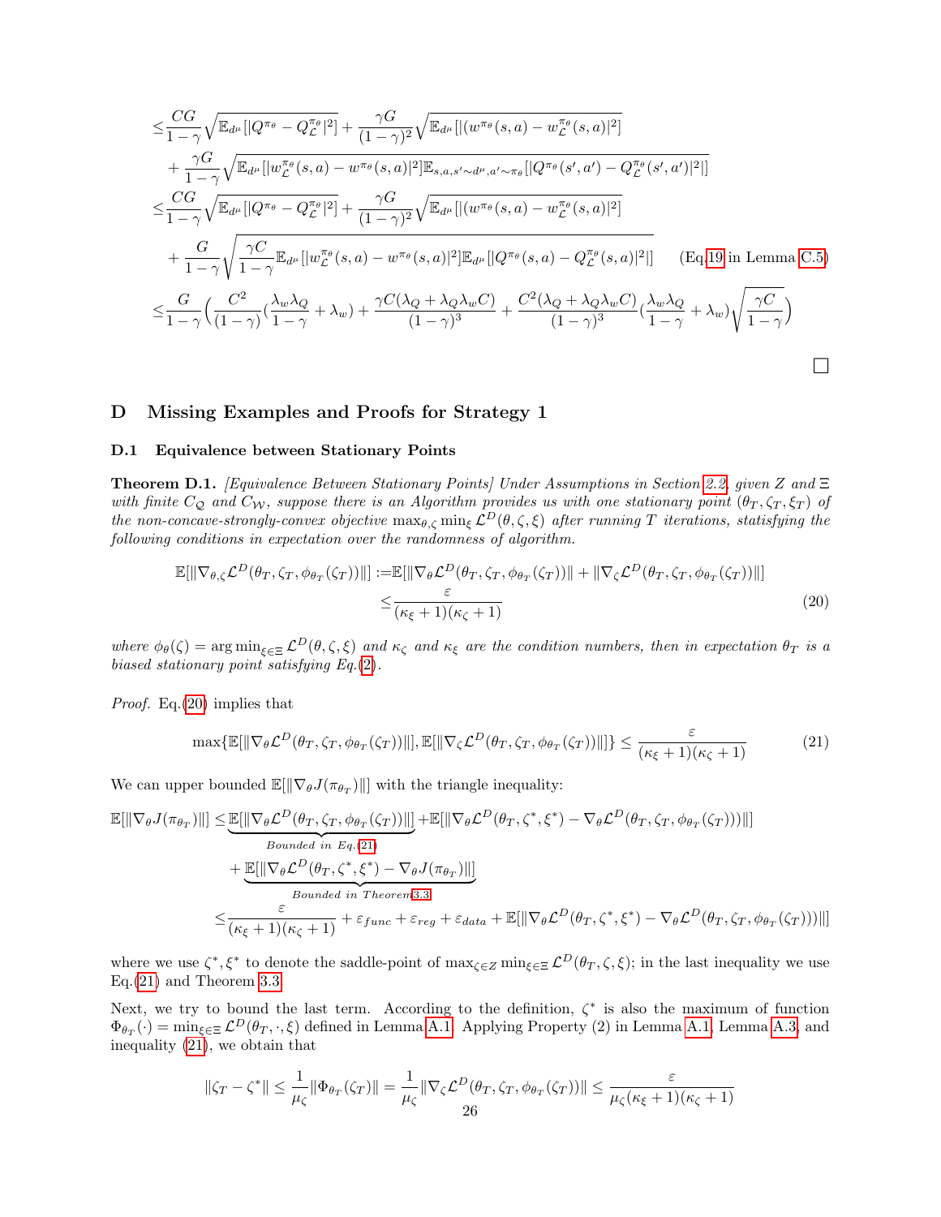$$
\begin{aligned}
\leq & \frac{CG}{1-\gamma}\sqrt{\mathbb{E}_{d^\mu}[|Q^{\pi_\theta}-Q^{\pi_\theta}_{\mathcal{L}}|^2]} + \frac{\gamma G}{(1-\gamma)^2}\sqrt{\mathbb{E}_{d^\mu}[|(w^{\pi_\theta}(s,a)-w^{\pi_\theta}_{\mathcal{L}}(s,a)|^2]} \\
& + \frac{\gamma G}{1-\gamma}\sqrt{\mathbb{E}_{d^\mu}[|w^{\pi_\theta}_{\mathcal{L}}(s,a)-w^{\pi_\theta}(s,a)|^2]\mathbb{E}_{s,a,s'\sim d^\mu,a'\sim\pi_\theta}[|Q^{\pi_\theta}(s',a')-Q^{\pi_\theta}_{\mathcal{L}}(s',a')|^2|]} \\
\leq & \frac{CG}{1-\gamma}\sqrt{\mathbb{E}_{d^\mu}[|Q^{\pi_\theta}-Q^{\pi_\theta}_{\mathcal{L}}|^2]} + \frac{\gamma G}{(1-\gamma)^2}\sqrt{\mathbb{E}_{d^\mu}[|(w^{\pi_\theta}(s,a)-w^{\pi_\theta}_{\mathcal{L}}(s,a)|^2]} \\
& + \frac{G}{1-\gamma}\sqrt{\frac{\gamma C}{1-\gamma}\mathbb{E}_{d^\mu}[|w^{\pi_\theta}_{\mathcal{L}}(s,a)-w^{\pi_\theta}(s,a)|^2]\mathbb{E}_{d^\mu}[|Q^{\pi_\theta}(s,a)-Q^{\pi_\theta}_{\mathcal{L}}(s,a)|^2|]} \qquad \text{(Eq.19 in Lemma C.5)} \\
\leq & \frac{G}{1-\gamma}\Big(\frac{C^2}{(1-\gamma)}(\frac{\lambda_w\lambda_Q}{1-\gamma}+\lambda_w) + \frac{\gamma C(\lambda_Q+\lambda_Q\lambda_w C)}{(1-\gamma)^3} + \frac{C^2(\lambda_Q+\lambda_Q\lambda_w C)}{(1-\gamma)^3}(\frac{\lambda_w\lambda_Q}{1-\gamma}+\lambda_w)\sqrt{\frac{\gamma C}{1-\gamma}}\Big)
\end{aligned}
$$

□

# D Missing Examples and Proofs for Strategy 1

## D.1 Equivalence between Stationary Points

**Theorem D.1.** *[Equivalence Between Stationary Points] Under Assumptions in Section 2.2, given $Z$ and $\Xi$ with finite $C_{\mathcal{Q}}$ and $C_{\mathcal{W}}$, suppose there is an Algorithm provides us with one stationary point $(\theta_T, \zeta_T, \xi_T)$ of the non-concave-strongly-convex objective $\max_{\theta,\zeta}\min_\xi \mathcal{L}^D(\theta,\zeta,\xi)$ after running $T$ iterations, satisfying the following conditions in expectation over the randomness of algorithm.*

$$
\begin{aligned}
\mathbb{E}[\|\nabla_{\theta,\zeta}\mathcal{L}^D(\theta_T,\zeta_T,\phi_{\theta_T}(\zeta_T))\|] :=& \mathbb{E}[\|\nabla_\theta\mathcal{L}^D(\theta_T,\zeta_T,\phi_{\theta_T}(\zeta_T))\| + \|\nabla_\zeta\mathcal{L}^D(\theta_T,\zeta_T,\phi_{\theta_T}(\zeta_T))\|] \\
\leq & \frac{\varepsilon}{(\kappa_\xi+1)(\kappa_\zeta+1)}
\end{aligned} \tag{20}
$$

*where $\phi_\theta(\zeta) = \arg\min_{\xi\in\Xi}\mathcal{L}^D(\theta,\zeta,\xi)$ and $\kappa_\zeta$ and $\kappa_\xi$ are the condition numbers, then in expectation $\theta_T$ is a biased stationary point satisfying Eq.(2).*

*Proof.* Eq.(20) implies that

$$
\max\{\mathbb{E}[\|\nabla_\theta\mathcal{L}^D(\theta_T,\zeta_T,\phi_{\theta_T}(\zeta_T))\|], \mathbb{E}[\|\nabla_\zeta\mathcal{L}^D(\theta_T,\zeta_T,\phi_{\theta_T}(\zeta_T))\|]\} \leq \frac{\varepsilon}{(\kappa_\xi+1)(\kappa_\zeta+1)} \tag{21}
$$

We can upper bounded $\mathbb{E}[\|\nabla_\theta J(\pi_{\theta_T})\|]$ with the triangle inequality:

$$
\begin{aligned}
\mathbb{E}[\|\nabla_\theta J(\pi_{\theta_T})\|] \leq & \underbrace{\mathbb{E}[\|\nabla_\theta\mathcal{L}^D(\theta_T,\zeta_T,\phi_{\theta_T}(\zeta_T))\|]}_{\text{Bounded in Eq.(21)}} + \mathbb{E}[\|\nabla_\theta\mathcal{L}^D(\theta_T,\zeta^*,\xi^*) - \nabla_\theta\mathcal{L}^D(\theta_T,\zeta_T,\phi_{\theta_T}(\zeta_T)))\|] \\
& + \underbrace{\mathbb{E}[\|\nabla_\theta\mathcal{L}^D(\theta_T,\zeta^*,\xi^*) - \nabla_\theta J(\pi_{\theta_T})\|]}_{\text{Bounded in Theorem 3.3}} \\
\leq & \frac{\varepsilon}{(\kappa_\xi+1)(\kappa_\zeta+1)} + \varepsilon_{func} + \varepsilon_{reg} + \varepsilon_{data} + \mathbb{E}[\|\nabla_\theta\mathcal{L}^D(\theta_T,\zeta^*,\xi^*) - \nabla_\theta\mathcal{L}^D(\theta_T,\zeta_T,\phi_{\theta_T}(\zeta_T)))\|]
\end{aligned}
$$

where we use $\zeta^*, \xi^*$ to denote the saddle-point of $\max_{\zeta\in Z}\min_{\xi\in\Xi}\mathcal{L}^D(\theta_T,\zeta,\xi)$; in the last inequality we use Eq.(21) and Theorem 3.3.

Next, we try to bound the last term. According to the definition, $\zeta^*$ is also the maximum of function $\Phi_{\theta_T}(\cdot) = \min_{\xi\in\Xi}\mathcal{L}^D(\theta_T,\cdot,\xi)$ defined in Lemma A.1. Applying Property (2) in Lemma A.1, Lemma A.3, and inequality (21), we obtain that

$$
\|\zeta_T - \zeta^*\| \leq \frac{1}{\mu_\zeta}\|\Phi_{\theta_T}(\zeta_T)\| = \frac{1}{\mu_\zeta}\|\nabla_\zeta\mathcal{L}^D(\theta_T,\zeta_T,\phi_{\theta_T}(\zeta_T))\| \leq \frac{\varepsilon}{\mu_\zeta(\kappa_\xi+1)(\kappa_\zeta+1)}
$$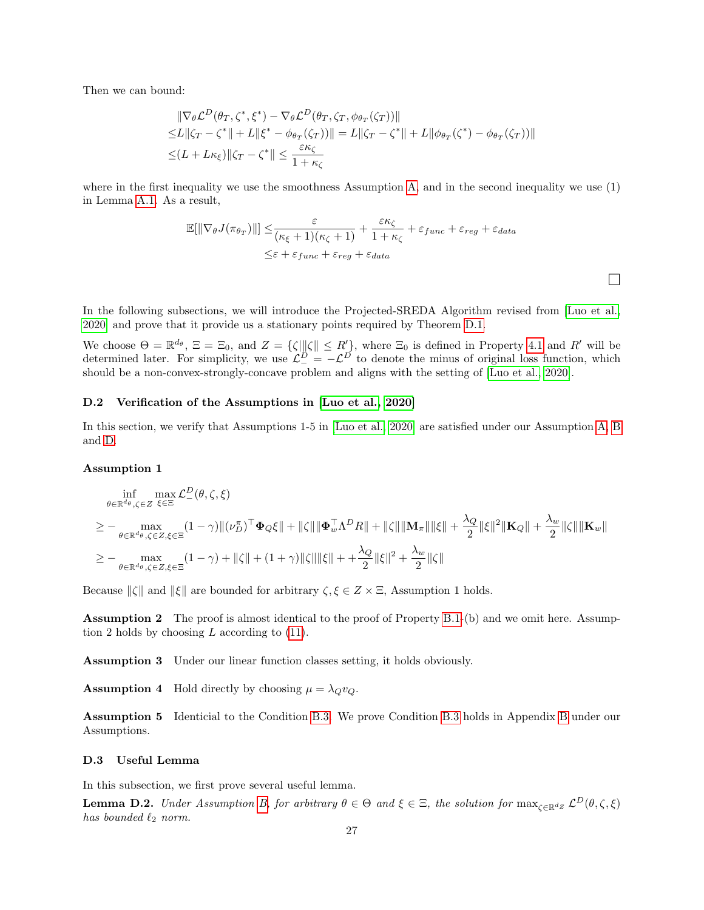Then we can bound:

$$
\begin{aligned}
&\|\nabla_\theta \mathcal{L}^D(\theta_T, \zeta^*, \xi^*) - \nabla_\theta \mathcal{L}^D(\theta_T, \zeta_T, \phi_{\theta_T}(\zeta_T))\| \\
\leq & L\|\zeta_T - \zeta^*\| + L\|\xi^* - \phi_{\theta_T}(\zeta_T))\| = L\|\zeta_T - \zeta^*\| + L\|\phi_{\theta_T}(\zeta^*) - \phi_{\theta_T}(\zeta_T))\| \\
\leq & (L + L\kappa_\xi)\|\zeta_T - \zeta^*\| \leq \frac{\varepsilon \kappa_\zeta}{1+\kappa_\zeta}
\end{aligned}
$$

where in the first inequality we use the smoothness Assumption A, and in the second inequality we use (1) in Lemma A.1. As a result,

$$
\begin{aligned}
\mathbb{E}[\|\nabla_\theta J(\pi_{\theta_T})\|] \leq & \frac{\varepsilon}{(\kappa_\xi + 1)(\kappa_\zeta + 1)} + \frac{\varepsilon \kappa_\zeta}{1+\kappa_\zeta} + \varepsilon_{func} + \varepsilon_{reg} + \varepsilon_{data} \\
\leq & \varepsilon + \varepsilon_{func} + \varepsilon_{reg} + \varepsilon_{data}
\end{aligned}
$$

□

In the following subsections, we will introduce the Projected-SREDA Algorithm revised from [Luo et al., 2020] and prove that it provide us a stationary points required by Theorem D.1.

We choose $\Theta = \mathbb{R}^{d_\theta}$, $\Xi = \Xi_0$, and $Z = \{\zeta | \|\zeta\| \leq R'\}$, where $\Xi_0$ is defined in Property 4.1 and $R'$ will be determined later. For simplicity, we use $\mathcal{L}^D_- = -\mathcal{L}^D$ to denote the minus of original loss function, which should be a non-convex-strongly-concave problem and aligns with the setting of [Luo et al., 2020].

### D.2 Verification of the Assumptions in [Luo et al., 2020]

In this section, we verify that Assumptions 1-5 in [Luo et al., 2020] are satisfied under our Assumption A, B and D.

**Assumption 1**

$$
\begin{aligned}
&\inf_{\theta \in \mathbb{R}^{d_\theta}, \zeta \in Z} \max_{\xi \in \Xi} \mathcal{L}^D_-(\theta, \zeta, \xi) \\
\geq & -\max_{\theta \in \mathbb{R}^{d_\theta}, \zeta \in Z, \xi \in \Xi} (1-\gamma)\|(\nu^\pi_D)^\top \mathbf{\Phi}_Q \xi\| + \|\zeta\|\|\mathbf{\Phi}_w^\top \Lambda^D R\| + \|\zeta\|\|\mathbf{M}_\pi\|\|\xi\| + \frac{\lambda_Q}{2}\|\xi\|^2\|\mathbf{K}_Q\| + \frac{\lambda_w}{2}\|\zeta\|\|\mathbf{K}_w\| \\
\geq & -\max_{\theta \in \mathbb{R}^{d_\theta}, \zeta \in Z, \xi \in \Xi} (1-\gamma) + \|\zeta\| + (1+\gamma)\|\zeta\|\|\xi\| + + \frac{\lambda_Q}{2}\|\xi\|^2 + \frac{\lambda_w}{2}\|\zeta\|
\end{aligned}
$$

Because $\|\zeta\|$ and $\|\xi\|$ are bounded for arbitrary $\zeta, \xi \in Z \times \Xi$, Assumption 1 holds.

**Assumption 2** The proof is almost identical to the proof of Property B.1-(b) and we omit here. Assumption 2 holds by choosing $L$ according to (11).

**Assumption 3** Under our linear function classes setting, it holds obviously.

**Assumption 4** Hold directly by choosing $\mu = \lambda_Q v_Q$.

**Assumption 5** Identicial to the Condition B.3. We prove Condition B.3 holds in Appendix B under our Assumptions.

### D.3 Useful Lemma

In this subsection, we first prove several useful lemma.

**Lemma D.2.** *Under Assumption B, for arbitrary $\theta \in \Theta$ and $\xi \in \Xi$, the solution for $\max_{\zeta \in \mathbb{R}^{d_Z}} \mathcal{L}^D(\theta, \zeta, \xi)$ has bounded $\ell_2$ norm.*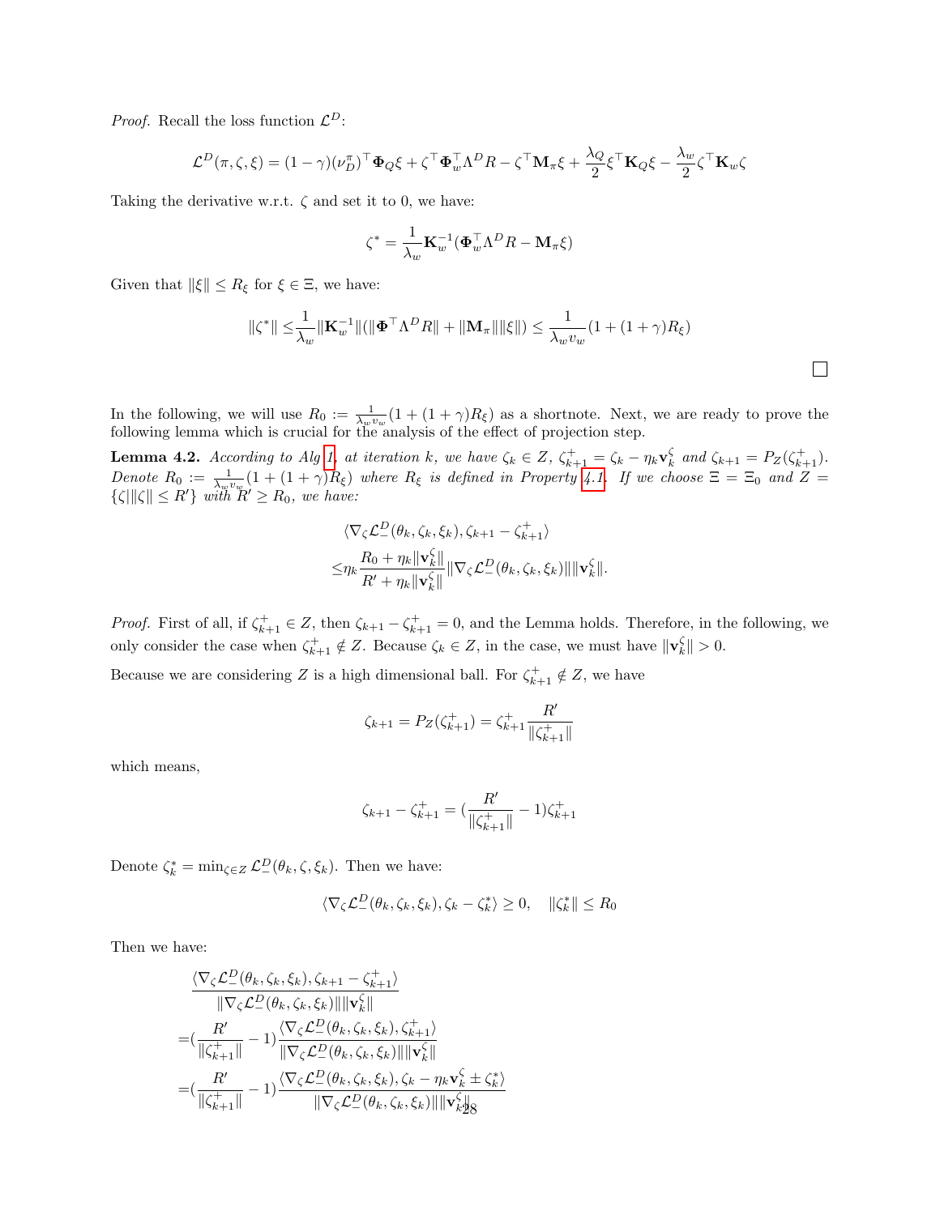*Proof.* Recall the loss function $\mathcal{L}^D$:

$$\mathcal{L}^D(\pi, \zeta, \xi) = (1-\gamma)(\nu_D^\pi)^\top \mathbf{\Phi}_Q \xi + \zeta^\top \mathbf{\Phi}_w^\top \Lambda^D R - \zeta^\top \mathbf{M}_\pi \xi + \frac{\lambda_Q}{2}\xi^\top \mathbf{K}_Q \xi - \frac{\lambda_w}{2}\zeta^\top \mathbf{K}_w \zeta$$

Taking the derivative w.r.t. $\zeta$ and set it to 0, we have:

$$\zeta^* = \frac{1}{\lambda_w}\mathbf{K}_w^{-1}(\mathbf{\Phi}_w^\top \Lambda^D R - \mathbf{M}_\pi \xi)$$

Given that $\|\xi\| \leq R_\xi$ for $\xi \in \Xi$, we have:

$$\|\zeta^*\| \leq \frac{1}{\lambda_w}\|\mathbf{K}_w^{-1}\|(\|\mathbf{\Phi}^\top \Lambda^D R\| + \|\mathbf{M}_\pi\|\|\xi\|) \leq \frac{1}{\lambda_w v_w}(1 + (1+\gamma)R_\xi)$$

□

In the following, we will use $R_0 := \frac{1}{\lambda_w v_w}(1 + (1+\gamma)R_\xi)$ as a shortnote. Next, we are ready to prove the following lemma which is crucial for the analysis of the effect of projection step.

**Lemma 4.2.** *According to Alg 1, at iteration $k$, we have $\zeta_k \in Z$, $\zeta_{k+1}^+ = \zeta_k - \eta_k \mathbf{v}_k^\zeta$ and $\zeta_{k+1} = P_Z(\zeta_{k+1}^+)$. Denote $R_0 := \frac{1}{\lambda_w v_w}(1 + (1+\gamma)R_\xi)$ where $R_\xi$ is defined in Property 4.1. If we choose $\Xi = \Xi_0$ and $Z = \{\zeta | \|\zeta\| \leq R'\}$ with $R' \geq R_0$, we have:*

$$\begin{aligned}
&\langle \nabla_\zeta \mathcal{L}_-^D(\theta_k, \zeta_k, \xi_k), \zeta_{k+1} - \zeta_{k+1}^+ \rangle \\
\leq &\eta_k \frac{R_0 + \eta_k \|\mathbf{v}_k^\zeta\|}{R' + \eta_k \|\mathbf{v}_k^\zeta\|} \|\nabla_\zeta \mathcal{L}_-^D(\theta_k, \zeta_k, \xi_k)\| \|\mathbf{v}_k^\zeta\|.
\end{aligned}$$

*Proof.* First of all, if $\zeta_{k+1}^+ \in Z$, then $\zeta_{k+1} - \zeta_{k+1}^+ = 0$, and the Lemma holds. Therefore, in the following, we only consider the case when $\zeta_{k+1}^+ \notin Z$. Because $\zeta_k \in Z$, in the case, we must have $\|\mathbf{v}_k^\zeta\| > 0$.

Because we are considering $Z$ is a high dimensional ball. For $\zeta_{k+1}^+ \notin Z$, we have

$$\zeta_{k+1} = P_Z(\zeta_{k+1}^+) = \zeta_{k+1}^+ \frac{R'}{\|\zeta_{k+1}^+\|}$$

which means,

$$\zeta_{k+1} - \zeta_{k+1}^+ = (\frac{R'}{\|\zeta_{k+1}^+\|} - 1)\zeta_{k+1}^+$$

Denote $\zeta_k^* = \min_{\zeta \in Z} \mathcal{L}_-^D(\theta_k, \zeta, \xi_k)$. Then we have:

$$\langle \nabla_\zeta \mathcal{L}_-^D(\theta_k, \zeta_k, \xi_k), \zeta_k - \zeta_k^* \rangle \geq 0, \quad \|\zeta_k^*\| \leq R_0$$

Then we have:

$$\begin{aligned}
&\frac{\langle \nabla_\zeta \mathcal{L}_-^D(\theta_k, \zeta_k, \xi_k), \zeta_{k+1} - \zeta_{k+1}^+ \rangle}{\|\nabla_\zeta \mathcal{L}_-^D(\theta_k, \zeta_k, \xi_k)\| \|\mathbf{v}_k^\zeta\|} \\
=&(\frac{R'}{\|\zeta_{k+1}^+\|} - 1)\frac{\langle \nabla_\zeta \mathcal{L}_-^D(\theta_k, \zeta_k, \xi_k), \zeta_{k+1}^+ \rangle}{\|\nabla_\zeta \mathcal{L}_-^D(\theta_k, \zeta_k, \xi_k)\| \|\mathbf{v}_k^\zeta\|} \\
=&(\frac{R'}{\|\zeta_{k+1}^+\|} - 1)\frac{\langle \nabla_\zeta \mathcal{L}_-^D(\theta_k, \zeta_k, \xi_k), \zeta_k - \eta_k \mathbf{v}_k^\zeta \pm \zeta_k^* \rangle}{\|\nabla_\zeta \mathcal{L}_-^D(\theta_k, \zeta_k, \xi_k)\| \|\mathbf{v}_k^\zeta\|}
\end{aligned}$$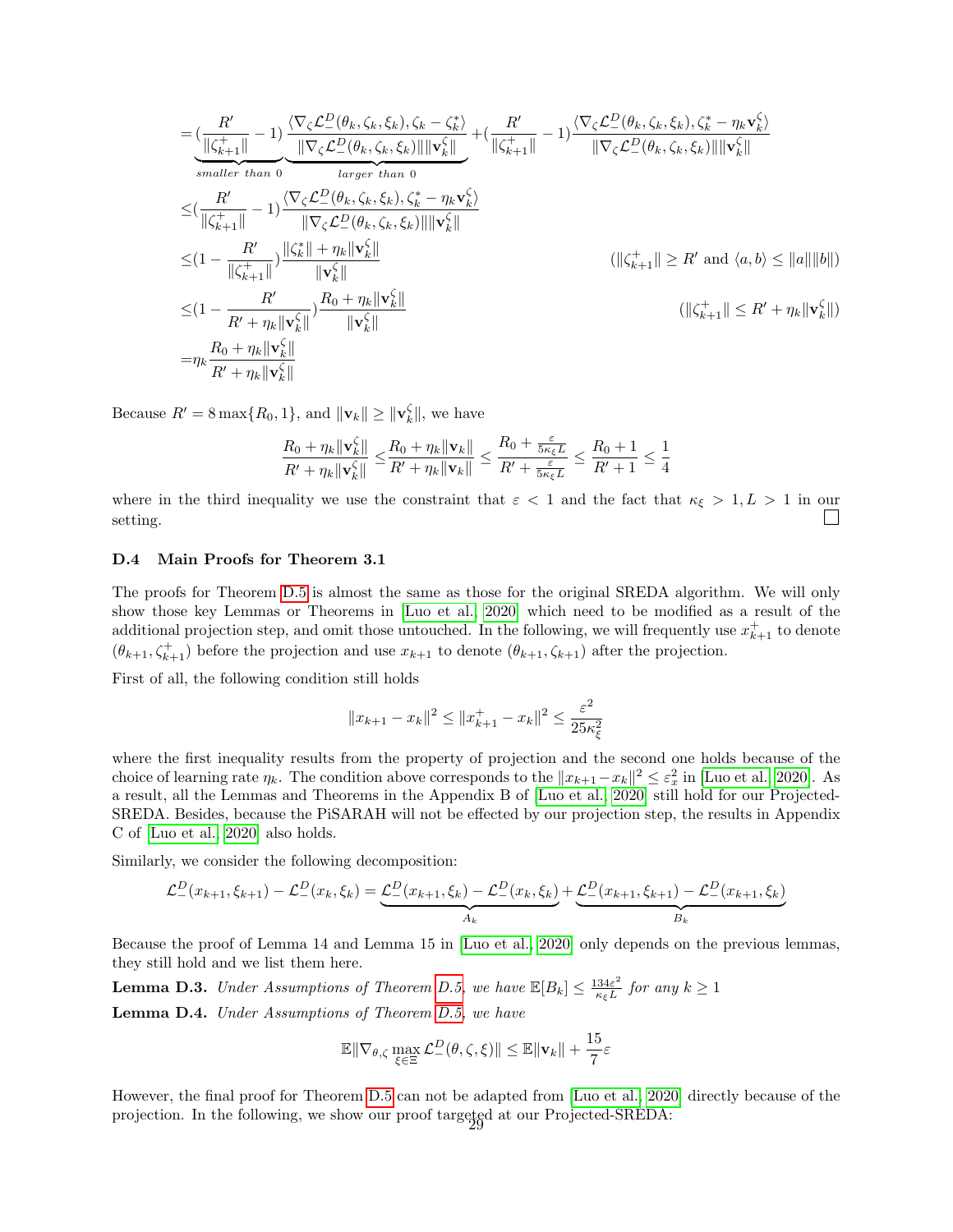$$
\begin{aligned}
=&\underbrace{(\frac{R'}{\|\zeta_{k+1}^{+}\|}-1)}_{smaller\ than\ 0}\underbrace{\frac{\langle\nabla_\zeta\mathcal{L}_{-}^{D}(\theta_k,\zeta_k,\xi_k),\zeta_k-\zeta_k^*\rangle}{\|\nabla_\zeta\mathcal{L}_{-}^{D}(\theta_k,\zeta_k,\xi_k)\|\|\mathbf{v}_k^\zeta\|}}_{larger\ than\ 0}+(\frac{R'}{\|\zeta_{k+1}^{+}\|}-1)\frac{\langle\nabla_\zeta\mathcal{L}_{-}^{D}(\theta_k,\zeta_k,\xi_k),\zeta_k^*-\eta_k\mathbf{v}_k^\zeta\rangle}{\|\nabla_\zeta\mathcal{L}_{-}^{D}(\theta_k,\zeta_k,\xi_k)\|\|\mathbf{v}_k^\zeta\|}\\
\leq&(\frac{R'}{\|\zeta_{k+1}^{+}\|}-1)\frac{\langle\nabla_\zeta\mathcal{L}_{-}^{D}(\theta_k,\zeta_k,\xi_k),\zeta_k^*-\eta_k\mathbf{v}_k^\zeta\rangle}{\|\nabla_\zeta\mathcal{L}_{-}^{D}(\theta_k,\zeta_k,\xi_k)\|\|\mathbf{v}_k^\zeta\|}\\
\leq&(1-\frac{R'}{\|\zeta_{k+1}^{+}\|})\frac{\|\zeta_k^*\|+\eta_k\|\mathbf{v}_k^\zeta\|}{\|\mathbf{v}_k^\zeta\|} && (\|\zeta_{k+1}^{+}\|\geq R' \text{ and } \langle a,b\rangle\leq\|a\|\|b\|)\\
\leq&(1-\frac{R'}{R'+\eta_k\|\mathbf{v}_k^\zeta\|})\frac{R_0+\eta_k\|\mathbf{v}_k^\zeta\|}{\|\mathbf{v}_k^\zeta\|} && (\|\zeta_{k+1}^{+}\|\leq R'+\eta_k\|\mathbf{v}_k^\zeta\|)\\
=&\eta_k\frac{R_0+\eta_k\|\mathbf{v}_k^\zeta\|}{R'+\eta_k\|\mathbf{v}_k^\zeta\|}
\end{aligned}
$$

Because $R'=8\max\{R_0,1\}$, and $\|\mathbf{v}_k\|\geq\|\mathbf{v}_k^\zeta\|$, we have

$$
\frac{R_0+\eta_k\|\mathbf{v}_k^\zeta\|}{R'+\eta_k\|\mathbf{v}_k^\zeta\|}\leq\frac{R_0+\eta_k\|\mathbf{v}_k\|}{R'+\eta_k\|\mathbf{v}_k\|}\leq\frac{R_0+\frac{\varepsilon}{5\kappa_\xi L}}{R'+\frac{\varepsilon}{5\kappa_\xi L}}\leq\frac{R_0+1}{R'+1}\leq\frac{1}{4}
$$

where in the third inequality we use the constraint that $\varepsilon<1$ and the fact that $\kappa_\xi>1, L>1$ in our setting. □

### D.4 Main Proofs for Theorem 3.1

The proofs for Theorem D.5 is almost the same as those for the original SREDA algorithm. We will only show those key Lemmas or Theorems in [Luo et al., 2020] which need to be modified as a result of the additional projection step, and omit those untouched. In the following, we will frequently use $x_{k+1}^{+}$ to denote $(\theta_{k+1},\zeta_{k+1}^{+})$ before the projection and use $x_{k+1}$ to denote $(\theta_{k+1},\zeta_{k+1})$ after the projection.

First of all, the following condition still holds

$$
\|x_{k+1}-x_k\|^2\leq\|x_{k+1}^{+}-x_k\|^2\leq\frac{\varepsilon^2}{25\kappa_\xi^2}
$$

where the first inequality results from the property of projection and the second one holds because of the choice of learning rate $\eta_k$. The condition above corresponds to the $\|x_{k+1}-x_k\|^2\leq\varepsilon_x^2$ in [Luo et al., 2020]. As a result, all the Lemmas and Theorems in the Appendix B of [Luo et al., 2020] still hold for our Projected-SREDA. Besides, because the PiSARAH will not be effected by our projection step, the results in Appendix C of [Luo et al., 2020] also holds.

Similarly, we consider the following decomposition:

$$
\mathcal{L}_{-}^{D}(x_{k+1},\xi_{k+1})-\mathcal{L}_{-}^{D}(x_k,\xi_k)=\underbrace{\mathcal{L}_{-}^{D}(x_{k+1},\xi_k)-\mathcal{L}_{-}^{D}(x_k,\xi_k)}_{A_k}+\underbrace{\mathcal{L}_{-}^{D}(x_{k+1},\xi_{k+1})-\mathcal{L}_{-}^{D}(x_{k+1},\xi_k)}_{B_k}
$$

Because the proof of Lemma 14 and Lemma 15 in [Luo et al., 2020] only depends on the previous lemmas, they still hold and we list them here.

**Lemma D.3.** *Under Assumptions of Theorem D.5, we have* $\mathbb{E}[B_k]\leq\frac{134\varepsilon^2}{\kappa_\xi L}$ *for any* $k\geq1$

**Lemma D.4.** *Under Assumptions of Theorem D.5, we have*

$$
\mathbb{E}\|\nabla_{\theta,\zeta}\max_{\xi\in\Xi}\mathcal{L}_{-}^{D}(\theta,\zeta,\xi)\|\leq\mathbb{E}\|\mathbf{v}_k\|+\frac{15}{7}\varepsilon
$$

However, the final proof for Theorem D.5 can not be adapted from [Luo et al., 2020] directly because of the projection. In the following, we show our proof targeted at our Projected-SREDA: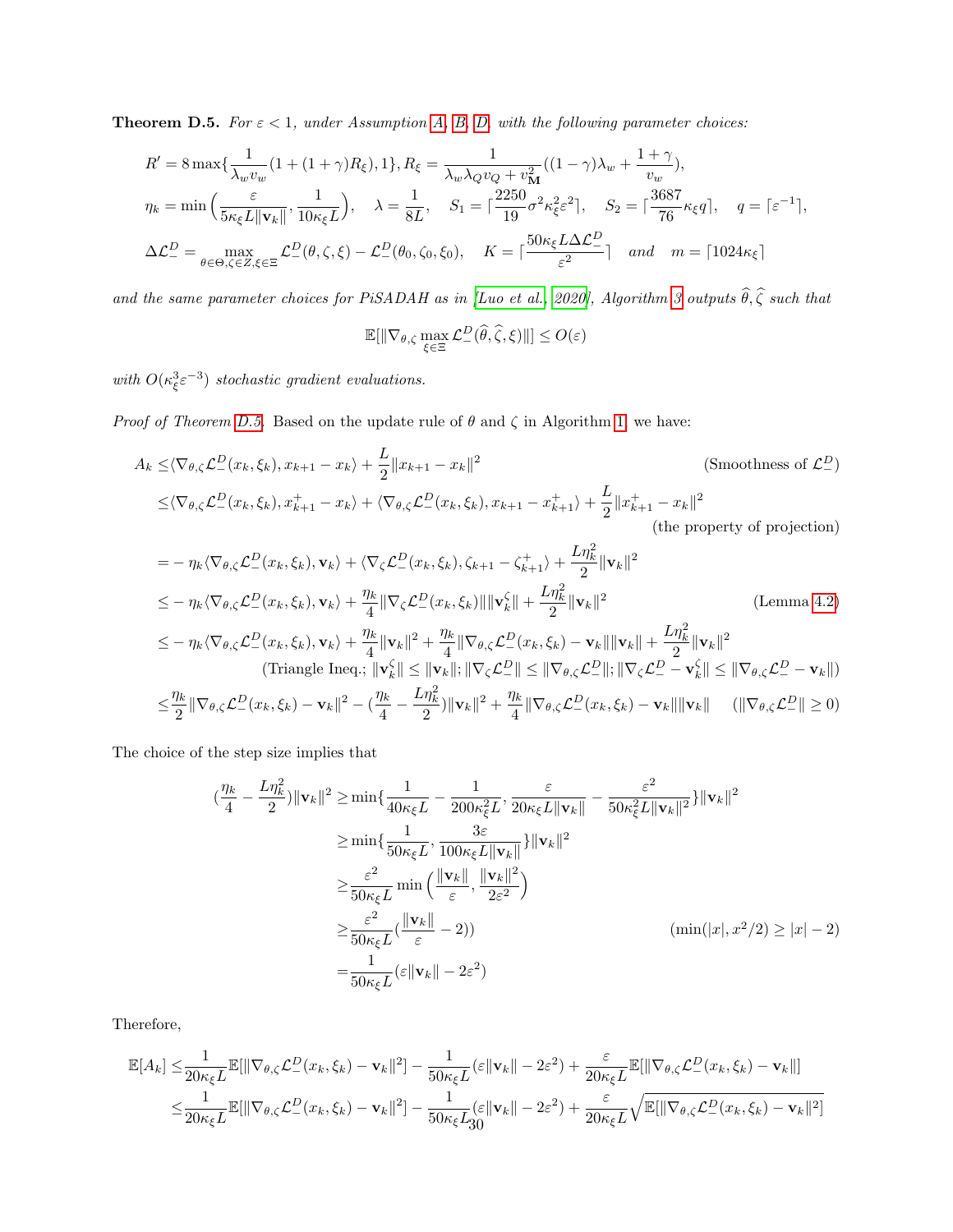**Theorem D.5.** *For $\varepsilon < 1$, under Assumption A, B, D, with the following parameter choices:*

$$
\begin{aligned}
&R' = 8\max\{\frac{1}{\lambda_w v_w}(1+(1+\gamma)R_\xi), 1\}, R_\xi = \frac{1}{\lambda_w\lambda_Q v_Q + v_{\mathbf{M}}^2}((1-\gamma)\lambda_w + \frac{1+\gamma}{v_w}),\\
&\eta_k = \min\Big(\frac{\varepsilon}{5\kappa_\xi L\|\mathbf{v}_k\|}, \frac{1}{10\kappa_\xi L}\Big),\quad \lambda = \frac{1}{8L},\quad S_1 = \lceil\frac{2250}{19}\sigma^2\kappa_\xi^2\varepsilon^2\rceil,\quad S_2 = \lceil\frac{3687}{76}\kappa_\xi q\rceil,\quad q = \lceil\varepsilon^{-1}\rceil,\\
&\Delta\mathcal{L}_-^D = \max_{\theta\in\Theta,\zeta\in Z,\xi\in\Xi}\mathcal{L}_-^D(\theta,\zeta,\xi) - \mathcal{L}_-^D(\theta_0,\zeta_0,\xi_0),\quad K = \lceil\frac{50\kappa_\xi L\Delta\mathcal{L}_-^D}{\varepsilon^2}\rceil \quad \text{and} \quad m = \lceil 1024\kappa_\xi\rceil
\end{aligned}
$$

*and the same parameter choices for PiSADAH as in [Luo et al., 2020], Algorithm 3 outputs $\widehat{\theta}, \widehat{\zeta}$ such that*

$$
\mathbb{E}[\|\nabla_{\theta,\zeta}\max_{\xi\in\Xi}\mathcal{L}_-^D(\widehat{\theta},\widehat{\zeta},\xi)\|] \le O(\varepsilon)
$$

*with $O(\kappa_\xi^3\varepsilon^{-3})$ stochastic gradient evaluations.*

*Proof of Theorem D.5.* Based on the update rule of $\theta$ and $\zeta$ in Algorithm 1, we have:

$$
\begin{aligned}
A_k \le&\langle\nabla_{\theta,\zeta}\mathcal{L}_-^D(x_k,\xi_k), x_{k+1}-x_k\rangle + \frac{L}{2}\|x_{k+1}-x_k\|^2 && \text{(Smoothness of } \mathcal{L}_-^D)\\
\le&\langle\nabla_{\theta,\zeta}\mathcal{L}_-^D(x_k,\xi_k), x_{k+1}^+-x_k\rangle + \langle\nabla_{\theta,\zeta}\mathcal{L}_-^D(x_k,\xi_k), x_{k+1}-x_{k+1}^+\rangle + \frac{L}{2}\|x_{k+1}^+-x_k\|^2\\
& && \text{(the property of projection)}\\
=&-\eta_k\langle\nabla_{\theta,\zeta}\mathcal{L}_-^D(x_k,\xi_k),\mathbf{v}_k\rangle + \langle\nabla_\zeta\mathcal{L}_-^D(x_k,\xi_k),\zeta_{k+1}-\zeta_{k+1}^+\rangle + \frac{L\eta_k^2}{2}\|\mathbf{v}_k\|^2\\
\le&-\eta_k\langle\nabla_{\theta,\zeta}\mathcal{L}_-^D(x_k,\xi_k),\mathbf{v}_k\rangle + \frac{\eta_k}{4}\|\nabla_\zeta\mathcal{L}_-^D(x_k,\xi_k)\|\|\mathbf{v}_k^\zeta\| + \frac{L\eta_k^2}{2}\|\mathbf{v}_k\|^2 && \text{(Lemma 4.2)}\\
\le&-\eta_k\langle\nabla_{\theta,\zeta}\mathcal{L}_-^D(x_k,\xi_k),\mathbf{v}_k\rangle + \frac{\eta_k}{4}\|\mathbf{v}_k\|^2 + \frac{\eta_k}{4}\|\nabla_{\theta,\zeta}\mathcal{L}_-^D(x_k,\xi_k)-\mathbf{v}_k\|\|\mathbf{v}_k\| + \frac{L\eta_k^2}{2}\|\mathbf{v}_k\|^2\\
& && (\text{Triangle Ineq.; } \|\mathbf{v}_k^\zeta\|\le\|\mathbf{v}_k\|; \|\nabla_\zeta\mathcal{L}_-^D\|\le\|\nabla_{\theta,\zeta}\mathcal{L}_-^D\|; \|\nabla_\zeta\mathcal{L}_-^D-\mathbf{v}_k^\zeta\|\le\|\nabla_{\theta,\zeta}\mathcal{L}_-^D-\mathbf{v}_k\|)\\
\le&\frac{\eta_k}{2}\|\nabla_{\theta,\zeta}\mathcal{L}_-^D(x_k,\xi_k)-\mathbf{v}_k\|^2 - (\frac{\eta_k}{4}-\frac{L\eta_k^2}{2})\|\mathbf{v}_k\|^2 + \frac{\eta_k}{4}\|\nabla_{\theta,\zeta}\mathcal{L}_-^D(x_k,\xi_k)-\mathbf{v}_k\|\|\mathbf{v}_k\| && (\|\nabla_{\theta,\zeta}\mathcal{L}_-^D\|\ge 0)
\end{aligned}
$$

The choice of the step size implies that

$$
\begin{aligned}
(\frac{\eta_k}{4}-\frac{L\eta_k^2}{2})\|\mathbf{v}_k\|^2 \ge&\min\{\frac{1}{40\kappa_\xi L}-\frac{1}{200\kappa_\xi^2 L}, \frac{\varepsilon}{20\kappa_\xi L\|\mathbf{v}_k\|}-\frac{\varepsilon^2}{50\kappa_\xi^2 L\|\mathbf{v}_k\|^2}\}\|\mathbf{v}_k\|^2\\
\ge&\min\{\frac{1}{50\kappa_\xi L}, \frac{3\varepsilon}{100\kappa_\xi L\|\mathbf{v}_k\|}\}\|\mathbf{v}_k\|^2\\
\ge&\frac{\varepsilon^2}{50\kappa_\xi L}\min\Big(\frac{\|\mathbf{v}_k\|}{\varepsilon}, \frac{\|\mathbf{v}_k\|^2}{2\varepsilon^2}\Big)\\
\ge&\frac{\varepsilon^2}{50\kappa_\xi L}(\frac{\|\mathbf{v}_k\|}{\varepsilon}-2)) && (\min(|x|, x^2/2)\ge|x|-2)\\
=&\frac{1}{50\kappa_\xi L}(\varepsilon\|\mathbf{v}_k\|-2\varepsilon^2)
\end{aligned}
$$

Therefore,

$$
\begin{aligned}
\mathbb{E}[A_k] \le&\frac{1}{20\kappa_\xi L}\mathbb{E}[\|\nabla_{\theta,\zeta}\mathcal{L}_-^D(x_k,\xi_k)-\mathbf{v}_k\|^2] - \frac{1}{50\kappa_\xi L}(\varepsilon\|\mathbf{v}_k\|-2\varepsilon^2) + \frac{\varepsilon}{20\kappa_\xi L}\mathbb{E}[\|\nabla_{\theta,\zeta}\mathcal{L}_-^D(x_k,\xi_k)-\mathbf{v}_k\|]\\
\le&\frac{1}{20\kappa_\xi L}\mathbb{E}[\|\nabla_{\theta,\zeta}\mathcal{L}_-^D(x_k,\xi_k)-\mathbf{v}_k\|^2] - \frac{1}{50\kappa_\xi L}(\varepsilon\|\mathbf{v}_k\|-2\varepsilon^2) + \frac{\varepsilon}{20\kappa_\xi L}\sqrt{\mathbb{E}[\|\nabla_{\theta,\zeta}\mathcal{L}_-^D(x_k,\xi_k)-\mathbf{v}_k\|^2]}
\end{aligned}
$$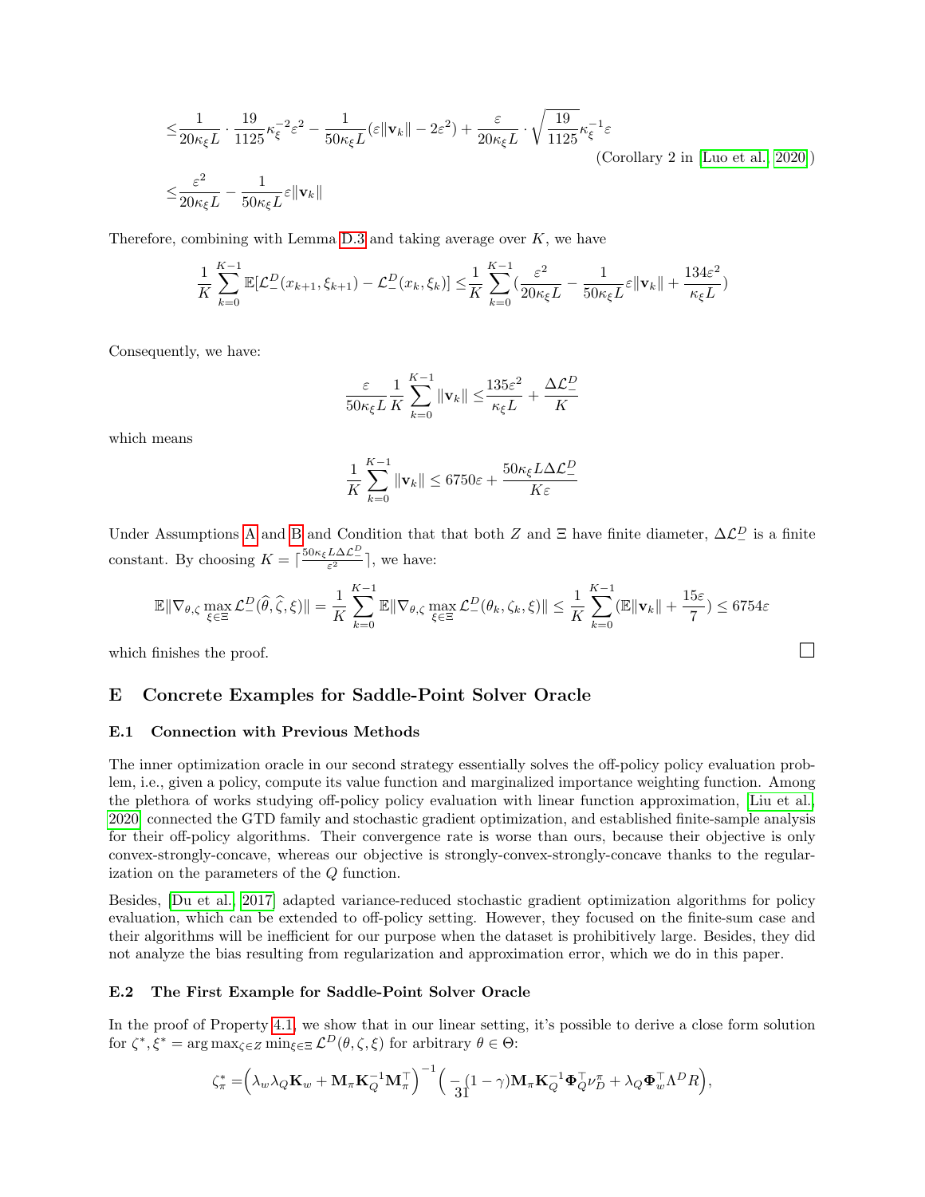$$
\begin{aligned}
\leq & \frac{1}{20\kappa_\xi L}\cdot\frac{19}{1125}\kappa_\xi^{-2}\varepsilon^2 - \frac{1}{50\kappa_\xi L}(\varepsilon\|\mathbf{v}_k\| - 2\varepsilon^2) + \frac{\varepsilon}{20\kappa_\xi L}\cdot\sqrt{\frac{19}{1125}}\kappa_\xi^{-1}\varepsilon \\
& \hspace{20em} \text{(Corollary 2 in [Luo et al., 2020])} \\
\leq & \frac{\varepsilon^2}{20\kappa_\xi L} - \frac{1}{50\kappa_\xi L}\varepsilon\|\mathbf{v}_k\|
\end{aligned}
$$

Therefore, combining with Lemma D.3 and taking average over $K$, we have

$$
\frac{1}{K}\sum_{k=0}^{K-1}\mathbb{E}[\mathcal{L}_-^D(x_{k+1},\xi_{k+1}) - \mathcal{L}_-^D(x_k,\xi_k)] \leq \frac{1}{K}\sum_{k=0}^{K-1}\Big(\frac{\varepsilon^2}{20\kappa_\xi L} - \frac{1}{50\kappa_\xi L}\varepsilon\|\mathbf{v}_k\| + \frac{134\varepsilon^2}{\kappa_\xi L}\Big)
$$

Consequently, we have:

$$
\frac{\varepsilon}{50\kappa_\xi L}\frac{1}{K}\sum_{k=0}^{K-1}\|\mathbf{v}_k\| \leq \frac{135\varepsilon^2}{\kappa_\xi L} + \frac{\Delta\mathcal{L}_-^D}{K}
$$

which means

$$
\frac{1}{K}\sum_{k=0}^{K-1}\|\mathbf{v}_k\| \leq 6750\varepsilon + \frac{50\kappa_\xi L\Delta\mathcal{L}_-^D}{K\varepsilon}
$$

Under Assumptions A and B and Condition that that both $Z$ and $\Xi$ have finite diameter, $\Delta\mathcal{L}_-^D$ is a finite constant. By choosing $K = \lceil\frac{50\kappa_\xi L\Delta\mathcal{L}_-^D}{\varepsilon^2}\rceil$, we have:

$$
\mathbb{E}\|\nabla_{\theta,\zeta}\max_{\xi\in\Xi}\mathcal{L}_-^D(\widehat{\theta},\widehat{\zeta},\xi)\| = \frac{1}{K}\sum_{k=0}^{K-1}\mathbb{E}\|\nabla_{\theta,\zeta}\max_{\xi\in\Xi}\mathcal{L}_-^D(\theta_k,\zeta_k,\xi)\| \leq \frac{1}{K}\sum_{k=0}^{K-1}(\mathbb{E}\|\mathbf{v}_k\| + \frac{15\varepsilon}{7}) \leq 6754\varepsilon
$$

which finishes the proof. □

# E Concrete Examples for Saddle-Point Solver Oracle

## E.1 Connection with Previous Methods

The inner optimization oracle in our second strategy essentially solves the off-policy policy evaluation problem, i.e., given a policy, compute its value function and marginalized importance weighting function. Among the plethora of works studying off-policy policy evaluation with linear function approximation, [Liu et al., 2020] connected the GTD family and stochastic gradient optimization, and established finite-sample analysis for their off-policy algorithms. Their convergence rate is worse than ours, because their objective is only convex-strongly-concave, whereas our objective is strongly-convex-strongly-concave thanks to the regularization on the parameters of the $Q$ function.

Besides, [Du et al., 2017] adapted variance-reduced stochastic gradient optimization algorithms for policy evaluation, which can be extended to off-policy setting. However, they focused on the finite-sum case and their algorithms will be inefficient for our purpose when the dataset is prohibitively large. Besides, they did not analyze the bias resulting from regularization and approximation error, which we do in this paper.

## E.2 The First Example for Saddle-Point Solver Oracle

In the proof of Property 4.1, we show that in our linear setting, it's possible to derive a close form solution for $\zeta^*,\xi^* = \arg\max_{\zeta\in Z}\min_{\xi\in\Xi}\mathcal{L}^D(\theta,\zeta,\xi)$ for arbitrary $\theta\in\Theta$:

$$
\zeta_\pi^* = \Big(\lambda_w\lambda_Q\mathbf{K}_w + \mathbf{M}_\pi\mathbf{K}_Q^{-1}\mathbf{M}_\pi^\top\Big)^{-1}\Big(-(1-\gamma)\mathbf{M}_\pi\mathbf{K}_Q^{-1}\mathbf{\Phi}_Q^\top\nu_D^\pi + \lambda_Q\mathbf{\Phi}_w^\top\Lambda^D R\Big),
$$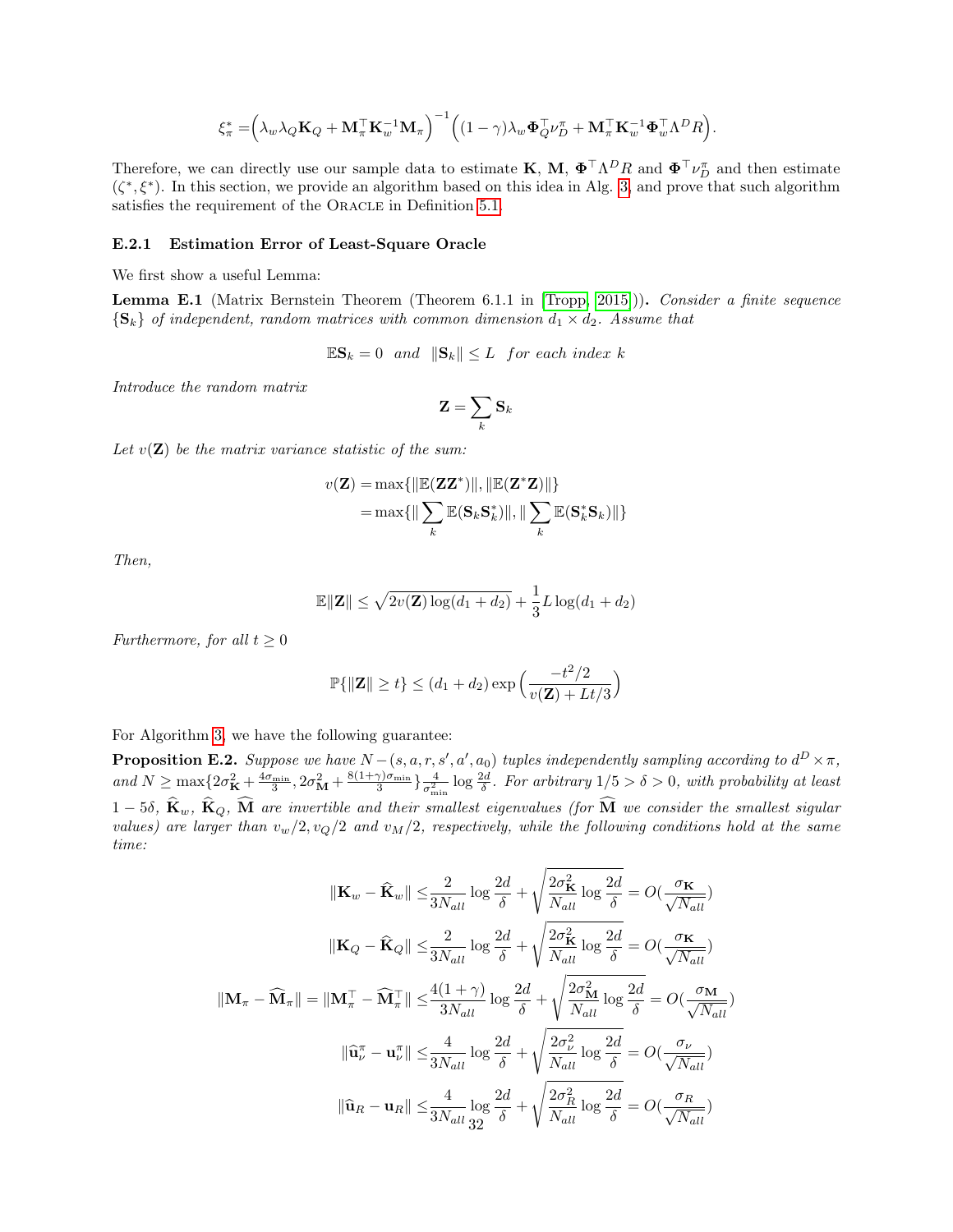$$\xi_\pi^* = \Big(\lambda_w \lambda_Q \mathbf{K}_Q + \mathbf{M}_\pi^\top \mathbf{K}_w^{-1} \mathbf{M}_\pi\Big)^{-1} \Big((1-\gamma)\lambda_w \mathbf{\Phi}_Q^\top \nu_D^\pi + \mathbf{M}_\pi^\top \mathbf{K}_w^{-1} \mathbf{\Phi}_w^\top \Lambda^D R\Big).$$

Therefore, we can directly use our sample data to estimate $\mathbf{K}$, $\mathbf{M}$, $\mathbf{\Phi}^\top \Lambda^D R$ and $\mathbf{\Phi}^\top \nu_D^\pi$ and then estimate $(\zeta^*, \xi^*)$. In this section, we provide an algorithm based on this idea in Alg. 3, and prove that such algorithm satisfies the requirement of the ORACLE in Definition 5.1.

### E.2.1 Estimation Error of Least-Square Oracle

We first show a useful Lemma:

**Lemma E.1** (Matrix Bernstein Theorem (Theorem 6.1.1 in [Tropp, 2015])). *Consider a finite sequence $\{\mathbf{S}_k\}$ of independent, random matrices with common dimension $d_1 \times d_2$. Assume that*

$$\mathbb{E}\mathbf{S}_k = 0 \quad \text{and} \quad \|\mathbf{S}_k\| \leq L \quad \text{for each index } k$$

*Introduce the random matrix*

$$\mathbf{Z} = \sum_k \mathbf{S}_k$$

*Let $v(\mathbf{Z})$ be the matrix variance statistic of the sum:*

$$\begin{aligned} v(\mathbf{Z}) &= \max\{\|\mathbb{E}(\mathbf{Z}\mathbf{Z}^*)\|, \|\mathbb{E}(\mathbf{Z}^*\mathbf{Z})\|\} \\ &= \max\{\|\sum_k \mathbb{E}(\mathbf{S}_k\mathbf{S}_k^*)\|, \|\sum_k \mathbb{E}(\mathbf{S}_k^*\mathbf{S}_k)\|\} \end{aligned}$$

*Then,*

$$\mathbb{E}\|\mathbf{Z}\| \leq \sqrt{2v(\mathbf{Z})\log(d_1+d_2)} + \frac{1}{3}L\log(d_1+d_2)$$

*Furthermore, for all $t \geq 0$*

$$\mathbb{P}\{\|\mathbf{Z}\| \geq t\} \leq (d_1+d_2)\exp\Big(\frac{-t^2/2}{v(\mathbf{Z}) + Lt/3}\Big)$$

For Algorithm 3, we have the following guarantee:

**Proposition E.2.** *Suppose we have $N-(s,a,r,s',a',a_0)$ tuples independently sampling according to $d^D \times \pi$, and $N \geq \max\{2\sigma_{\mathbf{K}}^2 + \frac{4\sigma_{\min}}{3}, 2\sigma_{\mathbf{M}}^2 + \frac{8(1+\gamma)\sigma_{\min}}{3}\}\frac{4}{\sigma_{\min}^2}\log\frac{2d}{\delta}$. For arbitrary $1/5 > \delta > 0$, with probability at least $1-5\delta$, $\widehat{\mathbf{K}}_w$, $\widehat{\mathbf{K}}_Q$, $\widehat{\mathbf{M}}$ are invertible and their smallest eigenvalues (for $\widehat{\mathbf{M}}$ we consider the smallest sigular values) are larger than $v_w/2, v_Q/2$ and $v_M/2$, respectively, while the following conditions hold at the same time:*

$$\|\mathbf{K}_w - \widehat{\mathbf{K}}_w\| \leq \frac{2}{3N_{all}}\log\frac{2d}{\delta} + \sqrt{\frac{2\sigma_{\mathbf{K}}^2}{N_{all}}\log\frac{2d}{\delta}} = O(\frac{\sigma_{\mathbf{K}}}{\sqrt{N_{all}}})$$

$$\|\mathbf{K}_Q - \widehat{\mathbf{K}}_Q\| \leq \frac{2}{3N_{all}}\log\frac{2d}{\delta} + \sqrt{\frac{2\sigma_{\mathbf{K}}^2}{N_{all}}\log\frac{2d}{\delta}} = O(\frac{\sigma_{\mathbf{K}}}{\sqrt{N_{all}}})$$

$$\|\mathbf{M}_\pi - \widehat{\mathbf{M}}_\pi\| = \|\mathbf{M}_\pi^\top - \widehat{\mathbf{M}}_\pi^\top\| \leq \frac{4(1+\gamma)}{3N_{all}}\log\frac{2d}{\delta} + \sqrt{\frac{2\sigma_{\mathbf{M}}^2}{N_{all}}\log\frac{2d}{\delta}} = O(\frac{\sigma_{\mathbf{M}}}{\sqrt{N_{all}}})$$

$$\|\widehat{\mathbf{u}}_\nu^\pi - \mathbf{u}_\nu^\pi\| \leq \frac{4}{3N_{all}}\log\frac{2d}{\delta} + \sqrt{\frac{2\sigma_\nu^2}{N_{all}}\log\frac{2d}{\delta}} = O(\frac{\sigma_\nu}{\sqrt{N_{all}}})$$

$$\|\widehat{\mathbf{u}}_R - \mathbf{u}_R\| \leq \frac{4}{3N_{all}}\log\frac{2d}{\delta} + \sqrt{\frac{2\sigma_R^2}{N_{all}}\log\frac{2d}{\delta}} = O(\frac{\sigma_R}{\sqrt{N_{all}}})$$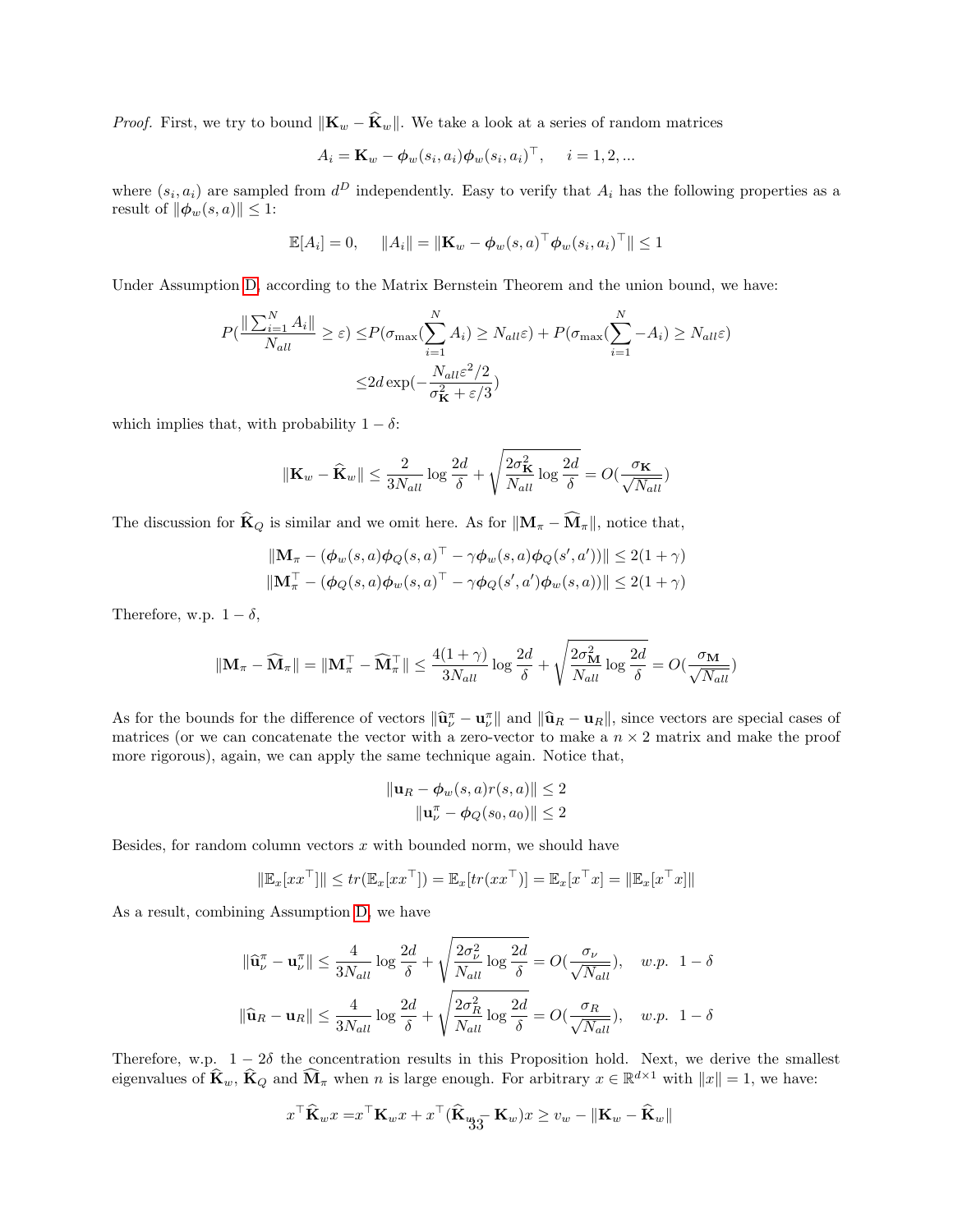*Proof.* First, we try to bound $\|\mathbf{K}_w - \widehat{\mathbf{K}}_w\|$. We take a look at a series of random matrices

$$A_i = \mathbf{K}_w - \boldsymbol{\phi}_w(s_i, a_i)\boldsymbol{\phi}_w(s_i, a_i)^\top, \quad i = 1, 2, ...$$

where $(s_i, a_i)$ are sampled from $d^D$ independently. Easy to verify that $A_i$ has the following properties as a result of $\|\boldsymbol{\phi}_w(s, a)\| \leq 1$:

$$\mathbb{E}[A_i] = 0, \quad \|A_i\| = \|\mathbf{K}_w - \boldsymbol{\phi}_w(s, a)^\top \boldsymbol{\phi}_w(s_i, a_i)^\top\| \leq 1$$

Under Assumption D, according to the Matrix Bernstein Theorem and the union bound, we have:

$$\begin{aligned}
P\left(\frac{\|\sum_{i=1}^N A_i\|}{N_{all}} \geq \varepsilon\right) \leq & P\left(\sigma_{\max}\left(\sum_{i=1}^N A_i\right) \geq N_{all}\varepsilon\right) + P\left(\sigma_{\max}\left(\sum_{i=1}^N -A_i\right) \geq N_{all}\varepsilon\right) \\
\leq & 2d \exp\left(-\frac{N_{all}\varepsilon^2/2}{\sigma_{\mathbf{K}}^2 + \varepsilon/3}\right)
\end{aligned}$$

which implies that, with probability $1 - \delta$:

$$\|\mathbf{K}_w - \widehat{\mathbf{K}}_w\| \leq \frac{2}{3N_{all}} \log \frac{2d}{\delta} + \sqrt{\frac{2\sigma_{\mathbf{K}}^2}{N_{all}} \log \frac{2d}{\delta}} = O\left(\frac{\sigma_{\mathbf{K}}}{\sqrt{N_{all}}}\right)$$

The discussion for $\widehat{\mathbf{K}}_Q$ is similar and we omit here. As for $\|\mathbf{M}_\pi - \widehat{\mathbf{M}}_\pi\|$, notice that,

$$\begin{aligned}
\|\mathbf{M}_\pi - (\boldsymbol{\phi}_w(s, a)\boldsymbol{\phi}_Q(s, a)^\top - \gamma\boldsymbol{\phi}_w(s, a)\boldsymbol{\phi}_Q(s', a'))\| \leq 2(1 + \gamma) \\
\|\mathbf{M}_\pi^\top - (\boldsymbol{\phi}_Q(s, a)\boldsymbol{\phi}_w(s, a)^\top - \gamma\boldsymbol{\phi}_Q(s', a')\boldsymbol{\phi}_w(s, a))\| \leq 2(1 + \gamma)
\end{aligned}$$

Therefore, w.p. $1 - \delta$,

$$\|\mathbf{M}_\pi - \widehat{\mathbf{M}}_\pi\| = \|\mathbf{M}_\pi^\top - \widehat{\mathbf{M}}_\pi^\top\| \leq \frac{4(1 + \gamma)}{3N_{all}} \log \frac{2d}{\delta} + \sqrt{\frac{2\sigma_{\mathbf{M}}^2}{N_{all}} \log \frac{2d}{\delta}} = O\left(\frac{\sigma_{\mathbf{M}}}{\sqrt{N_{all}}}\right)$$

As for the bounds for the difference of vectors $\|\widehat{\mathbf{u}}_\nu^\pi - \mathbf{u}_\nu^\pi\|$ and $\|\widehat{\mathbf{u}}_R - \mathbf{u}_R\|$, since vectors are special cases of matrices (or we can concatenate the vector with a zero-vector to make a $n \times 2$ matrix and make the proof more rigorous), again, we can apply the same technique again. Notice that,

$$\begin{aligned}
\|\mathbf{u}_R - \boldsymbol{\phi}_w(s, a)r(s, a)\| \leq 2 \\
\|\mathbf{u}_\nu^\pi - \boldsymbol{\phi}_Q(s_0, a_0)\| \leq 2
\end{aligned}$$

Besides, for random column vectors $x$ with bounded norm, we should have

$$\|\mathbb{E}_x[xx^\top]\| \leq tr(\mathbb{E}_x[xx^\top]) = \mathbb{E}_x[tr(xx^\top)] = \mathbb{E}_x[x^\top x] = \|\mathbb{E}_x[x^\top x]\|$$

As a result, combining Assumption D, we have

$$\begin{aligned}
\|\widehat{\mathbf{u}}_\nu^\pi - \mathbf{u}_\nu^\pi\| \leq \frac{4}{3N_{all}} \log \frac{2d}{\delta} + \sqrt{\frac{2\sigma_\nu^2}{N_{all}} \log \frac{2d}{\delta}} = O\left(\frac{\sigma_\nu}{\sqrt{N_{all}}}\right), \quad w.p. \;\; 1 - \delta \\
\|\widehat{\mathbf{u}}_R - \mathbf{u}_R\| \leq \frac{4}{3N_{all}} \log \frac{2d}{\delta} + \sqrt{\frac{2\sigma_R^2}{N_{all}} \log \frac{2d}{\delta}} = O\left(\frac{\sigma_R}{\sqrt{N_{all}}}\right), \quad w.p. \;\; 1 - \delta
\end{aligned}$$

Therefore, w.p. $1 - 2\delta$ the concentration results in this Proposition hold. Next, we derive the smallest eigenvalues of $\widehat{\mathbf{K}}_w$, $\widehat{\mathbf{K}}_Q$ and $\widehat{\mathbf{M}}_\pi$ when $n$ is large enough. For arbitrary $x \in \mathbb{R}^{d \times 1}$ with $\|x\| = 1$, we have:

$$x^\top \widehat{\mathbf{K}}_w x = x^\top \mathbf{K}_w x + x^\top (\widehat{\mathbf{K}}_w - \mathbf{K}_w) x \geq v_w - \|\mathbf{K}_w - \widehat{\mathbf{K}}_w\|$$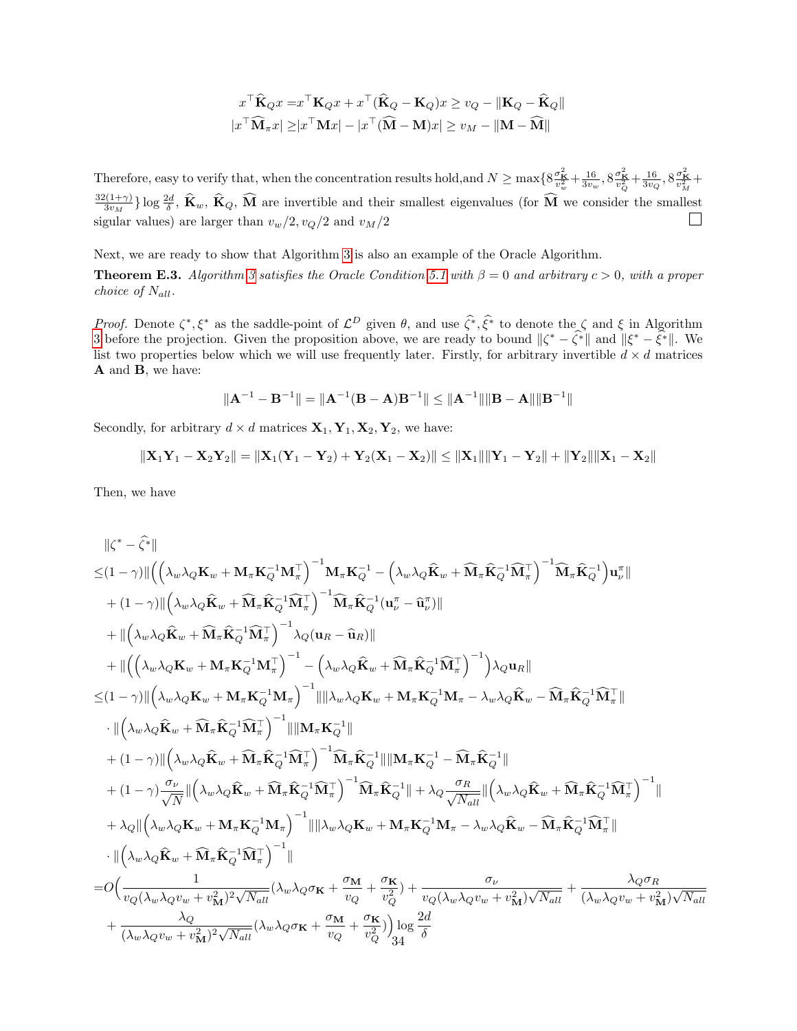$$
\begin{aligned}
x^\top \widehat{\mathbf{K}}_Q x =& x^\top \mathbf{K}_Q x + x^\top (\widehat{\mathbf{K}}_Q - \mathbf{K}_Q) x \geq v_Q - \|\mathbf{K}_Q - \widehat{\mathbf{K}}_Q\| \\
|x^\top \widehat{\mathbf{M}}_\pi x| \geq& |x^\top \mathbf{M} x| - |x^\top (\widehat{\mathbf{M}} - \mathbf{M}) x| \geq v_M - \|\mathbf{M} - \widehat{\mathbf{M}}\|
\end{aligned}
$$

Therefore, easy to verify that, when the concentration results hold,and $N \geq \max\{8\frac{\sigma_{\mathbf{K}}^2}{v_w^2} + \frac{16}{3v_w}, 8\frac{\sigma_{\mathbf{K}}^2}{v_Q^2} + \frac{16}{3v_Q}, 8\frac{\sigma_{\mathbf{K}}^2}{v_M^2} + \frac{32(1+\gamma)}{3v_M}\}\log\frac{2d}{\delta}$, $\widehat{\mathbf{K}}_w$, $\widehat{\mathbf{K}}_Q$, $\widehat{\mathbf{M}}$ are invertible and their smallest eigenvalues (for $\widehat{\mathbf{M}}$ we consider the smallest sigular values) are larger than $v_w/2, v_Q/2$ and $v_M/2$ □

Next, we are ready to show that Algorithm 3 is also an example of the Oracle Algorithm.

**Theorem E.3.** *Algorithm 3 satisfies the Oracle Condition 5.1 with $\beta = 0$ and arbitrary $c > 0$, with a proper choice of $N_{all}$.*

*Proof.* Denote $\zeta^*, \xi^*$ as the saddle-point of $\mathcal{L}^D$ given $\theta$, and use $\widehat{\zeta}^*, \widehat{\xi}^*$ to denote the $\zeta$ and $\xi$ in Algorithm 3 before the projection. Given the proposition above, we are ready to bound $\|\zeta^* - \widehat{\zeta}^*\|$ and $\|\xi^* - \widehat{\xi}^*\|$. We list two properties below which we will use frequently later. Firstly, for arbitrary invertible $d \times d$ matrices $\mathbf{A}$ and $\mathbf{B}$, we have:

$$
\|\mathbf{A}^{-1} - \mathbf{B}^{-1}\| = \|\mathbf{A}^{-1}(\mathbf{B} - \mathbf{A})\mathbf{B}^{-1}\| \leq \|\mathbf{A}^{-1}\|\|\mathbf{B} - \mathbf{A}\|\|\mathbf{B}^{-1}\|
$$

Secondly, for arbitrary $d \times d$ matrices $\mathbf{X}_1, \mathbf{Y}_1, \mathbf{X}_2, \mathbf{Y}_2$, we have:

$$
\|\mathbf{X}_1\mathbf{Y}_1 - \mathbf{X}_2\mathbf{Y}_2\| = \|\mathbf{X}_1(\mathbf{Y}_1 - \mathbf{Y}_2) + \mathbf{Y}_2(\mathbf{X}_1 - \mathbf{X}_2)\| \leq \|\mathbf{X}_1\|\|\mathbf{Y}_1 - \mathbf{Y}_2\| + \|\mathbf{Y}_2\|\|\mathbf{X}_1 - \mathbf{X}_2\|
$$

Then, we have

$$
\begin{aligned}
&\|\zeta^* - \widehat{\zeta}^*\| \\
\leq& (1-\gamma)\|\Big(\Big(\lambda_w\lambda_Q\mathbf{K}_w + \mathbf{M}_\pi\mathbf{K}_Q^{-1}\mathbf{M}_\pi^\top\Big)^{-1}\mathbf{M}_\pi\mathbf{K}_Q^{-1} - \Big(\lambda_w\lambda_Q\widehat{\mathbf{K}}_w + \widehat{\mathbf{M}}_\pi\widehat{\mathbf{K}}_Q^{-1}\widehat{\mathbf{M}}_\pi^\top\Big)^{-1}\widehat{\mathbf{M}}_\pi\widehat{\mathbf{K}}_Q^{-1}\Big)\mathbf{u}_\nu^\pi\| \\
&+ (1-\gamma)\|\Big(\lambda_w\lambda_Q\widehat{\mathbf{K}}_w + \widehat{\mathbf{M}}_\pi\widehat{\mathbf{K}}_Q^{-1}\widehat{\mathbf{M}}_\pi^\top\Big)^{-1}\widehat{\mathbf{M}}_\pi\widehat{\mathbf{K}}_Q^{-1}(\mathbf{u}_\nu^\pi - \widehat{\mathbf{u}}_\nu^\pi)\| \\
&+ \|\Big(\lambda_w\lambda_Q\widehat{\mathbf{K}}_w + \widehat{\mathbf{M}}_\pi\widehat{\mathbf{K}}_Q^{-1}\widehat{\mathbf{M}}_\pi^\top\Big)^{-1}\lambda_Q(\mathbf{u}_R - \widehat{\mathbf{u}}_R)\| \\
&+ \|\Big(\Big(\lambda_w\lambda_Q\mathbf{K}_w + \mathbf{M}_\pi\mathbf{K}_Q^{-1}\mathbf{M}_\pi^\top\Big)^{-1} - \Big(\lambda_w\lambda_Q\widehat{\mathbf{K}}_w + \widehat{\mathbf{M}}_\pi\widehat{\mathbf{K}}_Q^{-1}\widehat{\mathbf{M}}_\pi^\top\Big)^{-1}\Big)\lambda_Q\mathbf{u}_R\| \\
\leq& (1-\gamma)\|\Big(\lambda_w\lambda_Q\mathbf{K}_w + \mathbf{M}_\pi\mathbf{K}_Q^{-1}\mathbf{M}_\pi\Big)^{-1}\|\|\lambda_w\lambda_Q\mathbf{K}_w + \mathbf{M}_\pi\mathbf{K}_Q^{-1}\mathbf{M}_\pi - \lambda_w\lambda_Q\widehat{\mathbf{K}}_w - \widehat{\mathbf{M}}_\pi\widehat{\mathbf{K}}_Q^{-1}\widehat{\mathbf{M}}_\pi^\top\| \\
&\cdot \|\Big(\lambda_w\lambda_Q\widehat{\mathbf{K}}_w + \widehat{\mathbf{M}}_\pi\widehat{\mathbf{K}}_Q^{-1}\widehat{\mathbf{M}}_\pi^\top\Big)^{-1}\|\|\mathbf{M}_\pi\mathbf{K}_Q^{-1}\| \\
&+ (1-\gamma)\|\Big(\lambda_w\lambda_Q\widehat{\mathbf{K}}_w + \widehat{\mathbf{M}}_\pi\widehat{\mathbf{K}}_Q^{-1}\widehat{\mathbf{M}}_\pi^\top\Big)^{-1}\widehat{\mathbf{M}}_\pi\widehat{\mathbf{K}}_Q^{-1}\|\|\mathbf{M}_\pi\mathbf{K}_Q^{-1} - \widehat{\mathbf{M}}_\pi\widehat{\mathbf{K}}_Q^{-1}\| \\
&+ (1-\gamma)\frac{\sigma_\nu}{\sqrt{N}}\|\Big(\lambda_w\lambda_Q\widehat{\mathbf{K}}_w + \widehat{\mathbf{M}}_\pi\widehat{\mathbf{K}}_Q^{-1}\widehat{\mathbf{M}}_\pi^\top\Big)^{-1}\widehat{\mathbf{M}}_\pi\widehat{\mathbf{K}}_Q^{-1}\| + \lambda_Q\frac{\sigma_R}{\sqrt{N_{all}}}\|\Big(\lambda_w\lambda_Q\widehat{\mathbf{K}}_w + \widehat{\mathbf{M}}_\pi\widehat{\mathbf{K}}_Q^{-1}\widehat{\mathbf{M}}_\pi^\top\Big)^{-1}\| \\
&+ \lambda_Q\|\Big(\lambda_w\lambda_Q\mathbf{K}_w + \mathbf{M}_\pi\mathbf{K}_Q^{-1}\mathbf{M}_\pi\Big)^{-1}\|\|\lambda_w\lambda_Q\mathbf{K}_w + \mathbf{M}_\pi\mathbf{K}_Q^{-1}\mathbf{M}_\pi - \lambda_w\lambda_Q\widehat{\mathbf{K}}_w - \widehat{\mathbf{M}}_\pi\widehat{\mathbf{K}}_Q^{-1}\widehat{\mathbf{M}}_\pi^\top\| \\
&\cdot \|\Big(\lambda_w\lambda_Q\widehat{\mathbf{K}}_w + \widehat{\mathbf{M}}_\pi\widehat{\mathbf{K}}_Q^{-1}\widehat{\mathbf{M}}_\pi^\top\Big)^{-1}\| \\
=& O\Big(\frac{1}{v_Q(\lambda_w\lambda_Q v_w + v_{\mathbf{M}}^2)^2\sqrt{N_{all}}}(\lambda_w\lambda_Q\sigma_{\mathbf{K}} + \frac{\sigma_{\mathbf{M}}}{v_Q} + \frac{\sigma_{\mathbf{K}}}{v_Q^2}) + \frac{\sigma_\nu}{v_Q(\lambda_w\lambda_Q v_w + v_{\mathbf{M}}^2)\sqrt{N_{all}}} + \frac{\lambda_Q\sigma_R}{(\lambda_w\lambda_Q v_w + v_{\mathbf{M}}^2)\sqrt{N_{all}}} \\
&+ \frac{\lambda_Q}{(\lambda_w\lambda_Q v_w + v_{\mathbf{M}}^2)^2\sqrt{N_{all}}}(\lambda_w\lambda_Q\sigma_{\mathbf{K}} + \frac{\sigma_{\mathbf{M}}}{v_Q} + \frac{\sigma_{\mathbf{K}}}{v_Q^2})\Big)\log\frac{2d}{\delta}
\end{aligned}
$$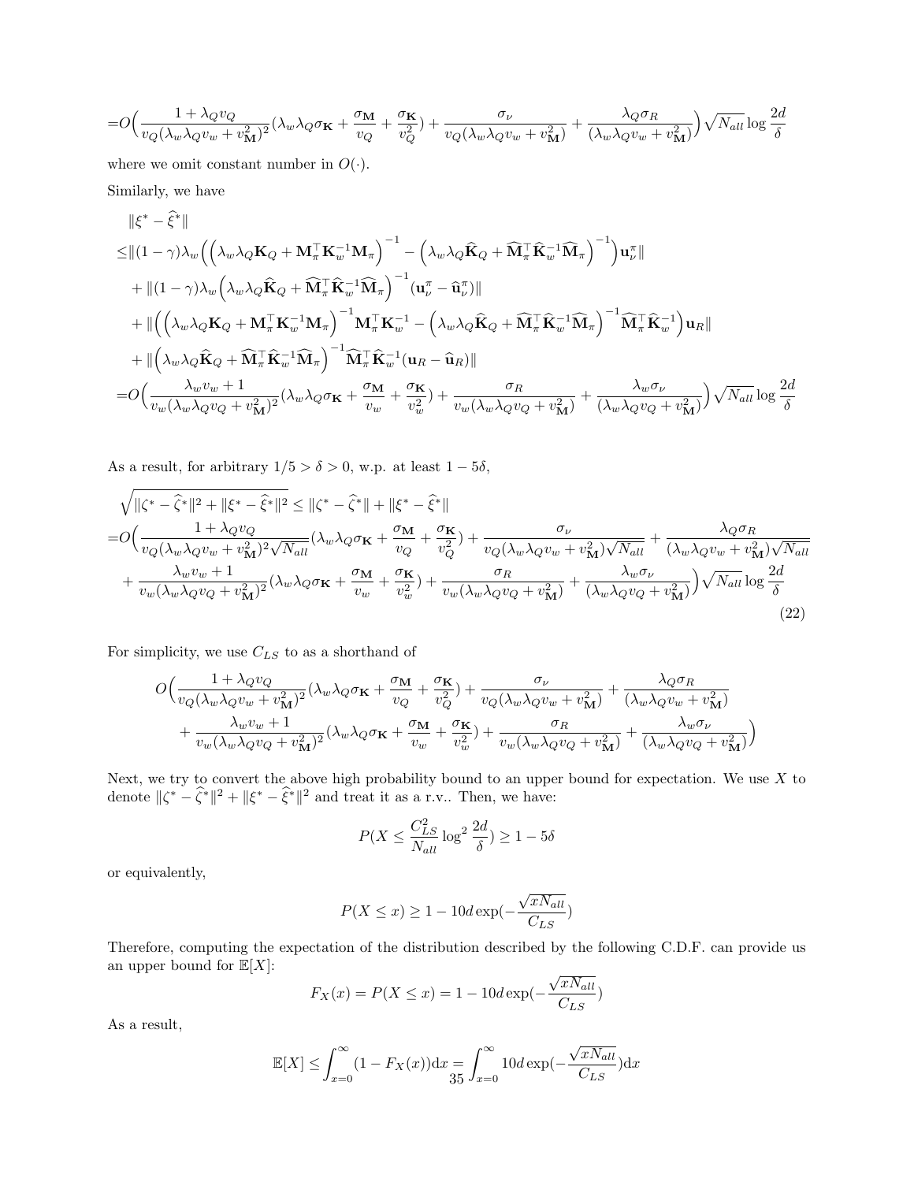$$=O\Big(\frac{1+\lambda_Q v_Q}{v_Q(\lambda_w\lambda_Q v_w+v_{\mathbf{M}}^2)^2}(\lambda_w\lambda_Q\sigma_{\mathbf{K}}+\frac{\sigma_{\mathbf{M}}}{v_Q}+\frac{\sigma_{\mathbf{K}}}{v_Q^2})+\frac{\sigma_\nu}{v_Q(\lambda_w\lambda_Q v_w+v_{\mathbf{M}}^2)}+\frac{\lambda_Q\sigma_R}{(\lambda_w\lambda_Q v_w+v_{\mathbf{M}}^2)}\Big)\sqrt{N_{all}}\log\frac{2d}{\delta}$$

where we omit constant number in $O(\cdot)$.

Similarly, we have

$$\begin{aligned}
&\|\xi^*-\widehat{\xi}^*\|\\
\leq&\|(1-\gamma)\lambda_w\Big(\Big(\lambda_w\lambda_Q\mathbf{K}_Q+\mathbf{M}_\pi^\top\mathbf{K}_w^{-1}\mathbf{M}_\pi\Big)^{-1}-\Big(\lambda_w\lambda_Q\widehat{\mathbf{K}}_Q+\widehat{\mathbf{M}}_\pi^\top\widehat{\mathbf{K}}_w^{-1}\widehat{\mathbf{M}}_\pi\Big)^{-1}\Big)\mathbf{u}_\nu^\pi\|\\
&+\|(1-\gamma)\lambda_w\Big(\lambda_w\lambda_Q\widehat{\mathbf{K}}_Q+\widehat{\mathbf{M}}_\pi^\top\widehat{\mathbf{K}}_w^{-1}\widehat{\mathbf{M}}_\pi\Big)^{-1}(\mathbf{u}_\nu^\pi-\widehat{\mathbf{u}}_\nu^\pi)\|\\
&+\|\Big(\Big(\lambda_w\lambda_Q\mathbf{K}_Q+\mathbf{M}_\pi^\top\mathbf{K}_w^{-1}\mathbf{M}_\pi\Big)^{-1}\mathbf{M}_\pi^\top\mathbf{K}_w^{-1}-\Big(\lambda_w\lambda_Q\widehat{\mathbf{K}}_Q+\widehat{\mathbf{M}}_\pi^\top\widehat{\mathbf{K}}_w^{-1}\widehat{\mathbf{M}}_\pi\Big)^{-1}\widehat{\mathbf{M}}_\pi^\top\widehat{\mathbf{K}}_w^{-1}\Big)\mathbf{u}_R\|\\
&+\|\Big(\lambda_w\lambda_Q\widehat{\mathbf{K}}_Q+\widehat{\mathbf{M}}_\pi^\top\widehat{\mathbf{K}}_w^{-1}\widehat{\mathbf{M}}_\pi\Big)^{-1}\widehat{\mathbf{M}}_\pi^\top\widehat{\mathbf{K}}_w^{-1}(\mathbf{u}_R-\widehat{\mathbf{u}}_R)\|\\
=&O\Big(\frac{\lambda_w v_w+1}{v_w(\lambda_w\lambda_Q v_Q+v_{\mathbf{M}}^2)^2}(\lambda_w\lambda_Q\sigma_{\mathbf{K}}+\frac{\sigma_{\mathbf{M}}}{v_w}+\frac{\sigma_{\mathbf{K}}}{v_w^2})+\frac{\sigma_R}{v_w(\lambda_w\lambda_Q v_Q+v_{\mathbf{M}}^2)}+\frac{\lambda_w\sigma_\nu}{(\lambda_w\lambda_Q v_Q+v_{\mathbf{M}}^2)}\Big)\sqrt{N_{all}}\log\frac{2d}{\delta}
\end{aligned}$$

As a result, for arbitrary $1/5>\delta>0$, w.p. at least $1-5\delta$,

$$\begin{aligned}
&\sqrt{\|\zeta^*-\widehat{\zeta}^*\|^2+\|\xi^*-\widehat{\xi}^*\|^2}\leq\|\zeta^*-\widehat{\zeta}^*\|+\|\xi^*-\widehat{\xi}^*\|\\
=&O\Big(\frac{1+\lambda_Q v_Q}{v_Q(\lambda_w\lambda_Q v_w+v_{\mathbf{M}}^2)^2\sqrt{N_{all}}}(\lambda_w\lambda_Q\sigma_{\mathbf{K}}+\frac{\sigma_{\mathbf{M}}}{v_Q}+\frac{\sigma_{\mathbf{K}}}{v_Q^2})+\frac{\sigma_\nu}{v_Q(\lambda_w\lambda_Q v_w+v_{\mathbf{M}}^2)\sqrt{N_{all}}}+\frac{\lambda_Q\sigma_R}{(\lambda_w\lambda_Q v_w+v_{\mathbf{M}}^2)\sqrt{N_{all}}}\\
&+\frac{\lambda_w v_w+1}{v_w(\lambda_w\lambda_Q v_Q+v_{\mathbf{M}}^2)^2}(\lambda_w\lambda_Q\sigma_{\mathbf{K}}+\frac{\sigma_{\mathbf{M}}}{v_w}+\frac{\sigma_{\mathbf{K}}}{v_w^2})+\frac{\sigma_R}{v_w(\lambda_w\lambda_Q v_Q+v_{\mathbf{M}}^2)}+\frac{\lambda_w\sigma_\nu}{(\lambda_w\lambda_Q v_Q+v_{\mathbf{M}}^2)}\Big)\sqrt{N_{all}}\log\frac{2d}{\delta}
\end{aligned}\tag{22}$$

For simplicity, we use $C_{LS}$ to as a shorthand of

$$\begin{aligned}
O\Big(&\frac{1+\lambda_Q v_Q}{v_Q(\lambda_w\lambda_Q v_w+v_{\mathbf{M}}^2)^2}(\lambda_w\lambda_Q\sigma_{\mathbf{K}}+\frac{\sigma_{\mathbf{M}}}{v_Q}+\frac{\sigma_{\mathbf{K}}}{v_Q^2})+\frac{\sigma_\nu}{v_Q(\lambda_w\lambda_Q v_w+v_{\mathbf{M}}^2)}+\frac{\lambda_Q\sigma_R}{(\lambda_w\lambda_Q v_w+v_{\mathbf{M}}^2)}\\
&+\frac{\lambda_w v_w+1}{v_w(\lambda_w\lambda_Q v_Q+v_{\mathbf{M}}^2)^2}(\lambda_w\lambda_Q\sigma_{\mathbf{K}}+\frac{\sigma_{\mathbf{M}}}{v_w}+\frac{\sigma_{\mathbf{K}}}{v_w^2})+\frac{\sigma_R}{v_w(\lambda_w\lambda_Q v_Q+v_{\mathbf{M}}^2)}+\frac{\lambda_w\sigma_\nu}{(\lambda_w\lambda_Q v_Q+v_{\mathbf{M}}^2)}\Big)
\end{aligned}$$

Next, we try to convert the above high probability bound to an upper bound for expectation. We use $X$ to denote $\|\zeta^*-\widehat{\zeta}^*\|^2+\|\xi^*-\widehat{\xi}^*\|^2$ and treat it as a r.v.. Then, we have:

$$P(X\leq\frac{C_{LS}^2}{N_{all}}\log^2\frac{2d}{\delta})\geq 1-5\delta$$

or equivalently,

$$P(X\leq x)\geq 1-10d\exp(-\frac{\sqrt{xN_{all}}}{C_{LS}})$$

Therefore, computing the expectation of the distribution described by the following C.D.F. can provide us an upper bound for $\mathbb{E}[X]$:

$$F_X(x)=P(X\leq x)=1-10d\exp(-\frac{\sqrt{xN_{all}}}{C_{LS}})$$

As a result,

$$\mathbb{E}[X]\leq\int_{x=0}^{\infty}(1-F_X(x))\mathrm{d}x=\int_{x=0}^{\infty}10d\exp(-\frac{\sqrt{xN_{all}}}{C_{LS}})\mathrm{d}x$$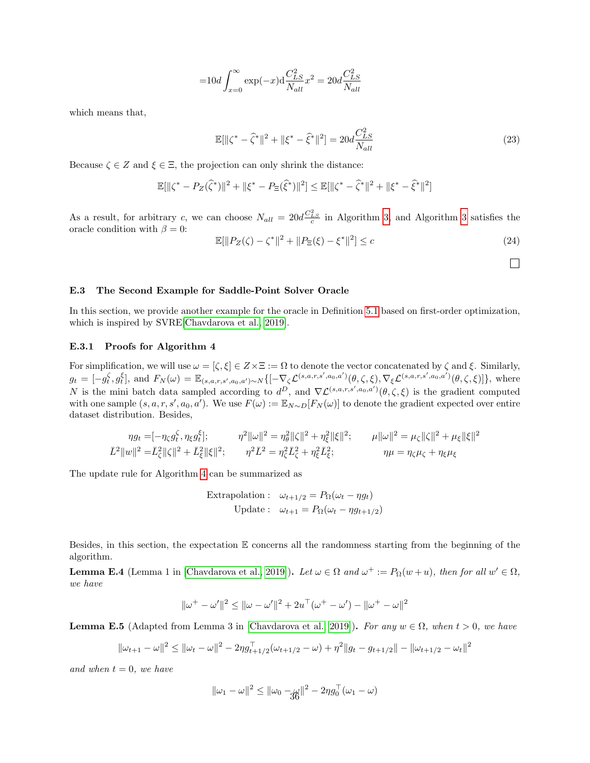$$=10d\int_{x=0}^{\infty}\exp(-x)\mathrm{d}\frac{C_{LS}^2}{N_{all}}x^2 = 20d\frac{C_{LS}^2}{N_{all}}$$

which means that,

$$\mathbb{E}[\|\zeta^* - \widehat{\zeta}^*\|^2 + \|\xi^* - \widehat{\xi}^*\|^2] = 20d\frac{C_{LS}^2}{N_{all}} \tag{23}$$

Because $\zeta \in Z$ and $\xi \in \Xi$, the projection can only shrink the distance:

$$\mathbb{E}[\|\zeta^* - P_Z(\widehat{\zeta}^*)\|^2 + \|\xi^* - P_\Xi(\widehat{\xi}^*)\|^2] \leq \mathbb{E}[\|\zeta^* - \widehat{\zeta}^*\|^2 + \|\xi^* - \widehat{\xi}^*\|^2]$$

As a result, for arbitrary $c$, we can choose $N_{all} = 20d\frac{C_{LS}^2}{c}$ in Algorithm 3, and Algorithm 3 satisfies the oracle condition with $\beta = 0$:

$$\mathbb{E}[\|P_Z(\zeta) - \zeta^*\|^2 + \|P_\Xi(\xi) - \xi^*\|^2] \leq c \tag{24}$$

□

### E.3 The Second Example for Saddle-Point Solver Oracle

In this section, we provide another example for the oracle in Definition 5.1 based on first-order optimization, which is inspired by SVRE[Chavdarova et al., 2019].

#### E.3.1 Proofs for Algorithm 4

For simplification, we will use $\omega = [\zeta, \xi] \in Z \times \Xi := \Omega$ to denote the vector concatenated by $\zeta$ and $\xi$. Similarly, $g_t = [-g_t^\zeta, g_t^\xi]$, and $F_N(\omega) = \mathbb{E}_{(s,a,r,s',a_0,a')\sim N}\{[-\nabla_\zeta \mathcal{L}^{(s,a,r,s',a_0,a')}(\theta,\zeta,\xi), \nabla_\xi \mathcal{L}^{(s,a,r,s',a_0,a')}(\theta,\zeta,\xi)]\}$, where $N$ is the mini batch data sampled according to $d^D$, and $\nabla\mathcal{L}^{(s,a,r,s',a_0,a')}(\theta,\zeta,\xi)$ is the gradient computed with one sample $(s,a,r,s',a_0,a')$. We use $F(\omega) := \mathbb{E}_{N\sim D}[F_N(\omega)]$ to denote the gradient expected over entire dataset distribution. Besides,

$$\eta g_t = [-\eta_\zeta g_t^\zeta, \eta_\xi g_t^\xi]; \qquad \eta^2\|\omega\|^2 = \eta_\theta^2\|\zeta\|^2 + \eta_\xi^2\|\xi\|^2; \qquad \mu\|\omega\|^2 = \mu_\zeta\|\zeta\|^2 + \mu_\xi\|\xi\|^2$$
$$\bar{L}^2\|w\|^2 = \bar{L}_\zeta^2\|\zeta\|^2 + \bar{L}_\xi^2\|\xi\|^2; \qquad \eta^2\bar{L}^2 = \eta_\zeta^2\bar{L}_\zeta^2 + \eta_\xi^2\bar{L}_\xi^2; \qquad \eta\mu = \eta_\zeta\mu_\zeta + \eta_\xi\mu_\xi$$

The update rule for Algorithm 4 can be summarized as

$$\text{Extrapolation}: \quad \omega_{t+1/2} = P_\Omega(\omega_t - \eta g_t)$$
$$\text{Update}: \quad \omega_{t+1} = P_\Omega(\omega_t - \eta g_{t+1/2})$$

Besides, in this section, the expectation $\mathbb{E}$ concerns all the randomness starting from the beginning of the algorithm.

**Lemma E.4** (Lemma 1 in [Chavdarova et al., 2019]). *Let $\omega \in \Omega$ and $\omega^+ := P_\Omega(w + u)$, then for all $w' \in \Omega$, we have*

$$\|\omega^+ - \omega'\|^2 \leq \|\omega - \omega'\|^2 + 2u^\top(\omega^+ - \omega') - \|\omega^+ - \omega\|^2$$

**Lemma E.5** (Adapted from Lemma 3 in [Chavdarova et al. 2019]). *For any $w \in \Omega$, when $t > 0$, we have*

$$\|\omega_{t+1} - \omega\|^2 \leq \|\omega_t - \omega\|^2 - 2\eta g_{t+1/2}^\top(\omega_{t+1/2} - \omega) + \eta^2\|g_t - g_{t+1/2}\| - \|\omega_{t+1/2} - \omega_t\|^2$$

*and when $t = 0$, we have*

$$\|\omega_1 - \omega\|^2 \leq \|\omega_0 - \omega\|^2 - 2\eta g_0^\top(\omega_1 - \omega)$$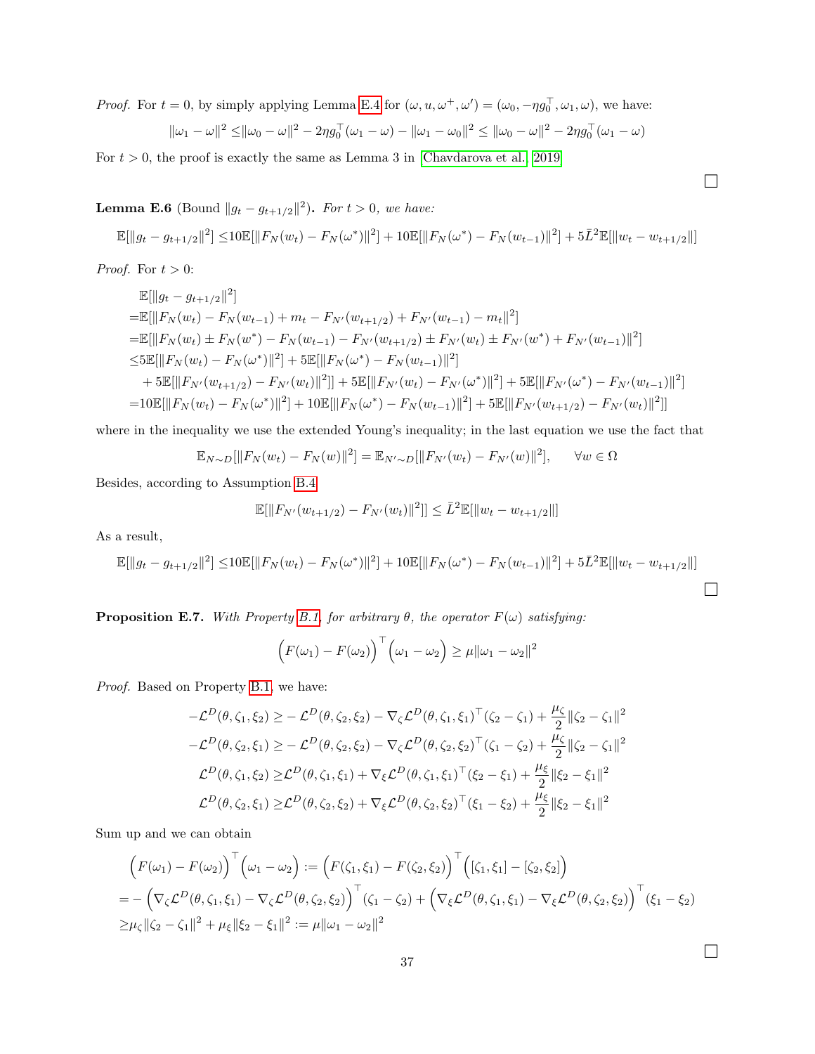*Proof.* For $t = 0$, by simply applying Lemma E.4 for $(\omega, u, \omega^+, \omega') = (\omega_0, -\eta g_0^\top, \omega_1, \omega)$, we have:

$$\|\omega_1 - \omega\|^2 \leq \|\omega_0 - \omega\|^2 - 2\eta g_0^\top(\omega_1 - \omega) - \|\omega_1 - \omega_0\|^2 \leq \|\omega_0 - \omega\|^2 - 2\eta g_0^\top(\omega_1 - \omega)$$

For $t > 0$, the proof is exactly the same as Lemma 3 in Chavdarova et al. 2019 □

**Lemma E.6** (Bound $\|g_t - g_{t+1/2}\|^2$)**.** *For $t > 0$, we have:*

$$\mathbb{E}[\|g_t - g_{t+1/2}\|^2] \leq 10\mathbb{E}[\|F_N(w_t) - F_N(\omega^*)\|^2] + 10\mathbb{E}[\|F_N(\omega^*) - F_N(w_{t-1})\|^2] + 5\bar{L}^2\mathbb{E}[\|w_t - w_{t+1/2}\|]$$

*Proof.* For $t > 0$:

$$\begin{aligned}
&\mathbb{E}[\|g_t - g_{t+1/2}\|^2] \\
=&\mathbb{E}[\|F_N(w_t) - F_N(w_{t-1}) + m_t - F_{N'}(w_{t+1/2}) + F_{N'}(w_{t-1}) - m_t\|^2] \\
=&\mathbb{E}[\|F_N(w_t) \pm F_N(w^*) - F_N(w_{t-1}) - F_{N'}(w_{t+1/2}) \pm F_{N'}(w_t) \pm F_{N'}(w^*) + F_{N'}(w_{t-1})\|^2] \\
\leq&5\mathbb{E}[\|F_N(w_t) - F_N(\omega^*)\|^2] + 5\mathbb{E}[\|F_N(\omega^*) - F_N(w_{t-1})\|^2] \\
&+ 5\mathbb{E}[\|F_{N'}(w_{t+1/2}) - F_{N'}(w_t)\|^2]] + 5\mathbb{E}[\|F_{N'}(w_t) - F_{N'}(\omega^*)\|^2] + 5\mathbb{E}[\|F_{N'}(\omega^*) - F_{N'}(w_{t-1})\|^2] \\
=&10\mathbb{E}[\|F_N(w_t) - F_N(\omega^*)\|^2] + 10\mathbb{E}[\|F_N(\omega^*) - F_N(w_{t-1})\|^2] + 5\mathbb{E}[\|F_{N'}(w_{t+1/2}) - F_{N'}(w_t)\|^2]]
\end{aligned}$$

where in the inequality we use the extended Young's inequality; in the last equation we use the fact that

$$\mathbb{E}_{N\sim D}[\|F_N(w_t) - F_N(w)\|^2] = \mathbb{E}_{N'\sim D}[\|F_{N'}(w_t) - F_{N'}(w)\|^2], \qquad \forall w \in \Omega$$

Besides, according to Assumption B.4

$$\mathbb{E}[\|F_{N'}(w_{t+1/2}) - F_{N'}(w_t)\|^2]] \leq \bar{L}^2\mathbb{E}[\|w_t - w_{t+1/2}\|]$$

As a result,

$$\mathbb{E}[\|g_t - g_{t+1/2}\|^2] \leq 10\mathbb{E}[\|F_N(w_t) - F_N(\omega^*)\|^2] + 10\mathbb{E}[\|F_N(\omega^*) - F_N(w_{t-1})\|^2] + 5\bar{L}^2\mathbb{E}[\|w_t - w_{t+1/2}\|]$$

□

**Proposition E.7.** *With Property B.1, for arbitrary $\theta$, the operator $F(\omega)$ satisfying:*

$$\Big(F(\omega_1) - F(\omega_2)\Big)^\top \Big(\omega_1 - \omega_2\Big) \geq \mu\|\omega_1 - \omega_2\|^2$$

*Proof.* Based on Property B.1, we have:

$$\begin{aligned}
-\mathcal{L}^D(\theta, \zeta_1, \xi_2) \geq& -\mathcal{L}^D(\theta, \zeta_2, \xi_2) - \nabla_\zeta \mathcal{L}^D(\theta, \zeta_1, \xi_1)^\top(\zeta_2 - \zeta_1) + \frac{\mu_\zeta}{2}\|\zeta_2 - \zeta_1\|^2 \\
-\mathcal{L}^D(\theta, \zeta_2, \xi_1) \geq& -\mathcal{L}^D(\theta, \zeta_2, \xi_2) - \nabla_\zeta \mathcal{L}^D(\theta, \zeta_2, \xi_2)^\top(\zeta_1 - \zeta_2) + \frac{\mu_\zeta}{2}\|\zeta_2 - \zeta_1\|^2 \\
\mathcal{L}^D(\theta, \zeta_1, \xi_2) \geq& \mathcal{L}^D(\theta, \zeta_1, \xi_1) + \nabla_\xi \mathcal{L}^D(\theta, \zeta_1, \xi_1)^\top(\xi_2 - \xi_1) + \frac{\mu_\xi}{2}\|\xi_2 - \xi_1\|^2 \\
\mathcal{L}^D(\theta, \zeta_2, \xi_1) \geq& \mathcal{L}^D(\theta, \zeta_2, \xi_2) + \nabla_\xi \mathcal{L}^D(\theta, \zeta_2, \xi_2)^\top(\xi_1 - \xi_2) + \frac{\mu_\xi}{2}\|\xi_2 - \xi_1\|^2
\end{aligned}$$

Sum up and we can obtain

$$\begin{aligned}
&\Big(F(\omega_1) - F(\omega_2)\Big)^\top \Big(\omega_1 - \omega_2\Big) := \Big(F(\zeta_1, \xi_1) - F(\zeta_2, \xi_2)\Big)^\top \Big([\zeta_1, \xi_1] - [\zeta_2, \xi_2]\Big) \\
=& -\Big(\nabla_\zeta \mathcal{L}^D(\theta, \zeta_1, \xi_1) - \nabla_\zeta \mathcal{L}^D(\theta, \zeta_2, \xi_2)\Big)^\top(\zeta_1 - \zeta_2) + \Big(\nabla_\xi \mathcal{L}^D(\theta, \zeta_1, \xi_1) - \nabla_\xi \mathcal{L}^D(\theta, \zeta_2, \xi_2)\Big)^\top(\xi_1 - \xi_2) \\
\geq& \mu_\zeta\|\zeta_2 - \zeta_1\|^2 + \mu_\xi\|\xi_2 - \xi_1\|^2 := \mu\|\omega_1 - \omega_2\|^2
\end{aligned}$$

□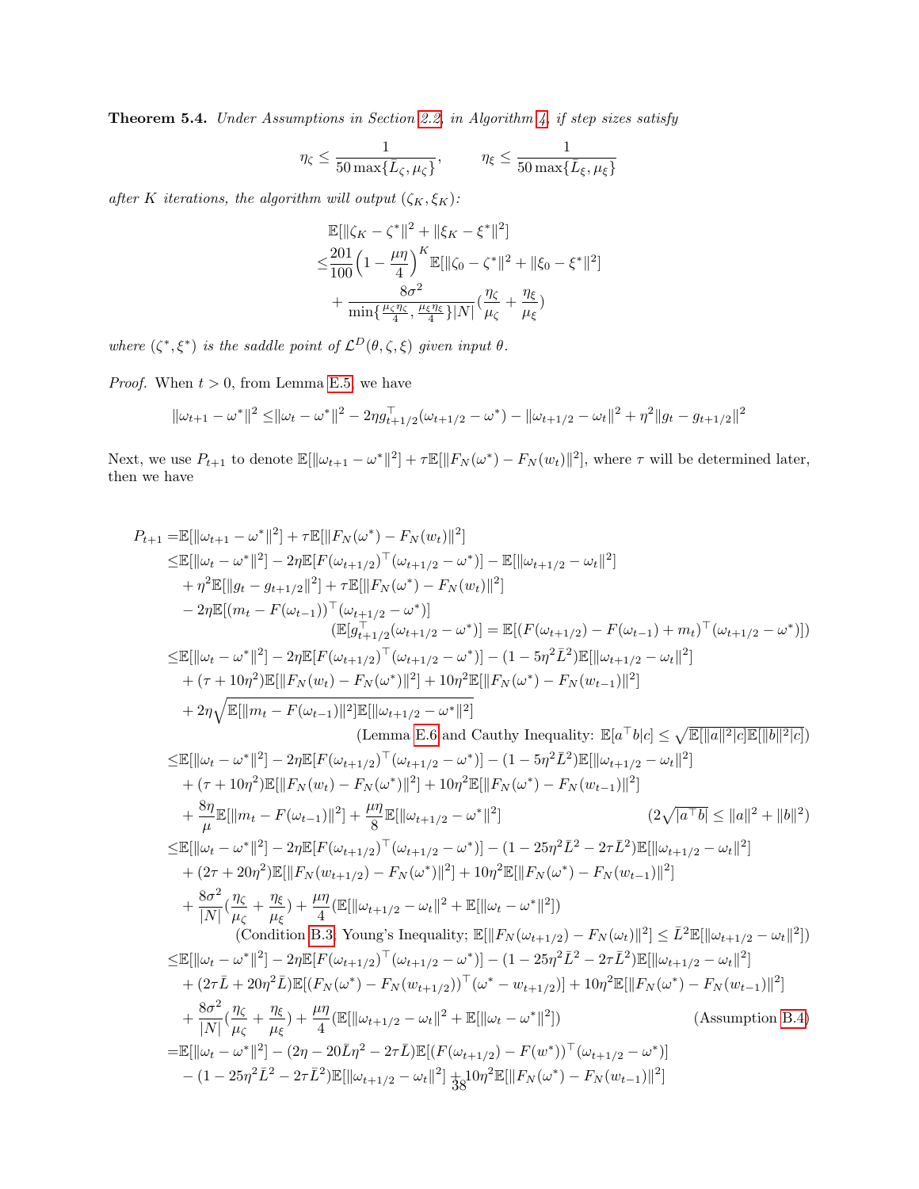**Theorem 5.4.** *Under Assumptions in Section 2.2, in Algorithm 4, if step sizes satisfy*

$$\eta_\zeta \leq \frac{1}{50\max\{\bar{L}_\zeta, \mu_\zeta\}}, \qquad \eta_\xi \leq \frac{1}{50\max\{\bar{L}_\xi, \mu_\xi\}}$$

*after $K$ iterations, the algorithm will output $(\zeta_K, \xi_K)$:*

$$\begin{aligned}
&\mathbb{E}[\|\zeta_K - \zeta^*\|^2 + \|\xi_K - \xi^*\|^2] \\
\leq& \frac{201}{100}\Big(1 - \frac{\mu\eta}{4}\Big)^K \mathbb{E}[\|\zeta_0 - \zeta^*\|^2 + \|\xi_0 - \xi^*\|^2] \\
&+ \frac{8\sigma^2}{\min\{\frac{\mu_\zeta \eta_\zeta}{4}, \frac{\mu_\xi \eta_\xi}{4}\}|N|}\Big(\frac{\eta_\zeta}{\mu_\zeta} + \frac{\eta_\xi}{\mu_\xi}\Big)
\end{aligned}$$

*where $(\zeta^*, \xi^*)$ is the saddle point of $\mathcal{L}^D(\theta, \zeta, \xi)$ given input $\theta$.*

*Proof.* When $t > 0$, from Lemma E.5, we have

$$\|\omega_{t+1} - \omega^*\|^2 \leq \|\omega_t - \omega^*\|^2 - 2\eta g_{t+1/2}^\top(\omega_{t+1/2} - \omega^*) - \|\omega_{t+1/2} - \omega_t\|^2 + \eta^2\|g_t - g_{t+1/2}\|^2$$

Next, we use $P_{t+1}$ to denote $\mathbb{E}[\|\omega_{t+1} - \omega^*\|^2] + \tau\mathbb{E}[\|F_N(\omega^*) - F_N(w_t)\|^2]$, where $\tau$ will be determined later, then we have

$$\begin{aligned}
P_{t+1} =& \mathbb{E}[\|\omega_{t+1} - \omega^*\|^2] + \tau\mathbb{E}[\|F_N(\omega^*) - F_N(w_t)\|^2] \\
\leq& \mathbb{E}[\|\omega_t - \omega^*\|^2] - 2\eta\mathbb{E}[F(\omega_{t+1/2})^\top(\omega_{t+1/2} - \omega^*)] - \mathbb{E}[\|\omega_{t+1/2} - \omega_t\|^2] \\
&+ \eta^2\mathbb{E}[\|g_t - g_{t+1/2}\|^2] + \tau\mathbb{E}[\|F_N(\omega^*) - F_N(w_t)\|^2] \\
&- 2\eta\mathbb{E}[(m_t - F(\omega_{t-1}))^\top(\omega_{t+1/2} - \omega^*)] \\
&\qquad\qquad (\mathbb{E}[g_{t+1/2}^\top(\omega_{t+1/2} - \omega^*)] = \mathbb{E}[(F(\omega_{t+1/2}) - F(\omega_{t-1}) + m_t)^\top(\omega_{t+1/2} - \omega^*)]) \\
\leq& \mathbb{E}[\|\omega_t - \omega^*\|^2] - 2\eta\mathbb{E}[F(\omega_{t+1/2})^\top(\omega_{t+1/2} - \omega^*)] - (1 - 5\eta^2\bar{L}^2)\mathbb{E}[\|\omega_{t+1/2} - \omega_t\|^2] \\
&+ (\tau + 10\eta^2)\mathbb{E}[\|F_N(w_t) - F_N(\omega^*)\|^2] + 10\eta^2\mathbb{E}[\|F_N(\omega^*) - F_N(w_{t-1})\|^2] \\
&+ 2\eta\sqrt{\mathbb{E}[\|m_t - F(\omega_{t-1})\|^2]\mathbb{E}[\|\omega_{t+1/2} - \omega^*\|^2]} \\
&\qquad\qquad (\text{Lemma E.6 and Cauthy Inequality: } \mathbb{E}[a^\top b|c] \leq \sqrt{\mathbb{E}[\|a\|^2|c]\mathbb{E}[\|b\|^2|c]}) \\
\leq& \mathbb{E}[\|\omega_t - \omega^*\|^2] - 2\eta\mathbb{E}[F(\omega_{t+1/2})^\top(\omega_{t+1/2} - \omega^*)] - (1 - 5\eta^2\bar{L}^2)\mathbb{E}[\|\omega_{t+1/2} - \omega_t\|^2] \\
&+ (\tau + 10\eta^2)\mathbb{E}[\|F_N(w_t) - F_N(\omega^*)\|^2] + 10\eta^2\mathbb{E}[\|F_N(\omega^*) - F_N(w_{t-1})\|^2] \\
&+ \frac{8\eta}{\mu}\mathbb{E}[\|m_t - F(\omega_{t-1})\|^2] + \frac{\mu\eta}{8}\mathbb{E}[\|\omega_{t+1/2} - \omega^*\|^2] \qquad\qquad (2\sqrt{|a^\top b|} \leq \|a\|^2 + \|b\|^2) \\
\leq& \mathbb{E}[\|\omega_t - \omega^*\|^2] - 2\eta\mathbb{E}[F(\omega_{t+1/2})^\top(\omega_{t+1/2} - \omega^*)] - (1 - 25\eta^2\bar{L}^2 - 2\tau\bar{L}^2)\mathbb{E}[\|\omega_{t+1/2} - \omega_t\|^2] \\
&+ (2\tau + 20\eta^2)\mathbb{E}[\|F_N(w_{t+1/2}) - F_N(\omega^*)\|^2] + 10\eta^2\mathbb{E}[\|F_N(\omega^*) - F_N(w_{t-1})\|^2] \\
&+ \frac{8\sigma^2}{|N|}\Big(\frac{\eta_\zeta}{\mu_\zeta} + \frac{\eta_\xi}{\mu_\xi}\Big) + \frac{\mu\eta}{4}(\mathbb{E}[\|\omega_{t+1/2} - \omega_t\|^2 + \mathbb{E}[\|\omega_t - \omega^*\|^2]) \\
&\qquad (\text{Condition B.3, Young's Inequality; } \mathbb{E}[\|F_N(\omega_{t+1/2}) - F_N(\omega_t)\|^2] \leq \bar{L}^2\mathbb{E}[\|\omega_{t+1/2} - \omega_t\|^2]) \\
\leq& \mathbb{E}[\|\omega_t - \omega^*\|^2] - 2\eta\mathbb{E}[F(\omega_{t+1/2})^\top(\omega_{t+1/2} - \omega^*)] - (1 - 25\eta^2\bar{L}^2 - 2\tau\bar{L}^2)\mathbb{E}[\|\omega_{t+1/2} - \omega_t\|^2] \\
&+ (2\tau\bar{L} + 20\eta^2\bar{L})\mathbb{E}[(F_N(\omega^*) - F_N(w_{t+1/2}))^\top(\omega^* - w_{t+1/2})] + 10\eta^2\mathbb{E}[\|F_N(\omega^*) - F_N(w_{t-1})\|^2] \\
&+ \frac{8\sigma^2}{|N|}\Big(\frac{\eta_\zeta}{\mu_\zeta} + \frac{\eta_\xi}{\mu_\xi}\Big) + \frac{\mu\eta}{4}(\mathbb{E}[\|\omega_{t+1/2} - \omega_t\|^2 + \mathbb{E}[\|\omega_t - \omega^*\|^2]) \qquad\qquad (\text{Assumption B.4}) \\
=& \mathbb{E}[\|\omega_t - \omega^*\|^2] - (2\eta - 20\bar{L}\eta^2 - 2\tau\bar{L})\mathbb{E}[(F(\omega_{t+1/2}) - F(w^*))^\top(\omega_{t+1/2} - \omega^*)] \\
&- (1 - 25\eta^2\bar{L}^2 - 2\tau\bar{L}^2)\mathbb{E}[\|\omega_{t+1/2} - \omega_t\|^2] + 10\eta^2\mathbb{E}[\|F_N(\omega^*) - F_N(w_{t-1})\|^2]
\end{aligned}$$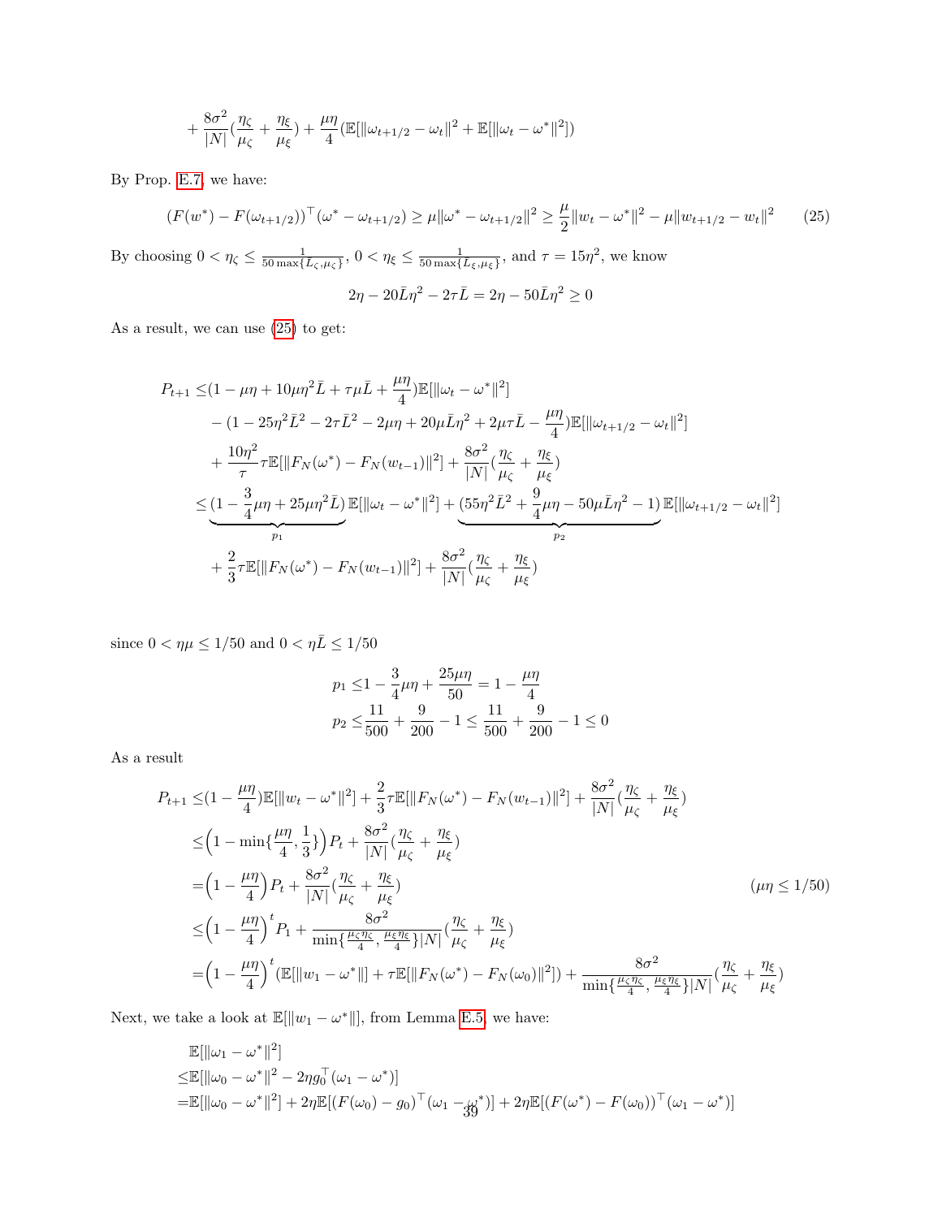$$+ \frac{8\sigma^2}{|N|}(\frac{\eta_\zeta}{\mu_\zeta} + \frac{\eta_\xi}{\mu_\xi}) + \frac{\mu\eta}{4}(\mathbb{E}[\|\omega_{t+1/2} - \omega_t\|^2 + \mathbb{E}[\|\omega_t - \omega^*\|^2])$$

By Prop. E.7, we have:

$$(F(w^*) - F(\omega_{t+1/2}))^\top(\omega^* - \omega_{t+1/2}) \geq \mu\|\omega^* - \omega_{t+1/2}\|^2 \geq \frac{\mu}{2}\|w_t - \omega^*\|^2 - \mu\|w_{t+1/2} - w_t\|^2 \tag{25}$$

By choosing $0 < \eta_\zeta \leq \frac{1}{50\max\{L_\zeta, \mu_\zeta\}}$, $0 < \eta_\xi \leq \frac{1}{50\max\{L_\xi, \mu_\xi\}}$, and $\tau = 15\eta^2$, we know

$$2\eta - 20\bar{L}\eta^2 - 2\tau\bar{L} = 2\eta - 50\bar{L}\eta^2 \geq 0$$

As a result, we can use (25) to get:

$$\begin{aligned}
P_{t+1} \leq& (1 - \mu\eta + 10\mu\eta^2\bar{L} + \tau\mu\bar{L} + \frac{\mu\eta}{4})\mathbb{E}[\|\omega_t - \omega^*\|^2] \\
&- (1 - 25\eta^2\bar{L}^2 - 2\tau\bar{L}^2 - 2\mu\eta + 20\mu\bar{L}\eta^2 + 2\mu\tau\bar{L} - \frac{\mu\eta}{4})\mathbb{E}[\|\omega_{t+1/2} - \omega_t\|^2] \\
&+ \frac{10\eta^2}{\tau}\tau\mathbb{E}[\|F_N(\omega^*) - F_N(w_{t-1})\|^2] + \frac{8\sigma^2}{|N|}(\frac{\eta_\zeta}{\mu_\zeta} + \frac{\eta_\xi}{\mu_\xi}) \\
\leq& \underbrace{(1 - \frac{3}{4}\mu\eta + 25\mu\eta^2\bar{L})}_{p_1}\mathbb{E}[\|\omega_t - \omega^*\|^2] + \underbrace{(55\eta^2\bar{L}^2 + \frac{9}{4}\mu\eta - 50\mu\bar{L}\eta^2 - 1)}_{p_2}\mathbb{E}[\|\omega_{t+1/2} - \omega_t\|^2] \\
&+ \frac{2}{3}\tau\mathbb{E}[\|F_N(\omega^*) - F_N(w_{t-1})\|^2] + \frac{8\sigma^2}{|N|}(\frac{\eta_\zeta}{\mu_\zeta} + \frac{\eta_\xi}{\mu_\xi})
\end{aligned}$$

since $0 < \eta\mu \leq 1/50$ and $0 < \eta\bar{L} \leq 1/50$

$$\begin{aligned}
p_1 \leq& 1 - \frac{3}{4}\mu\eta + \frac{25\mu\eta}{50} = 1 - \frac{\mu\eta}{4} \\
p_2 \leq& \frac{11}{500} + \frac{9}{200} - 1 \leq \frac{11}{500} + \frac{9}{200} - 1 \leq 0
\end{aligned}$$

As a result

$$\begin{aligned}
P_{t+1} \leq& (1 - \frac{\mu\eta}{4})\mathbb{E}[\|w_t - \omega^*\|^2] + \frac{2}{3}\tau\mathbb{E}[\|F_N(\omega^*) - F_N(w_{t-1})\|^2] + \frac{8\sigma^2}{|N|}(\frac{\eta_\zeta}{\mu_\zeta} + \frac{\eta_\xi}{\mu_\xi}) \\
\leq& \Big(1 - \min\{\frac{\mu\eta}{4}, \frac{1}{3}\}\Big)P_t + \frac{8\sigma^2}{|N|}(\frac{\eta_\zeta}{\mu_\zeta} + \frac{\eta_\xi}{\mu_\xi}) \\
=& \Big(1 - \frac{\mu\eta}{4}\Big)P_t + \frac{8\sigma^2}{|N|}(\frac{\eta_\zeta}{\mu_\zeta} + \frac{\eta_\xi}{\mu_\xi}) \qquad (\mu\eta \leq 1/50) \\
\leq& \Big(1 - \frac{\mu\eta}{4}\Big)^t P_1 + \frac{8\sigma^2}{\min\{\frac{\mu_\zeta\eta_\zeta}{4}, \frac{\mu_\xi\eta_\xi}{4}\}|N|}(\frac{\eta_\zeta}{\mu_\zeta} + \frac{\eta_\xi}{\mu_\xi}) \\
=& \Big(1 - \frac{\mu\eta}{4}\Big)^t(\mathbb{E}[\|w_1 - \omega^*\|] + \tau\mathbb{E}[\|F_N(\omega^*) - F_N(\omega_0)\|^2]) + \frac{8\sigma^2}{\min\{\frac{\mu_\zeta\eta_\zeta}{4}, \frac{\mu_\xi\eta_\xi}{4}\}|N|}(\frac{\eta_\zeta}{\mu_\zeta} + \frac{\eta_\xi}{\mu_\xi})
\end{aligned}$$

Next, we take a look at $\mathbb{E}[\|w_1 - \omega^*\|]$, from Lemma E.5, we have:

$$\begin{aligned}
&\mathbb{E}[\|\omega_1 - \omega^*\|^2] \\
\leq& \mathbb{E}[\|\omega_0 - \omega^*\|^2 - 2\eta g_0^\top(\omega_1 - \omega^*)] \\
=& \mathbb{E}[\|\omega_0 - \omega^*\|^2] + 2\eta\mathbb{E}[(F(\omega_0) - g_0)^\top(\omega_1 - \omega^*)] + 2\eta\mathbb{E}[(F(\omega^*) - F(\omega_0))^\top(\omega_1 - \omega^*)]
\end{aligned}$$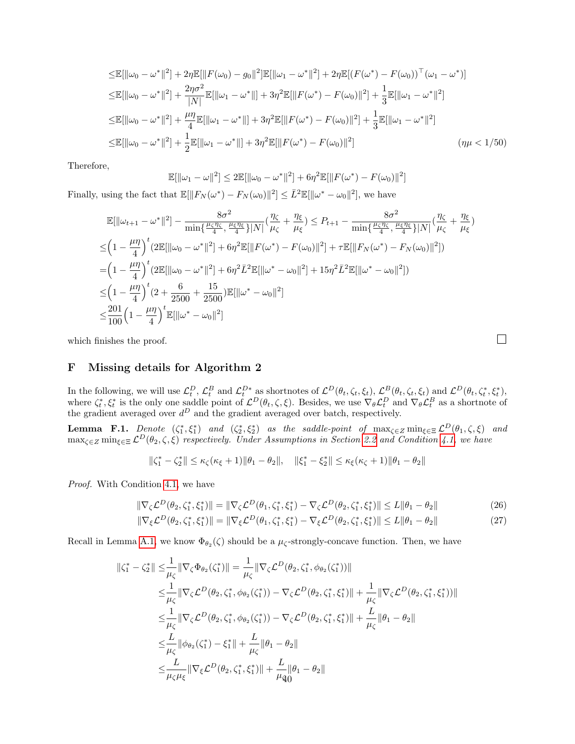$$
\begin{aligned}
&\leq \mathbb{E}[\|\omega_0 - \omega^*\|^2] + 2\eta \mathbb{E}[\|F(\omega_0) - g_0\|^2]\mathbb{E}[\|\omega_1 - \omega^*\|^2] + 2\eta \mathbb{E}[(F(\omega^*) - F(\omega_0))^\top (\omega_1 - \omega^*)] \\
&\leq \mathbb{E}[\|\omega_0 - \omega^*\|^2] + \frac{2\eta\sigma^2}{|N|}\mathbb{E}[\|\omega_1 - \omega^*\|] + 3\eta^2 \mathbb{E}[\|F(\omega^*) - F(\omega_0)\|^2] + \frac{1}{3}\mathbb{E}[\|\omega_1 - \omega^*\|^2] \\
&\leq \mathbb{E}[\|\omega_0 - \omega^*\|^2] + \frac{\mu\eta}{4}\mathbb{E}[\|\omega_1 - \omega^*\|] + 3\eta^2 \mathbb{E}[\|F(\omega^*) - F(\omega_0)\|^2] + \frac{1}{3}\mathbb{E}[\|\omega_1 - \omega^*\|^2] \\
&\leq \mathbb{E}[\|\omega_0 - \omega^*\|^2] + \frac{1}{2}\mathbb{E}[\|\omega_1 - \omega^*\|] + 3\eta^2 \mathbb{E}[\|F(\omega^*) - F(\omega_0)\|^2] \qquad (\eta\mu < 1/50)
\end{aligned}
$$

Therefore,

$$
\mathbb{E}[\|\omega_1 - \omega\|^2] \leq 2\mathbb{E}[\|\omega_0 - \omega^*\|^2] + 6\eta^2 \mathbb{E}[\|F(\omega^*) - F(\omega_0)\|^2]
$$

Finally, using the fact that $\mathbb{E}[\|F_N(\omega^*) - F_N(\omega_0)\|^2] \leq \bar{L}^2 \mathbb{E}[\|\omega^* - \omega_0\|^2]$, we have

$$
\begin{aligned}
&\mathbb{E}[\|\omega_{t+1} - \omega^*\|^2] - \frac{8\sigma^2}{\min\{\frac{\mu_\zeta \eta_\zeta}{4}, \frac{\mu_\xi \eta_\xi}{4}\}|N|}(\frac{\eta_\zeta}{\mu_\zeta} + \frac{\eta_\xi}{\mu_\xi}) \leq P_{t+1} - \frac{8\sigma^2}{\min\{\frac{\mu_\zeta \eta_\zeta}{4}, \frac{\mu_\xi \eta_\xi}{4}\}|N|}(\frac{\eta_\zeta}{\mu_\zeta} + \frac{\eta_\xi}{\mu_\xi}) \\
\leq &\Big(1 - \frac{\mu\eta}{4}\Big)^t (2\mathbb{E}[\|\omega_0 - \omega^*\|^2] + 6\eta^2 \mathbb{E}[\|F(\omega^*) - F(\omega_0)\|^2] + \tau \mathbb{E}[\|F_N(\omega^*) - F_N(\omega_0)\|^2]) \\
= &\Big(1 - \frac{\mu\eta}{4}\Big)^t (2\mathbb{E}[\|\omega_0 - \omega^*\|^2] + 6\eta^2 \bar{L}^2 \mathbb{E}[\|\omega^* - \omega_0\|^2] + 15\eta^2 \bar{L}^2 \mathbb{E}[\|\omega^* - \omega_0\|^2]) \\
\leq &\Big(1 - \frac{\mu\eta}{4}\Big)^t (2 + \frac{6}{2500} + \frac{15}{2500})\mathbb{E}[\|\omega^* - \omega_0\|^2] \\
\leq &\frac{201}{100}\Big(1 - \frac{\mu\eta}{4}\Big)^t \mathbb{E}[\|\omega^* - \omega_0\|^2]
\end{aligned}
$$

which finishes the proof. □

## F Missing details for Algorithm 2

In the following, we will use $\mathcal{L}_t^D$, $\mathcal{L}_t^B$ and $\mathcal{L}_t^{D*}$ as shortnotes of $\mathcal{L}^D(\theta_t, \zeta_t, \xi_t)$, $\mathcal{L}^B(\theta_t, \zeta_t, \xi_t)$ and $\mathcal{L}^D(\theta_t, \zeta_t^*, \xi_t^*)$, where $\zeta_t^*, \xi_t^*$ is the only one saddle point of $\mathcal{L}^D(\theta_t, \zeta, \xi)$. Besides, we use $\nabla_\theta \mathcal{L}_t^D$ and $\nabla_\theta \mathcal{L}_t^B$ as a shortnote of the gradient averaged over $d^D$ and the gradient averaged over batch, respectively.

**Lemma F.1.** *Denote $(\zeta_1^*, \xi_1^*)$ and $(\zeta_2^*, \xi_2^*)$ as the saddle-point of $\max_{\zeta \in Z} \min_{\xi \in \Xi} \mathcal{L}^D(\theta_1, \zeta, \xi)$ and $\max_{\zeta \in Z} \min_{\xi \in \Xi} \mathcal{L}^D(\theta_2, \zeta, \xi)$ respectively. Under Assumptions in Section 2.2 and Condition 4.1, we have*

$$
\|\zeta_1^* - \zeta_2^*\| \leq \kappa_\zeta(\kappa_\xi + 1)\|\theta_1 - \theta_2\|, \quad \|\xi_1^* - \xi_2^*\| \leq \kappa_\xi(\kappa_\zeta + 1)\|\theta_1 - \theta_2\|
$$

*Proof.* With Condition 4.1, we have

$$
\|\nabla_\zeta \mathcal{L}^D(\theta_2, \zeta_1^*, \xi_1^*)\| = \|\nabla_\zeta \mathcal{L}^D(\theta_1, \zeta_1^*, \xi_1^*) - \nabla_\zeta \mathcal{L}^D(\theta_2, \zeta_1^*, \xi_1^*)\| \leq L\|\theta_1 - \theta_2\| \tag{26}
$$

$$
\|\nabla_\xi \mathcal{L}^D(\theta_2, \zeta_1^*, \xi_1^*)\| = \|\nabla_\xi \mathcal{L}^D(\theta_1, \zeta_1^*, \xi_1^*) - \nabla_\xi \mathcal{L}^D(\theta_2, \zeta_1^*, \xi_1^*)\| \leq L\|\theta_1 - \theta_2\| \tag{27}
$$

Recall in Lemma A.1, we know $\Phi_{\theta_2}(\zeta)$ should be a $\mu_\zeta$-strongly-concave function. Then, we have

$$
\begin{aligned}
\|\zeta_1^* - \zeta_2^*\| \leq &\frac{1}{\mu_\zeta}\|\nabla_\zeta \Phi_{\theta_2}(\zeta_1^*)\| = \frac{1}{\mu_\zeta}\|\nabla_\zeta \mathcal{L}^D(\theta_2, \zeta_1^*, \phi_{\theta_2}(\zeta_1^*))\| \\
\leq &\frac{1}{\mu_\zeta}\|\nabla_\zeta \mathcal{L}^D(\theta_2, \zeta_1^*, \phi_{\theta_2}(\zeta_1^*)) - \nabla_\zeta \mathcal{L}^D(\theta_2, \zeta_1^*, \xi_1^*)\| + \frac{1}{\mu_\zeta}\|\nabla_\zeta \mathcal{L}^D(\theta_2, \zeta_1^*, \xi_1^*))\| \\
\leq &\frac{1}{\mu_\zeta}\|\nabla_\zeta \mathcal{L}^D(\theta_2, \zeta_1^*, \phi_{\theta_2}(\zeta_1^*)) - \nabla_\zeta \mathcal{L}^D(\theta_2, \zeta_1^*, \xi_1^*)\| + \frac{L}{\mu_\zeta}\|\theta_1 - \theta_2\| \\
\leq &\frac{L}{\mu_\zeta}\|\phi_{\theta_2}(\zeta_1^*) - \xi_1^*\| + \frac{L}{\mu_\zeta}\|\theta_1 - \theta_2\| \\
\leq &\frac{L}{\mu_\zeta \mu_\xi}\|\nabla_\xi \mathcal{L}^D(\theta_2, \zeta_1^*, \xi_1^*)\| + \frac{L}{\mu_\zeta}\|\theta_1 - \theta_2\|
\end{aligned}
$$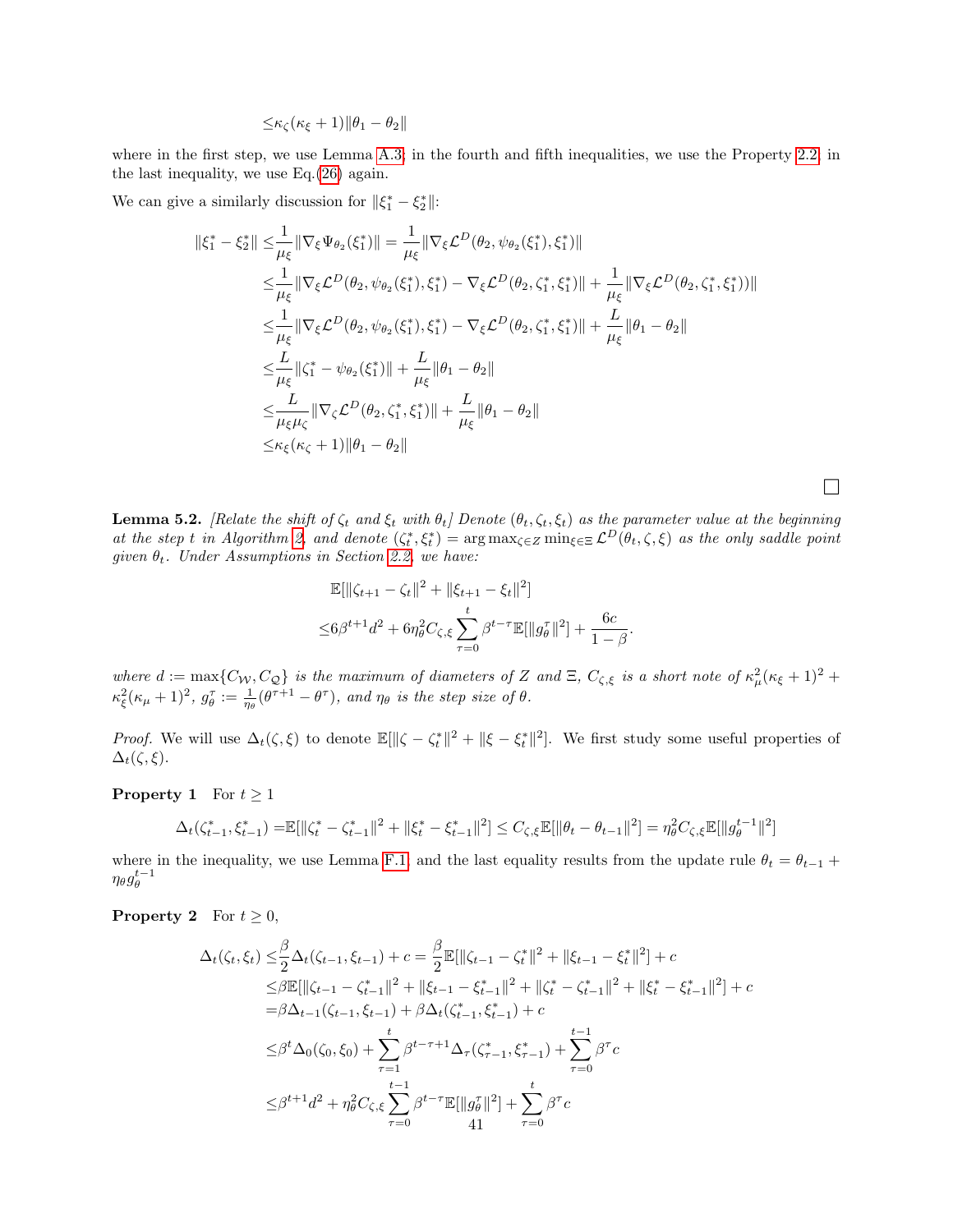$$\leq \kappa_\zeta(\kappa_\xi + 1)\|\theta_1 - \theta_2\|$$

where in the first step, we use Lemma A.3; in the fourth and fifth inequalities, we use the Property 2.2; in the last inequality, we use Eq.(26) again.

We can give a similarly discussion for $\|\xi_1^* - \xi_2^*\|$:

$$
\begin{aligned}
\|\xi_1^* - \xi_2^*\| \leq & \frac{1}{\mu_\xi}\|\nabla_\xi \Psi_{\theta_2}(\xi_1^*)\| = \frac{1}{\mu_\xi}\|\nabla_\xi \mathcal{L}^D(\theta_2, \psi_{\theta_2}(\xi_1^*), \xi_1^*)\| \\
\leq & \frac{1}{\mu_\xi}\|\nabla_\xi \mathcal{L}^D(\theta_2, \psi_{\theta_2}(\xi_1^*), \xi_1^*) - \nabla_\xi \mathcal{L}^D(\theta_2, \zeta_1^*, \xi_1^*)\| + \frac{1}{\mu_\xi}\|\nabla_\xi \mathcal{L}^D(\theta_2, \zeta_1^*, \xi_1^*))\| \\
\leq & \frac{1}{\mu_\xi}\|\nabla_\xi \mathcal{L}^D(\theta_2, \psi_{\theta_2}(\xi_1^*), \xi_1^*) - \nabla_\xi \mathcal{L}^D(\theta_2, \zeta_1^*, \xi_1^*)\| + \frac{L}{\mu_\xi}\|\theta_1 - \theta_2\| \\
\leq & \frac{L}{\mu_\xi}\|\zeta_1^* - \psi_{\theta_2}(\xi_1^*)\| + \frac{L}{\mu_\xi}\|\theta_1 - \theta_2\| \\
\leq & \frac{L}{\mu_\xi \mu_\zeta}\|\nabla_\zeta \mathcal{L}^D(\theta_2, \zeta_1^*, \xi_1^*)\| + \frac{L}{\mu_\xi}\|\theta_1 - \theta_2\| \\
\leq & \kappa_\xi(\kappa_\zeta + 1)\|\theta_1 - \theta_2\|
\end{aligned}
$$

□

**Lemma 5.2.** *[Relate the shift of $\zeta_t$ and $\xi_t$ with $\theta_t$] Denote $(\theta_t, \zeta_t, \xi_t)$ as the parameter value at the beginning at the step $t$ in Algorithm 2, and denote $(\zeta_t^*, \xi_t^*) = \arg\max_{\zeta \in Z} \min_{\xi \in \Xi} \mathcal{L}^D(\theta_t, \zeta, \xi)$ as the only saddle point given $\theta_t$. Under Assumptions in Section 2.2, we have:*

$$
\begin{aligned}
&\mathbb{E}[\|\zeta_{t+1} - \zeta_t\|^2 + \|\xi_{t+1} - \xi_t\|^2] \\
\leq & 6\beta^{t+1} d^2 + 6\eta_\theta^2 C_{\zeta,\xi} \sum_{\tau=0}^{t} \beta^{t-\tau} \mathbb{E}[\|g_\theta^\tau\|^2] + \frac{6c}{1-\beta}.
\end{aligned}
$$

*where $d := \max\{C_\mathcal{W}, C_\mathcal{Q}\}$ is the maximum of diameters of $Z$ and $\Xi$, $C_{\zeta,\xi}$ is a short note of $\kappa_\mu^2(\kappa_\xi+1)^2 + \kappa_\xi^2(\kappa_\mu+1)^2$, $g_\theta^\tau := \frac{1}{\eta_\theta}(\theta^{\tau+1} - \theta^\tau)$, and $\eta_\theta$ is the step size of $\theta$.*

*Proof.* We will use $\Delta_t(\zeta, \xi)$ to denote $\mathbb{E}[\|\zeta - \zeta_t^*\|^2 + \|\xi - \xi_t^*\|^2]$. We first study some useful properties of $\Delta_t(\zeta, \xi)$.

**Property 1** For $t \geq 1$

$$
\Delta_t(\zeta_{t-1}^*, \xi_{t-1}^*) = \mathbb{E}[\|\zeta_t^* - \zeta_{t-1}^*\|^2 + \|\xi_t^* - \xi_{t-1}^*\|^2] \leq C_{\zeta,\xi}\mathbb{E}[\|\theta_t - \theta_{t-1}\|^2] = \eta_\theta^2 C_{\zeta,\xi}\mathbb{E}[\|g_\theta^{t-1}\|^2]
$$

where in the inequality, we use Lemma F.1, and the last equality results from the update rule $\theta_t = \theta_{t-1} + \eta_\theta g_\theta^{t-1}$

**Property 2** For $t \geq 0$,

$$
\begin{aligned}
\Delta_t(\zeta_t, \xi_t) \leq & \frac{\beta}{2}\Delta_t(\zeta_{t-1}, \xi_{t-1}) + c = \frac{\beta}{2}\mathbb{E}[\|\zeta_{t-1} - \zeta_t^*\|^2 + \|\xi_{t-1} - \xi_t^*\|^2] + c \\
\leq & \beta\mathbb{E}[\|\zeta_{t-1} - \zeta_{t-1}^*\|^2 + \|\xi_{t-1} - \xi_{t-1}^*\|^2 + \|\zeta_t^* - \zeta_{t-1}^*\|^2 + \|\xi_t^* - \xi_{t-1}^*\|^2] + c \\
= & \beta\Delta_{t-1}(\zeta_{t-1}, \xi_{t-1}) + \beta\Delta_t(\zeta_{t-1}^*, \xi_{t-1}^*) + c \\
\leq & \beta^t \Delta_0(\zeta_0, \xi_0) + \sum_{\tau=1}^{t} \beta^{t-\tau+1}\Delta_\tau(\zeta_{\tau-1}^*, \xi_{\tau-1}^*) + \sum_{\tau=0}^{t-1}\beta^\tau c \\
\leq & \beta^{t+1} d^2 + \eta_\theta^2 C_{\zeta,\xi}\sum_{\tau=0}^{t-1}\beta^{t-\tau}\mathbb{E}[\|g_\theta^\tau\|^2] + \sum_{\tau=0}^{t}\beta^\tau c
\end{aligned}
$$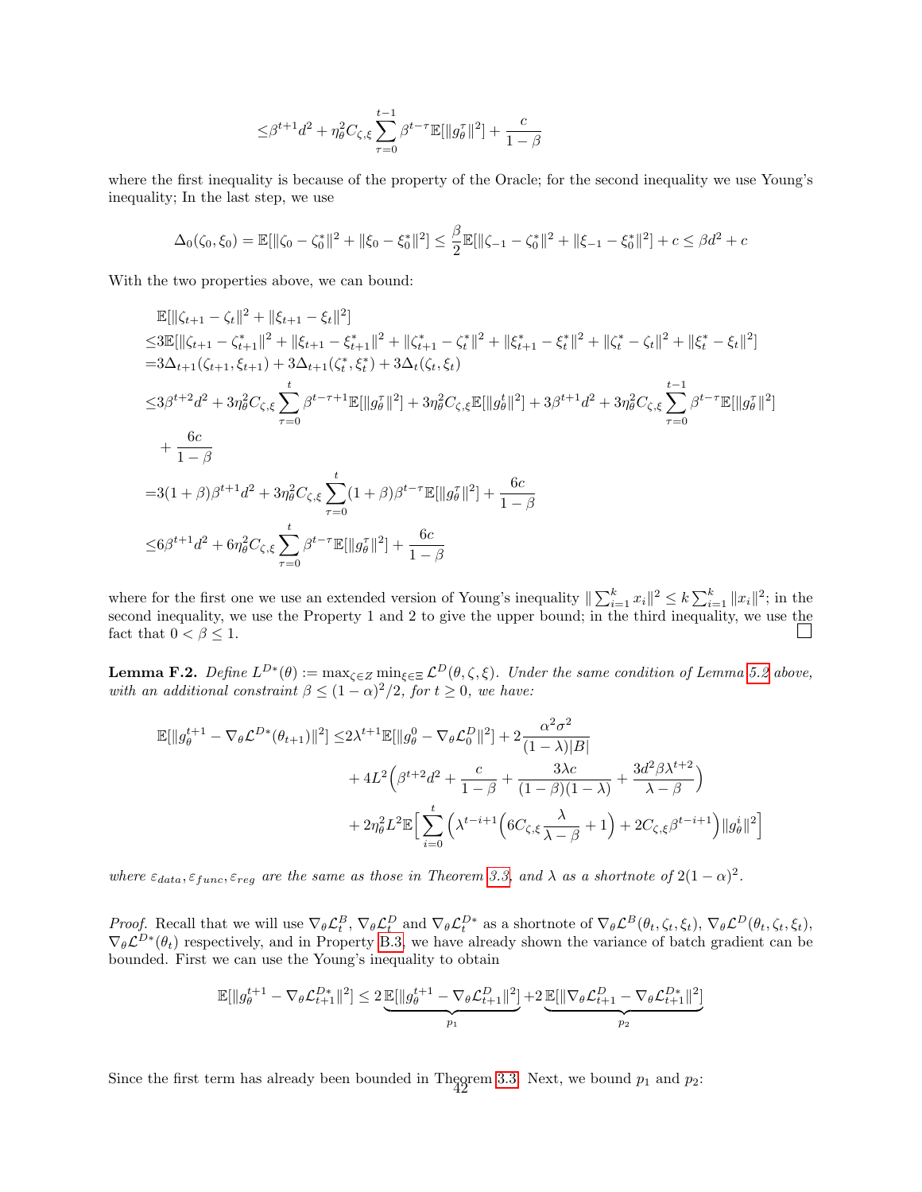$$\leq \beta^{t+1} d^2 + \eta_\theta^2 C_{\zeta,\xi} \sum_{\tau=0}^{t-1} \beta^{t-\tau} \mathbb{E}[\|g_\theta^\tau\|^2] + \frac{c}{1-\beta}$$

where the first inequality is because of the property of the Oracle; for the second inequality we use Young's inequality; In the last step, we use

$$\Delta_0(\zeta_0, \xi_0) = \mathbb{E}[\|\zeta_0 - \zeta_0^*\|^2 + \|\xi_0 - \xi_0^*\|^2] \leq \frac{\beta}{2}\mathbb{E}[\|\zeta_{-1} - \zeta_0^*\|^2 + \|\xi_{-1} - \xi_0^*\|^2] + c \leq \beta d^2 + c$$

With the two properties above, we can bound:

$$\begin{aligned}
&\mathbb{E}[\|\zeta_{t+1} - \zeta_t\|^2 + \|\xi_{t+1} - \xi_t\|^2] \\
\leq & 3\mathbb{E}[\|\zeta_{t+1} - \zeta_{t+1}^*\|^2 + \|\xi_{t+1} - \xi_{t+1}^*\|^2 + \|\zeta_{t+1}^* - \zeta_t^*\|^2 + \|\xi_{t+1}^* - \xi_t^*\|^2 + \|\zeta_t^* - \zeta_t\|^2 + \|\xi_t^* - \xi_t\|^2] \\
= & 3\Delta_{t+1}(\zeta_{t+1}, \xi_{t+1}) + 3\Delta_{t+1}(\zeta_t^*, \xi_t^*) + 3\Delta_t(\zeta_t, \xi_t) \\
\leq & 3\beta^{t+2} d^2 + 3\eta_\theta^2 C_{\zeta,\xi} \sum_{\tau=0}^{t} \beta^{t-\tau+1} \mathbb{E}[\|g_\theta^\tau\|^2] + 3\eta_\theta^2 C_{\zeta,\xi}\mathbb{E}[\|g_\theta^t\|^2] + 3\beta^{t+1} d^2 + 3\eta_\theta^2 C_{\zeta,\xi} \sum_{\tau=0}^{t-1} \beta^{t-\tau} \mathbb{E}[\|g_\theta^\tau\|^2] \\
& + \frac{6c}{1-\beta} \\
= & 3(1+\beta)\beta^{t+1} d^2 + 3\eta_\theta^2 C_{\zeta,\xi} \sum_{\tau=0}^{t} (1+\beta)\beta^{t-\tau} \mathbb{E}[\|g_\theta^\tau\|^2] + \frac{6c}{1-\beta} \\
\leq & 6\beta^{t+1} d^2 + 6\eta_\theta^2 C_{\zeta,\xi} \sum_{\tau=0}^{t} \beta^{t-\tau} \mathbb{E}[\|g_\theta^\tau\|^2] + \frac{6c}{1-\beta}
\end{aligned}$$

where for the first one we use an extended version of Young's inequality $\|\sum_{i=1}^k x_i\|^2 \leq k\sum_{i=1}^k \|x_i\|^2$; in the second inequality, we use the Property 1 and 2 to give the upper bound; in the third inequality, we use the fact that $0 < \beta \leq 1$. □

**Lemma F.2.** *Define $L^{D*}(\theta) := \max_{\zeta \in Z} \min_{\xi \in \Xi} \mathcal{L}^D(\theta, \zeta, \xi)$. Under the same condition of Lemma 5.2 above, with an additional constraint $\beta \leq (1-\alpha)^2/2$, for $t \geq 0$, we have:*

$$\begin{aligned}
\mathbb{E}[\|g_\theta^{t+1} - \nabla_\theta \mathcal{L}^{D*}(\theta_{t+1})\|^2] \leq & 2\lambda^{t+1}\mathbb{E}[\|g_\theta^0 - \nabla_\theta \mathcal{L}_0^D\|^2] + 2\frac{\alpha^2\sigma^2}{(1-\lambda)|B|} \\
& + 4L^2\Big(\beta^{t+2}d^2 + \frac{c}{1-\beta} + \frac{3\lambda c}{(1-\beta)(1-\lambda)} + \frac{3d^2\beta\lambda^{t+2}}{\lambda-\beta}\Big) \\
& + 2\eta_\theta^2 L^2 \mathbb{E}\Big[\sum_{i=0}^{t}\Big(\lambda^{t-i+1}\Big(6C_{\zeta,\xi}\frac{\lambda}{\lambda-\beta} + 1\Big) + 2C_{\zeta,\xi}\beta^{t-i+1}\Big)\|g_\theta^i\|^2\Big]
\end{aligned}$$

*where $\varepsilon_{data}, \varepsilon_{func}, \varepsilon_{reg}$ are the same as those in Theorem 3.3, and $\lambda$ as a shortnote of $2(1-\alpha)^2$.*

*Proof.* Recall that we will use $\nabla_\theta \mathcal{L}_t^B$, $\nabla_\theta \mathcal{L}_t^D$ and $\nabla_\theta \mathcal{L}_t^{D*}$ as a shortnote of $\nabla_\theta \mathcal{L}^B(\theta_t, \zeta_t, \xi_t)$, $\nabla_\theta \mathcal{L}^D(\theta_t, \zeta_t, \xi_t)$, $\nabla_\theta \mathcal{L}^{D*}(\theta_t)$ respectively, and in Property B.3, we have already shown the variance of batch gradient can be bounded. First we can use the Young's inequality to obtain

$$\mathbb{E}[\|g_\theta^{t+1} - \nabla_\theta \mathcal{L}_{t+1}^{D*}\|^2] \leq 2\underbrace{\mathbb{E}[\|g_\theta^{t+1} - \nabla_\theta \mathcal{L}_{t+1}^D\|^2]}_{p_1} + 2\underbrace{\mathbb{E}[\|\nabla_\theta \mathcal{L}_{t+1}^D - \nabla_\theta \mathcal{L}_{t+1}^{D*}\|^2]}_{p_2}$$

Since the first term has already been bounded in Theorem 3.3. Next, we bound $p_1$ and $p_2$: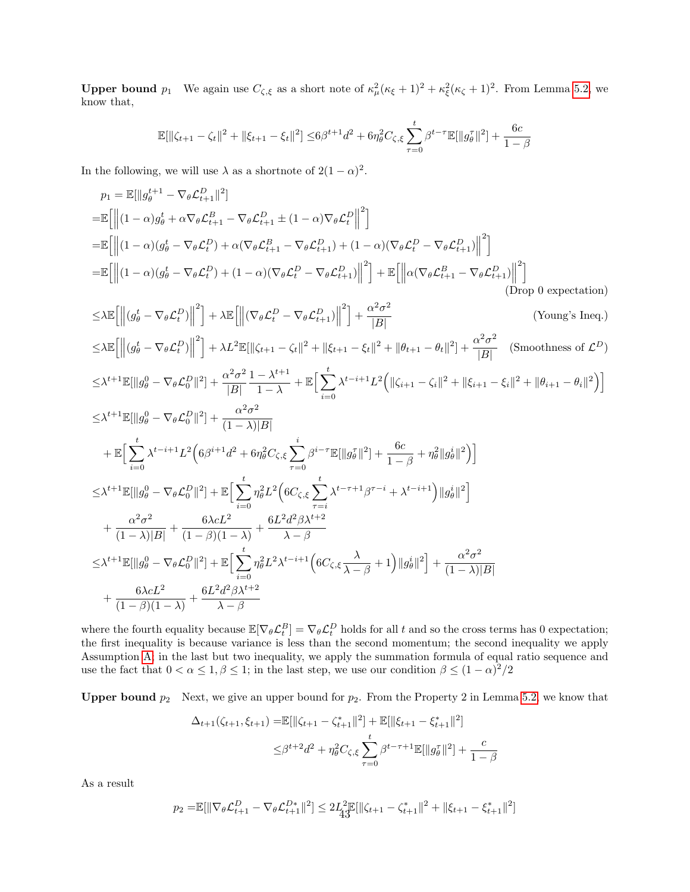**Upper bound $p_1$** We again use $C_{\zeta,\xi}$ as a short note of $\kappa_\mu^2(\kappa_\xi+1)^2 + \kappa_\xi^2(\kappa_\zeta+1)^2$. From Lemma 5.2, we know that,

$$\mathbb{E}[\|\zeta_{t+1}-\zeta_t\|^2 + \|\xi_{t+1}-\xi_t\|^2] \leq 6\beta^{t+1}d^2 + 6\eta_\theta^2 C_{\zeta,\xi}\sum_{\tau=0}^{t}\beta^{t-\tau}\mathbb{E}[\|g_\theta^\tau\|^2] + \frac{6c}{1-\beta}$$

In the following, we will use $\lambda$ as a shortnote of $2(1-\alpha)^2$.

$$
\begin{aligned}
p_1 =& \mathbb{E}[\|g_\theta^{t+1} - \nabla_\theta \mathcal{L}_{t+1}^D\|^2] \\
=& \mathbb{E}\Big[\Big\|(1-\alpha)g_\theta^t + \alpha\nabla_\theta\mathcal{L}_{t+1}^B - \nabla_\theta\mathcal{L}_{t+1}^D \pm (1-\alpha)\nabla_\theta\mathcal{L}_t^D\Big\|^2\Big] \\
=& \mathbb{E}\Big[\Big\|(1-\alpha)(g_\theta^t - \nabla_\theta\mathcal{L}_t^D) + \alpha(\nabla_\theta\mathcal{L}_{t+1}^B - \nabla_\theta\mathcal{L}_{t+1}^D) + (1-\alpha)(\nabla_\theta\mathcal{L}_t^D - \nabla_\theta\mathcal{L}_{t+1}^D)\Big\|^2\Big] \\
=& \mathbb{E}\Big[\Big\|(1-\alpha)(g_\theta^t - \nabla_\theta\mathcal{L}_t^D) + (1-\alpha)(\nabla_\theta\mathcal{L}_t^D - \nabla_\theta\mathcal{L}_{t+1}^D)\Big\|^2\Big] + \mathbb{E}\Big[\Big\|\alpha(\nabla_\theta\mathcal{L}_{t+1}^B - \nabla_\theta\mathcal{L}_{t+1}^D)\Big\|^2\Big] \\
& \hfill \text{(Drop 0 expectation)} \\
\leq& \lambda\mathbb{E}\Big[\Big\|(g_\theta^t - \nabla_\theta\mathcal{L}_t^D)\Big\|^2\Big] + \lambda\mathbb{E}\Big[\Big\|(\nabla_\theta\mathcal{L}_t^D - \nabla_\theta\mathcal{L}_{t+1}^D)\Big\|^2\Big] + \frac{\alpha^2\sigma^2}{|B|} \qquad \text{(Young's Ineq.)} \\
\leq& \lambda\mathbb{E}\Big[\Big\|(g_\theta^t - \nabla_\theta\mathcal{L}_t^D)\Big\|^2\Big] + \lambda L^2\mathbb{E}[\|\zeta_{t+1}-\zeta_t\|^2 + \|\xi_{t+1}-\xi_t\|^2 + \|\theta_{t+1}-\theta_t\|^2] + \frac{\alpha^2\sigma^2}{|B|} \quad \text{(Smoothness of } \mathcal{L}^D\text{)} \\
\leq& \lambda^{t+1}\mathbb{E}[\|g_\theta^0 - \nabla_\theta\mathcal{L}_0^D\|^2] + \frac{\alpha^2\sigma^2}{|B|}\frac{1-\lambda^{t+1}}{1-\lambda} + \mathbb{E}\Big[\sum_{i=0}^{t}\lambda^{t-i+1}L^2\Big(\|\zeta_{i+1}-\zeta_i\|^2 + \|\xi_{i+1}-\xi_i\|^2 + \|\theta_{i+1}-\theta_i\|^2\Big)\Big] \\
\leq& \lambda^{t+1}\mathbb{E}[\|g_\theta^0 - \nabla_\theta\mathcal{L}_0^D\|^2] + \frac{\alpha^2\sigma^2}{(1-\lambda)|B|} \\
&+ \mathbb{E}\Big[\sum_{i=0}^{t}\lambda^{t-i+1}L^2\Big(6\beta^{i+1}d^2 + 6\eta_\theta^2 C_{\zeta,\xi}\sum_{\tau=0}^{i}\beta^{i-\tau}\mathbb{E}[\|g_\theta^\tau\|^2] + \frac{6c}{1-\beta} + \eta_\theta^2\|g_\theta^i\|^2\Big)\Big] \\
\leq& \lambda^{t+1}\mathbb{E}[\|g_\theta^0 - \nabla_\theta\mathcal{L}_0^D\|^2] + \mathbb{E}\Big[\sum_{i=0}^{t}\eta_\theta^2 L^2\Big(6C_{\zeta,\xi}\sum_{\tau=i}^{t}\lambda^{t-\tau+1}\beta^{\tau-i} + \lambda^{t-i+1}\Big)\|g_\theta^i\|^2\Big] \\
&+ \frac{\alpha^2\sigma^2}{(1-\lambda)|B|} + \frac{6\lambda cL^2}{(1-\beta)(1-\lambda)} + \frac{6L^2d^2\beta\lambda^{t+2}}{\lambda-\beta} \\
\leq& \lambda^{t+1}\mathbb{E}[\|g_\theta^0 - \nabla_\theta\mathcal{L}_0^D\|^2] + \mathbb{E}\Big[\sum_{i=0}^{t}\eta_\theta^2 L^2\lambda^{t-i+1}\Big(6C_{\zeta,\xi}\frac{\lambda}{\lambda-\beta} + 1\Big)\|g_\theta^i\|^2\Big] + \frac{\alpha^2\sigma^2}{(1-\lambda)|B|} \\
&+ \frac{6\lambda cL^2}{(1-\beta)(1-\lambda)} + \frac{6L^2d^2\beta\lambda^{t+2}}{\lambda-\beta}
\end{aligned}
$$

where the fourth equality because $\mathbb{E}[\nabla_\theta\mathcal{L}_t^B] = \nabla_\theta\mathcal{L}_t^D$ holds for all $t$ and so the cross terms has 0 expectation; the first inequality is because variance is less than the second momentum; the second inequality we apply Assumption A; in the last but two inequality, we apply the summation formula of equal ratio sequence and use the fact that $0 < \alpha \leq 1, \beta \leq 1$; in the last step, we use our condition $\beta \leq (1-\alpha)^2/2$

**Upper bound $p_2$** Next, we give an upper bound for $p_2$. From the Property 2 in Lemma 5.2, we know that

$$
\begin{aligned}
\Delta_{t+1}(\zeta_{t+1},\xi_{t+1}) =& \mathbb{E}[\|\zeta_{t+1}-\zeta_{t+1}^*\|^2] + \mathbb{E}[\|\xi_{t+1}-\xi_{t+1}^*\|^2] \\
\leq& \beta^{t+2}d^2 + \eta_\theta^2 C_{\zeta,\xi}\sum_{\tau=0}^{t}\beta^{t-\tau+1}\mathbb{E}[\|g_\theta^\tau\|^2] + \frac{c}{1-\beta}
\end{aligned}
$$

As a result

$$p_2 = \mathbb{E}[\|\nabla_\theta\mathcal{L}_{t+1}^D - \nabla_\theta\mathcal{L}_{t+1}^{D*}\|^2] \leq 2L^2\mathbb{E}[\|\zeta_{t+1}-\zeta_{t+1}^*\|^2 + \|\xi_{t+1}-\xi_{t+1}^*\|^2]$$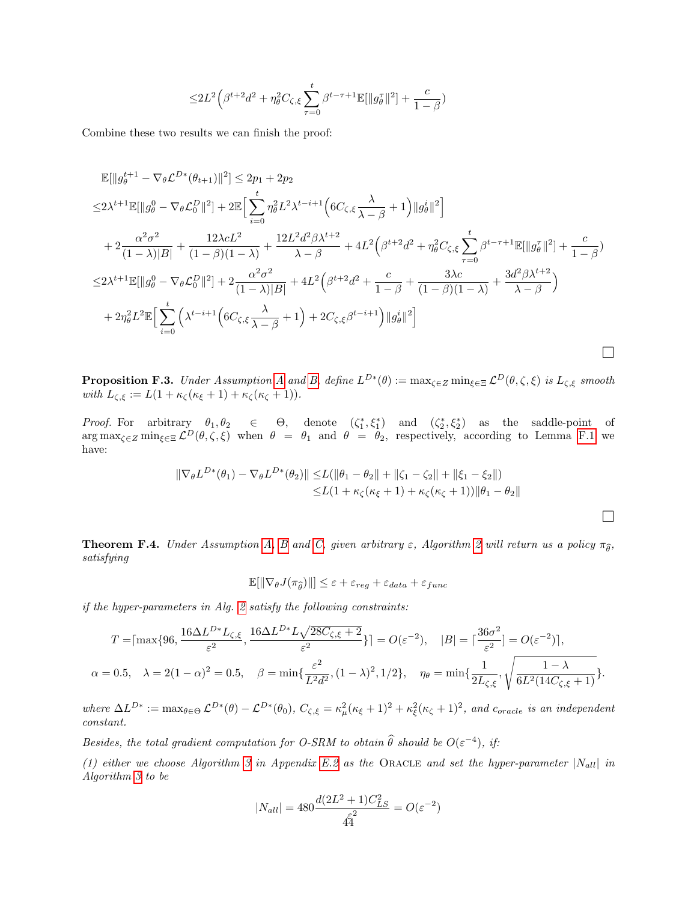$$\leq 2L^2\Big(\beta^{t+2}d^2 + \eta_\theta^2 C_{\zeta,\xi}\sum_{\tau=0}^{t}\beta^{t-\tau+1}\mathbb{E}[\|g_\theta^\tau\|^2] + \frac{c}{1-\beta}\Big)$$

Combine these two results we can finish the proof:

$$\begin{aligned}
&\mathbb{E}[\|g_\theta^{t+1} - \nabla_\theta \mathcal{L}^{D*}(\theta_{t+1})\|^2] \leq 2p_1 + 2p_2 \\
\leq& 2\lambda^{t+1}\mathbb{E}[\|g_\theta^0 - \nabla_\theta \mathcal{L}_0^D\|^2] + 2\mathbb{E}\Big[\sum_{i=0}^{t}\eta_\theta^2 L^2 \lambda^{t-i+1}\Big(6C_{\zeta,\xi}\frac{\lambda}{\lambda-\beta}+1\Big)\|g_\theta^i\|^2\Big] \\
&+ 2\frac{\alpha^2\sigma^2}{(1-\lambda)|B|} + \frac{12\lambda c L^2}{(1-\beta)(1-\lambda)} + \frac{12L^2 d^2\beta\lambda^{t+2}}{\lambda-\beta} + 4L^2\Big(\beta^{t+2}d^2 + \eta_\theta^2 C_{\zeta,\xi}\sum_{\tau=0}^{t}\beta^{t-\tau+1}\mathbb{E}[\|g_\theta^\tau\|^2] + \frac{c}{1-\beta}\Big) \\
\leq& 2\lambda^{t+1}\mathbb{E}[\|g_\theta^0 - \nabla_\theta \mathcal{L}_0^D\|^2] + 2\frac{\alpha^2\sigma^2}{(1-\lambda)|B|} + 4L^2\Big(\beta^{t+2}d^2 + \frac{c}{1-\beta} + \frac{3\lambda c}{(1-\beta)(1-\lambda)} + \frac{3d^2\beta\lambda^{t+2}}{\lambda-\beta}\Big) \\
&+ 2\eta_\theta^2 L^2 \mathbb{E}\Big[\sum_{i=0}^{t}\Big(\lambda^{t-i+1}\Big(6C_{\zeta,\xi}\frac{\lambda}{\lambda-\beta}+1\Big) + 2C_{\zeta,\xi}\beta^{t-i+1}\Big)\|g_\theta^i\|^2\Big]
\end{aligned}$$

□

**Proposition F.3.** *Under Assumption A and B, define $L^{D*}(\theta) := \max_{\zeta\in Z}\min_{\xi\in\Xi}\mathcal{L}^D(\theta,\zeta,\xi)$ is $L_{\zeta,\xi}$ smooth with $L_{\zeta,\xi} := L(1+\kappa_\zeta(\kappa_\xi+1)+\kappa_\zeta(\kappa_\zeta+1))$.*

*Proof.* For arbitrary $\theta_1, \theta_2 \in \Theta$, denote $(\zeta_1^*, \xi_1^*)$ and $(\zeta_2^*, \xi_2^*)$ as the saddle-point of $\arg\max_{\zeta\in Z}\min_{\xi\in\Xi}\mathcal{L}^D(\theta,\zeta,\xi)$ when $\theta = \theta_1$ and $\theta = \theta_2$, respectively, according to Lemma F.1 we have:

$$\begin{aligned}
\|\nabla_\theta L^{D*}(\theta_1) - \nabla_\theta L^{D*}(\theta_2)\| \leq& L(\|\theta_1-\theta_2\| + \|\zeta_1-\zeta_2\| + \|\xi_1-\xi_2\|) \\
\leq& L(1+\kappa_\zeta(\kappa_\xi+1)+\kappa_\zeta(\kappa_\zeta+1))\|\theta_1-\theta_2\|
\end{aligned}$$

□

**Theorem F.4.** *Under Assumption A, B and C, given arbitrary $\varepsilon$, Algorithm 2 will return us a policy $\pi_{\widehat{\theta}}$, satisfying*

$$\mathbb{E}[\|\nabla_\theta J(\pi_{\widehat{\theta}})\|] \leq \varepsilon + \varepsilon_{reg} + \varepsilon_{data} + \varepsilon_{func}$$

*if the hyper-parameters in Alg. 2 satisfy the following constraints:*

$$\begin{aligned}
T =& \lceil \max\{96, \frac{16\Delta L^{D*}L_{\zeta,\xi}}{\varepsilon^2}, \frac{16\Delta L^{D*}L\sqrt{28C_{\zeta,\xi}+2}}{\varepsilon^2}\}\rceil = O(\varepsilon^{-2}), \quad |B| = \lceil\frac{36\sigma^2}{\varepsilon^2}\rceil = O(\varepsilon^{-2})\rceil, \\
\alpha =& 0.5, \quad \lambda = 2(1-\alpha)^2 = 0.5, \quad \beta = \min\{\frac{\varepsilon^2}{L^2d^2}, (1-\lambda)^2, 1/2\}, \quad \eta_\theta = \min\{\frac{1}{2L_{\zeta,\xi}}, \sqrt{\frac{1-\lambda}{6L^2(14C_{\zeta,\xi}+1)}}\}.
\end{aligned}$$

*where $\Delta L^{D*} := \max_{\theta\in\Theta}\mathcal{L}^{D*}(\theta) - \mathcal{L}^{D*}(\theta_0)$, $C_{\zeta,\xi} = \kappa_\mu^2(\kappa_\xi+1)^2 + \kappa_\xi^2(\kappa_\zeta+1)^2$, and $c_{oracle}$ is an independent constant.*

*Besides, the total gradient computation for O-SRM to obtain $\widehat{\theta}$ should be $O(\varepsilon^{-4})$, if:*

*(1) either we choose Algorithm 3 in Appendix E.2 as the* ORACLE *and set the hyper-parameter $|N_{all}|$ in Algorithm 3 to be*

$$|N_{all}| = 480\frac{d(2L^2+1)C_{LS}^2}{\varepsilon^2} = O(\varepsilon^{-2})$$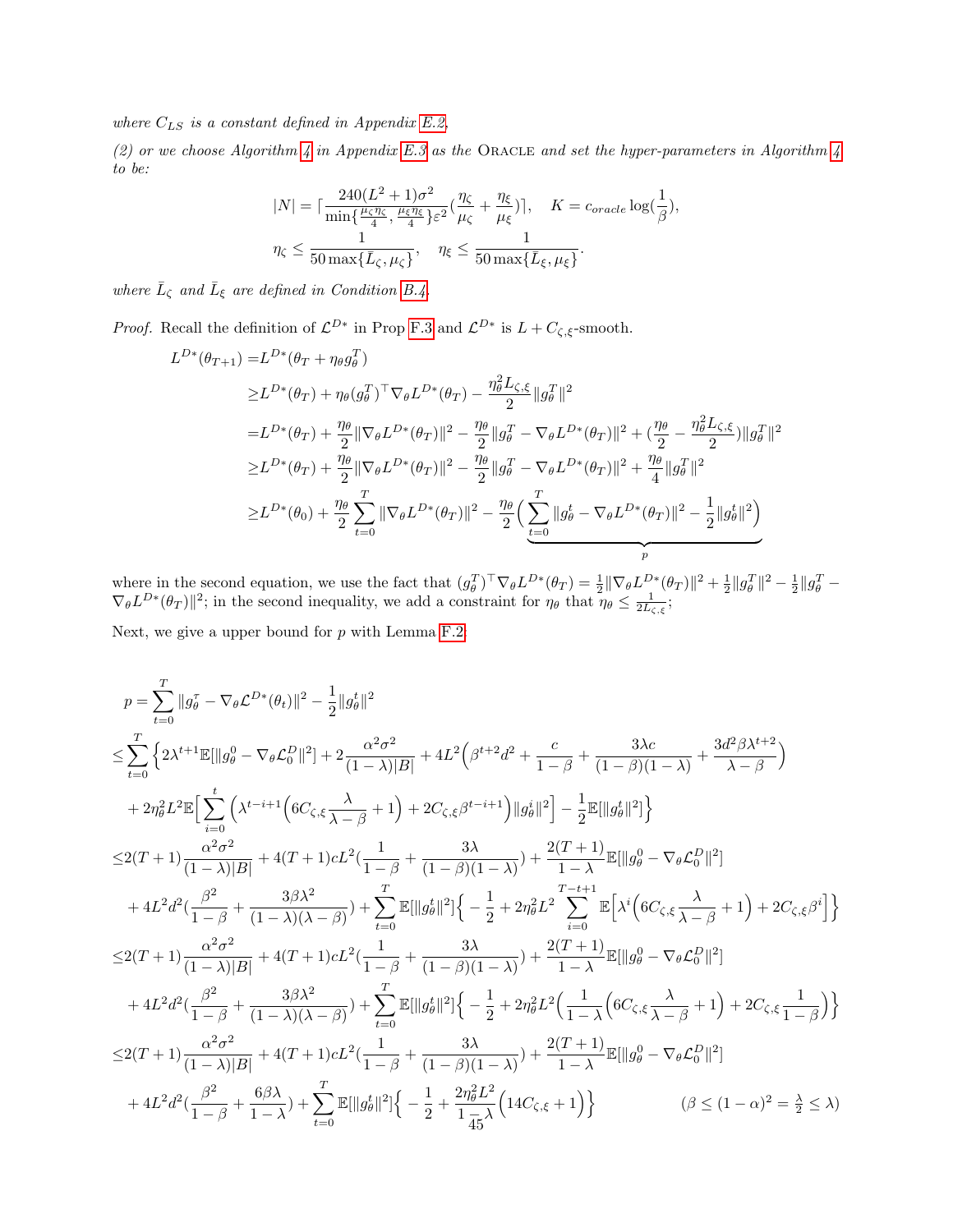where $C_{LS}$ is a constant defined in Appendix E.2.

(2) or we choose Algorithm 4 in Appendix E.3 as the ORACLE and set the hyper-parameters in Algorithm 4 to be:

$$|N| = \lceil \frac{240(L^2+1)\sigma^2}{\min\{\frac{\mu_\zeta \eta_\zeta}{4}, \frac{\mu_\xi \eta_\xi}{4}\}\varepsilon^2}(\frac{\eta_\zeta}{\mu_\zeta} + \frac{\eta_\xi}{\mu_\xi})\rceil, \quad K = c_{oracle}\log(\frac{1}{\beta}),$$
$$\eta_\zeta \le \frac{1}{50\max\{\bar{L}_\zeta, \mu_\zeta\}}, \quad \eta_\xi \le \frac{1}{50\max\{\bar{L}_\xi, \mu_\xi\}}.$$

where $\bar{L}_\zeta$ and $\bar{L}_\xi$ are defined in Condition B.4.

*Proof.* Recall the definition of $\mathcal{L}^{D*}$ in Prop F.3 and $\mathcal{L}^{D*}$ is $L + C_{\zeta,\xi}$-smooth.

$$\begin{aligned}
L^{D*}(\theta_{T+1}) =& L^{D*}(\theta_T + \eta_\theta g_\theta^T) \\
\ge& L^{D*}(\theta_T) + \eta_\theta (g_\theta^T)^\top \nabla_\theta L^{D*}(\theta_T) - \frac{\eta_\theta^2 L_{\zeta,\xi}}{2}\|g_\theta^T\|^2 \\
=& L^{D*}(\theta_T) + \frac{\eta_\theta}{2}\|\nabla_\theta L^{D*}(\theta_T)\|^2 - \frac{\eta_\theta}{2}\|g_\theta^T - \nabla_\theta L^{D*}(\theta_T)\|^2 + (\frac{\eta_\theta}{2} - \frac{\eta_\theta^2 L_{\zeta,\xi}}{2})\|g_\theta^T\|^2 \\
\ge& L^{D*}(\theta_T) + \frac{\eta_\theta}{2}\|\nabla_\theta L^{D*}(\theta_T)\|^2 - \frac{\eta_\theta}{2}\|g_\theta^T - \nabla_\theta L^{D*}(\theta_T)\|^2 + \frac{\eta_\theta}{4}\|g_\theta^T\|^2 \\
\ge& L^{D*}(\theta_0) + \frac{\eta_\theta}{2}\sum_{t=0}^T \|\nabla_\theta L^{D*}(\theta_T)\|^2 - \frac{\eta_\theta}{2}\underbrace{\Big(\sum_{t=0}^T \|g_\theta^t - \nabla_\theta L^{D*}(\theta_T)\|^2 - \frac{1}{2}\|g_\theta^t\|^2\Big)}_{p}
\end{aligned}$$

where in the second equation, we use the fact that $(g_\theta^T)^\top \nabla_\theta L^{D*}(\theta_T) = \frac{1}{2}\|\nabla_\theta L^{D*}(\theta_T)\|^2 + \frac{1}{2}\|g_\theta^T\|^2 - \frac{1}{2}\|g_\theta^T - \nabla_\theta L^{D*}(\theta_T)\|^2$; in the second inequality, we add a constraint for $\eta_\theta$ that $\eta_\theta \le \frac{1}{2L_{\zeta,\xi}}$;

Next, we give a upper bound for $p$ with Lemma F.2

$$\begin{aligned}
p =& \sum_{t=0}^T \|g_\theta^\tau - \nabla_\theta \mathcal{L}^{D*}(\theta_t)\|^2 - \frac{1}{2}\|g_\theta^t\|^2 \\
\le& \sum_{t=0}^T \Big\{ 2\lambda^{t+1}\mathbb{E}[\|g_\theta^0 - \nabla_\theta \mathcal{L}_0^D\|^2] + 2\frac{\alpha^2\sigma^2}{(1-\lambda)|B|} + 4L^2\Big(\beta^{t+2}d^2 + \frac{c}{1-\beta} + \frac{3\lambda c}{(1-\beta)(1-\lambda)} + \frac{3d^2\beta\lambda^{t+2}}{\lambda-\beta}\Big) \\
&+ 2\eta_\theta^2 L^2 \mathbb{E}\Big[\sum_{i=0}^t \Big(\lambda^{t-i+1}\Big(6C_{\zeta,\xi}\frac{\lambda}{\lambda-\beta} + 1\Big) + 2C_{\zeta,\xi}\beta^{t-i+1}\Big)\|g_\theta^i\|^2\Big] - \frac{1}{2}\mathbb{E}[\|g_\theta^t\|^2]\Big\} \\
\le& 2(T+1)\frac{\alpha^2\sigma^2}{(1-\lambda)|B|} + 4(T+1)cL^2(\frac{1}{1-\beta} + \frac{3\lambda}{(1-\beta)(1-\lambda)}) + \frac{2(T+1)}{1-\lambda}\mathbb{E}[\|g_\theta^0 - \nabla_\theta \mathcal{L}_0^D\|^2] \\
&+ 4L^2d^2(\frac{\beta^2}{1-\beta} + \frac{3\beta\lambda^2}{(1-\lambda)(\lambda-\beta)}) + \sum_{t=0}^T \mathbb{E}[\|g_\theta^t\|^2]\Big\{-\frac{1}{2} + 2\eta_\theta^2 L^2 \sum_{i=0}^{T-t+1}\mathbb{E}\Big[\lambda^i\Big(6C_{\zeta,\xi}\frac{\lambda}{\lambda-\beta} + 1\Big) + 2C_{\zeta,\xi}\beta^i\Big]\Big\} \\
\le& 2(T+1)\frac{\alpha^2\sigma^2}{(1-\lambda)|B|} + 4(T+1)cL^2(\frac{1}{1-\beta} + \frac{3\lambda}{(1-\beta)(1-\lambda)}) + \frac{2(T+1)}{1-\lambda}\mathbb{E}[\|g_\theta^0 - \nabla_\theta \mathcal{L}_0^D\|^2] \\
&+ 4L^2d^2(\frac{\beta^2}{1-\beta} + \frac{3\beta\lambda^2}{(1-\lambda)(\lambda-\beta)}) + \sum_{t=0}^T \mathbb{E}[\|g_\theta^t\|^2]\Big\{-\frac{1}{2} + 2\eta_\theta^2 L^2\Big(\frac{1}{1-\lambda}\Big(6C_{\zeta,\xi}\frac{\lambda}{\lambda-\beta} + 1\Big) + 2C_{\zeta,\xi}\frac{1}{1-\beta}\Big)\Big\} \\
\le& 2(T+1)\frac{\alpha^2\sigma^2}{(1-\lambda)|B|} + 4(T+1)cL^2(\frac{1}{1-\beta} + \frac{3\lambda}{(1-\beta)(1-\lambda)}) + \frac{2(T+1)}{1-\lambda}\mathbb{E}[\|g_\theta^0 - \nabla_\theta \mathcal{L}_0^D\|^2] \\
&+ 4L^2d^2(\frac{\beta^2}{1-\beta} + \frac{6\beta\lambda}{1-\lambda}) + \sum_{t=0}^T \mathbb{E}[\|g_\theta^t\|^2]\Big\{-\frac{1}{2} + \frac{2\eta_\theta^2 L^2}{1-\lambda}\Big(14C_{\zeta,\xi} + 1\Big)\Big\} \qquad (\beta \le (1-\alpha)^2 = \tfrac{\lambda}{2} \le \lambda)
\end{aligned}$$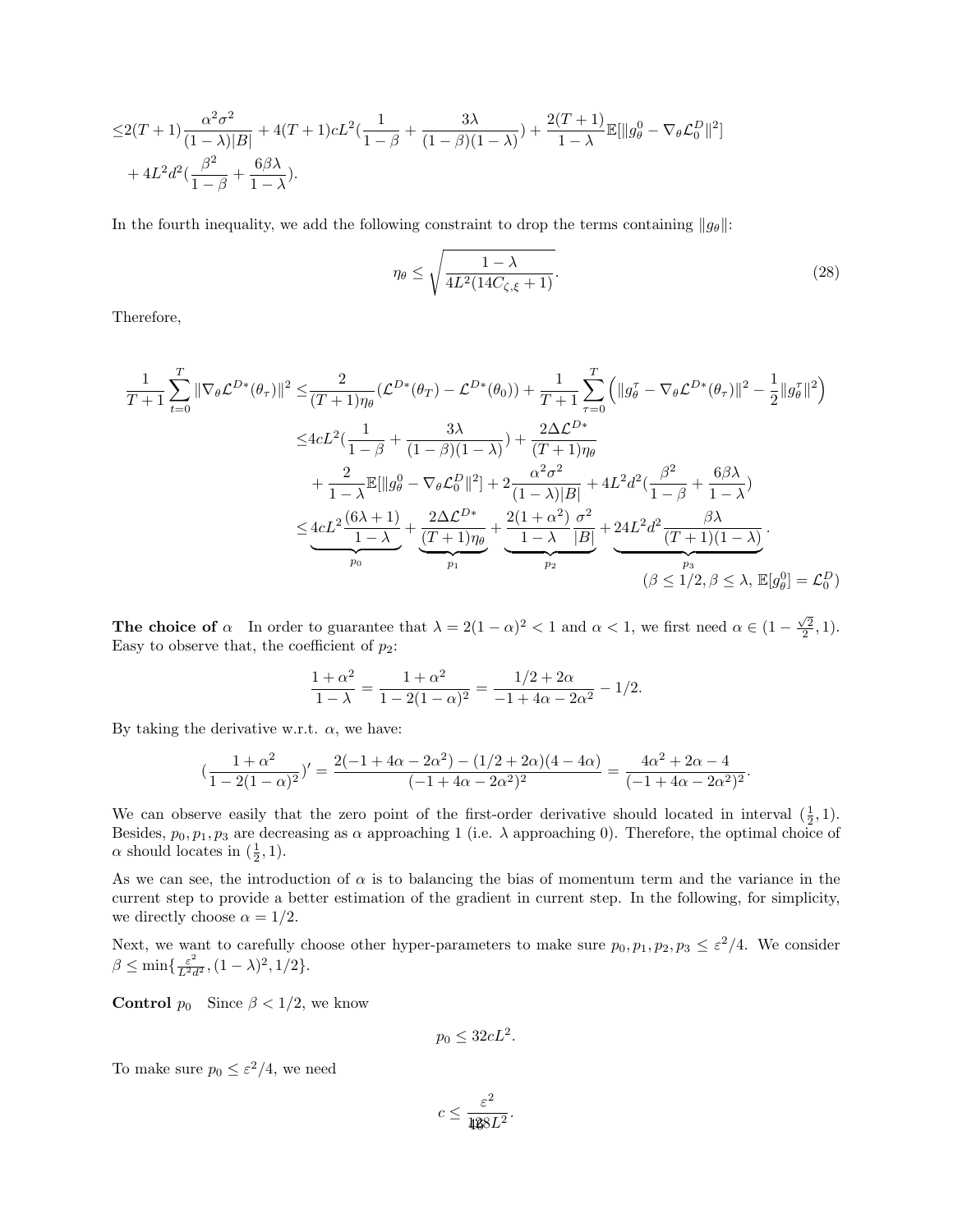$$
\begin{aligned}
\leq & 2(T+1)\frac{\alpha^2\sigma^2}{(1-\lambda)|B|} + 4(T+1)cL^2(\frac{1}{1-\beta} + \frac{3\lambda}{(1-\beta)(1-\lambda)}) + \frac{2(T+1)}{1-\lambda}\mathbb{E}[\|g_\theta^0 - \nabla_\theta \mathcal{L}_0^D\|^2] \\
& + 4L^2d^2(\frac{\beta^2}{1-\beta} + \frac{6\beta\lambda}{1-\lambda}).
\end{aligned}
$$

In the fourth inequality, we add the following constraint to drop the terms containing $\|g_\theta\|$:

$$
\eta_\theta \leq \sqrt{\frac{1-\lambda}{4L^2(14C_{\zeta,\xi}+1)}}. \tag{28}
$$

Therefore,

$$
\begin{aligned}
\frac{1}{T+1}\sum_{t=0}^{T}\|\nabla_\theta \mathcal{L}^{D*}(\theta_\tau)\|^2 \leq & \frac{2}{(T+1)\eta_\theta}(\mathcal{L}^{D*}(\theta_T) - \mathcal{L}^{D*}(\theta_0)) + \frac{1}{T+1}\sum_{\tau=0}^{T}\Big(\|g_\theta^\tau - \nabla_\theta \mathcal{L}^{D*}(\theta_\tau)\|^2 - \frac{1}{2}\|g_\theta^\tau\|^2\Big) \\
\leq & 4cL^2(\frac{1}{1-\beta} + \frac{3\lambda}{(1-\beta)(1-\lambda)}) + \frac{2\Delta\mathcal{L}^{D*}}{(T+1)\eta_\theta} \\
& + \frac{2}{1-\lambda}\mathbb{E}[\|g_\theta^0 - \nabla_\theta \mathcal{L}_0^D\|^2] + 2\frac{\alpha^2\sigma^2}{(1-\lambda)|B|} + 4L^2d^2(\frac{\beta^2}{1-\beta} + \frac{6\beta\lambda}{1-\lambda}) \\
\leq & \underbrace{4cL^2\frac{(6\lambda+1)}{1-\lambda}}_{p_0} + \underbrace{\frac{2\Delta\mathcal{L}^{D*}}{(T+1)\eta_\theta}}_{p_1} + \underbrace{\frac{2(1+\alpha^2)}{1-\lambda}\frac{\sigma^2}{|B|}}_{p_2} + \underbrace{24L^2d^2\frac{\beta\lambda}{(T+1)(1-\lambda)}}_{p_3}. \\
& \qquad\qquad\qquad\qquad\qquad\qquad (\beta \leq 1/2, \beta \leq \lambda, \mathbb{E}[g_\theta^0] = \mathcal{L}_0^D)
\end{aligned}
$$

**The choice of $\alpha$** In order to guarantee that $\lambda = 2(1-\alpha)^2 < 1$ and $\alpha < 1$, we first need $\alpha \in (1 - \frac{\sqrt{2}}{2}, 1)$. Easy to observe that, the coefficient of $p_2$:

$$
\frac{1+\alpha^2}{1-\lambda} = \frac{1+\alpha^2}{1-2(1-\alpha)^2} = \frac{1/2+2\alpha}{-1+4\alpha-2\alpha^2} - 1/2.
$$

By taking the derivative w.r.t. $\alpha$, we have:

$$
(\frac{1+\alpha^2}{1-2(1-\alpha)^2})' = \frac{2(-1+4\alpha-2\alpha^2) - (1/2+2\alpha)(4-4\alpha)}{(-1+4\alpha-2\alpha^2)^2} = \frac{4\alpha^2+2\alpha-4}{(-1+4\alpha-2\alpha^2)^2}.
$$

We can observe easily that the zero point of the first-order derivative should located in interval $(\frac{1}{2}, 1)$. Besides, $p_0, p_1, p_3$ are decreasing as $\alpha$ approaching 1 (i.e. $\lambda$ approaching 0). Therefore, the optimal choice of $\alpha$ should locates in $(\frac{1}{2}, 1)$.

As we can see, the introduction of $\alpha$ is to balancing the bias of momentum term and the variance in the current step to provide a better estimation of the gradient in current step. In the following, for simplicity, we directly choose $\alpha = 1/2$.

Next, we want to carefully choose other hyper-parameters to make sure $p_0, p_1, p_2, p_3 \leq \varepsilon^2/4$. We consider $\beta \leq \min\{\frac{\varepsilon^2}{L^2d^2}, (1-\lambda)^2, 1/2\}$.

**Control $p_0$** Since $\beta < 1/2$, we know

$$
p_0 \leq 32cL^2.
$$

To make sure $p_0 \leq \varepsilon^2/4$, we need

$$
c \leq \frac{\varepsilon^2}{128L^2}.
$$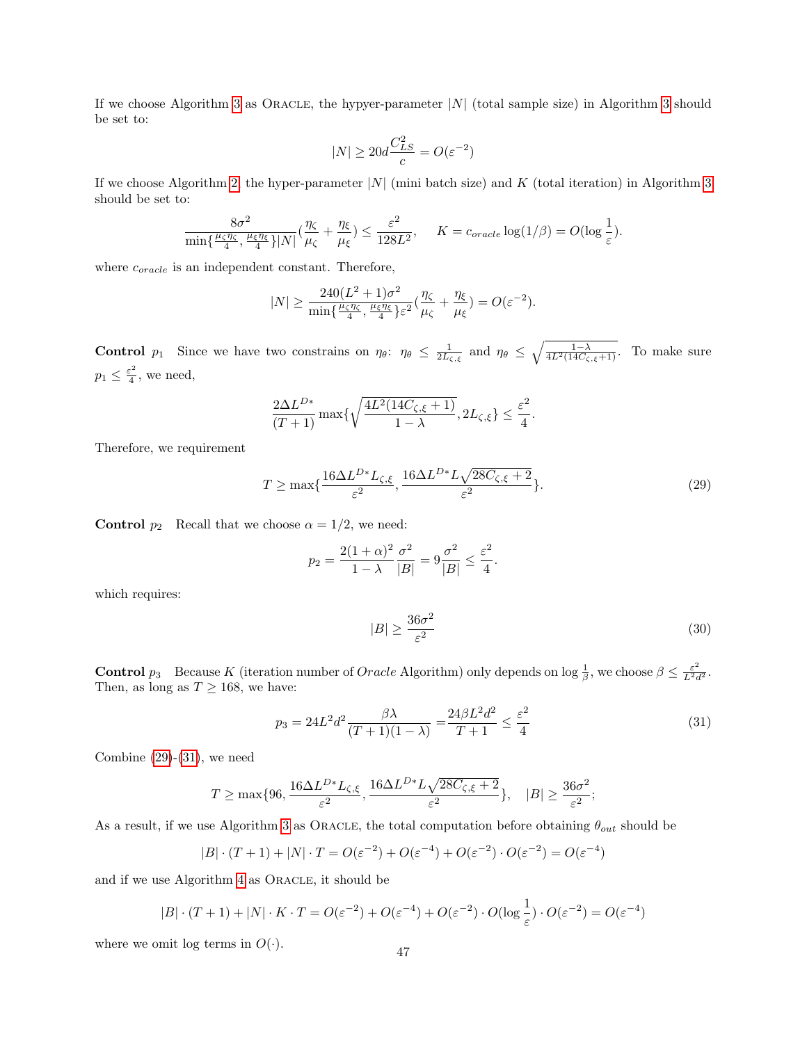If we choose Algorithm 3 as ORACLE, the hypyer-parameter $|N|$ (total sample size) in Algorithm 3 should be set to:

$$|N| \geq 20d\frac{C_{LS}^2}{c} = O(\varepsilon^{-2})$$

If we choose Algorithm 2, the hyper-parameter $|N|$ (mini batch size) and $K$ (total iteration) in Algorithm 3 should be set to:

$$\frac{8\sigma^2}{\min\{\frac{\mu_\zeta\eta_\zeta}{4}, \frac{\mu_\xi\eta_\xi}{4}\}|N|}(\frac{\eta_\zeta}{\mu_\zeta} + \frac{\eta_\xi}{\mu_\xi}) \leq \frac{\varepsilon^2}{128L^2}, \quad K = c_{oracle}\log(1/\beta) = O(\log\frac{1}{\varepsilon}).$$

where $c_{oracle}$ is an independent constant. Therefore,

$$|N| \geq \frac{240(L^2+1)\sigma^2}{\min\{\frac{\mu_\zeta\eta_\zeta}{4}, \frac{\mu_\xi\eta_\xi}{4}\}\varepsilon^2}(\frac{\eta_\zeta}{\mu_\zeta} + \frac{\eta_\xi}{\mu_\xi}) = O(\varepsilon^{-2}).$$

**Control $p_1$** Since we have two constrains on $\eta_\theta$: $\eta_\theta \leq \frac{1}{2L_{\zeta,\xi}}$ and $\eta_\theta \leq \sqrt{\frac{1-\lambda}{4L^2(14C_{\zeta,\xi}+1)}}$. To make sure $p_1 \leq \frac{\varepsilon^2}{4}$, we need,

$$\frac{2\Delta L^{D*}}{(T+1)}\max\{\sqrt{\frac{4L^2(14C_{\zeta,\xi}+1)}{1-\lambda}}, 2L_{\zeta,\xi}\} \leq \frac{\varepsilon^2}{4}.$$

Therefore, we requirement

$$T \geq \max\{\frac{16\Delta L^{D*}L_{\zeta,\xi}}{\varepsilon^2}, \frac{16\Delta L^{D*}L\sqrt{28C_{\zeta,\xi}+2}}{\varepsilon^2}\}. \tag{29}$$

**Control $p_2$** Recall that we choose $\alpha = 1/2$, we need:

$$p_2 = \frac{2(1+\alpha)^2}{1-\lambda}\frac{\sigma^2}{|B|} = 9\frac{\sigma^2}{|B|} \leq \frac{\varepsilon^2}{4}.$$

which requires:

$$|B| \geq \frac{36\sigma^2}{\varepsilon^2} \tag{30}$$

**Control $p_3$** Because $K$ (iteration number of *Oracle* Algorithm) only depends on $\log\frac{1}{\beta}$, we choose $\beta \leq \frac{\varepsilon^2}{L^2d^2}$. Then, as long as $T \geq 168$, we have:

$$p_3 = 24L^2d^2\frac{\beta\lambda}{(T+1)(1-\lambda)} = \frac{24\beta L^2d^2}{T+1} \leq \frac{\varepsilon^2}{4} \tag{31}$$

Combine (29)-(31), we need

$$T \geq \max\{96, \frac{16\Delta L^{D*}L_{\zeta,\xi}}{\varepsilon^2}, \frac{16\Delta L^{D*}L\sqrt{28C_{\zeta,\xi}+2}}{\varepsilon^2}\}, \quad |B| \geq \frac{36\sigma^2}{\varepsilon^2};$$

As a result, if we use Algorithm 3 as ORACLE, the total computation before obtaining $\theta_{out}$ should be

$$|B|\cdot(T+1) + |N|\cdot T = O(\varepsilon^{-2}) + O(\varepsilon^{-4}) + O(\varepsilon^{-2})\cdot O(\varepsilon^{-2}) = O(\varepsilon^{-4})$$

and if we use Algorithm 4 as ORACLE, it should be

$$|B|\cdot(T+1) + |N|\cdot K\cdot T = O(\varepsilon^{-2}) + O(\varepsilon^{-4}) + O(\varepsilon^{-2})\cdot O(\log\frac{1}{\varepsilon})\cdot O(\varepsilon^{-2}) = O(\varepsilon^{-4})$$

where we omit log terms in $O(\cdot)$.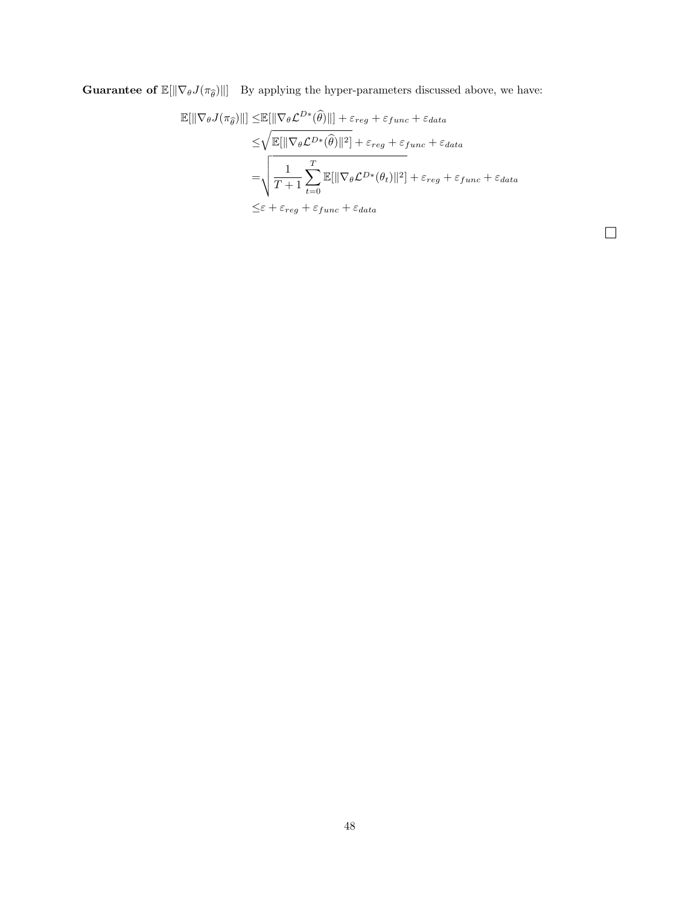**Guarantee of $\mathbb{E}[\|\nabla_\theta J(\pi_{\widehat{\theta}})\|]$** By applying the hyper-parameters discussed above, we have:

$$
\begin{aligned}
\mathbb{E}[\|\nabla_\theta J(\pi_{\widehat{\theta}})\|] \leq & \mathbb{E}[\|\nabla_\theta \mathcal{L}^{D*}(\widehat{\theta})\|] + \varepsilon_{reg} + \varepsilon_{func} + \varepsilon_{data} \\
\leq & \sqrt{\mathbb{E}[\|\nabla_\theta \mathcal{L}^{D*}(\widehat{\theta})\|^2]} + \varepsilon_{reg} + \varepsilon_{func} + \varepsilon_{data} \\
= & \sqrt{\frac{1}{T+1}\sum_{t=0}^{T}\mathbb{E}[\|\nabla_\theta \mathcal{L}^{D*}(\theta_t)\|^2]} + \varepsilon_{reg} + \varepsilon_{func} + \varepsilon_{data} \\
\leq & \varepsilon + \varepsilon_{reg} + \varepsilon_{func} + \varepsilon_{data}
\end{aligned}
$$

□